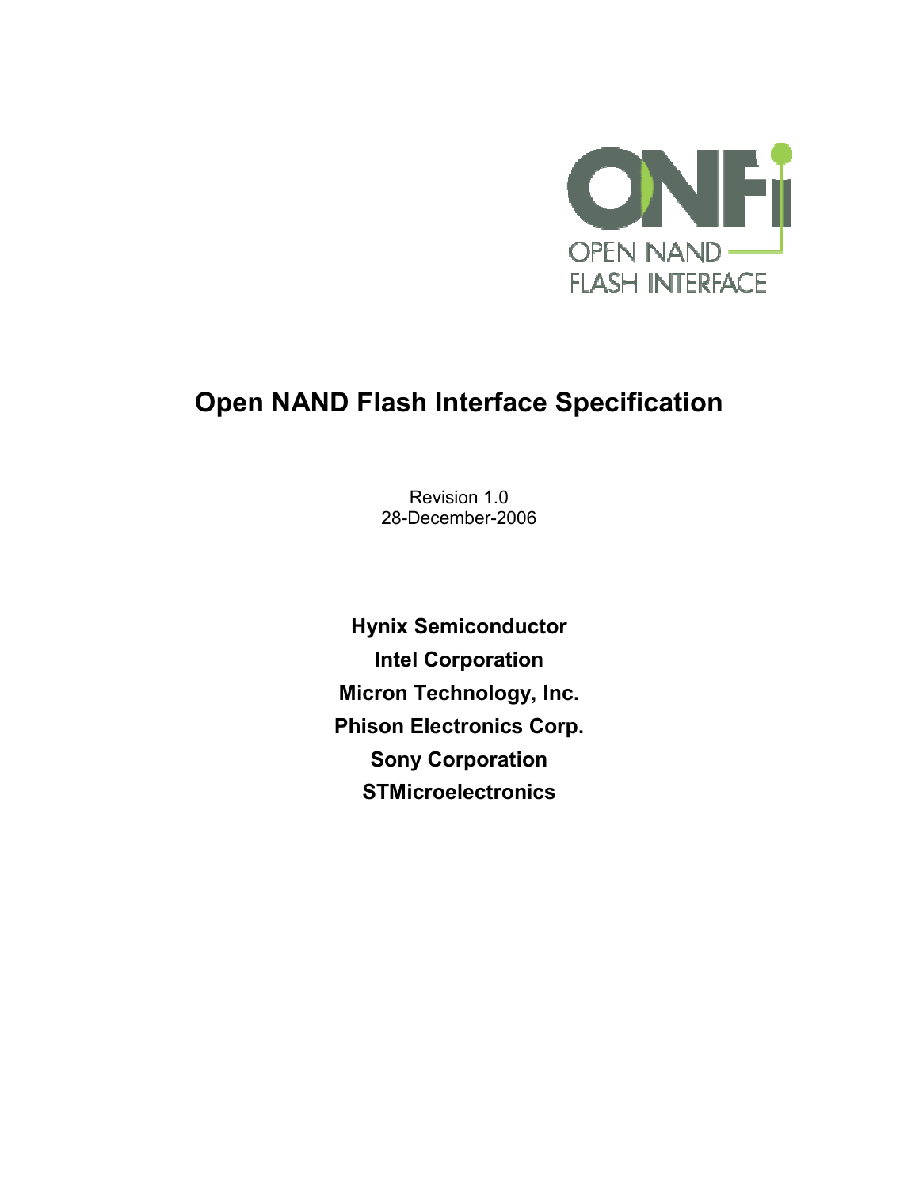ONFi

OPEN NAND FLASH INTERFACE

# Open NAND Flash Interface Specification

Revision 1.0
28-December-2006

**Hynix Semiconductor**

**Intel Corporation**

**Micron Technology, Inc.**

**Phison Electronics Corp.**

**Sony Corporation**

**STMicroelectronics**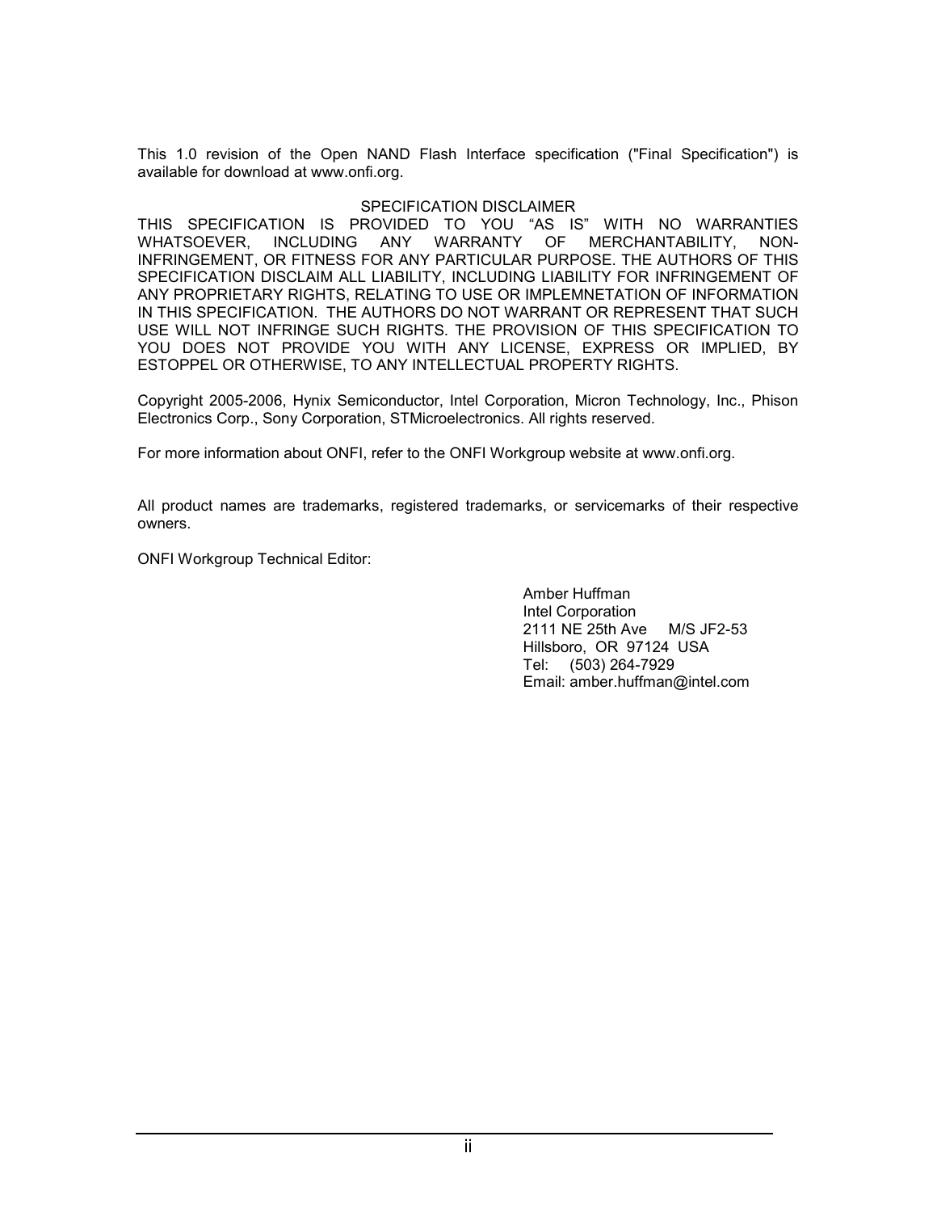This 1.0 revision of the Open NAND Flash Interface specification ("Final Specification") is available for download at www.onfi.org.

SPECIFICATION DISCLAIMER

THIS SPECIFICATION IS PROVIDED TO YOU "AS IS" WITH NO WARRANTIES WHATSOEVER, INCLUDING ANY WARRANTY OF MERCHANTABILITY, NON-INFRINGEMENT, OR FITNESS FOR ANY PARTICULAR PURPOSE. THE AUTHORS OF THIS SPECIFICATION DISCLAIM ALL LIABILITY, INCLUDING LIABILITY FOR INFRINGEMENT OF ANY PROPRIETARY RIGHTS, RELATING TO USE OR IMPLEMNETATION OF INFORMATION IN THIS SPECIFICATION. THE AUTHORS DO NOT WARRANT OR REPRESENT THAT SUCH USE WILL NOT INFRINGE SUCH RIGHTS. THE PROVISION OF THIS SPECIFICATION TO YOU DOES NOT PROVIDE YOU WITH ANY LICENSE, EXPRESS OR IMPLIED, BY ESTOPPEL OR OTHERWISE, TO ANY INTELLECTUAL PROPERTY RIGHTS.

Copyright 2005-2006, Hynix Semiconductor, Intel Corporation, Micron Technology, Inc., Phison Electronics Corp., Sony Corporation, STMicroelectronics. All rights reserved.

For more information about ONFI, refer to the ONFI Workgroup website at www.onfi.org.

All product names are trademarks, registered trademarks, or servicemarks of their respective owners.

ONFI Workgroup Technical Editor:

Amber Huffman
Intel Corporation
2111 NE 25th Ave M/S JF2-53
Hillsboro, OR 97124 USA
Tel: (503) 264-7929
Email: amber.huffman@intel.com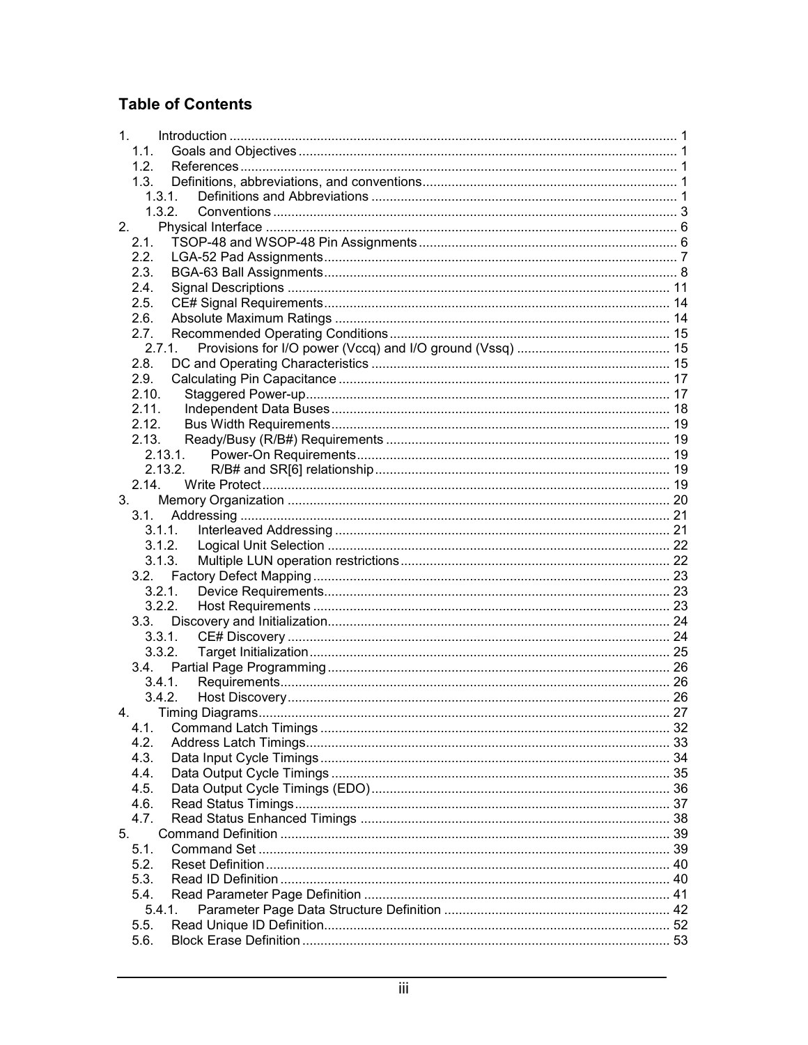## Table of Contents

- 1. Introduction ... 1
  - 1.1. Goals and Objectives ... 1
  - 1.2. References ... 1
  - 1.3. Definitions, abbreviations, and conventions ... 1
    - 1.3.1. Definitions and Abbreviations ... 1
    - 1.3.2. Conventions ... 3
- 2. Physical Interface ... 6
  - 2.1. TSOP-48 and WSOP-48 Pin Assignments ... 6
  - 2.2. LGA-52 Pad Assignments ... 7
  - 2.3. BGA-63 Ball Assignments ... 8
  - 2.4. Signal Descriptions ... 11
  - 2.5. CE# Signal Requirements ... 14
  - 2.6. Absolute Maximum Ratings ... 14
  - 2.7. Recommended Operating Conditions ... 15
    - 2.7.1. Provisions for I/O power (Vccq) and I/O ground (Vssq) ... 15
  - 2.8. DC and Operating Characteristics ... 15
  - 2.9. Calculating Pin Capacitance ... 17
  - 2.10. Staggered Power-up ... 17
  - 2.11. Independent Data Buses ... 18
  - 2.12. Bus Width Requirements ... 19
  - 2.13. Ready/Busy (R/B#) Requirements ... 19
    - 2.13.1. Power-On Requirements ... 19
    - 2.13.2. R/B# and SR[6] relationship ... 19
  - 2.14. Write Protect ... 19
- 3. Memory Organization ... 20
  - 3.1. Addressing ... 21
    - 3.1.1. Interleaved Addressing ... 21
    - 3.1.2. Logical Unit Selection ... 22
    - 3.1.3. Multiple LUN operation restrictions ... 22
  - 3.2. Factory Defect Mapping ... 23
    - 3.2.1. Device Requirements ... 23
    - 3.2.2. Host Requirements ... 23
  - 3.3. Discovery and Initialization ... 24
    - 3.3.1. CE# Discovery ... 24
    - 3.3.2. Target Initialization ... 25
  - 3.4. Partial Page Programming ... 26
    - 3.4.1. Requirements ... 26
    - 3.4.2. Host Discovery ... 26
- 4. Timing Diagrams ... 27
  - 4.1. Command Latch Timings ... 32
  - 4.2. Address Latch Timings ... 33
  - 4.3. Data Input Cycle Timings ... 34
  - 4.4. Data Output Cycle Timings ... 35
  - 4.5. Data Output Cycle Timings (EDO) ... 36
  - 4.6. Read Status Timings ... 37
  - 4.7. Read Status Enhanced Timings ... 38
- 5. Command Definition ... 39
  - 5.1. Command Set ... 39
  - 5.2. Reset Definition ... 40
  - 5.3. Read ID Definition ... 40
  - 5.4. Read Parameter Page Definition ... 41
    - 5.4.1. Parameter Page Data Structure Definition ... 42
  - 5.5. Read Unique ID Definition ... 52
  - 5.6. Block Erase Definition ... 53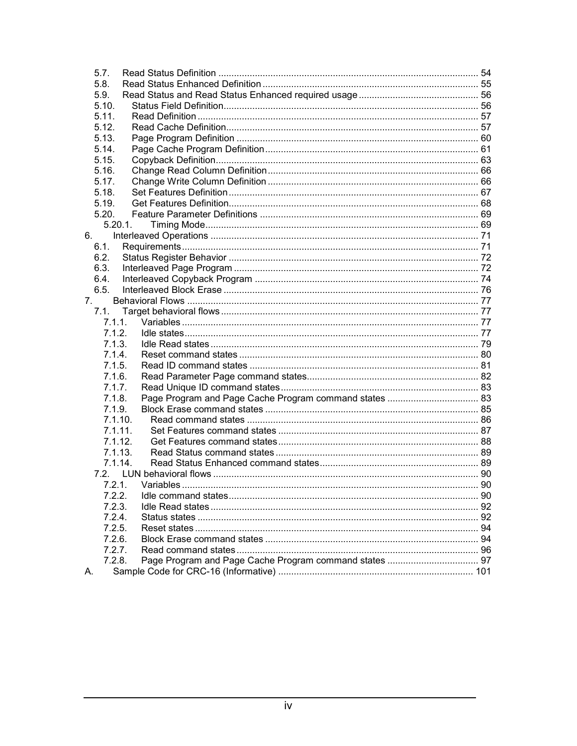5.7. Read Status Definition ... 54
5.8. Read Status Enhanced Definition ... 55
5.9. Read Status and Read Status Enhanced required usage ... 56
5.10. Status Field Definition ... 56
5.11. Read Definition ... 57
5.12. Read Cache Definition ... 57
5.13. Page Program Definition ... 60
5.14. Page Cache Program Definition ... 61
5.15. Copyback Definition ... 63
5.16. Change Read Column Definition ... 66
5.17. Change Write Column Definition ... 66
5.18. Set Features Definition ... 67
5.19. Get Features Definition ... 68
5.20. Feature Parameter Definitions ... 69
5.20.1. Timing Mode ... 69
6. Interleaved Operations ... 71
6.1. Requirements ... 71
6.2. Status Register Behavior ... 72
6.3. Interleaved Page Program ... 72
6.4. Interleaved Copyback Program ... 74
6.5. Interleaved Block Erase ... 76
7. Behavioral Flows ... 77
7.1. Target behavioral flows ... 77
7.1.1. Variables ... 77
7.1.2. Idle states ... 77
7.1.3. Idle Read states ... 79
7.1.4. Reset command states ... 80
7.1.5. Read ID command states ... 81
7.1.6. Read Parameter Page command states ... 82
7.1.7. Read Unique ID command states ... 83
7.1.8. Page Program and Page Cache Program command states ... 83
7.1.9. Block Erase command states ... 85
7.1.10. Read command states ... 86
7.1.11. Set Features command states ... 87
7.1.12. Get Features command states ... 88
7.1.13. Read Status command states ... 89
7.1.14. Read Status Enhanced command states ... 89
7.2. LUN behavioral flows ... 90
7.2.1. Variables ... 90
7.2.2. Idle command states ... 90
7.2.3. Idle Read states ... 92
7.2.4. Status states ... 92
7.2.5. Reset states ... 94
7.2.6. Block Erase command states ... 94
7.2.7. Read command states ... 96
7.2.8. Page Program and Page Cache Program command states ... 97
A. Sample Code for CRC-16 (Informative) ... 101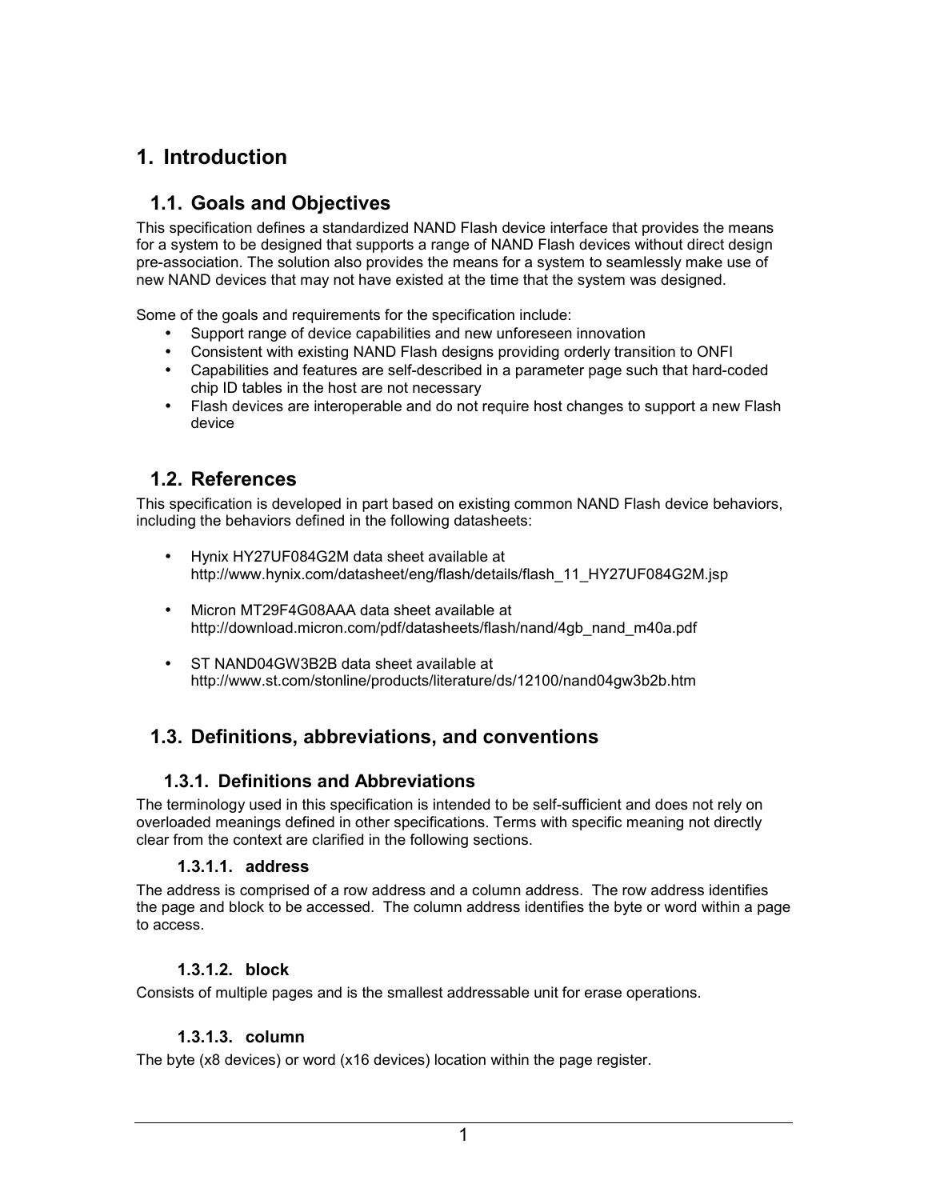# 1. Introduction

## 1.1. Goals and Objectives

This specification defines a standardized NAND Flash device interface that provides the means for a system to be designed that supports a range of NAND Flash devices without direct design pre-association. The solution also provides the means for a system to seamlessly make use of new NAND devices that may not have existed at the time that the system was designed.

Some of the goals and requirements for the specification include:

- Support range of device capabilities and new unforeseen innovation
- Consistent with existing NAND Flash designs providing orderly transition to ONFI
- Capabilities and features are self-described in a parameter page such that hard-coded chip ID tables in the host are not necessary
- Flash devices are interoperable and do not require host changes to support a new Flash device

## 1.2. References

This specification is developed in part based on existing common NAND Flash device behaviors, including the behaviors defined in the following datasheets:

- Hynix HY27UF084G2M data sheet available at http://www.hynix.com/datasheet/eng/flash/details/flash_11_HY27UF084G2M.jsp
- Micron MT29F4G08AAA data sheet available at http://download.micron.com/pdf/datasheets/flash/nand/4gb_nand_m40a.pdf
- ST NAND04GW3B2B data sheet available at http://www.st.com/stonline/products/literature/ds/12100/nand04gw3b2b.htm

## 1.3. Definitions, abbreviations, and conventions

### 1.3.1. Definitions and Abbreviations

The terminology used in this specification is intended to be self-sufficient and does not rely on overloaded meanings defined in other specifications. Terms with specific meaning not directly clear from the context are clarified in the following sections.

#### 1.3.1.1. address

The address is comprised of a row address and a column address. The row address identifies the page and block to be accessed. The column address identifies the byte or word within a page to access.

#### 1.3.1.2. block

Consists of multiple pages and is the smallest addressable unit for erase operations.

#### 1.3.1.3. column

The byte (x8 devices) or word (x16 devices) location within the page register.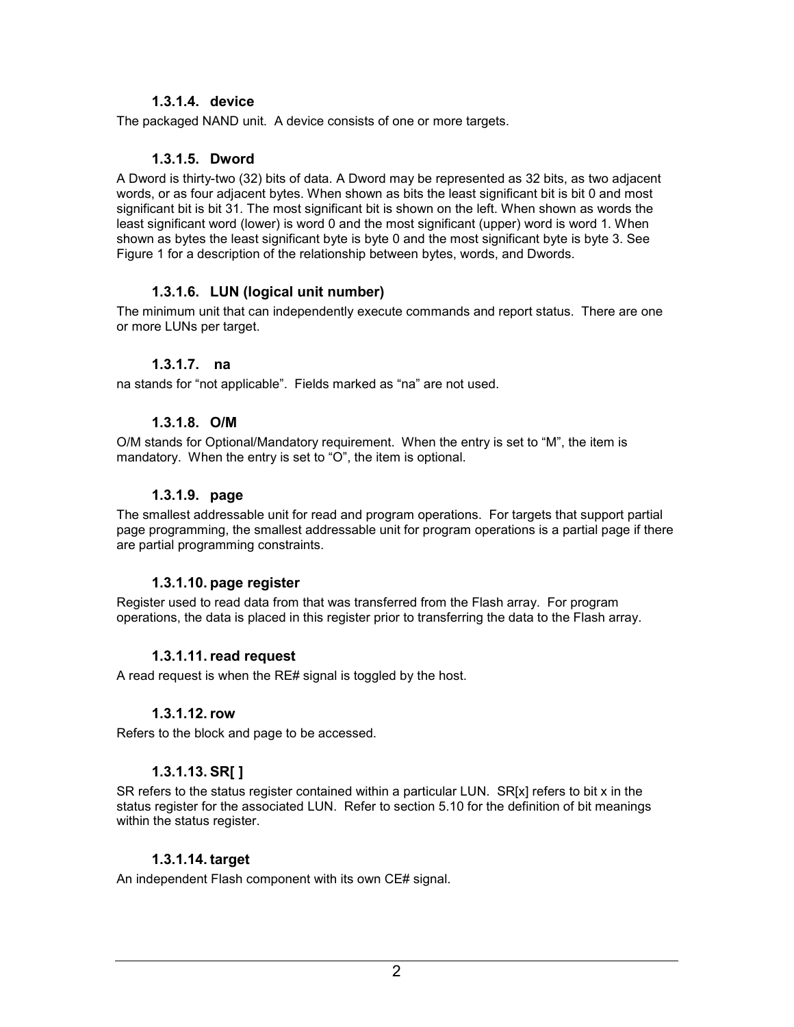#### 1.3.1.4. device

The packaged NAND unit. A device consists of one or more targets.

#### 1.3.1.5. Dword

A Dword is thirty-two (32) bits of data. A Dword may be represented as 32 bits, as two adjacent words, or as four adjacent bytes. When shown as bits the least significant bit is bit 0 and most significant bit is bit 31. The most significant bit is shown on the left. When shown as words the least significant word (lower) is word 0 and the most significant (upper) word is word 1. When shown as bytes the least significant byte is byte 0 and the most significant byte is byte 3. See Figure 1 for a description of the relationship between bytes, words, and Dwords.

#### 1.3.1.6. LUN (logical unit number)

The minimum unit that can independently execute commands and report status. There are one or more LUNs per target.

#### 1.3.1.7. na

na stands for "not applicable". Fields marked as "na" are not used.

#### 1.3.1.8. O/M

O/M stands for Optional/Mandatory requirement. When the entry is set to "M", the item is mandatory. When the entry is set to "O", the item is optional.

#### 1.3.1.9. page

The smallest addressable unit for read and program operations. For targets that support partial page programming, the smallest addressable unit for program operations is a partial page if there are partial programming constraints.

#### 1.3.1.10. page register

Register used to read data from that was transferred from the Flash array. For program operations, the data is placed in this register prior to transferring the data to the Flash array.

#### 1.3.1.11. read request

A read request is when the RE# signal is toggled by the host.

#### 1.3.1.12. row

Refers to the block and page to be accessed.

#### 1.3.1.13. SR[ ]

SR refers to the status register contained within a particular LUN. SR[x] refers to bit x in the status register for the associated LUN. Refer to section 5.10 for the definition of bit meanings within the status register.

#### 1.3.1.14. target

An independent Flash component with its own CE# signal.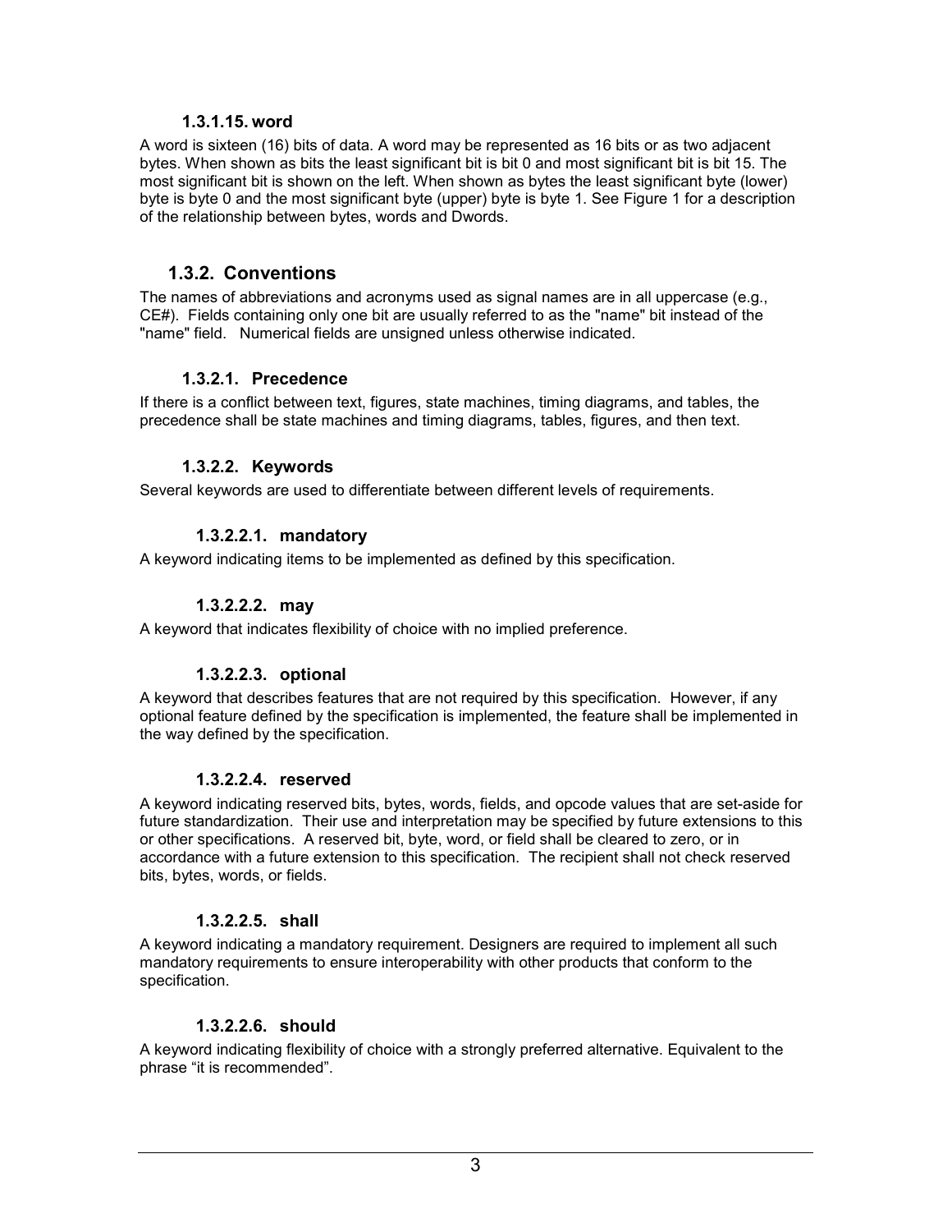#### 1.3.1.15. word

A word is sixteen (16) bits of data. A word may be represented as 16 bits or as two adjacent bytes. When shown as bits the least significant bit is bit 0 and most significant bit is bit 15. The most significant bit is shown on the left. When shown as bytes the least significant byte (lower) byte is byte 0 and the most significant byte (upper) byte is byte 1. See Figure 1 for a description of the relationship between bytes, words and Dwords.

### 1.3.2. Conventions

The names of abbreviations and acronyms used as signal names are in all uppercase (e.g., CE#). Fields containing only one bit are usually referred to as the "name" bit instead of the "name" field. Numerical fields are unsigned unless otherwise indicated.

#### 1.3.2.1. Precedence

If there is a conflict between text, figures, state machines, timing diagrams, and tables, the precedence shall be state machines and timing diagrams, tables, figures, and then text.

#### 1.3.2.2. Keywords

Several keywords are used to differentiate between different levels of requirements.

##### 1.3.2.2.1. mandatory

A keyword indicating items to be implemented as defined by this specification.

##### 1.3.2.2.2. may

A keyword that indicates flexibility of choice with no implied preference.

##### 1.3.2.2.3. optional

A keyword that describes features that are not required by this specification. However, if any optional feature defined by the specification is implemented, the feature shall be implemented in the way defined by the specification.

##### 1.3.2.2.4. reserved

A keyword indicating reserved bits, bytes, words, fields, and opcode values that are set-aside for future standardization. Their use and interpretation may be specified by future extensions to this or other specifications. A reserved bit, byte, word, or field shall be cleared to zero, or in accordance with a future extension to this specification. The recipient shall not check reserved bits, bytes, words, or fields.

##### 1.3.2.2.5. shall

A keyword indicating a mandatory requirement. Designers are required to implement all such mandatory requirements to ensure interoperability with other products that conform to the specification.

##### 1.3.2.2.6. should

A keyword indicating flexibility of choice with a strongly preferred alternative. Equivalent to the phrase “it is recommended”.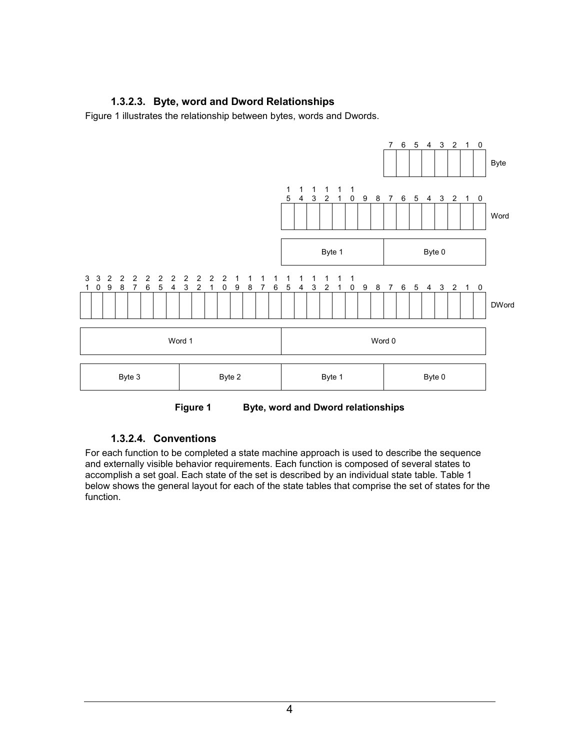### 1.3.2.3. Byte, word and Dword Relationships

Figure 1 illustrates the relationship between bytes, words and Dwords.

| 7 | 6 | 5 | 4 | 3 | 2 | 1 | 0 | |
|---|---|---|---|---|---|---|---|---|
| | | | | | | | | Byte |

| 15 | 14 | 13 | 12 | 11 | 10 | 9 | 8 | 7 | 6 | 5 | 4 | 3 | 2 | 1 | 0 | |
|---|---|---|---|---|---|---|---|---|---|---|---|---|---|---|---|---|
| | | | | | | | | | | | | | | | | Word |
| Byte 1 | | | | | | | | Byte 0 | | | | | | | | |

| 31 | 30 | 29 | 28 | 27 | 26 | 25 | 24 | 23 | 22 | 21 | 20 | 19 | 18 | 17 | 16 | 15 | 14 | 13 | 12 | 11 | 10 | 9 | 8 | 7 | 6 | 5 | 4 | 3 | 2 | 1 | 0 | |
|---|---|---|---|---|---|---|---|---|---|---|---|---|---|---|---|---|---|---|---|---|---|---|---|---|---|---|---|---|---|---|---|---|
| | | | | | | | | | | | | | | | | | | | | | | | | | | | | | | | | DWord |
| Word 1 | | | | | | | | | | | | | | | | Word 0 | | | | | | | | | | | | | | | | |
| Byte 3 | | | | | | | | Byte 2 | | | | | | | | Byte 1 | | | | | | | | Byte 0 | | | | | | | | |

**Figure 1 Byte, word and Dword relationships**

### 1.3.2.4. Conventions

For each function to be completed a state machine approach is used to describe the sequence and externally visible behavior requirements. Each function is composed of several states to accomplish a set goal. Each state of the set is described by an individual state table. Table 1 below shows the general layout for each of the state tables that comprise the set of states for the function.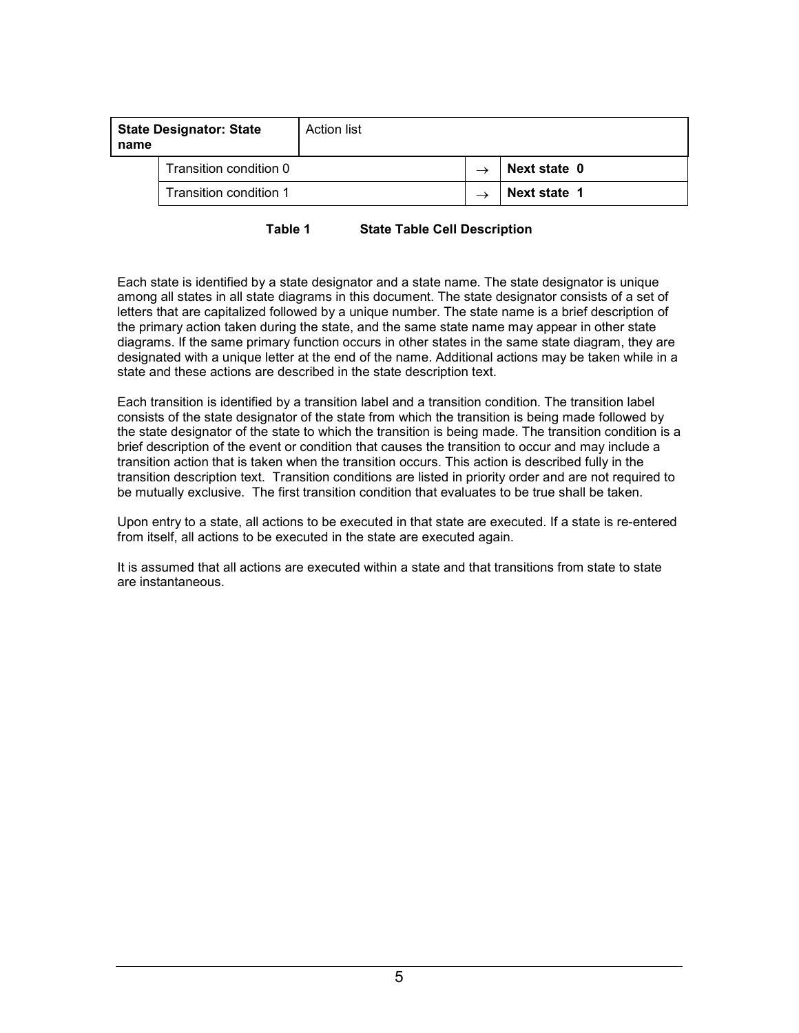| **State Designator: State name** | Action list | | |
|---|---|---|---|
| | Transition condition 0 | → | **Next state 0** |
| | Transition condition 1 | → | **Next state 1** |

**Table 1 State Table Cell Description**

Each state is identified by a state designator and a state name. The state designator is unique among all states in all state diagrams in this document. The state designator consists of a set of letters that are capitalized followed by a unique number. The state name is a brief description of the primary action taken during the state, and the same state name may appear in other state diagrams. If the same primary function occurs in other states in the same state diagram, they are designated with a unique letter at the end of the name. Additional actions may be taken while in a state and these actions are described in the state description text.

Each transition is identified by a transition label and a transition condition. The transition label consists of the state designator of the state from which the transition is being made followed by the state designator of the state to which the transition is being made. The transition condition is a brief description of the event or condition that causes the transition to occur and may include a transition action that is taken when the transition occurs. This action is described fully in the transition description text. Transition conditions are listed in priority order and are not required to be mutually exclusive. The first transition condition that evaluates to be true shall be taken.

Upon entry to a state, all actions to be executed in that state are executed. If a state is re-entered from itself, all actions to be executed in the state are executed again.

It is assumed that all actions are executed within a state and that transitions from state to state are instantaneous.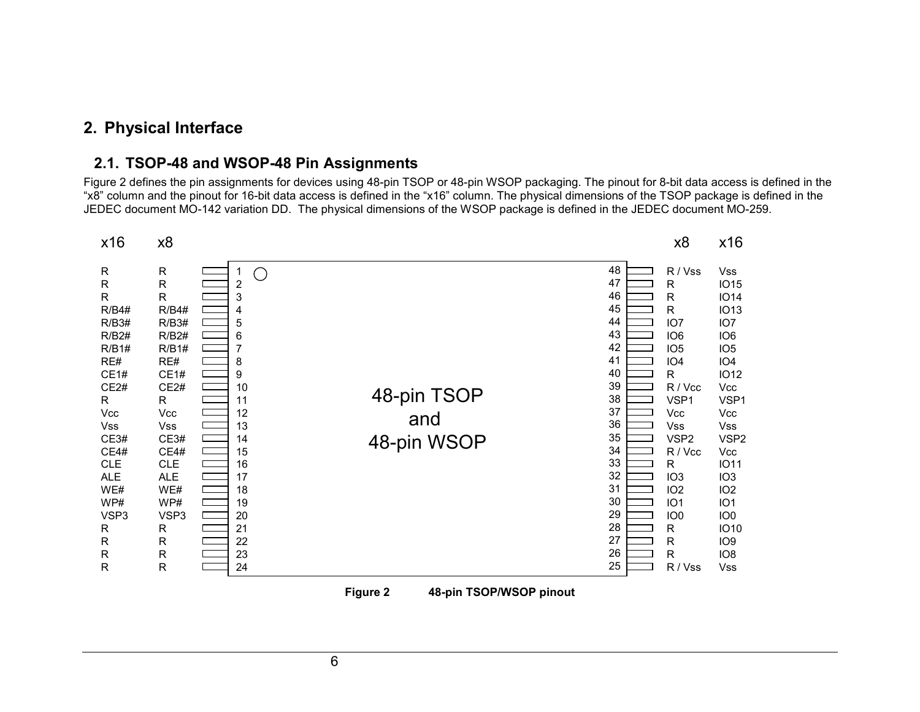# 2. Physical Interface

## 2.1. TSOP-48 and WSOP-48 Pin Assignments

Figure 2 defines the pin assignments for devices using 48-pin TSOP or 48-pin WSOP packaging. The pinout for 8-bit data access is defined in the "x8" column and the pinout for 16-bit data access is defined in the "x16" column. The physical dimensions of the TSOP package is defined in the JEDEC document MO-142 variation DD. The physical dimensions of the WSOP package is defined in the JEDEC document MO-259.

| x16 | x8 | Pin | Pin | x8 | x16 |
|---|---|---|---|---|---|
| R | R | 1 | 48 | R / Vss | Vss |
| R | R | 2 | 47 | R | IO15 |
| R | R | 3 | 46 | R | IO14 |
| R/B4# | R/B4# | 4 | 45 | R | IO13 |
| R/B3# | R/B3# | 5 | 44 | IO7 | IO7 |
| R/B2# | R/B2# | 6 | 43 | IO6 | IO6 |
| R/B1# | R/B1# | 7 | 42 | IO5 | IO5 |
| RE# | RE# | 8 | 41 | IO4 | IO4 |
| CE1# | CE1# | 9 | 40 | R | IO12 |
| CE2# | CE2# | 10 | 39 | R / Vcc | Vcc |
| R | R | 11 | 38 | VSP1 | VSP1 |
| Vcc | Vcc | 12 | 37 | Vcc | Vcc |
| Vss | Vss | 13 | 36 | Vss | Vss |
| CE3# | CE3# | 14 | 35 | VSP2 | VSP2 |
| CE4# | CE4# | 15 | 34 | R / Vcc | Vcc |
| CLE | CLE | 16 | 33 | R | IO11 |
| ALE | ALE | 17 | 32 | IO3 | IO3 |
| WE# | WE# | 18 | 31 | IO2 | IO2 |
| WP# | WP# | 19 | 30 | IO1 | IO1 |
| VSP3 | VSP3 | 20 | 29 | IO0 | IO0 |
| R | R | 21 | 28 | R | IO10 |
| R | R | 22 | 27 | R | IO9 |
| R | R | 23 | 26 | R | IO8 |
| R | R | 24 | 25 | R / Vss | Vss |

48-pin TSOP and 48-pin WSOP

**Figure 2 48-pin TSOP/WSOP pinout**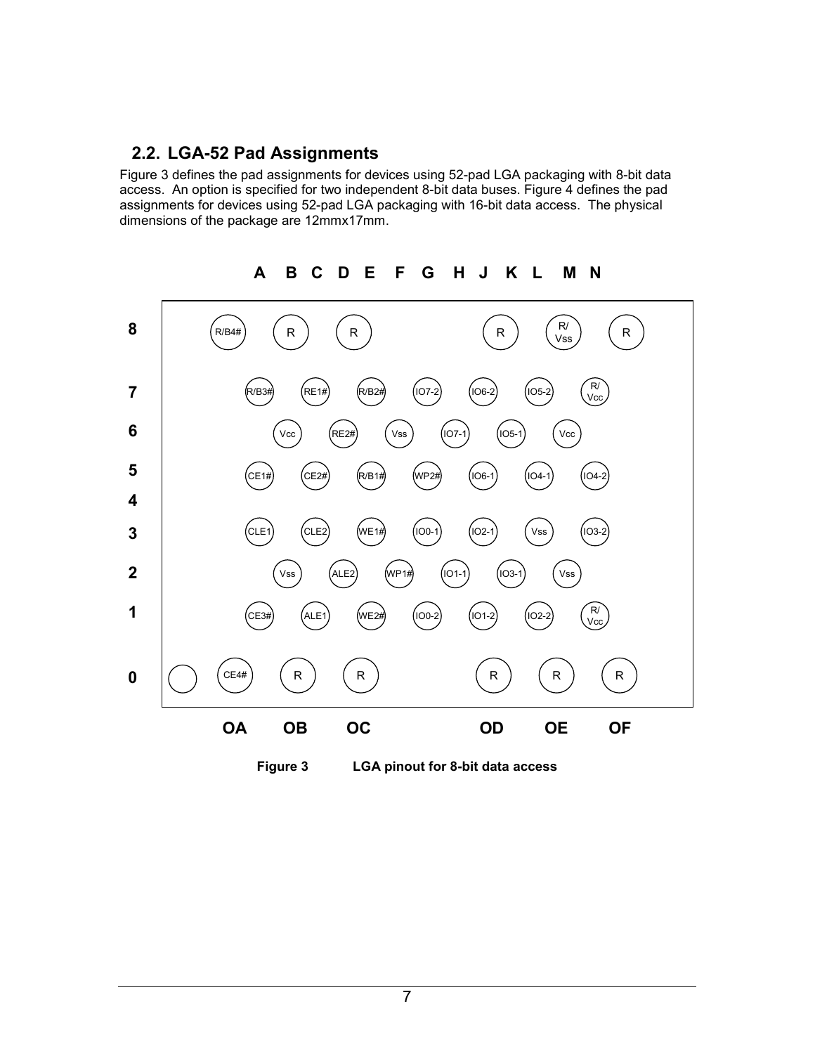## 2.2. LGA-52 Pad Assignments

Figure 3 defines the pad assignments for devices using 52-pad LGA packaging with 8-bit data access. An option is specified for two independent 8-bit data buses. Figure 4 defines the pad assignments for devices using 52-pad LGA packaging with 16-bit data access. The physical dimensions of the package are 12mmx17mm.

| | A | B | C | D | E | F | G | H | J | K | L | M | N |
|---|---|---|---|---|---|---|---|---|---|---|---|---|---|
| 8 | R/B4# | | R | | R | | | | R | | R/Vss | | R |
| 7 | | R/B3# | | RE1# | | R/B2# | | IO7-2 | | IO6-2 | | IO5-2 | R/Vcc |
| 6 | | | Vcc | | RE2# | | Vss | | IO7-1 | | IO5-1 | Vcc | |
| 5 | | CE1# | | CE2# | | R/B1# | | WP2# | | IO6-1 | | IO4-1 | IO4-2 |
| 4 | | | | | | | | | | | | | |
| 3 | | CLE1 | | CLE2 | | WE1# | | IO0-1 | | IO2-1 | | Vss | IO3-2 |
| 2 | | | Vss | | ALE2 | | WP1# | | IO1-1 | | IO3-1 | Vss | |
| 1 | | CE3# | | ALE1 | | WE2# | | IO0-2 | | IO1-2 | | IO2-2 | R/Vcc |
| 0 | CE4# (OA) | | R (OB) | | R (OC) | | | | R (OD) | | R (OE) | | R (OF) |

Figure 3 LGA pinout for 8-bit data access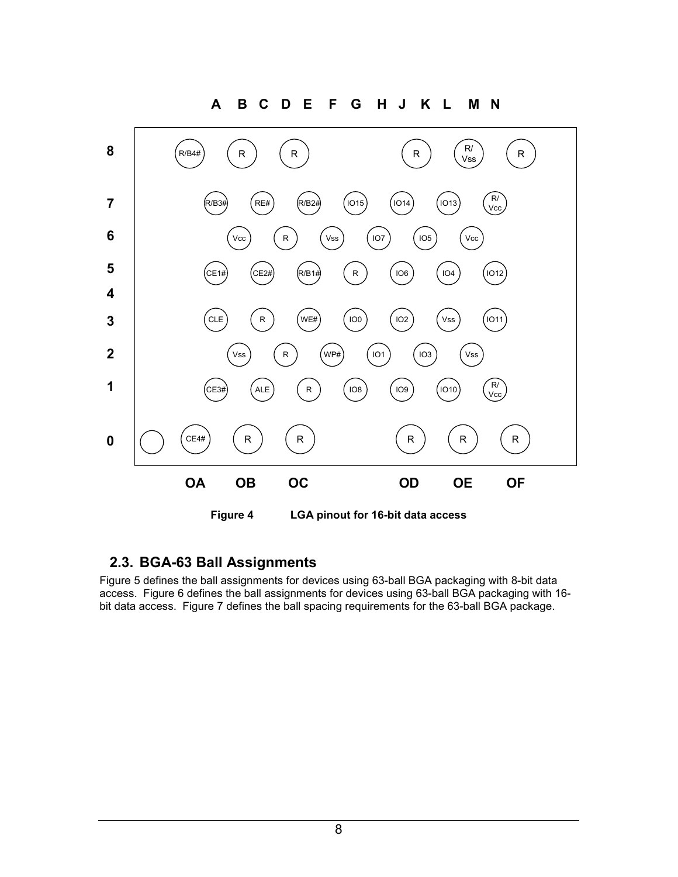**Figure 4 LGA pinout for 16-bit data access**

## 2.3. BGA-63 Ball Assignments

Figure 5 defines the ball assignments for devices using 63-ball BGA packaging with 8-bit data access. Figure 6 defines the ball assignments for devices using 63-ball BGA packaging with 16-bit data access. Figure 7 defines the ball spacing requirements for the 63-ball BGA package.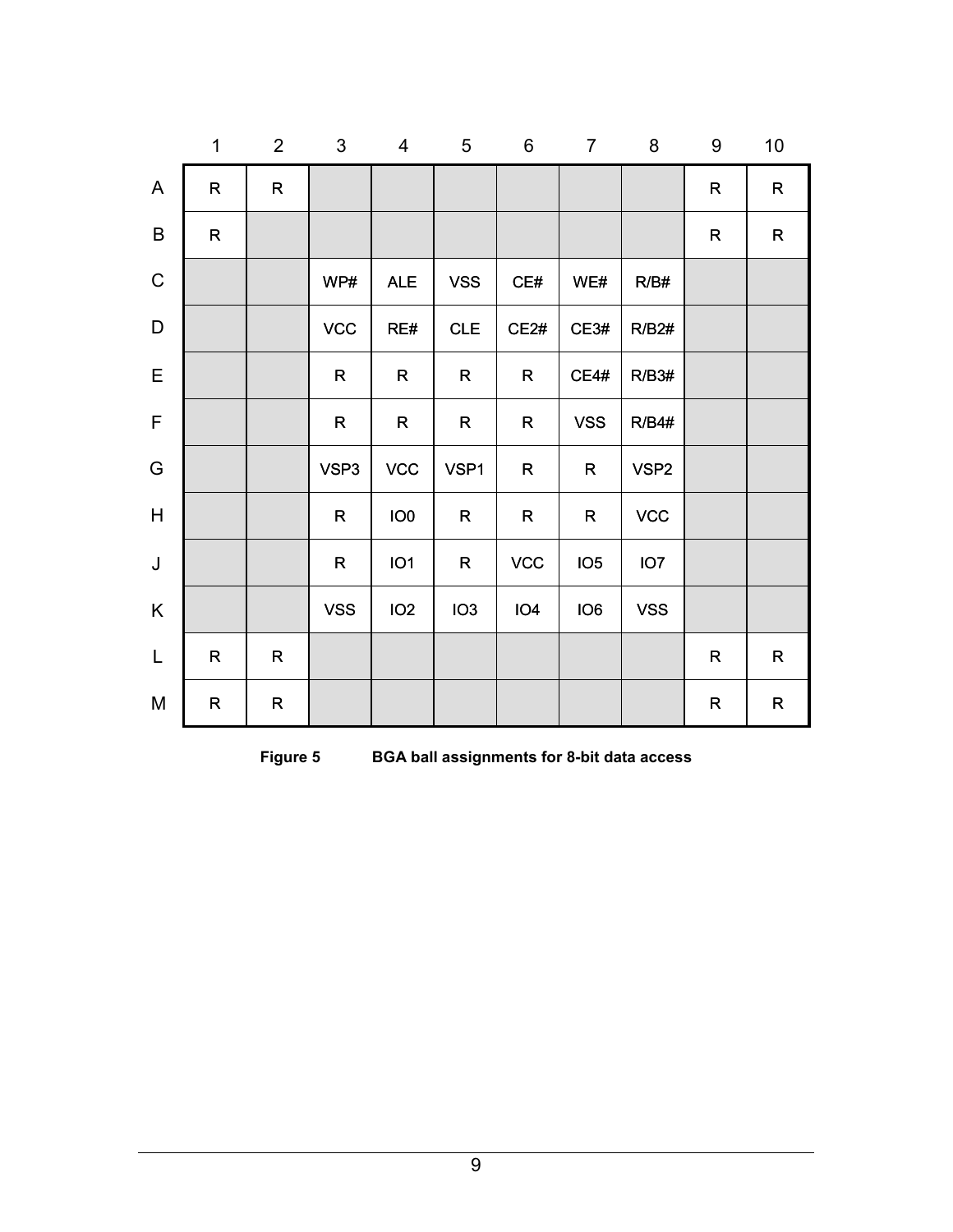|   | 1 | 2 | 3 | 4 | 5 | 6 | 7 | 8 | 9 | 10 |
|---|---|---|---|---|---|---|---|---|---|---|
| A | R | R | | | | | | | R | R |
| B | R | | | | | | | | R | R |
| C | | | WP# | ALE | VSS | CE# | WE# | R/B# | | |
| D | | | VCC | RE# | CLE | CE2# | CE3# | R/B2# | | |
| E | | | R | R | R | R | CE4# | R/B3# | | |
| F | | | R | R | R | R | VSS | R/B4# | | |
| G | | | VSP3 | VCC | VSP1 | R | R | VSP2 | | |
| H | | | R | IO0 | R | R | R | VCC | | |
| J | | | R | IO1 | R | VCC | IO5 | IO7 | | |
| K | | | VSS | IO2 | IO3 | IO4 | IO6 | VSS | | |
| L | R | R | | | | | | | R | R |
| M | R | R | | | | | | | R | R |

**Figure 5 BGA ball assignments for 8-bit data access**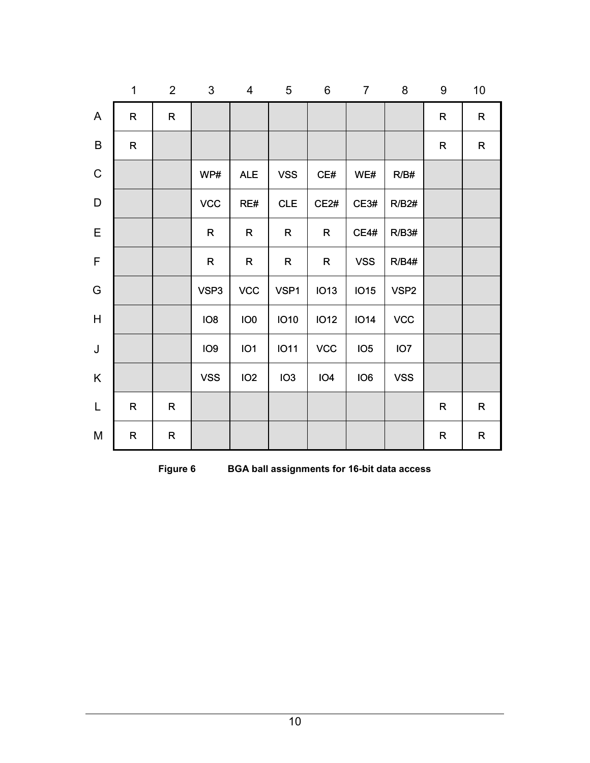|   | 1 | 2 | 3 | 4 | 5 | 6 | 7 | 8 | 9 | 10 |
|---|---|---|---|---|---|---|---|---|---|---|
| A | R | R |  |  |  |  |  |  | R | R |
| B | R |  |  |  |  |  |  |  | R | R |
| C |  |  | WP# | ALE | VSS | CE# | WE# | R/B# |  |  |
| D |  |  | VCC | RE# | CLE | CE2# | CE3# | R/B2# |  |  |
| E |  |  | R | R | R | R | CE4# | R/B3# |  |  |
| F |  |  | R | R | R | R | VSS | R/B4# |  |  |
| G |  |  | VSP3 | VCC | VSP1 | IO13 | IO15 | VSP2 |  |  |
| H |  |  | IO8 | IO0 | IO10 | IO12 | IO14 | VCC |  |  |
| J |  |  | IO9 | IO1 | IO11 | VCC | IO5 | IO7 |  |  |
| K |  |  | VSS | IO2 | IO3 | IO4 | IO6 | VSS |  |  |
| L | R | R |  |  |  |  |  |  | R | R |
| M | R | R |  |  |  |  |  |  | R | R |

**Figure 6 BGA ball assignments for 16-bit data access**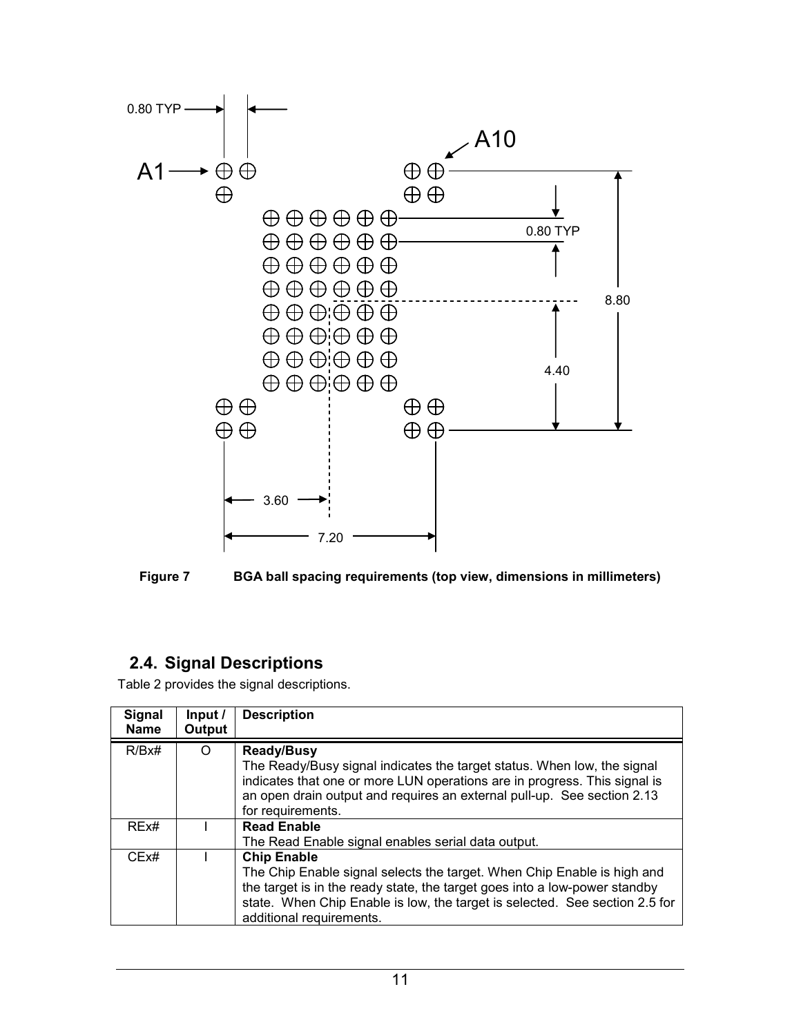Figure 7 BGA ball spacing requirements (top view, dimensions in millimeters)

## 2.4. Signal Descriptions

Table 2 provides the signal descriptions.

| Signal Name | Input / Output | Description |
|---|---|---|
| R/Bx# | O | **Ready/Busy**<br>The Ready/Busy signal indicates the target status. When low, the signal indicates that one or more LUN operations are in progress. This signal is an open drain output and requires an external pull-up. See section 2.13 for requirements. |
| REx# | I | **Read Enable**<br>The Read Enable signal enables serial data output. |
| CEx# | I | **Chip Enable**<br>The Chip Enable signal selects the target. When Chip Enable is high and the target is in the ready state, the target goes into a low-power standby state. When Chip Enable is low, the target is selected. See section 2.5 for additional requirements. |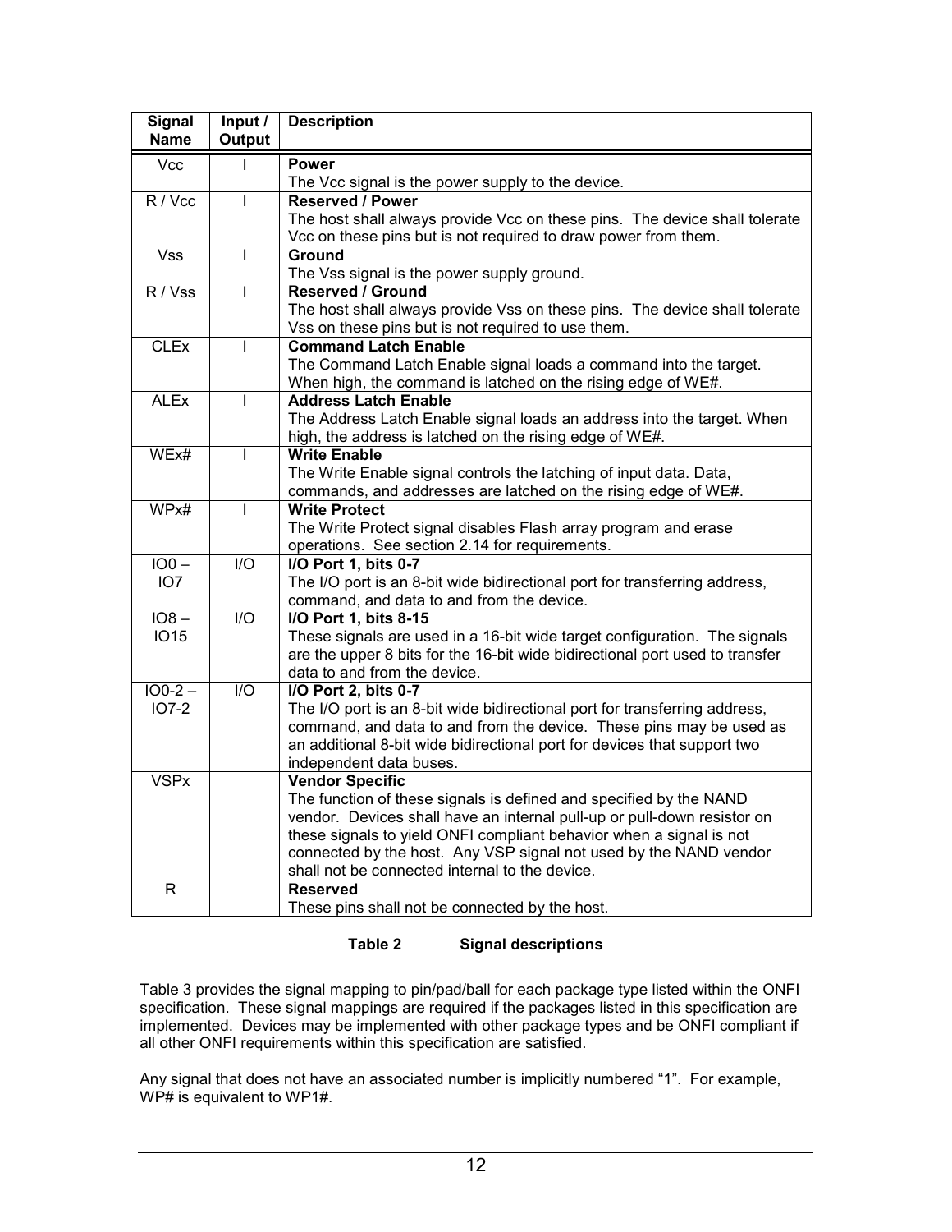| Signal Name | Input / Output | Description |
|---|---|---|
| Vcc | I | **Power**<br>The Vcc signal is the power supply to the device. |
| R / Vcc | I | **Reserved / Power**<br>The host shall always provide Vcc on these pins. The device shall tolerate Vcc on these pins but is not required to draw power from them. |
| Vss | I | **Ground**<br>The Vss signal is the power supply ground. |
| R / Vss | I | **Reserved / Ground**<br>The host shall always provide Vss on these pins. The device shall tolerate Vss on these pins but is not required to use them. |
| CLEx | I | **Command Latch Enable**<br>The Command Latch Enable signal loads a command into the target. When high, the command is latched on the rising edge of WE#. |
| ALEx | I | **Address Latch Enable**<br>The Address Latch Enable signal loads an address into the target. When high, the address is latched on the rising edge of WE#. |
| WEx# | I | **Write Enable**<br>The Write Enable signal controls the latching of input data. Data, commands, and addresses are latched on the rising edge of WE#. |
| WPx# | I | **Write Protect**<br>The Write Protect signal disables Flash array program and erase operations. See section 2.14 for requirements. |
| IO0 – IO7 | I/O | **I/O Port 1, bits 0-7**<br>The I/O port is an 8-bit wide bidirectional port for transferring address, command, and data to and from the device. |
| IO8 – IO15 | I/O | **I/O Port 1, bits 8-15**<br>These signals are used in a 16-bit wide target configuration. The signals are the upper 8 bits for the 16-bit wide bidirectional port used to transfer data to and from the device. |
| IO0-2 – IO7-2 | I/O | **I/O Port 2, bits 0-7**<br>The I/O port is an 8-bit wide bidirectional port for transferring address, command, and data to and from the device. These pins may be used as an additional 8-bit wide bidirectional port for devices that support two independent data buses. |
| VSPx | | **Vendor Specific**<br>The function of these signals is defined and specified by the NAND vendor. Devices shall have an internal pull-up or pull-down resistor on these signals to yield ONFI compliant behavior when a signal is not connected by the host. Any VSP signal not used by the NAND vendor shall not be connected internal to the device. |
| R | | **Reserved**<br>These pins shall not be connected by the host. |

**Table 2 Signal descriptions**

Table 3 provides the signal mapping to pin/pad/ball for each package type listed within the ONFI specification. These signal mappings are required if the packages listed in this specification are implemented. Devices may be implemented with other package types and be ONFI compliant if all other ONFI requirements within this specification are satisfied.

Any signal that does not have an associated number is implicitly numbered "1". For example, WP# is equivalent to WP1#.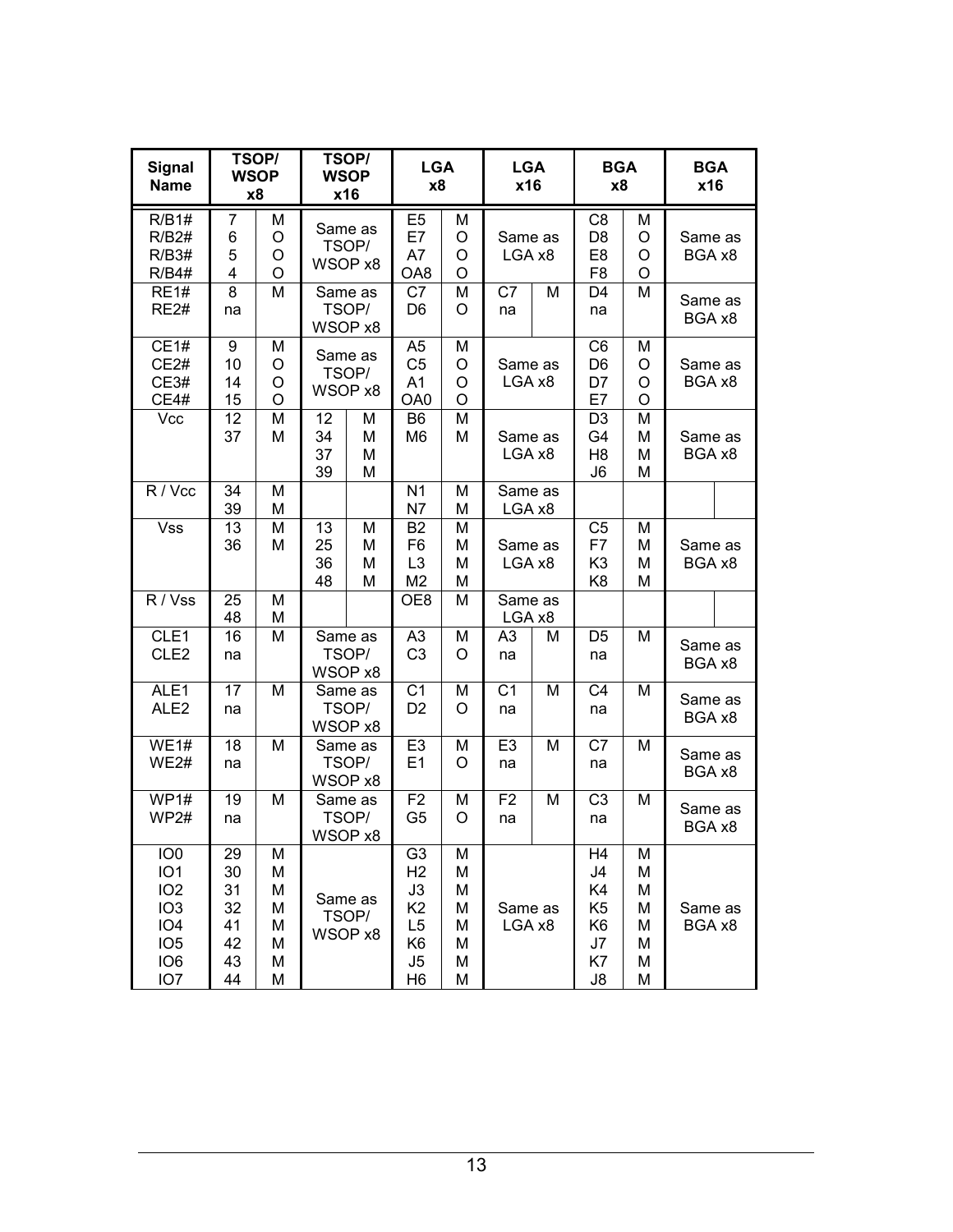| Signal Name | TSOP/ WSOP x8 | | TSOP/ WSOP x16 | | LGA x8 | | LGA x16 | | BGA x8 | | BGA x16 | |
|---|---|---|---|---|---|---|---|---|---|---|---|---|
| R/B1#<br>R/B2#<br>R/B3#<br>R/B4# | 7<br>6<br>5<br>4 | M<br>O<br>O<br>O | Same as TSOP/ WSOP x8 | | E5<br>E7<br>A7<br>OA8 | M<br>O<br>O<br>O | Same as LGA x8 | | C8<br>D8<br>E8<br>F8 | M<br>O<br>O<br>O | Same as BGA x8 | |
| RE1#<br>RE2# | 8<br>na | M | Same as TSOP/ WSOP x8 | | C7<br>D6 | M<br>O | C7<br>na | M | D4<br>na | M | Same as BGA x8 | |
| CE1#<br>CE2#<br>CE3#<br>CE4# | 9<br>10<br>14<br>15 | M<br>O<br>O<br>O | Same as TSOP/ WSOP x8 | | A5<br>C5<br>A1<br>OA0 | M<br>O<br>O<br>O | Same as LGA x8 | | C6<br>D6<br>D7<br>E7 | M<br>O<br>O<br>O | Same as BGA x8 | |
| Vcc | 12<br>37 | M<br>M | 12<br>34<br>37<br>39 | M<br>M<br>M<br>M | B6<br>M6 | M<br>M | Same as LGA x8 | | D3<br>G4<br>H8<br>J6 | M<br>M<br>M<br>M | Same as BGA x8 | |
| R / Vcc | 34<br>39 | M<br>M | | | N1<br>N7 | M<br>M | Same as LGA x8 | | | | | |
| Vss | 13<br>36 | M<br>M | 13<br>25<br>36<br>48 | M<br>M<br>M<br>M | B2<br>F6<br>L3<br>M2 | M<br>M<br>M<br>M | Same as LGA x8 | | C5<br>F7<br>K3<br>K8 | M<br>M<br>M<br>M | Same as BGA x8 | |
| R / Vss | 25<br>48 | M<br>M | | | OE8 | M | Same as LGA x8 | | | | | |
| CLE1<br>CLE2 | 16<br>na | M | Same as TSOP/ WSOP x8 | | A3<br>C3 | M<br>O | A3<br>na | M | D5<br>na | M | Same as BGA x8 | |
| ALE1<br>ALE2 | 17<br>na | M | Same as TSOP/ WSOP x8 | | C1<br>D2 | M<br>O | C1<br>na | M | C4<br>na | M | Same as BGA x8 | |
| WE1#<br>WE2# | 18<br>na | M | Same as TSOP/ WSOP x8 | | E3<br>E1 | M<br>O | E3<br>na | M | C7<br>na | M | Same as BGA x8 | |
| WP1#<br>WP2# | 19<br>na | M | Same as TSOP/ WSOP x8 | | F2<br>G5 | M<br>O | F2<br>na | M | C3<br>na | M | Same as BGA x8 | |
| IO0<br>IO1<br>IO2<br>IO3<br>IO4<br>IO5<br>IO6<br>IO7 | 29<br>30<br>31<br>32<br>41<br>42<br>43<br>44 | M<br>M<br>M<br>M<br>M<br>M<br>M<br>M | Same as TSOP/ WSOP x8 | | G3<br>H2<br>J3<br>K2<br>L5<br>K6<br>J5<br>H6 | M<br>M<br>M<br>M<br>M<br>M<br>M<br>M | Same as LGA x8 | | H4<br>J4<br>K4<br>K5<br>K6<br>J7<br>K7<br>J8 | M<br>M<br>M<br>M<br>M<br>M<br>M<br>M | Same as BGA x8 | |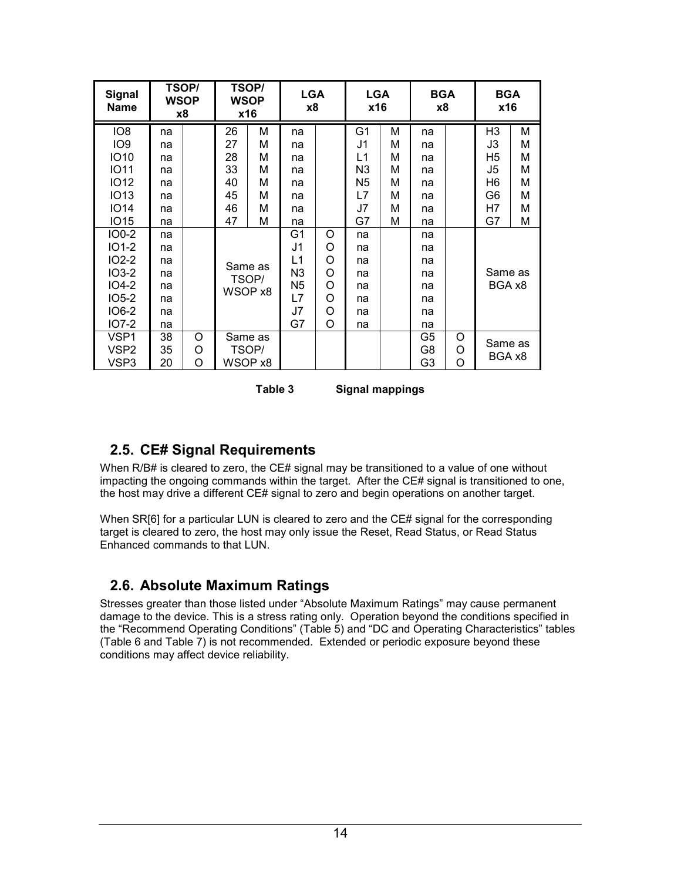| Signal Name | TSOP/ WSOP x8 | | TSOP/ WSOP x16 | | LGA x8 | | LGA x16 | | BGA x8 | | BGA x16 | |
|---|---|---|---|---|---|---|---|---|---|---|---|---|
| IO8 | na | | 26 | M | na | | G1 | M | na | | H3 | M |
| IO9 | na | | 27 | M | na | | J1 | M | na | | J3 | M |
| IO10 | na | | 28 | M | na | | L1 | M | na | | H5 | M |
| IO11 | na | | 33 | M | na | | N3 | M | na | | J5 | M |
| IO12 | na | | 40 | M | na | | N5 | M | na | | H6 | M |
| IO13 | na | | 45 | M | na | | L7 | M | na | | G6 | M |
| IO14 | na | | 46 | M | na | | J7 | M | na | | H7 | M |
| IO15 | na | | 47 | M | na | | G7 | M | na | | G7 | M |
| IO0-2 | na | | Same as TSOP/ WSOP x8 | | G1 | O | na | | na | | Same as BGA x8 | |
| IO1-2 | na | | | | J1 | O | na | | na | | | |
| IO2-2 | na | | | | L1 | O | na | | na | | | |
| IO3-2 | na | | | | N3 | O | na | | na | | | |
| IO4-2 | na | | | | N5 | O | na | | na | | | |
| IO5-2 | na | | | | L7 | O | na | | na | | | |
| IO6-2 | na | | | | J7 | O | na | | na | | | |
| IO7-2 | na | | | | G7 | O | na | | na | | | |
| VSP1 | 38 | O | Same as TSOP/ WSOP x8 | | | | | | G5 | O | Same as BGA x8 | |
| VSP2 | 35 | O | | | | | | | G8 | O | | |
| VSP3 | 20 | O | | | | | | | G3 | O | | |

**Table 3 Signal mappings**

## 2.5. CE# Signal Requirements

When R/B# is cleared to zero, the CE# signal may be transitioned to a value of one without impacting the ongoing commands within the target. After the CE# signal is transitioned to one, the host may drive a different CE# signal to zero and begin operations on another target.

When SR[6] for a particular LUN is cleared to zero and the CE# signal for the corresponding target is cleared to zero, the host may only issue the Reset, Read Status, or Read Status Enhanced commands to that LUN.

## 2.6. Absolute Maximum Ratings

Stresses greater than those listed under "Absolute Maximum Ratings" may cause permanent damage to the device. This is a stress rating only. Operation beyond the conditions specified in the "Recommend Operating Conditions" (Table 5) and "DC and Operating Characteristics" tables (Table 6 and Table 7) is not recommended. Extended or periodic exposure beyond these conditions may affect device reliability.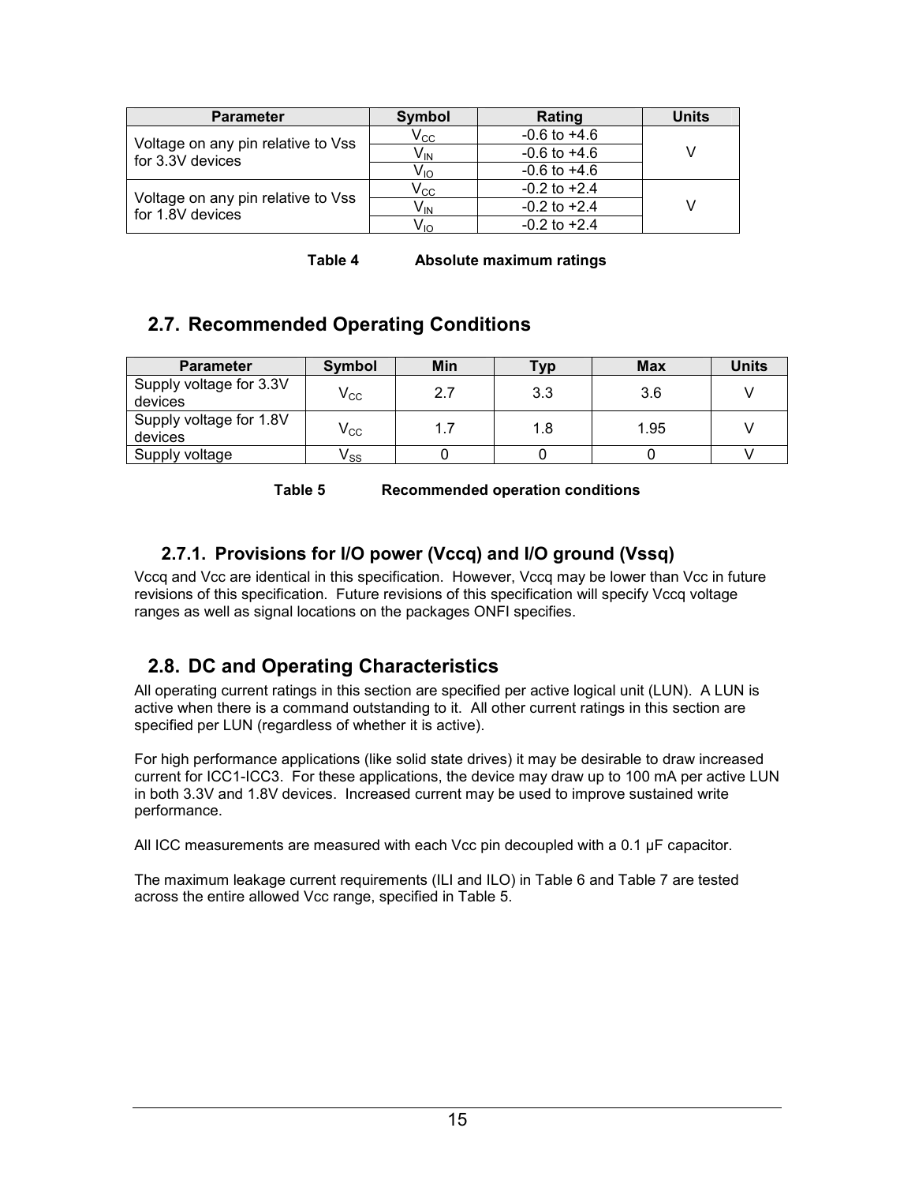| Parameter | Symbol | Rating | Units |
|---|---|---|---|
| Voltage on any pin relative to Vss for 3.3V devices | $V_{CC}$ | -0.6 to +4.6 | V |
| | $V_{IN}$ | -0.6 to +4.6 | |
| | $V_{IO}$ | -0.6 to +4.6 | |
| Voltage on any pin relative to Vss for 1.8V devices | $V_{CC}$ | -0.2 to +2.4 | V |
| | $V_{IN}$ | -0.2 to +2.4 | |
| | $V_{IO}$ | -0.2 to +2.4 | |

**Table 4 Absolute maximum ratings**

## 2.7. Recommended Operating Conditions

| Parameter | Symbol | Min | Typ | Max | Units |
|---|---|---|---|---|---|
| Supply voltage for 3.3V devices | $V_{CC}$ | 2.7 | 3.3 | 3.6 | V |
| Supply voltage for 1.8V devices | $V_{CC}$ | 1.7 | 1.8 | 1.95 | V |
| Supply voltage | $V_{SS}$ | 0 | 0 | 0 | V |

**Table 5 Recommended operation conditions**

### 2.7.1. Provisions for I/O power (Vccq) and I/O ground (Vssq)

Vccq and Vcc are identical in this specification. However, Vccq may be lower than Vcc in future revisions of this specification. Future revisions of this specification will specify Vccq voltage ranges as well as signal locations on the packages ONFI specifies.

## 2.8. DC and Operating Characteristics

All operating current ratings in this section are specified per active logical unit (LUN). A LUN is active when there is a command outstanding to it. All other current ratings in this section are specified per LUN (regardless of whether it is active).

For high performance applications (like solid state drives) it may be desirable to draw increased current for ICC1-ICC3. For these applications, the device may draw up to 100 mA per active LUN in both 3.3V and 1.8V devices. Increased current may be used to improve sustained write performance.

All ICC measurements are measured with each Vcc pin decoupled with a 0.1 µF capacitor.

The maximum leakage current requirements (ILI and ILO) in Table 6 and Table 7 are tested across the entire allowed Vcc range, specified in Table 5.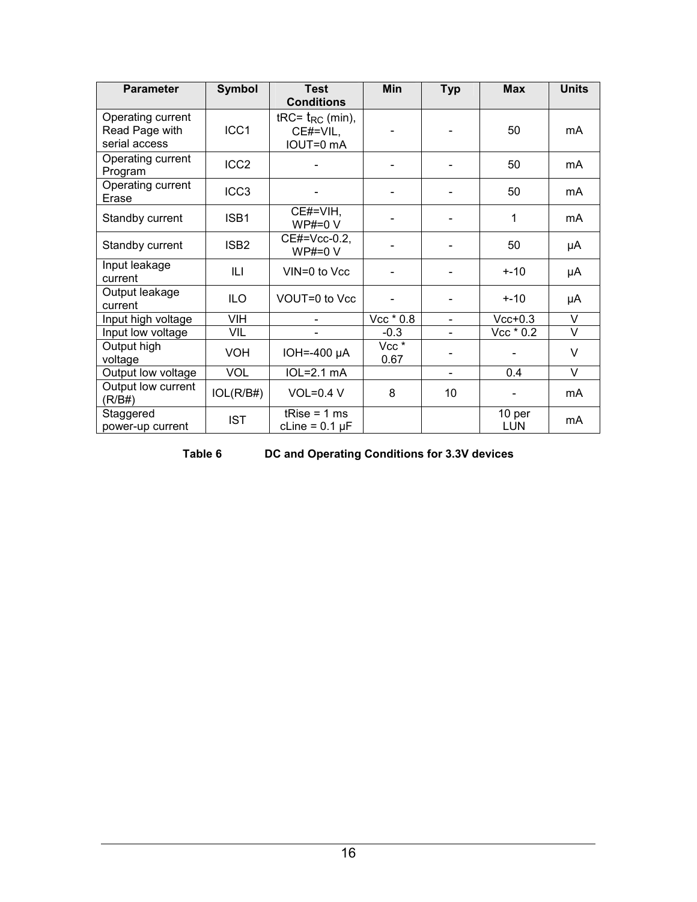| Parameter | Symbol | Test Conditions | Min | Typ | Max | Units |
|---|---|---|---|---|---|---|
| Operating current Read Page with serial access | ICC1 | tRC= $t_{RC}$ (min), CE#=VIL, IOUT=0 mA | - | - | 50 | mA |
| Operating current Program | ICC2 | - | - | - | 50 | mA |
| Operating current Erase | ICC3 | - | - | - | 50 | mA |
| Standby current | ISB1 | CE#=VIH, WP#=0 V | - | - | 1 | mA |
| Standby current | ISB2 | CE#=Vcc-0.2, WP#=0 V | - | - | 50 | µA |
| Input leakage current | ILI | VIN=0 to Vcc | - | - | +-10 | µA |
| Output leakage current | ILO | VOUT=0 to Vcc | - | - | +-10 | µA |
| Input high voltage | VIH | - | Vcc * 0.8 | - | Vcc+0.3 | V |
| Input low voltage | VIL | - | -0.3 | - | Vcc * 0.2 | V |
| Output high voltage | VOH | IOH=-400 µA | Vcc * 0.67 | - | - | V |
| Output low voltage | VOL | IOL=2.1 mA | | - | 0.4 | V |
| Output low current (R/B#) | IOL(R/B#) | VOL=0.4 V | 8 | 10 | - | mA |
| Staggered power-up current | IST | tRise = 1 ms cLine = 0.1 µF | | | 10 per LUN | mA |

**Table 6 DC and Operating Conditions for 3.3V devices**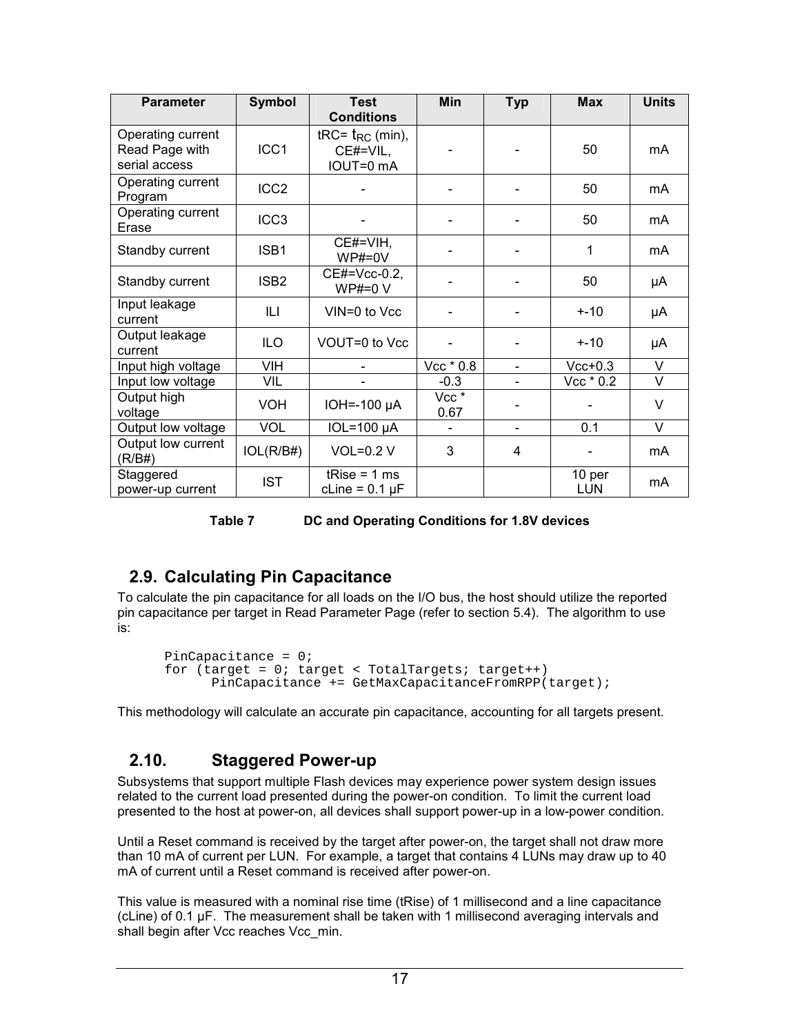| Parameter | Symbol | Test Conditions | Min | Typ | Max | Units |
|---|---|---|---|---|---|---|
| Operating current Read Page with serial access | ICC1 | tRC= $t_{RC}$ (min), CE#=VIL, IOUT=0 mA | - | - | 50 | mA |
| Operating current Program | ICC2 | - | - | - | 50 | mA |
| Operating current Erase | ICC3 | - | - | - | 50 | mA |
| Standby current | ISB1 | CE#=VIH, WP#=0V | - | - | 1 | mA |
| Standby current | ISB2 | CE#=Vcc-0.2, WP#=0 V | - | - | 50 | µA |
| Input leakage current | ILI | VIN=0 to Vcc | - | - | +-10 | µA |
| Output leakage current | ILO | VOUT=0 to Vcc | - | - | +-10 | µA |
| Input high voltage | VIH | - | Vcc * 0.8 | - | Vcc+0.3 | V |
| Input low voltage | VIL | - | -0.3 | - | Vcc * 0.2 | V |
| Output high voltage | VOH | IOH=-100 µA | Vcc * 0.67 | - | - | V |
| Output low voltage | VOL | IOL=100 µA | - | - | 0.1 | V |
| Output low current (R/B#) | IOL(R/B#) | VOL=0.2 V | 3 | 4 | - | mA |
| Staggered power-up current | IST | tRise = 1 ms cLine = 0.1 µF | | | 10 per LUN | mA |

**Table 7 DC and Operating Conditions for 1.8V devices**

## 2.9. Calculating Pin Capacitance

To calculate the pin capacitance for all loads on the I/O bus, the host should utilize the reported pin capacitance per target in Read Parameter Page (refer to section 5.4). The algorithm to use is:

```
PinCapacitance = 0;
for (target = 0; target < TotalTargets; target++)
      PinCapacitance += GetMaxCapacitanceFromRPP(target);
```

This methodology will calculate an accurate pin capacitance, accounting for all targets present.

## 2.10. Staggered Power-up

Subsystems that support multiple Flash devices may experience power system design issues related to the current load presented during the power-on condition. To limit the current load presented to the host at power-on, all devices shall support power-up in a low-power condition.

Until a Reset command is received by the target after power-on, the target shall not draw more than 10 mA of current per LUN. For example, a target that contains 4 LUNs may draw up to 40 mA of current until a Reset command is received after power-on.

This value is measured with a nominal rise time (tRise) of 1 millisecond and a line capacitance (cLine) of 0.1 µF. The measurement shall be taken with 1 millisecond averaging intervals and shall begin after Vcc reaches Vcc_min.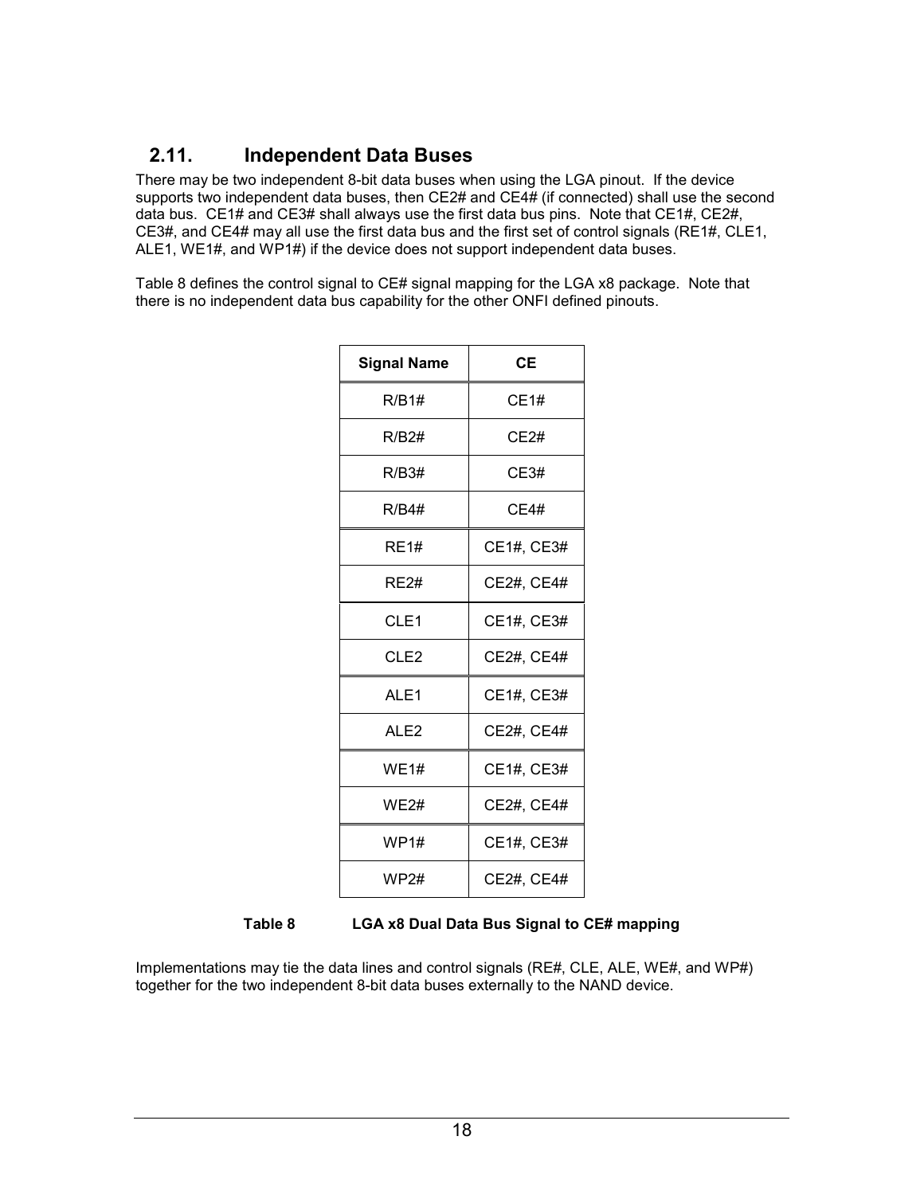## 2.11. Independent Data Buses

There may be two independent 8-bit data buses when using the LGA pinout. If the device supports two independent data buses, then CE2# and CE4# (if connected) shall use the second data bus. CE1# and CE3# shall always use the first data bus pins. Note that CE1#, CE2#, CE3#, and CE4# may all use the first data bus and the first set of control signals (RE1#, CLE1, ALE1, WE1#, and WP1#) if the device does not support independent data buses.

Table 8 defines the control signal to CE# signal mapping for the LGA x8 package. Note that there is no independent data bus capability for the other ONFI defined pinouts.

| Signal Name | CE |
|---|---|
| R/B1# | CE1# |
| R/B2# | CE2# |
| R/B3# | CE3# |
| R/B4# | CE4# |
| RE1# | CE1#, CE3# |
| RE2# | CE2#, CE4# |
| CLE1 | CE1#, CE3# |
| CLE2 | CE2#, CE4# |
| ALE1 | CE1#, CE3# |
| ALE2 | CE2#, CE4# |
| WE1# | CE1#, CE3# |
| WE2# | CE2#, CE4# |
| WP1# | CE1#, CE3# |
| WP2# | CE2#, CE4# |

**Table 8 LGA x8 Dual Data Bus Signal to CE# mapping**

Implementations may tie the data lines and control signals (RE#, CLE, ALE, WE#, and WP#) together for the two independent 8-bit data buses externally to the NAND device.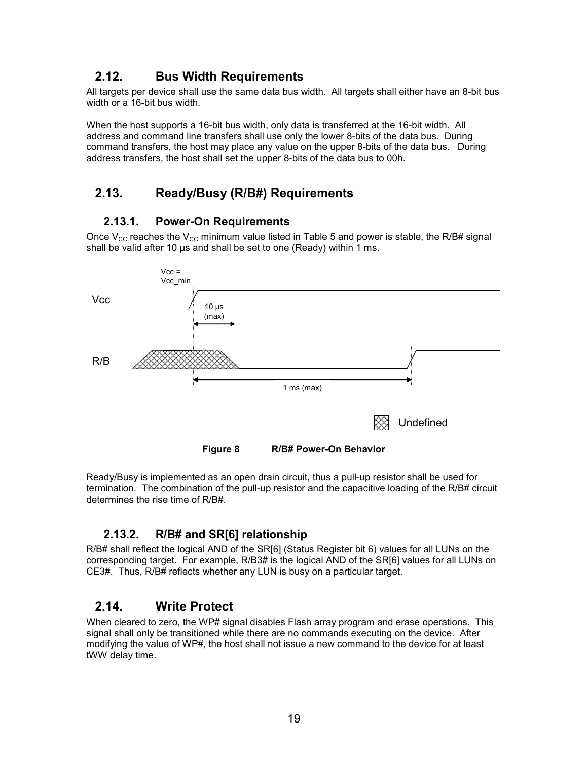## 2.12. Bus Width Requirements

All targets per device shall use the same data bus width. All targets shall either have an 8-bit bus width or a 16-bit bus width.

When the host supports a 16-bit bus width, only data is transferred at the 16-bit width. All address and command line transfers shall use only the lower 8-bits of the data bus. During command transfers, the host may place any value on the upper 8-bits of the data bus. During address transfers, the host shall set the upper 8-bits of the data bus to 00h.

## 2.13. Ready/Busy (R/B#) Requirements

### 2.13.1. Power-On Requirements

Once $V_{CC}$ reaches the $V_{CC}$ minimum value listed in Table 5 and power is stable, the R/B# signal shall be valid after 10 µs and shall be set to one (Ready) within 1 ms.

**Figure 8 R/B# Power-On Behavior**

Ready/Busy is implemented as an open drain circuit, thus a pull-up resistor shall be used for termination. The combination of the pull-up resistor and the capacitive loading of the R/B# circuit determines the rise time of R/B#.

### 2.13.2. R/B# and SR[6] relationship

R/B# shall reflect the logical AND of the SR[6] (Status Register bit 6) values for all LUNs on the corresponding target. For example, R/B3# is the logical AND of the SR[6] values for all LUNs on CE3#. Thus, R/B# reflects whether any LUN is busy on a particular target.

## 2.14. Write Protect

When cleared to zero, the WP# signal disables Flash array program and erase operations. This signal shall only be transitioned while there are no commands executing on the device. After modifying the value of WP#, the host shall not issue a new command to the device for at least tWW delay time.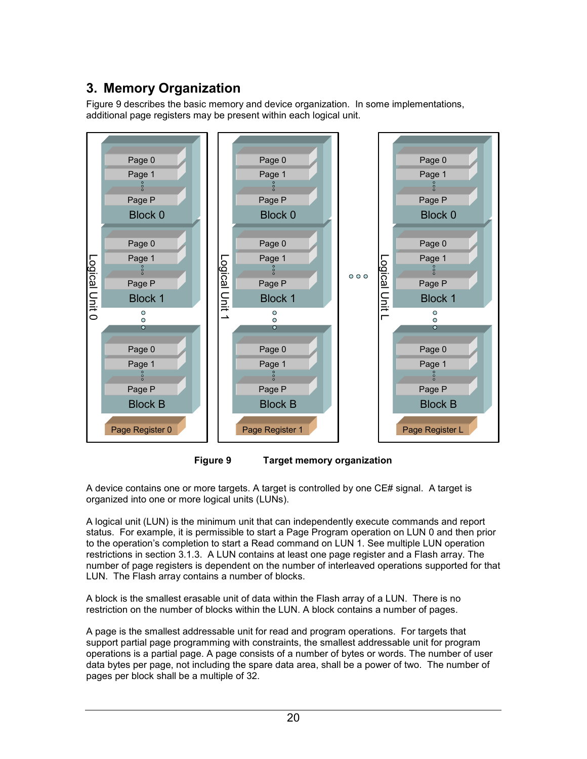# 3. Memory Organization

Figure 9 describes the basic memory and device organization. In some implementations, additional page registers may be present within each logical unit.

**Figure 9 Target memory organization**

A device contains one or more targets. A target is controlled by one CE# signal. A target is organized into one or more logical units (LUNs).

A logical unit (LUN) is the minimum unit that can independently execute commands and report status. For example, it is permissible to start a Page Program operation on LUN 0 and then prior to the operation's completion to start a Read command on LUN 1. See multiple LUN operation restrictions in section 3.1.3. A LUN contains at least one page register and a Flash array. The number of page registers is dependent on the number of interleaved operations supported for that LUN. The Flash array contains a number of blocks.

A block is the smallest erasable unit of data within the Flash array of a LUN. There is no restriction on the number of blocks within the LUN. A block contains a number of pages.

A page is the smallest addressable unit for read and program operations. For targets that support partial page programming with constraints, the smallest addressable unit for program operations is a partial page. A page consists of a number of bytes or words. The number of user data bytes per page, not including the spare data area, shall be a power of two. The number of pages per block shall be a multiple of 32.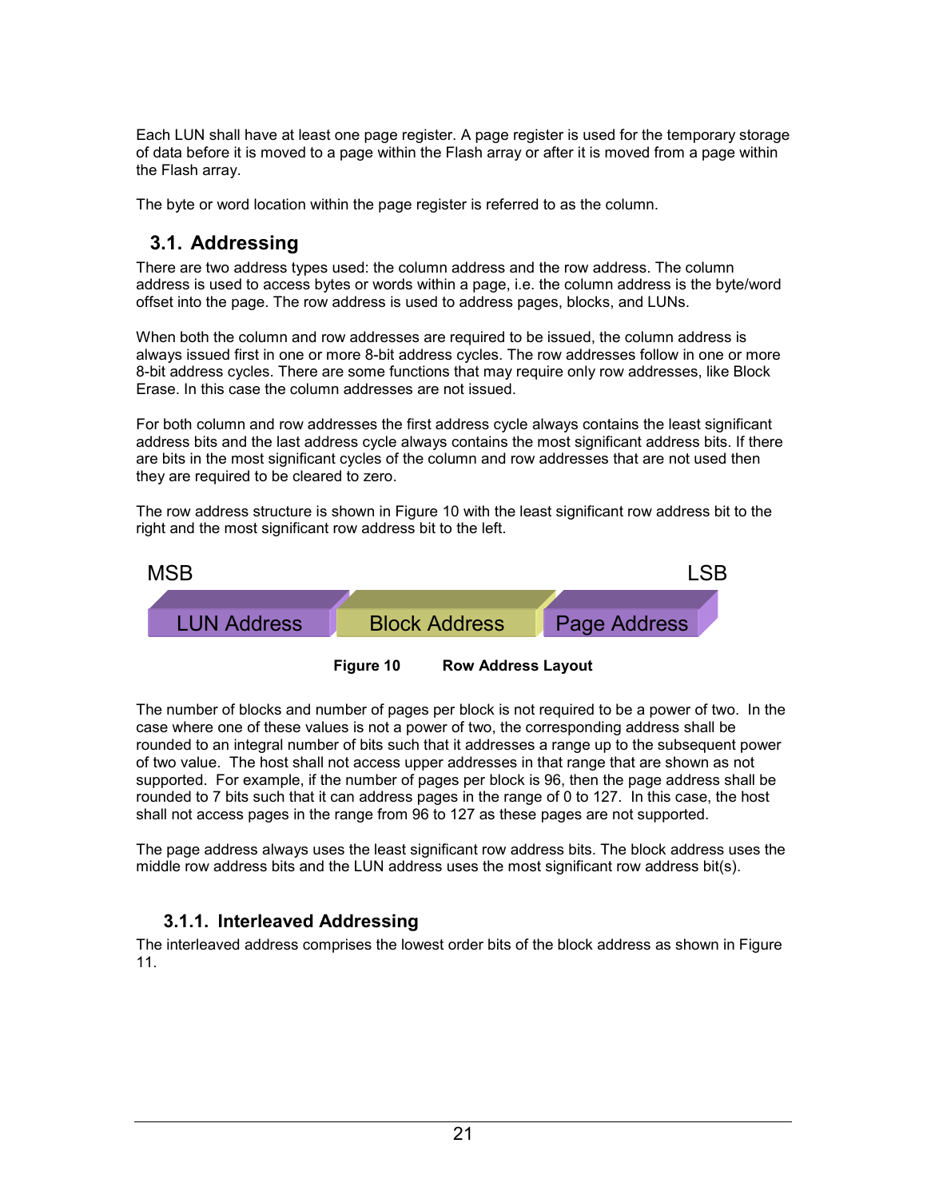Each LUN shall have at least one page register. A page register is used for the temporary storage of data before it is moved to a page within the Flash array or after it is moved from a page within the Flash array.

The byte or word location within the page register is referred to as the column.

## 3.1. Addressing

There are two address types used: the column address and the row address. The column address is used to access bytes or words within a page, i.e. the column address is the byte/word offset into the page. The row address is used to address pages, blocks, and LUNs.

When both the column and row addresses are required to be issued, the column address is always issued first in one or more 8-bit address cycles. The row addresses follow in one or more 8-bit address cycles. There are some functions that may require only row addresses, like Block Erase. In this case the column addresses are not issued.

For both column and row addresses the first address cycle always contains the least significant address bits and the last address cycle always contains the most significant address bits. If there are bits in the most significant cycles of the column and row addresses that are not used then they are required to be cleared to zero.

The row address structure is shown in Figure 10 with the least significant row address bit to the right and the most significant row address bit to the left.

| MSB | | LSB |
|---|---|---|
| LUN Address | Block Address | Page Address |

**Figure 10 Row Address Layout**

The number of blocks and number of pages per block is not required to be a power of two. In the case where one of these values is not a power of two, the corresponding address shall be rounded to an integral number of bits such that it addresses a range up to the subsequent power of two value. The host shall not access upper addresses in that range that are shown as not supported. For example, if the number of pages per block is 96, then the page address shall be rounded to 7 bits such that it can address pages in the range of 0 to 127. In this case, the host shall not access pages in the range from 96 to 127 as these pages are not supported.

The page address always uses the least significant row address bits. The block address uses the middle row address bits and the LUN address uses the most significant row address bit(s).

### 3.1.1. Interleaved Addressing

The interleaved address comprises the lowest order bits of the block address as shown in Figure 11.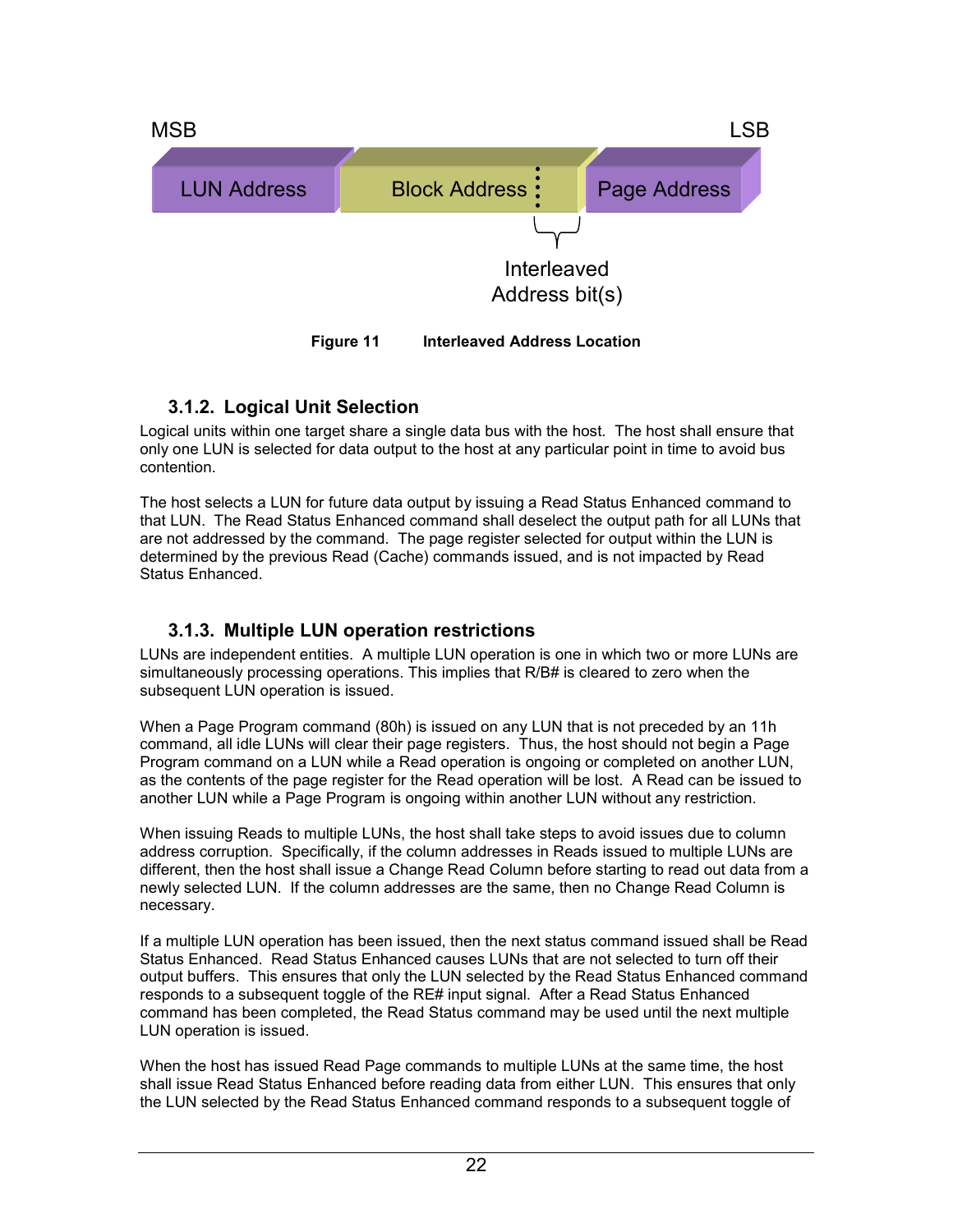MSB LSB

LUN Address | Block Address | Page Address

Interleaved Address bit(s)

**Figure 11 Interleaved Address Location**

### 3.1.2. Logical Unit Selection

Logical units within one target share a single data bus with the host. The host shall ensure that only one LUN is selected for data output to the host at any particular point in time to avoid bus contention.

The host selects a LUN for future data output by issuing a Read Status Enhanced command to that LUN. The Read Status Enhanced command shall deselect the output path for all LUNs that are not addressed by the command. The page register selected for output within the LUN is determined by the previous Read (Cache) commands issued, and is not impacted by Read Status Enhanced.

### 3.1.3. Multiple LUN operation restrictions

LUNs are independent entities. A multiple LUN operation is one in which two or more LUNs are simultaneously processing operations. This implies that R/B# is cleared to zero when the subsequent LUN operation is issued.

When a Page Program command (80h) is issued on any LUN that is not preceded by an 11h command, all idle LUNs will clear their page registers. Thus, the host should not begin a Page Program command on a LUN while a Read operation is ongoing or completed on another LUN, as the contents of the page register for the Read operation will be lost. A Read can be issued to another LUN while a Page Program is ongoing within another LUN without any restriction.

When issuing Reads to multiple LUNs, the host shall take steps to avoid issues due to column address corruption. Specifically, if the column addresses in Reads issued to multiple LUNs are different, then the host shall issue a Change Read Column before starting to read out data from a newly selected LUN. If the column addresses are the same, then no Change Read Column is necessary.

If a multiple LUN operation has been issued, then the next status command issued shall be Read Status Enhanced. Read Status Enhanced causes LUNs that are not selected to turn off their output buffers. This ensures that only the LUN selected by the Read Status Enhanced command responds to a subsequent toggle of the RE# input signal. After a Read Status Enhanced command has been completed, the Read Status command may be used until the next multiple LUN operation is issued.

When the host has issued Read Page commands to multiple LUNs at the same time, the host shall issue Read Status Enhanced before reading data from either LUN. This ensures that only the LUN selected by the Read Status Enhanced command responds to a subsequent toggle of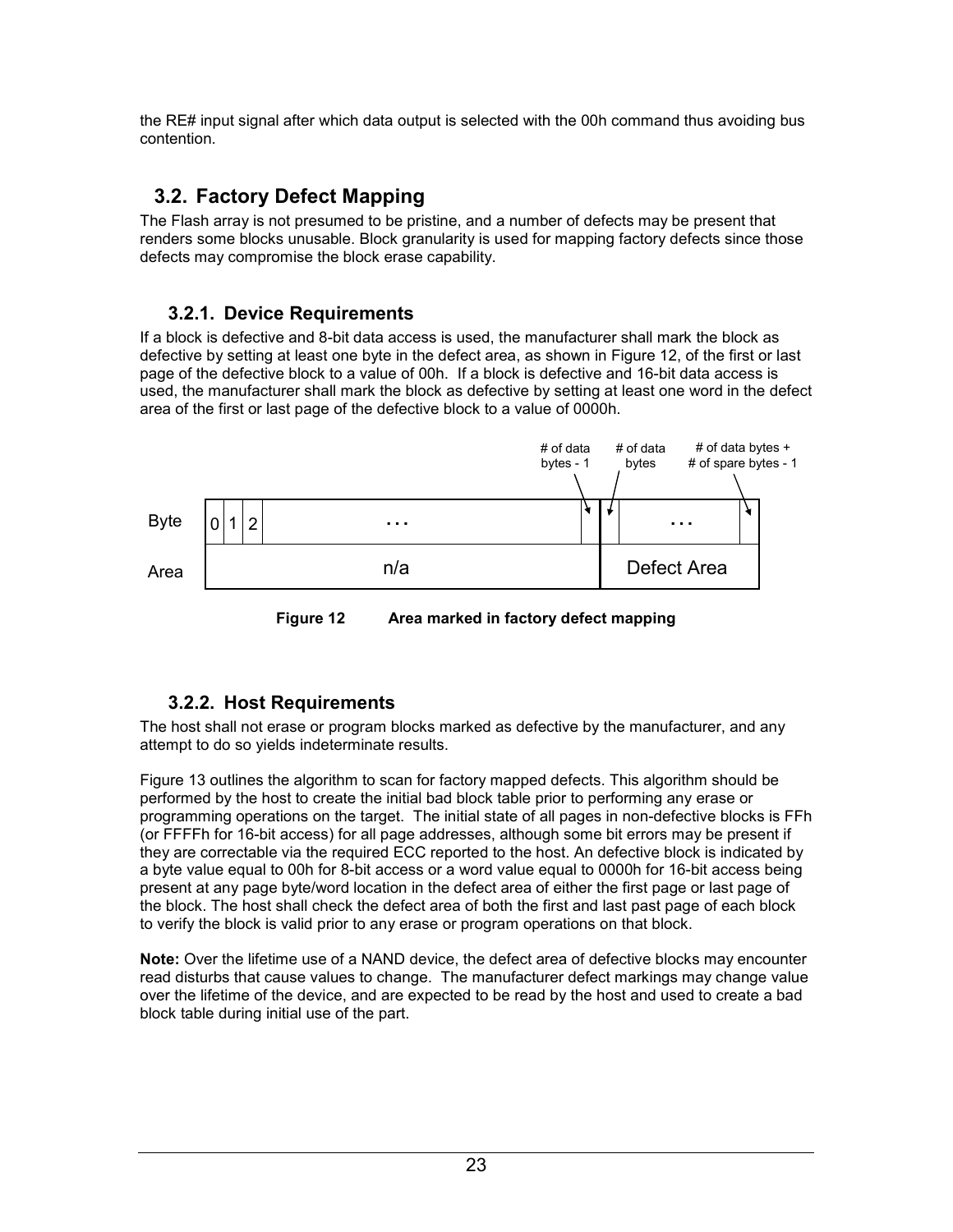the RE# input signal after which data output is selected with the 00h command thus avoiding bus contention.

## 3.2. Factory Defect Mapping

The Flash array is not presumed to be pristine, and a number of defects may be present that renders some blocks unusable. Block granularity is used for mapping factory defects since those defects may compromise the block erase capability.

### 3.2.1. Device Requirements

If a block is defective and 8-bit data access is used, the manufacturer shall mark the block as defective by setting at least one byte in the defect area, as shown in Figure 12, of the first or last page of the defective block to a value of 00h. If a block is defective and 16-bit data access is used, the manufacturer shall mark the block as defective by setting at least one word in the defect area of the first or last page of the defective block to a value of 0000h.

| | | | | | | | | |
|---|---|---|---|---|---|---|---|---|
| Byte | 0 | 1 | 2 | ... | # of data bytes - 1 | # of data bytes | ... | # of data bytes + # of spare bytes - 1 |
| Area | n/a | | | | | Defect Area | | |

**Figure 12 Area marked in factory defect mapping**

### 3.2.2. Host Requirements

The host shall not erase or program blocks marked as defective by the manufacturer, and any attempt to do so yields indeterminate results.

Figure 13 outlines the algorithm to scan for factory mapped defects. This algorithm should be performed by the host to create the initial bad block table prior to performing any erase or programming operations on the target. The initial state of all pages in non-defective blocks is FFh (or FFFFh for 16-bit access) for all page addresses, although some bit errors may be present if they are correctable via the required ECC reported to the host. An defective block is indicated by a byte value equal to 00h for 8-bit access or a word value equal to 0000h for 16-bit access being present at any page byte/word location in the defect area of either the first page or last page of the block. The host shall check the defect area of both the first and last past page of each block to verify the block is valid prior to any erase or program operations on that block.

**Note:** Over the lifetime use of a NAND device, the defect area of defective blocks may encounter read disturbs that cause values to change. The manufacturer defect markings may change value over the lifetime of the device, and are expected to be read by the host and used to create a bad block table during initial use of the part.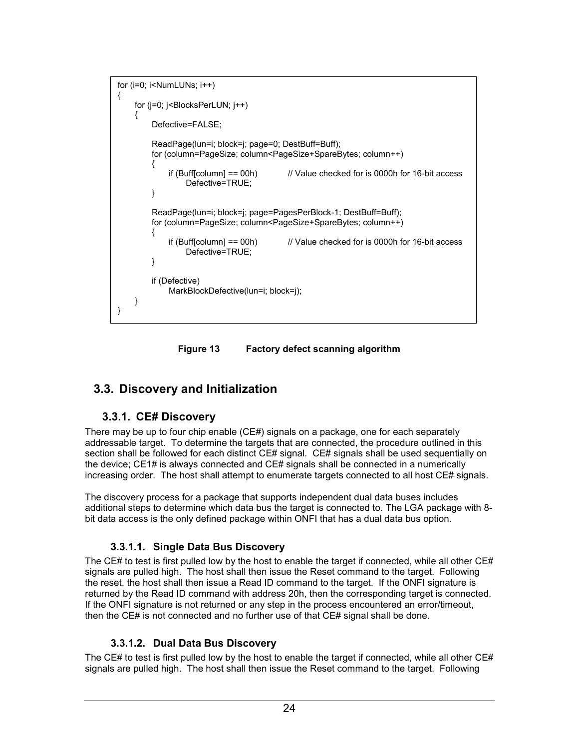```
for (i=0; i<NumLUNs; i++)
{
    for (j=0; j<BlocksPerLUN; j++)
    {
        Defective=FALSE;

        ReadPage(lun=i; block=j; page=0; DestBuff=Buff);
        for (column=PageSize; column<PageSize+SpareBytes; column++)
        {
            if (Buff[column] == 00h)          // Value checked for is 0000h for 16-bit access
                Defective=TRUE;
        }

        ReadPage(lun=i; block=j; page=PagesPerBlock-1; DestBuff=Buff);
        for (column=PageSize; column<PageSize+SpareBytes; column++)
        {
            if (Buff[column] == 00h)          // Value checked for is 0000h for 16-bit access
                Defective=TRUE;
        }

        if (Defective)
            MarkBlockDefective(lun=i; block=j);
    }
}
```

**Figure 13 Factory defect scanning algorithm**

## 3.3. Discovery and Initialization

### 3.3.1. CE# Discovery

There may be up to four chip enable (CE#) signals on a package, one for each separately addressable target. To determine the targets that are connected, the procedure outlined in this section shall be followed for each distinct CE# signal. CE# signals shall be used sequentially on the device; CE1# is always connected and CE# signals shall be connected in a numerically increasing order. The host shall attempt to enumerate targets connected to all host CE# signals.

The discovery process for a package that supports independent dual data buses includes additional steps to determine which data bus the target is connected to. The LGA package with 8-bit data access is the only defined package within ONFI that has a dual data bus option.

#### 3.3.1.1. Single Data Bus Discovery

The CE# to test is first pulled low by the host to enable the target if connected, while all other CE# signals are pulled high. The host shall then issue the Reset command to the target. Following the reset, the host shall then issue a Read ID command to the target. If the ONFI signature is returned by the Read ID command with address 20h, then the corresponding target is connected. If the ONFI signature is not returned or any step in the process encountered an error/timeout, then the CE# is not connected and no further use of that CE# signal shall be done.

#### 3.3.1.2. Dual Data Bus Discovery

The CE# to test is first pulled low by the host to enable the target if connected, while all other CE# signals are pulled high. The host shall then issue the Reset command to the target. Following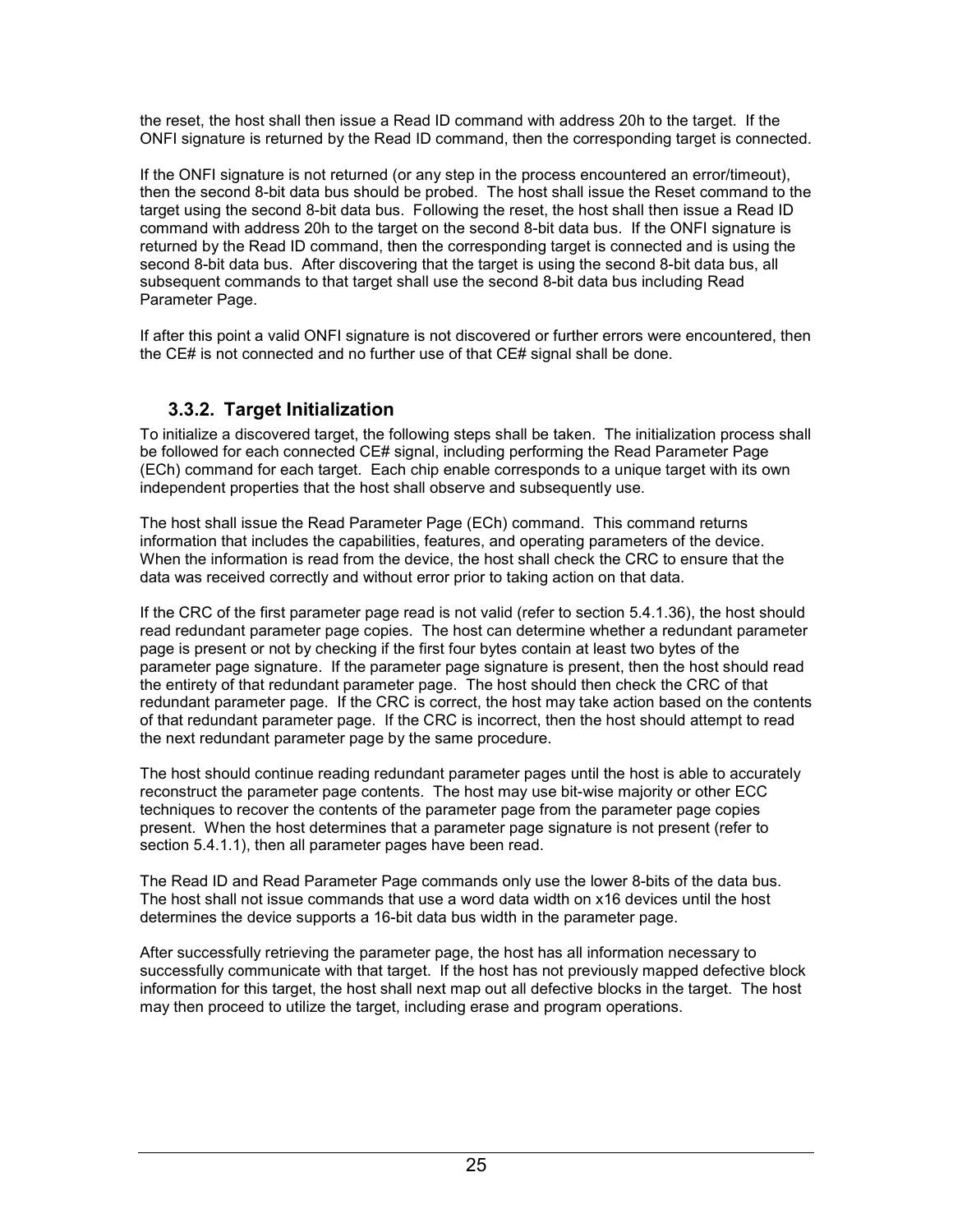the reset, the host shall then issue a Read ID command with address 20h to the target. If the ONFI signature is returned by the Read ID command, then the corresponding target is connected.

If the ONFI signature is not returned (or any step in the process encountered an error/timeout), then the second 8-bit data bus should be probed. The host shall issue the Reset command to the target using the second 8-bit data bus. Following the reset, the host shall then issue a Read ID command with address 20h to the target on the second 8-bit data bus. If the ONFI signature is returned by the Read ID command, then the corresponding target is connected and is using the second 8-bit data bus. After discovering that the target is using the second 8-bit data bus, all subsequent commands to that target shall use the second 8-bit data bus including Read Parameter Page.

If after this point a valid ONFI signature is not discovered or further errors were encountered, then the CE# is not connected and no further use of that CE# signal shall be done.

### 3.3.2. Target Initialization

To initialize a discovered target, the following steps shall be taken. The initialization process shall be followed for each connected CE# signal, including performing the Read Parameter Page (ECh) command for each target. Each chip enable corresponds to a unique target with its own independent properties that the host shall observe and subsequently use.

The host shall issue the Read Parameter Page (ECh) command. This command returns information that includes the capabilities, features, and operating parameters of the device. When the information is read from the device, the host shall check the CRC to ensure that the data was received correctly and without error prior to taking action on that data.

If the CRC of the first parameter page read is not valid (refer to section 5.4.1.36), the host should read redundant parameter page copies. The host can determine whether a redundant parameter page is present or not by checking if the first four bytes contain at least two bytes of the parameter page signature. If the parameter page signature is present, then the host should read the entirety of that redundant parameter page. The host should then check the CRC of that redundant parameter page. If the CRC is correct, the host may take action based on the contents of that redundant parameter page. If the CRC is incorrect, then the host should attempt to read the next redundant parameter page by the same procedure.

The host should continue reading redundant parameter pages until the host is able to accurately reconstruct the parameter page contents. The host may use bit-wise majority or other ECC techniques to recover the contents of the parameter page from the parameter page copies present. When the host determines that a parameter page signature is not present (refer to section 5.4.1.1), then all parameter pages have been read.

The Read ID and Read Parameter Page commands only use the lower 8-bits of the data bus. The host shall not issue commands that use a word data width on x16 devices until the host determines the device supports a 16-bit data bus width in the parameter page.

After successfully retrieving the parameter page, the host has all information necessary to successfully communicate with that target. If the host has not previously mapped defective block information for this target, the host shall next map out all defective blocks in the target. The host may then proceed to utilize the target, including erase and program operations.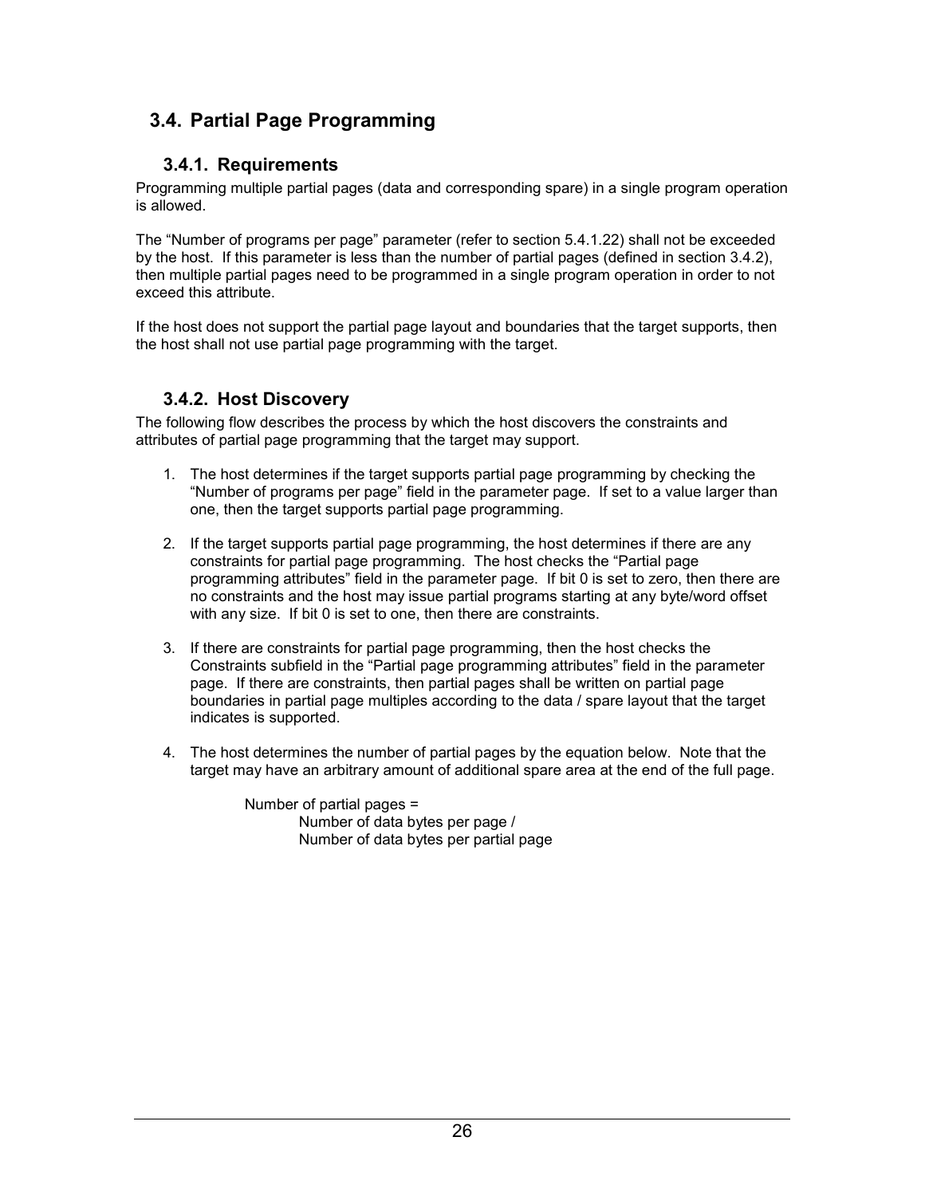## 3.4. Partial Page Programming

### 3.4.1. Requirements

Programming multiple partial pages (data and corresponding spare) in a single program operation is allowed.

The "Number of programs per page" parameter (refer to section 5.4.1.22) shall not be exceeded by the host. If this parameter is less than the number of partial pages (defined in section 3.4.2), then multiple partial pages need to be programmed in a single program operation in order to not exceed this attribute.

If the host does not support the partial page layout and boundaries that the target supports, then the host shall not use partial page programming with the target.

### 3.4.2. Host Discovery

The following flow describes the process by which the host discovers the constraints and attributes of partial page programming that the target may support.

1. The host determines if the target supports partial page programming by checking the "Number of programs per page" field in the parameter page. If set to a value larger than one, then the target supports partial page programming.

2. If the target supports partial page programming, the host determines if there are any constraints for partial page programming. The host checks the "Partial page programming attributes" field in the parameter page. If bit 0 is set to zero, then there are no constraints and the host may issue partial programs starting at any byte/word offset with any size. If bit 0 is set to one, then there are constraints.

3. If there are constraints for partial page programming, then the host checks the Constraints subfield in the "Partial page programming attributes" field in the parameter page. If there are constraints, then partial pages shall be written on partial page boundaries in partial page multiples according to the data / spare layout that the target indicates is supported.

4. The host determines the number of partial pages by the equation below. Note that the target may have an arbitrary amount of additional spare area at the end of the full page.

   Number of partial pages =
   Number of data bytes per page /
   Number of data bytes per partial page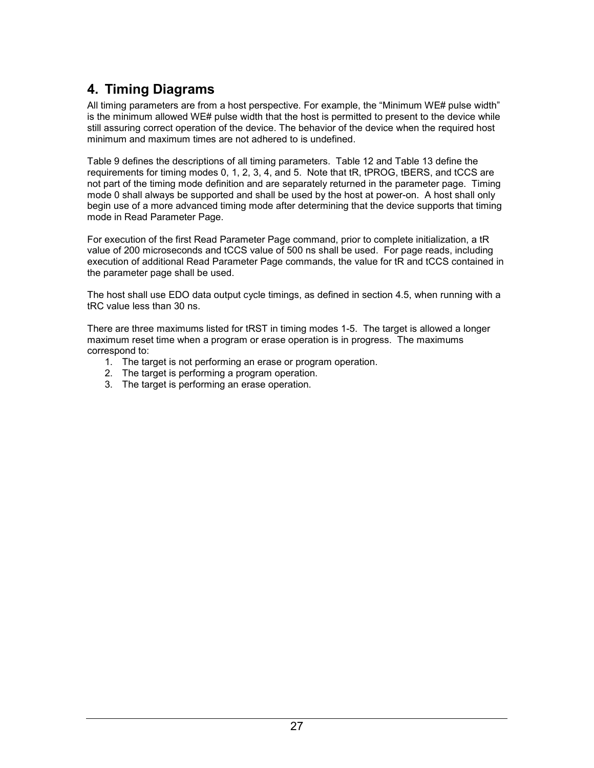# 4. Timing Diagrams

All timing parameters are from a host perspective. For example, the “Minimum WE# pulse width” is the minimum allowed WE# pulse width that the host is permitted to present to the device while still assuring correct operation of the device. The behavior of the device when the required host minimum and maximum times are not adhered to is undefined.

Table 9 defines the descriptions of all timing parameters. Table 12 and Table 13 define the requirements for timing modes 0, 1, 2, 3, 4, and 5. Note that tR, tPROG, tBERS, and tCCS are not part of the timing mode definition and are separately returned in the parameter page. Timing mode 0 shall always be supported and shall be used by the host at power-on. A host shall only begin use of a more advanced timing mode after determining that the device supports that timing mode in Read Parameter Page.

For execution of the first Read Parameter Page command, prior to complete initialization, a tR value of 200 microseconds and tCCS value of 500 ns shall be used. For page reads, including execution of additional Read Parameter Page commands, the value for tR and tCCS contained in the parameter page shall be used.

The host shall use EDO data output cycle timings, as defined in section 4.5, when running with a tRC value less than 30 ns.

There are three maximums listed for tRST in timing modes 1-5. The target is allowed a longer maximum reset time when a program or erase operation is in progress. The maximums correspond to:

1. The target is not performing an erase or program operation.
2. The target is performing a program operation.
3. The target is performing an erase operation.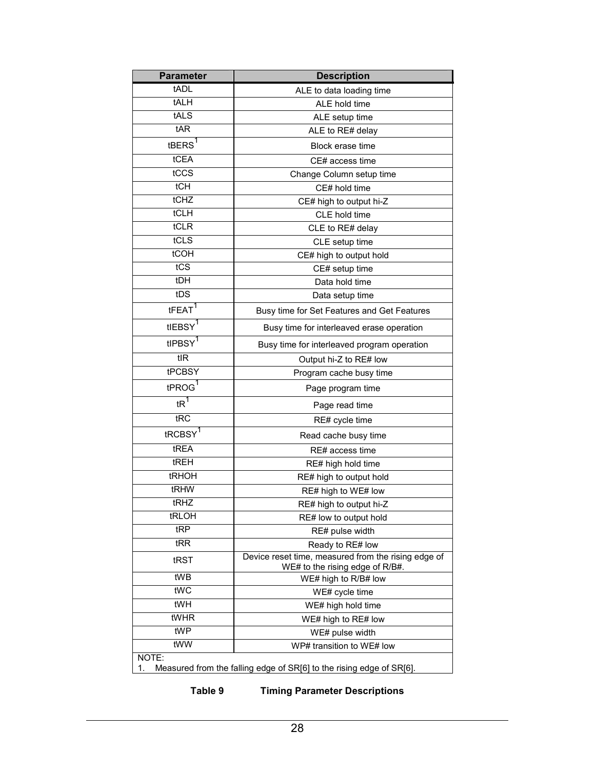| Parameter | Description |
|---|---|
| tADL | ALE to data loading time |
| tALH | ALE hold time |
| tALS | ALE setup time |
| tAR | ALE to RE# delay |
| tBERS[1] | Block erase time |
| tCEA | CE# access time |
| tCCS | Change Column setup time |
| tCH | CE# hold time |
| tCHZ | CE# high to output hi-Z |
| tCLH | CLE hold time |
| tCLR | CLE to RE# delay |
| tCLS | CLE setup time |
| tCOH | CE# high to output hold |
| tCS | CE# setup time |
| tDH | Data hold time |
| tDS | Data setup time |
| tFEAT[1] | Busy time for Set Features and Get Features |
| tIEBSY[1] | Busy time for interleaved erase operation |
| tIPBSY[1] | Busy time for interleaved program operation |
| tIR | Output hi-Z to RE# low |
| tPCBSY | Program cache busy time |
| tPROG[1] | Page program time |
| tR[1] | Page read time |
| tRC | RE# cycle time |
| tRCBSY[1] | Read cache busy time |
| tREA | RE# access time |
| tREH | RE# high hold time |
| tRHOH | RE# high to output hold |
| tRHW | RE# high to WE# low |
| tRHZ | RE# high to output hi-Z |
| tRLOH | RE# low to output hold |
| tRP | RE# pulse width |
| tRR | Ready to RE# low |
| tRST | Device reset time, measured from the rising edge of WE# to the rising edge of R/B#. |
| tWB | WE# high to R/B# low |
| tWC | WE# cycle time |
| tWH | WE# high hold time |
| tWHR | WE# high to RE# low |
| tWP | WE# pulse width |
| tWW | WP# transition to WE# low |

NOTE:
1. Measured from the falling edge of SR[6] to the rising edge of SR[6].

**Table 9 Timing Parameter Descriptions**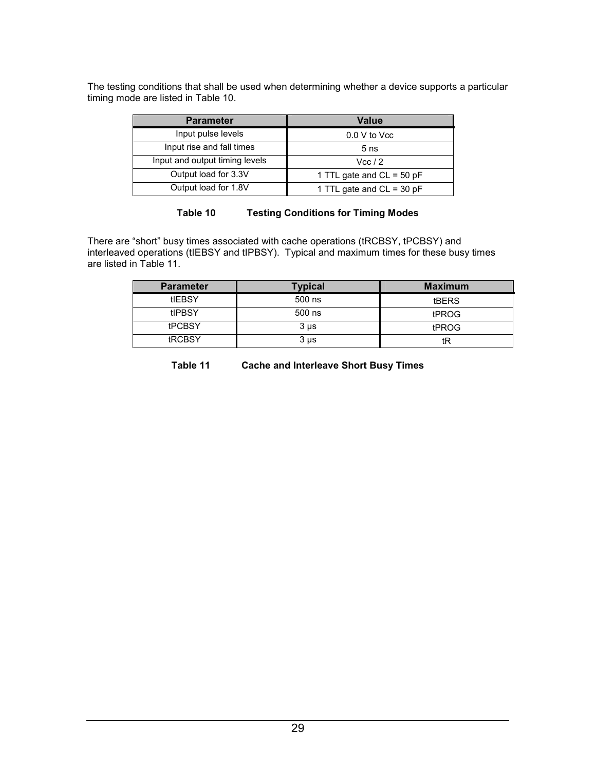The testing conditions that shall be used when determining whether a device supports a particular timing mode are listed in Table 10.

| Parameter | Value |
|---|---|
| Input pulse levels | 0.0 V to Vcc |
| Input rise and fall times | 5 ns |
| Input and output timing levels | Vcc / 2 |
| Output load for 3.3V | 1 TTL gate and CL = 50 pF |
| Output load for 1.8V | 1 TTL gate and CL = 30 pF |

**Table 10 Testing Conditions for Timing Modes**

There are "short" busy times associated with cache operations (tRCBSY, tPCBSY) and interleaved operations (tIEBSY and tIPBSY). Typical and maximum times for these busy times are listed in Table 11.

| Parameter | Typical | Maximum |
|---|---|---|
| tIEBSY | 500 ns | tBERS |
| tIPBSY | 500 ns | tPROG |
| tPCBSY | 3 µs | tPROG |
| tRCBSY | 3 µs | tR |

**Table 11 Cache and Interleave Short Busy Times**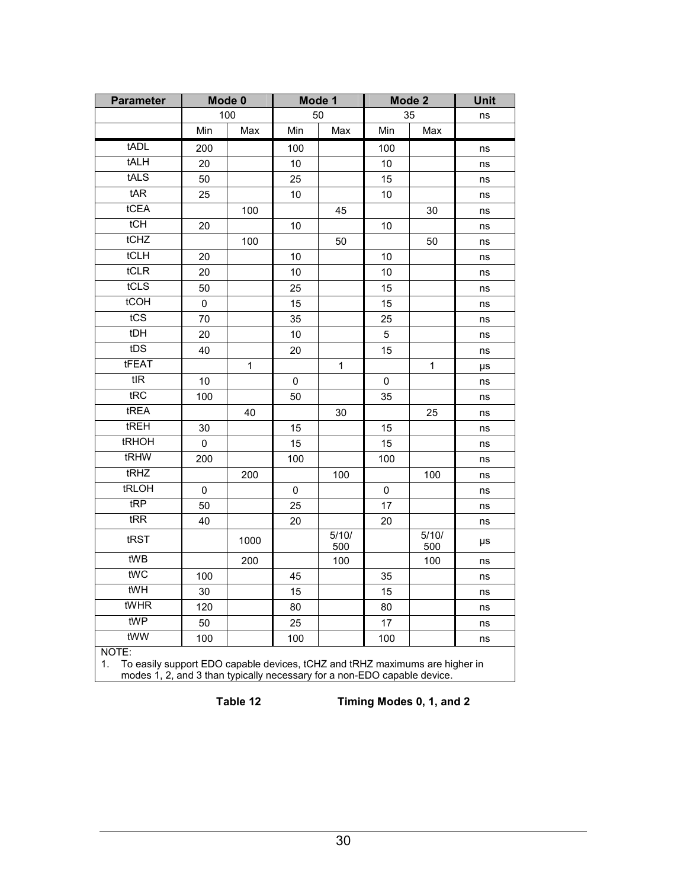| Parameter | Mode 0 | | Mode 1 | | Mode 2 | | Unit |
|---|---|---|---|---|---|---|---|
| | 100 | | 50 | | 35 | | ns |
| | Min | Max | Min | Max | Min | Max | |
| tADL | 200 | | 100 | | 100 | | ns |
| tALH | 20 | | 10 | | 10 | | ns |
| tALS | 50 | | 25 | | 15 | | ns |
| tAR | 25 | | 10 | | 10 | | ns |
| tCEA | | 100 | | 45 | | 30 | ns |
| tCH | 20 | | 10 | | 10 | | ns |
| tCHZ | | 100 | | 50 | | 50 | ns |
| tCLH | 20 | | 10 | | 10 | | ns |
| tCLR | 20 | | 10 | | 10 | | ns |
| tCLS | 50 | | 25 | | 15 | | ns |
| tCOH | 0 | | 15 | | 15 | | ns |
| tCS | 70 | | 35 | | 25 | | ns |
| tDH | 20 | | 10 | | 5 | | ns |
| tDS | 40 | | 20 | | 15 | | ns |
| tFEAT | | 1 | | 1 | | 1 | µs |
| tIR | 10 | | 0 | | 0 | | ns |
| tRC | 100 | | 50 | | 35 | | ns |
| tREA | | 40 | | 30 | | 25 | ns |
| tREH | 30 | | 15 | | 15 | | ns |
| tRHOH | 0 | | 15 | | 15 | | ns |
| tRHW | 200 | | 100 | | 100 | | ns |
| tRHZ | | 200 | | 100 | | 100 | ns |
| tRLOH | 0 | | 0 | | 0 | | ns |
| tRP | 50 | | 25 | | 17 | | ns |
| tRR | 40 | | 20 | | 20 | | ns |
| tRST | | 1000 | | 5/10/ 500 | | 5/10/ 500 | µs |
| tWB | | 200 | | 100 | | 100 | ns |
| tWC | 100 | | 45 | | 35 | | ns |
| tWH | 30 | | 15 | | 15 | | ns |
| tWHR | 120 | | 80 | | 80 | | ns |
| tWP | 50 | | 25 | | 17 | | ns |
| tWW | 100 | | 100 | | 100 | | ns |

NOTE:
1. To easily support EDO capable devices, tCHZ and tRHZ maximums are higher in modes 1, 2, and 3 than typically necessary for a non-EDO capable device.

**Table 12 Timing Modes 0, 1, and 2**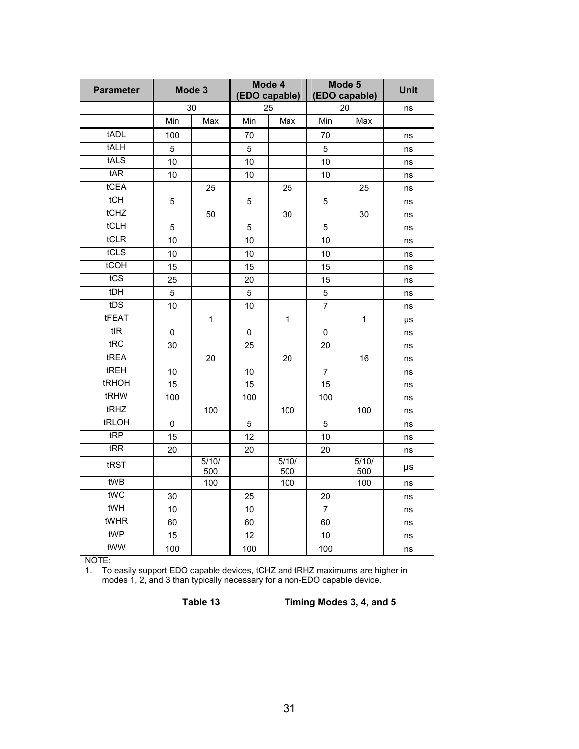| Parameter | Mode 3 | | Mode 4 (EDO capable) | | Mode 5 (EDO capable) | | Unit |
|---|---|---|---|---|---|---|---|
| | 30 | | 25 | | 20 | | ns |
| | Min | Max | Min | Max | Min | Max | |
| tADL | 100 | | 70 | | 70 | | ns |
| tALH | 5 | | 5 | | 5 | | ns |
| tALS | 10 | | 10 | | 10 | | ns |
| tAR | 10 | | 10 | | 10 | | ns |
| tCEA | | 25 | | 25 | | 25 | ns |
| tCH | 5 | | 5 | | 5 | | ns |
| tCHZ | | 50 | | 30 | | 30 | ns |
| tCLH | 5 | | 5 | | 5 | | ns |
| tCLR | 10 | | 10 | | 10 | | ns |
| tCLS | 10 | | 10 | | 10 | | ns |
| tCOH | 15 | | 15 | | 15 | | ns |
| tCS | 25 | | 20 | | 15 | | ns |
| tDH | 5 | | 5 | | 5 | | ns |
| tDS | 10 | | 10 | | 7 | | ns |
| tFEAT | | 1 | | 1 | | 1 | µs |
| tIR | 0 | | 0 | | 0 | | ns |
| tRC | 30 | | 25 | | 20 | | ns |
| tREA | | 20 | | 20 | | 16 | ns |
| tREH | 10 | | 10 | | 7 | | ns |
| tRHOH | 15 | | 15 | | 15 | | ns |
| tRHW | 100 | | 100 | | 100 | | ns |
| tRHZ | | 100 | | 100 | | 100 | ns |
| tRLOH | 0 | | 5 | | 5 | | ns |
| tRP | 15 | | 12 | | 10 | | ns |
| tRR | 20 | | 20 | | 20 | | ns |
| tRST | | 5/10/500 | | 5/10/500 | | 5/10/500 | µs |
| tWB | | 100 | | 100 | | 100 | ns |
| tWC | 30 | | 25 | | 20 | | ns |
| tWH | 10 | | 10 | | 7 | | ns |
| tWHR | 60 | | 60 | | 60 | | ns |
| tWP | 15 | | 12 | | 10 | | ns |
| tWW | 100 | | 100 | | 100 | | ns |

NOTE:
1. To easily support EDO capable devices, tCHZ and tRHZ maximums are higher in modes 1, 2, and 3 than typically necessary for a non-EDO capable device.

**Table 13 Timing Modes 3, 4, and 5**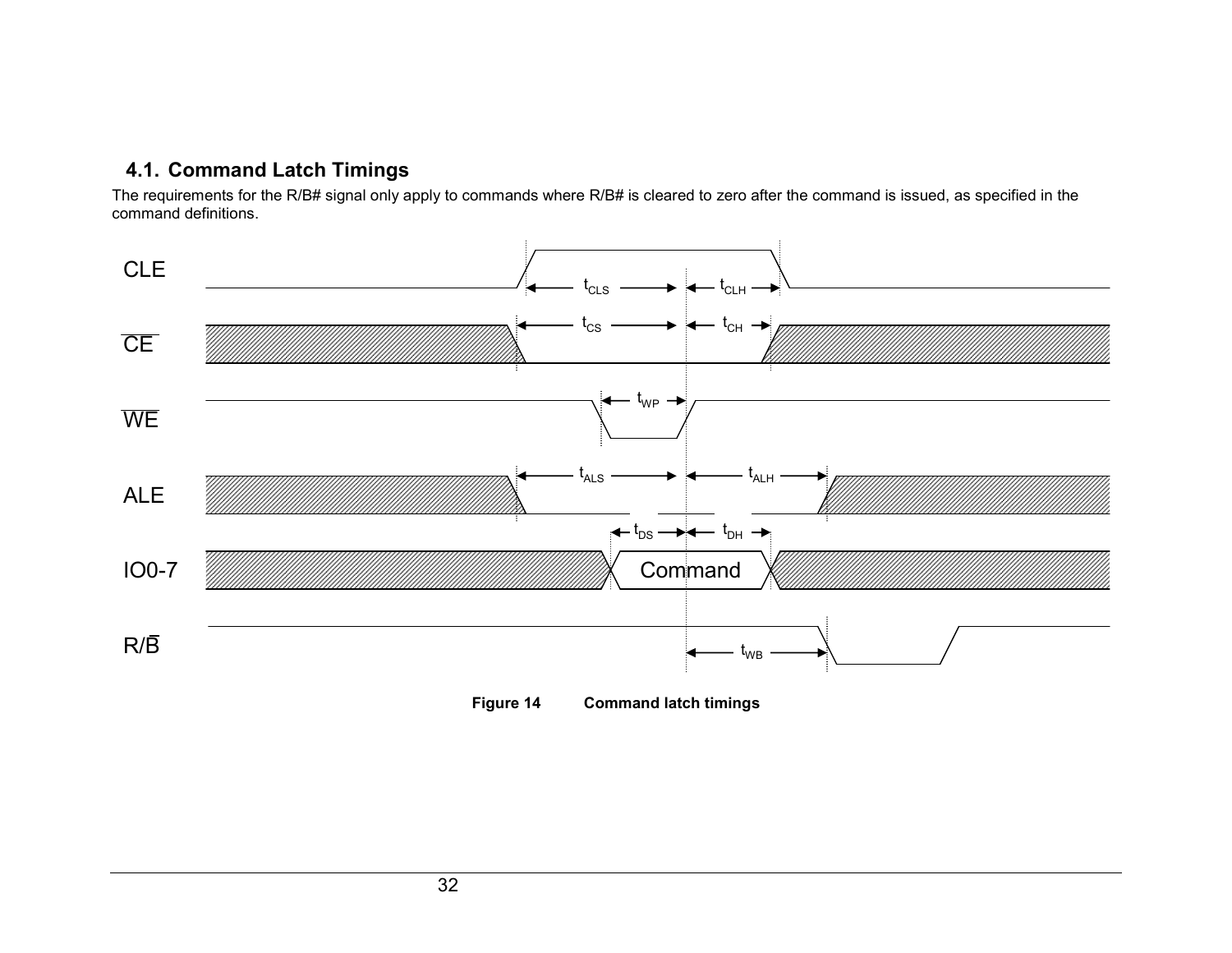## 4.1. Command Latch Timings

The requirements for the R/B# signal only apply to commands where R/B# is cleared to zero after the command is issued, as specified in the command definitions.

**Figure 14 Command latch timings**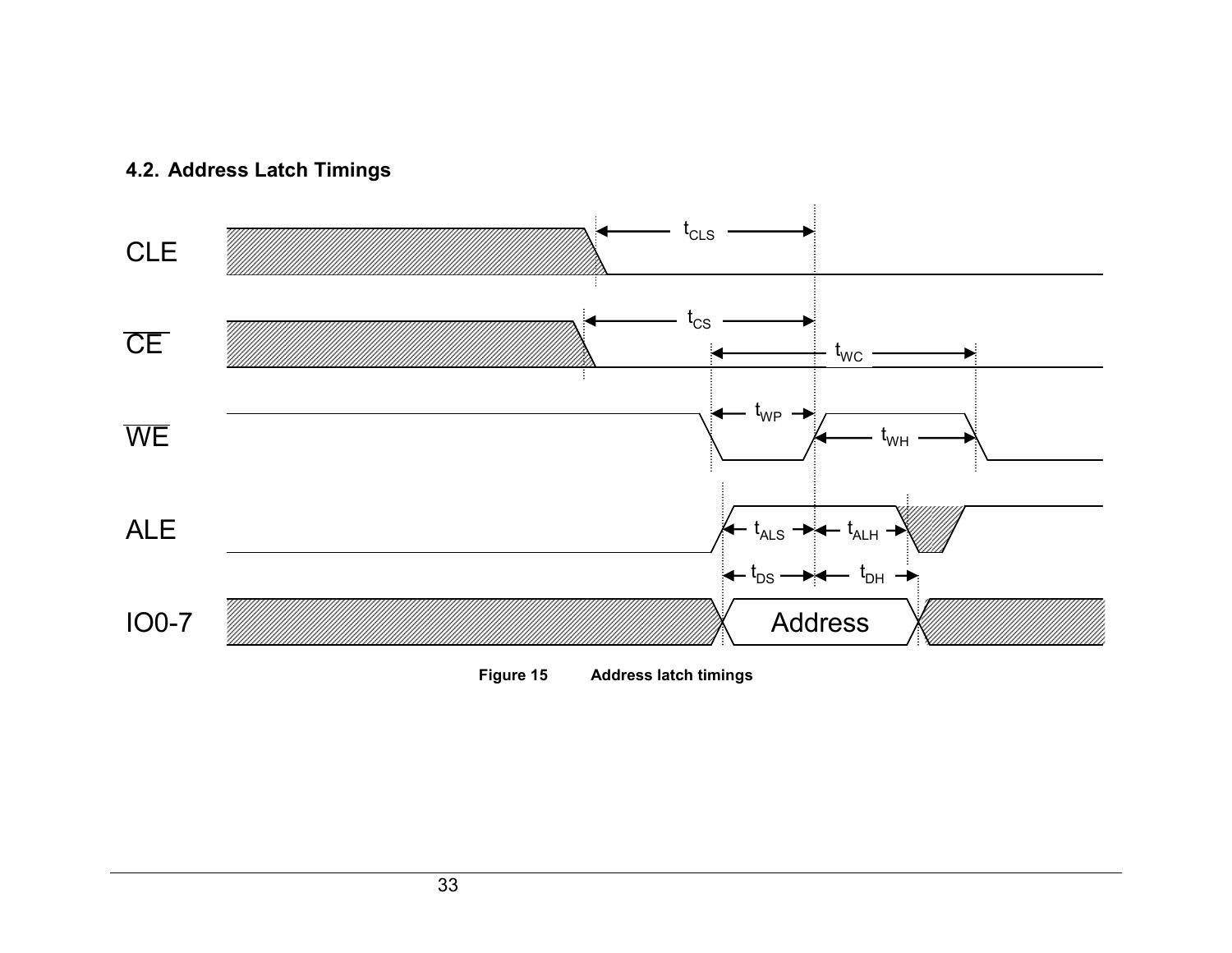## 4.2. Address Latch Timings

CLE

$\overline{CE}$

$\overline{WE}$

ALE

IO0-7

$t_{CLS}$ $t_{CS}$ $t_{WC}$ $t_{WP}$ $t_{WH}$ $t_{ALS}$ $t_{ALH}$ $t_{DS}$ $t_{DH}$

Address

**Figure 15 Address latch timings**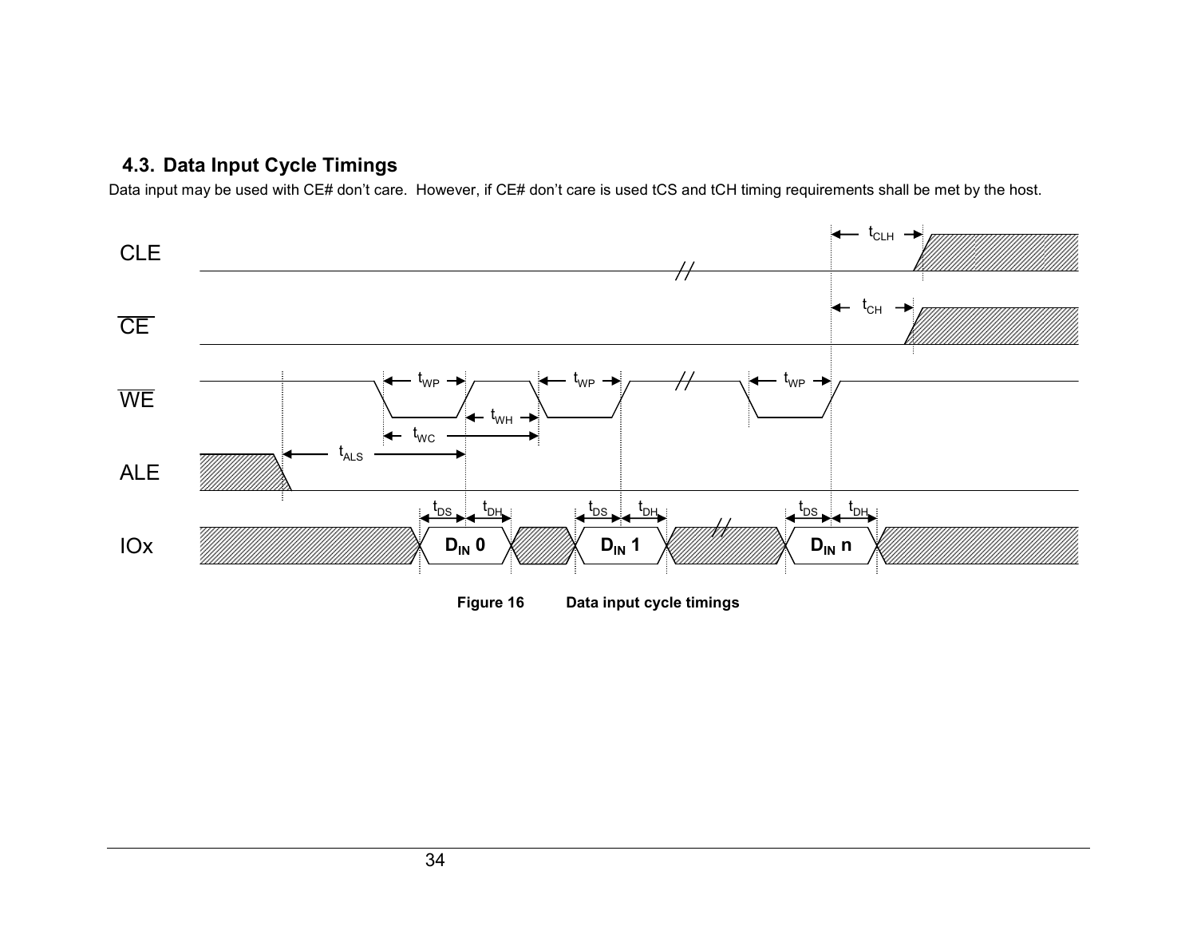## 4.3. Data Input Cycle Timings

Data input may be used with CE# don't care. However, if CE# don't care is used tCS and tCH timing requirements shall be met by the host.

**Figure 16** **Data input cycle timings**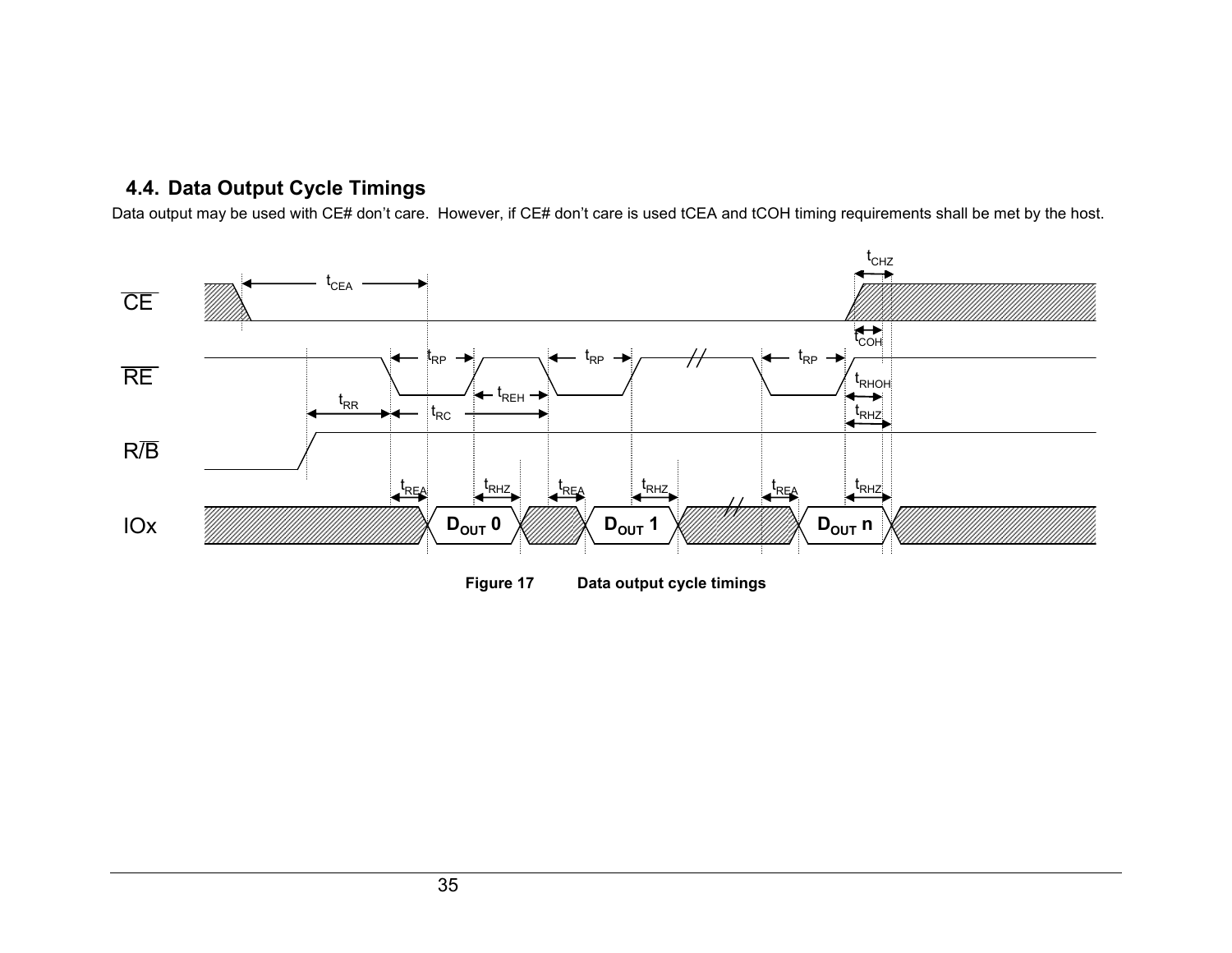## 4.4. Data Output Cycle Timings

Data output may be used with CE# don't care. However, if CE# don't care is used tCEA and tCOH timing requirements shall be met by the host.

**Figure 17 Data output cycle timings**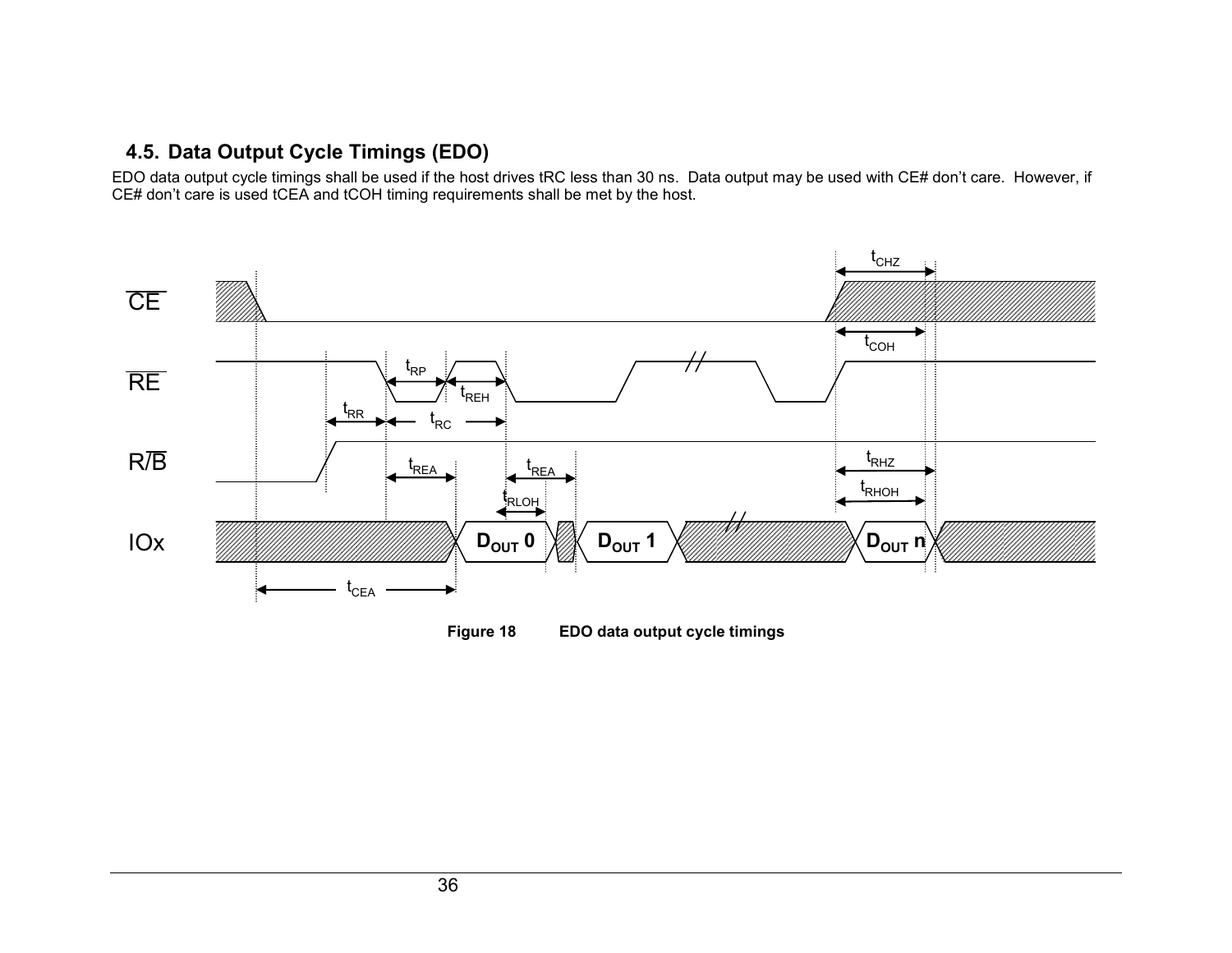### 4.5. Data Output Cycle Timings (EDO)

EDO data output cycle timings shall be used if the host drives tRC less than 30 ns. Data output may be used with CE# don't care. However, if CE# don't care is used tCEA and tCOH timing requirements shall be met by the host.

**Figure 18 EDO data output cycle timings**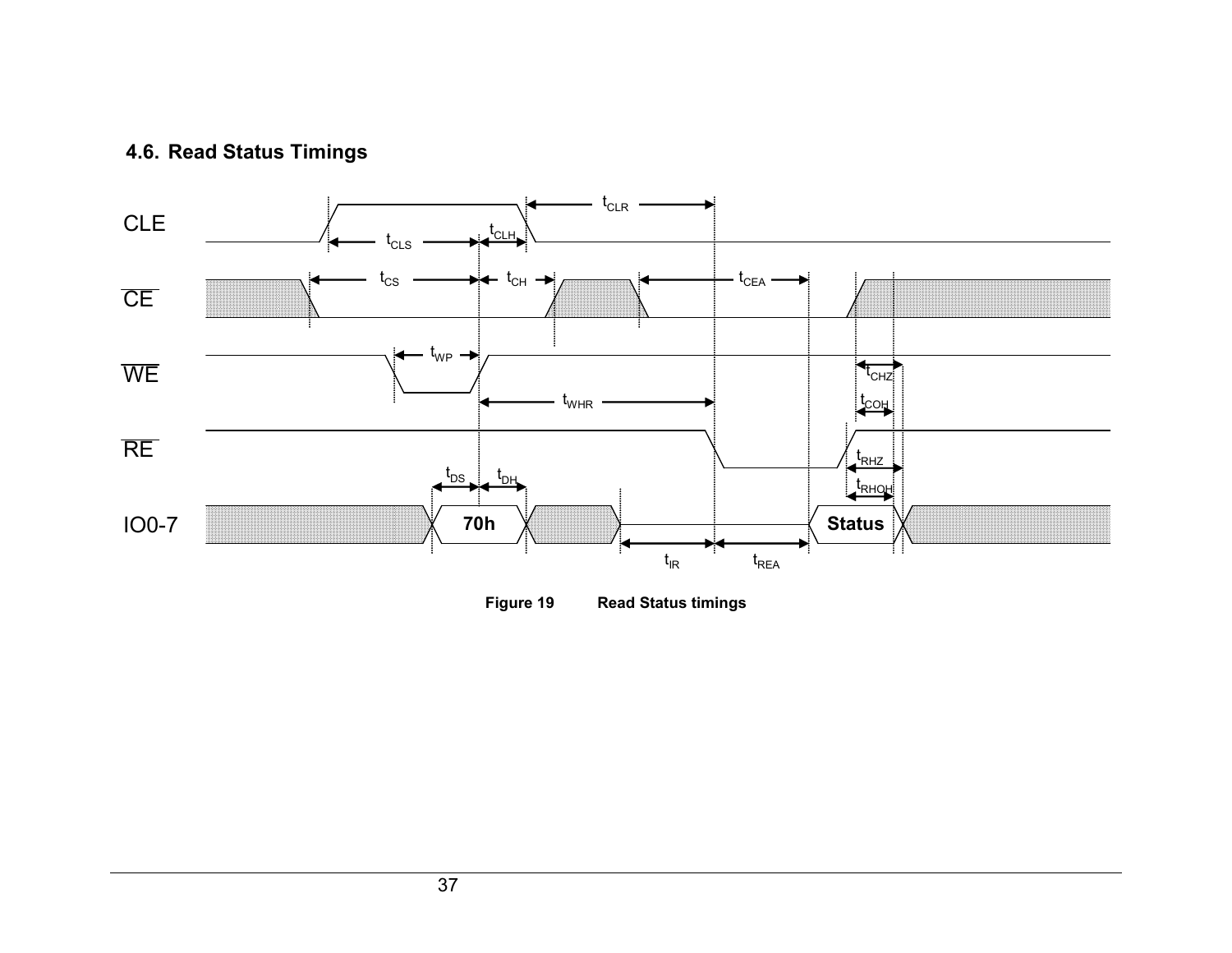### 4.6. Read Status Timings

**Figure 19 Read Status timings**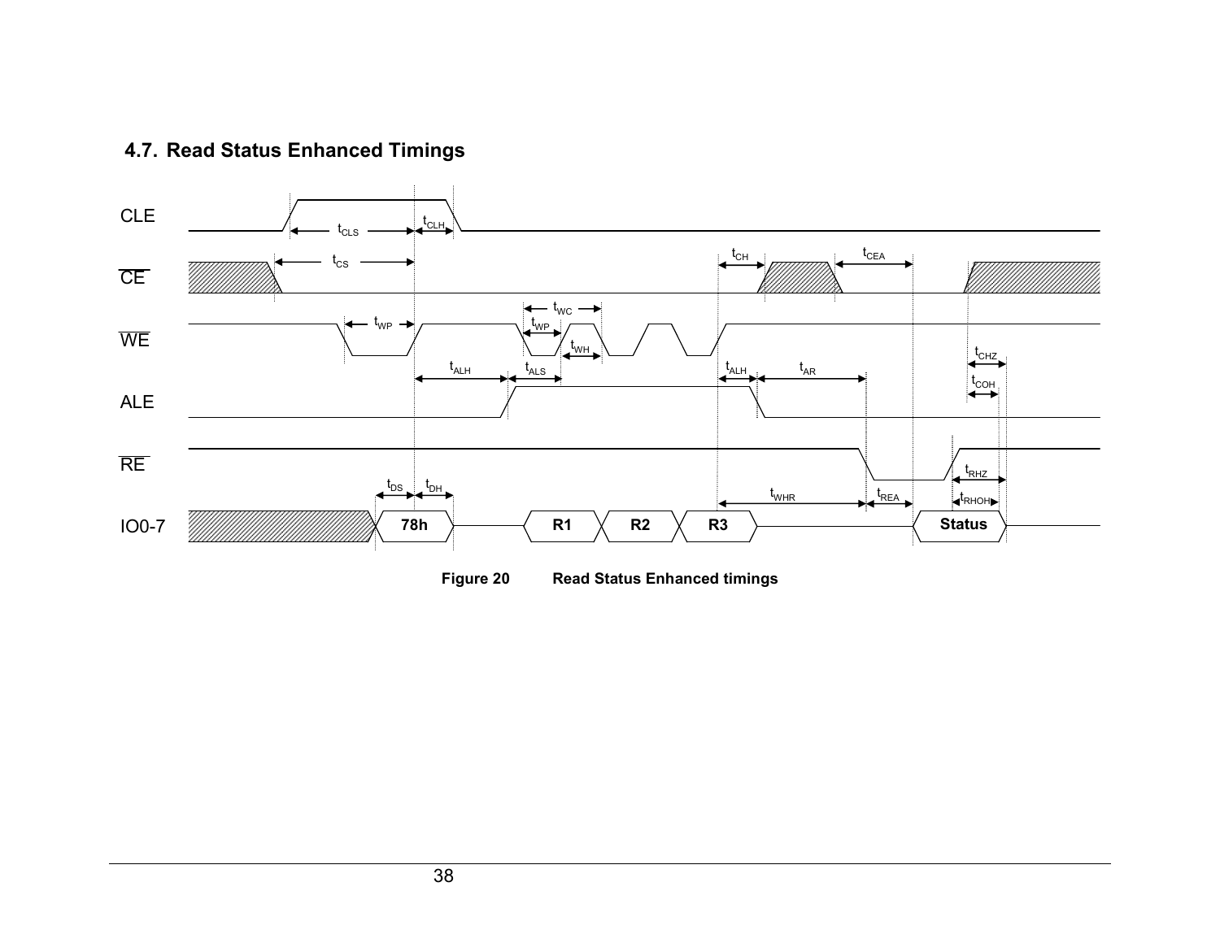## 4.7. Read Status Enhanced Timings

**Figure 20 Read Status Enhanced timings**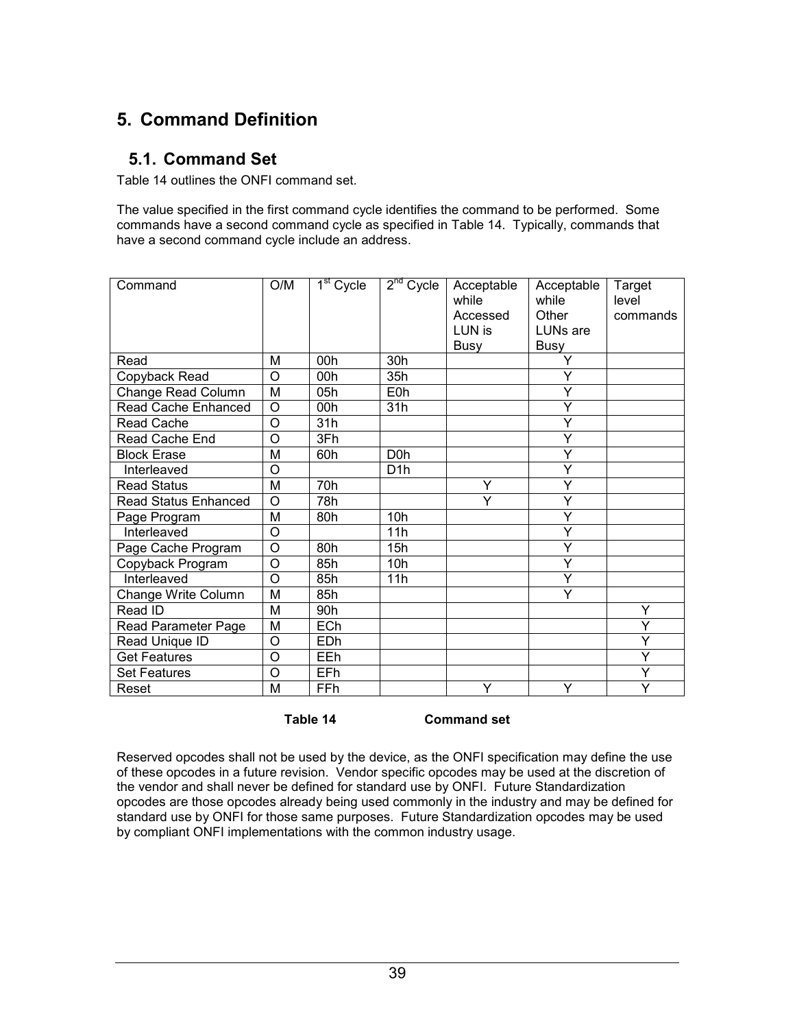# 5. Command Definition

## 5.1. Command Set

Table 14 outlines the ONFI command set.

The value specified in the first command cycle identifies the command to be performed. Some commands have a second command cycle as specified in Table 14. Typically, commands that have a second command cycle include an address.

| Command | O/M | 1st Cycle | 2nd Cycle | Acceptable while Accessed LUN is Busy | Acceptable while Other LUNs are Busy | Target level commands |
|---|---|---|---|---|---|---|
| Read | M | 00h | 30h | | Y | |
| Copyback Read | O | 00h | 35h | | Y | |
| Change Read Column | M | 05h | E0h | | Y | |
| Read Cache Enhanced | O | 00h | 31h | | Y | |
| Read Cache | O | 31h | | | Y | |
| Read Cache End | O | 3Fh | | | Y | |
| Block Erase | M | 60h | D0h | | Y | |
| Interleaved | O | | D1h | | Y | |
| Read Status | M | 70h | | Y | Y | |
| Read Status Enhanced | O | 78h | | Y | Y | |
| Page Program | M | 80h | 10h | | Y | |
| Interleaved | O | | 11h | | Y | |
| Page Cache Program | O | 80h | 15h | | Y | |
| Copyback Program | O | 85h | 10h | | Y | |
| Interleaved | O | 85h | 11h | | Y | |
| Change Write Column | M | 85h | | | Y | |
| Read ID | M | 90h | | | | Y |
| Read Parameter Page | M | ECh | | | | Y |
| Read Unique ID | O | EDh | | | | Y |
| Get Features | O | EEh | | | | Y |
| Set Features | O | EFh | | | | Y |
| Reset | M | FFh | | Y | Y | Y |

**Table 14 Command set**

Reserved opcodes shall not be used by the device, as the ONFI specification may define the use of these opcodes in a future revision. Vendor specific opcodes may be used at the discretion of the vendor and shall never be defined for standard use by ONFI. Future Standardization opcodes are those opcodes already being used commonly in the industry and may be defined for standard use by ONFI for those same purposes. Future Standardization opcodes may be used by compliant ONFI implementations with the common industry usage.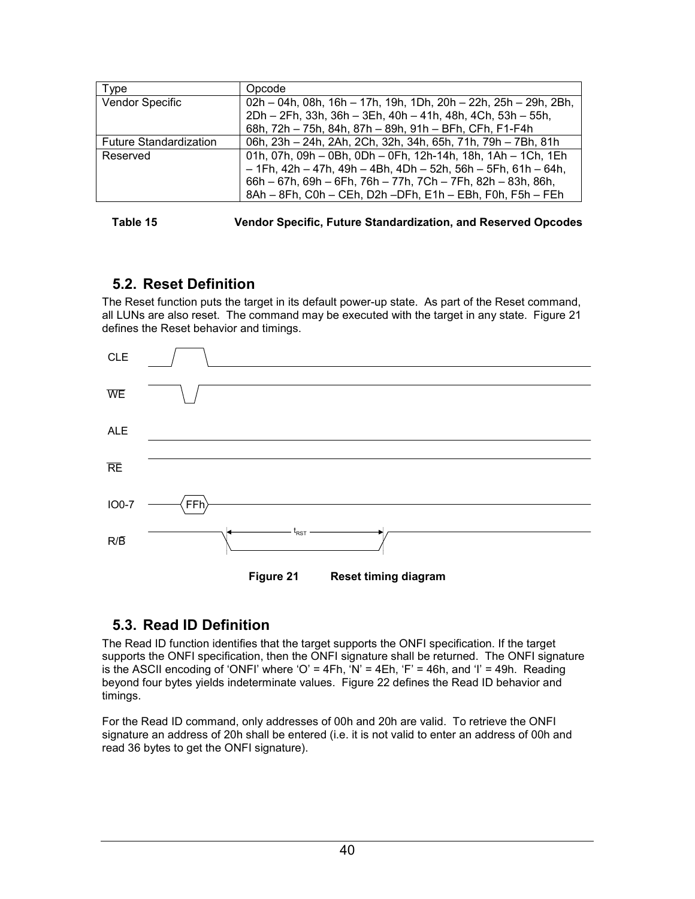| Type | Opcode |
|---|---|
| Vendor Specific | 02h – 04h, 08h, 16h – 17h, 19h, 1Dh, 20h – 22h, 25h – 29h, 2Bh, 2Dh – 2Fh, 33h, 36h – 3Eh, 40h – 41h, 48h, 4Ch, 53h – 55h, 68h, 72h – 75h, 84h, 87h – 89h, 91h – BFh, CFh, F1-F4h |
| Future Standardization | 06h, 23h – 24h, 2Ah, 2Ch, 32h, 34h, 65h, 71h, 79h – 7Bh, 81h |
| Reserved | 01h, 07h, 09h – 0Bh, 0Dh – 0Fh, 12h-14h, 18h, 1Ah – 1Ch, 1Eh – 1Fh, 42h – 47h, 49h – 4Bh, 4Dh – 52h, 56h – 5Fh, 61h – 64h, 66h – 67h, 69h – 6Fh, 76h – 77h, 7Ch – 7Fh, 82h – 83h, 86h, 8Ah – 8Fh, C0h – CEh, D2h –DFh, E1h – EBh, F0h, F5h – FEh |

**Table 15 Vendor Specific, Future Standardization, and Reserved Opcodes**

## 5.2. Reset Definition

The Reset function puts the target in its default power-up state. As part of the Reset command, all LUNs are also reset. The command may be executed with the target in any state. Figure 21 defines the Reset behavior and timings.

CLE

WE

ALE

RE

IO0-7 FFh

R/B $t_{RST}$

**Figure 21 Reset timing diagram**

## 5.3. Read ID Definition

The Read ID function identifies that the target supports the ONFI specification. If the target supports the ONFI specification, then the ONFI signature shall be returned. The ONFI signature is the ASCII encoding of 'ONFI' where 'O' = 4Fh, 'N' = 4Eh, 'F' = 46h, and 'I' = 49h. Reading beyond four bytes yields indeterminate values. Figure 22 defines the Read ID behavior and timings.

For the Read ID command, only addresses of 00h and 20h are valid. To retrieve the ONFI signature an address of 20h shall be entered (i.e. it is not valid to enter an address of 00h and read 36 bytes to get the ONFI signature).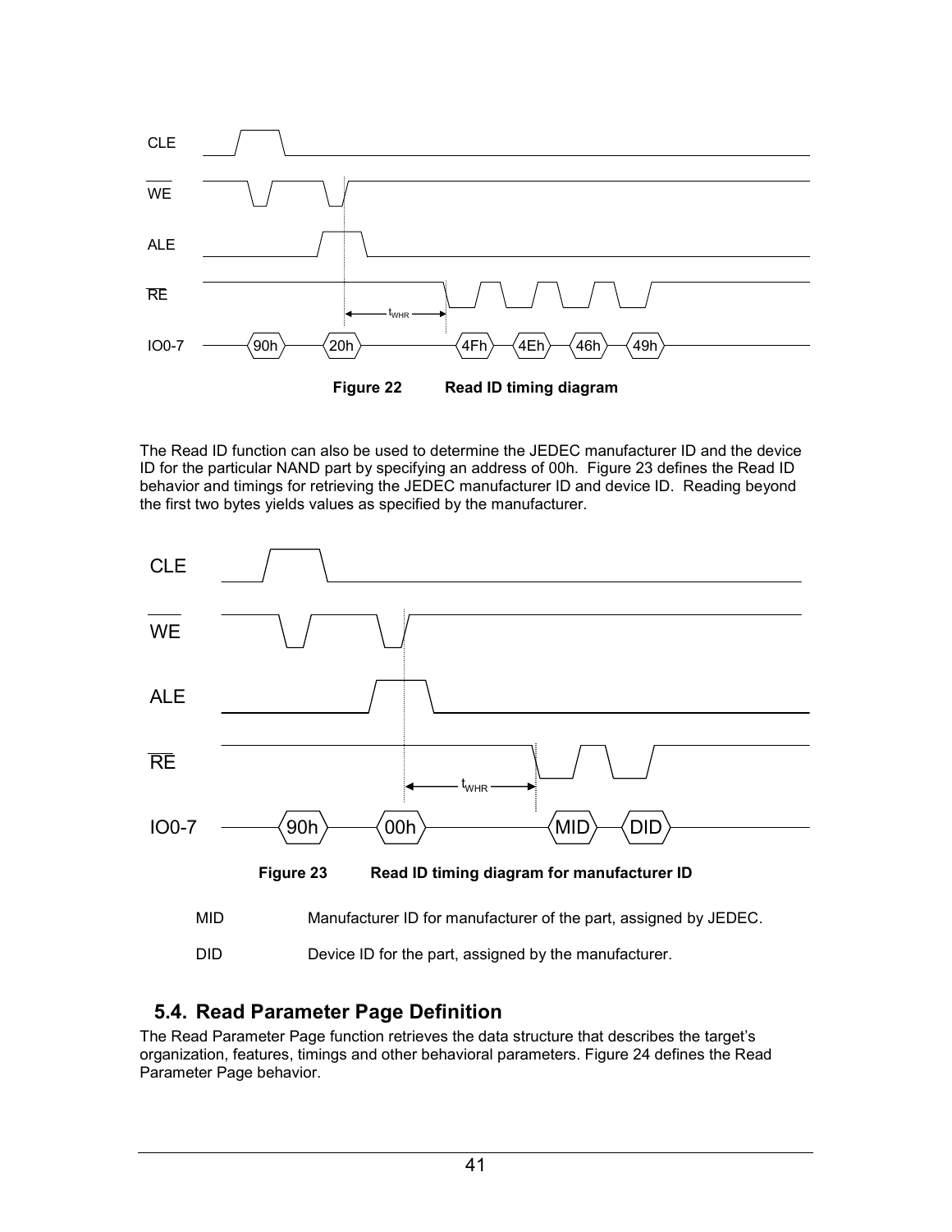Figure 22 Read ID timing diagram

The Read ID function can also be used to determine the JEDEC manufacturer ID and the device ID for the particular NAND part by specifying an address of 00h. Figure 23 defines the Read ID behavior and timings for retrieving the JEDEC manufacturer ID and device ID. Reading beyond the first two bytes yields values as specified by the manufacturer.

Figure 23 Read ID timing diagram for manufacturer ID

| | |
|---|---|
| MID | Manufacturer ID for manufacturer of the part, assigned by JEDEC. |
| DID | Device ID for the part, assigned by the manufacturer. |

## 5.4. Read Parameter Page Definition

The Read Parameter Page function retrieves the data structure that describes the target's organization, features, timings and other behavioral parameters. Figure 24 defines the Read Parameter Page behavior.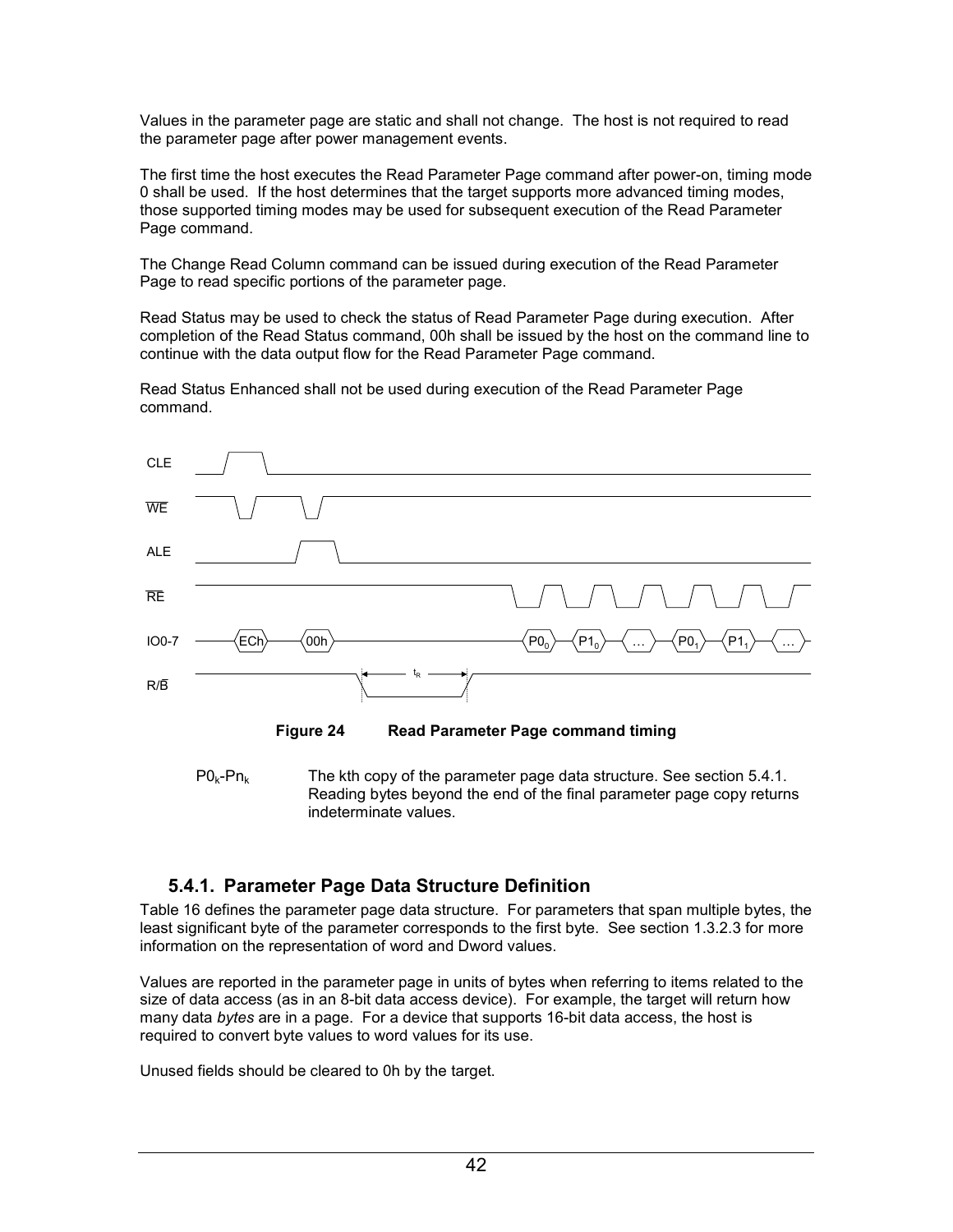Values in the parameter page are static and shall not change. The host is not required to read the parameter page after power management events.

The first time the host executes the Read Parameter Page command after power-on, timing mode 0 shall be used. If the host determines that the target supports more advanced timing modes, those supported timing modes may be used for subsequent execution of the Read Parameter Page command.

The Change Read Column command can be issued during execution of the Read Parameter Page to read specific portions of the parameter page.

Read Status may be used to check the status of Read Parameter Page during execution. After completion of the Read Status command, 00h shall be issued by the host on the command line to continue with the data output flow for the Read Parameter Page command.

Read Status Enhanced shall not be used during execution of the Read Parameter Page command.

**Figure 24 Read Parameter Page command timing**

$P0_k$-$Pn_k$ The kth copy of the parameter page data structure. See section 5.4.1. Reading bytes beyond the end of the final parameter page copy returns indeterminate values.

### 5.4.1. Parameter Page Data Structure Definition

Table 16 defines the parameter page data structure. For parameters that span multiple bytes, the least significant byte of the parameter corresponds to the first byte. See section 1.3.2.3 for more information on the representation of word and Dword values.

Values are reported in the parameter page in units of bytes when referring to items related to the size of data access (as in an 8-bit data access device). For example, the target will return how many data *bytes* are in a page. For a device that supports 16-bit data access, the host is required to convert byte values to word values for its use.

Unused fields should be cleared to 0h by the target.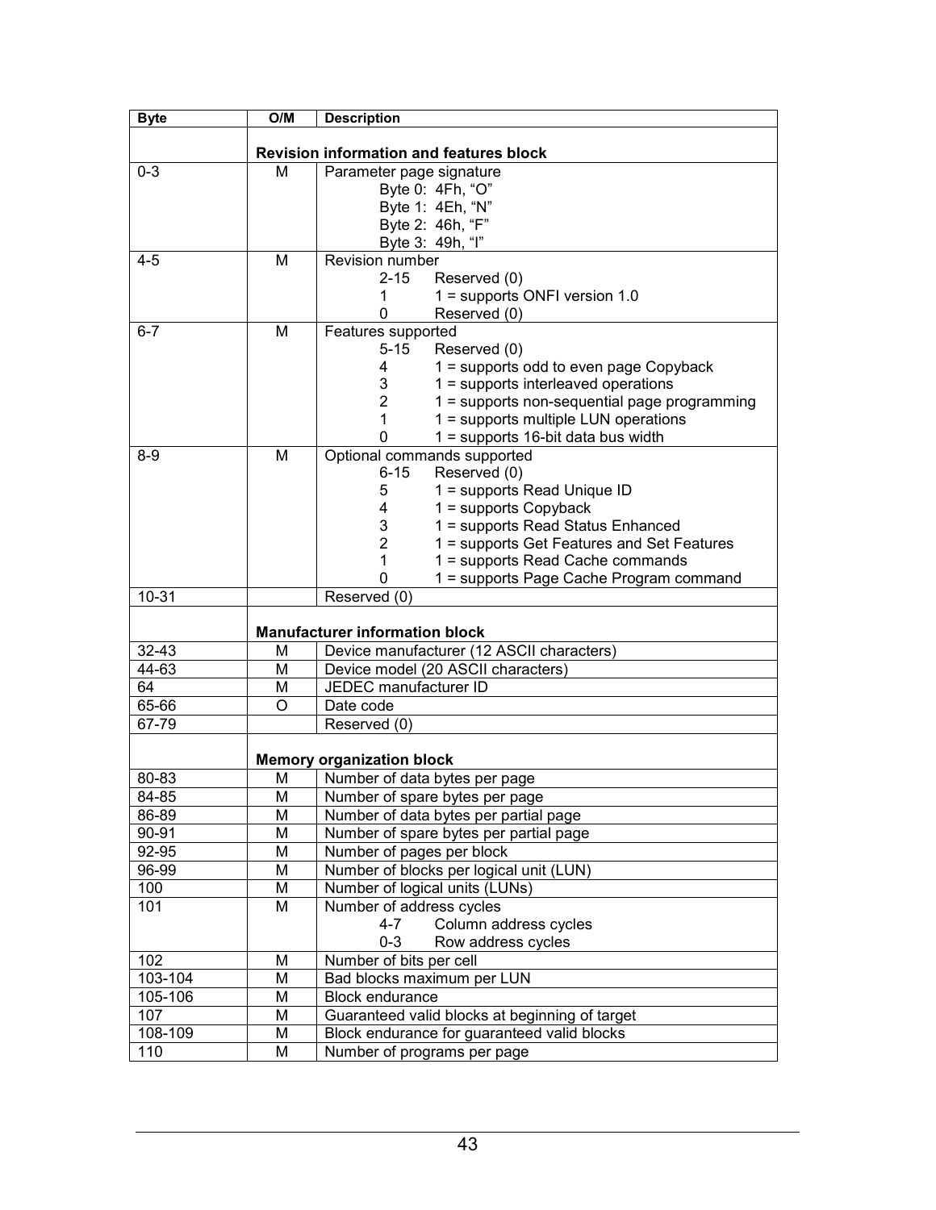| Byte | O/M | Description |
|---|---|---|
| | | **Revision information and features block** |
| 0-3 | M | Parameter page signature<br>Byte 0: 4Fh, "O"<br>Byte 1: 4Eh, "N"<br>Byte 2: 46h, "F"<br>Byte 3: 49h, "I" |
| 4-5 | M | Revision number<br>2-15 Reserved (0)<br>1 1 = supports ONFI version 1.0<br>0 Reserved (0) |
| 6-7 | M | Features supported<br>5-15 Reserved (0)<br>4 1 = supports odd to even page Copyback<br>3 1 = supports interleaved operations<br>2 1 = supports non-sequential page programming<br>1 1 = supports multiple LUN operations<br>0 1 = supports 16-bit data bus width |
| 8-9 | M | Optional commands supported<br>6-15 Reserved (0)<br>5 1 = supports Read Unique ID<br>4 1 = supports Copyback<br>3 1 = supports Read Status Enhanced<br>2 1 = supports Get Features and Set Features<br>1 1 = supports Read Cache commands<br>0 1 = supports Page Cache Program command |
| 10-31 | | Reserved (0) |
| | | **Manufacturer information block** |
| 32-43 | M | Device manufacturer (12 ASCII characters) |
| 44-63 | M | Device model (20 ASCII characters) |
| 64 | M | JEDEC manufacturer ID |
| 65-66 | O | Date code |
| 67-79 | | Reserved (0) |
| | | **Memory organization block** |
| 80-83 | M | Number of data bytes per page |
| 84-85 | M | Number of spare bytes per page |
| 86-89 | M | Number of data bytes per partial page |
| 90-91 | M | Number of spare bytes per partial page |
| 92-95 | M | Number of pages per block |
| 96-99 | M | Number of blocks per logical unit (LUN) |
| 100 | M | Number of logical units (LUNs) |
| 101 | M | Number of address cycles<br>4-7 Column address cycles<br>0-3 Row address cycles |
| 102 | M | Number of bits per cell |
| 103-104 | M | Bad blocks maximum per LUN |
| 105-106 | M | Block endurance |
| 107 | M | Guaranteed valid blocks at beginning of target |
| 108-109 | M | Block endurance for guaranteed valid blocks |
| 110 | M | Number of programs per page |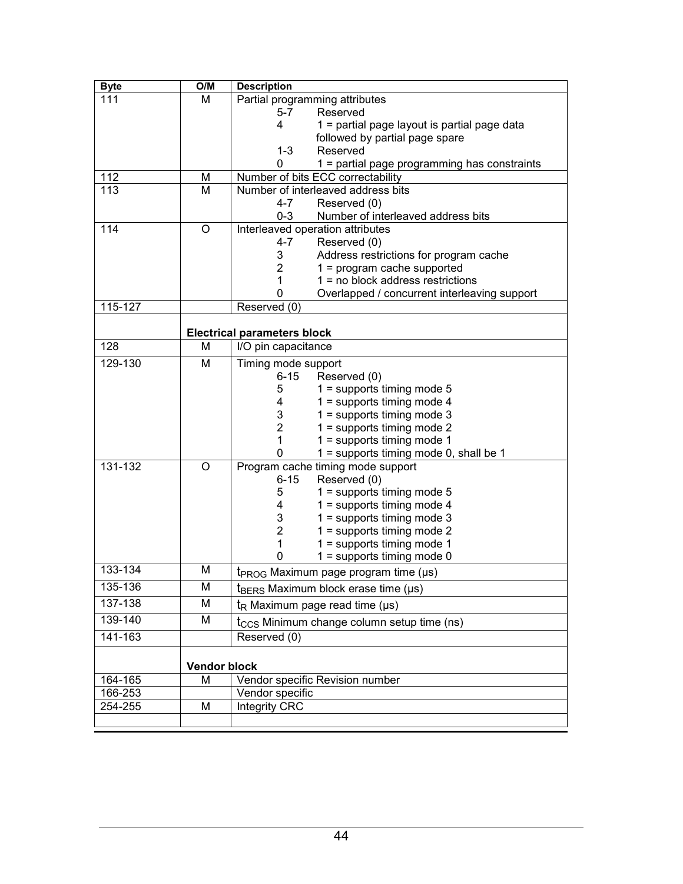| Byte | O/M | Description |
|---|---|---|
| 111 | M | Partial programming attributes<br>5-7 Reserved<br>4 1 = partial page layout is partial page data followed by partial page spare<br>1-3 Reserved<br>0 1 = partial page programming has constraints |
| 112 | M | Number of bits ECC correctability |
| 113 | M | Number of interleaved address bits<br>4-7 Reserved (0)<br>0-3 Number of interleaved address bits |
| 114 | O | Interleaved operation attributes<br>4-7 Reserved (0)<br>3 Address restrictions for program cache<br>2 1 = program cache supported<br>1 1 = no block address restrictions<br>0 Overlapped / concurrent interleaving support |
| 115-127 | | Reserved (0) |
| | **Electrical parameters block** | |
| 128 | M | I/O pin capacitance |
| 129-130 | M | Timing mode support<br>6-15 Reserved (0)<br>5 1 = supports timing mode 5<br>4 1 = supports timing mode 4<br>3 1 = supports timing mode 3<br>2 1 = supports timing mode 2<br>1 1 = supports timing mode 1<br>0 1 = supports timing mode 0, shall be 1 |
| 131-132 | O | Program cache timing mode support<br>6-15 Reserved (0)<br>5 1 = supports timing mode 5<br>4 1 = supports timing mode 4<br>3 1 = supports timing mode 3<br>2 1 = supports timing mode 2<br>1 1 = supports timing mode 1<br>0 1 = supports timing mode 0 |
| 133-134 | M | $t_{PROG}$ Maximum page program time (µs) |
| 135-136 | M | $t_{BERS}$ Maximum block erase time (µs) |
| 137-138 | M | $t_R$ Maximum page read time (µs) |
| 139-140 | M | $t_{CCS}$ Minimum change column setup time (ns) |
| 141-163 | | Reserved (0) |
| | **Vendor block** | |
| 164-165 | M | Vendor specific Revision number |
| 166-253 | | Vendor specific |
| 254-255 | M | Integrity CRC |
| | | |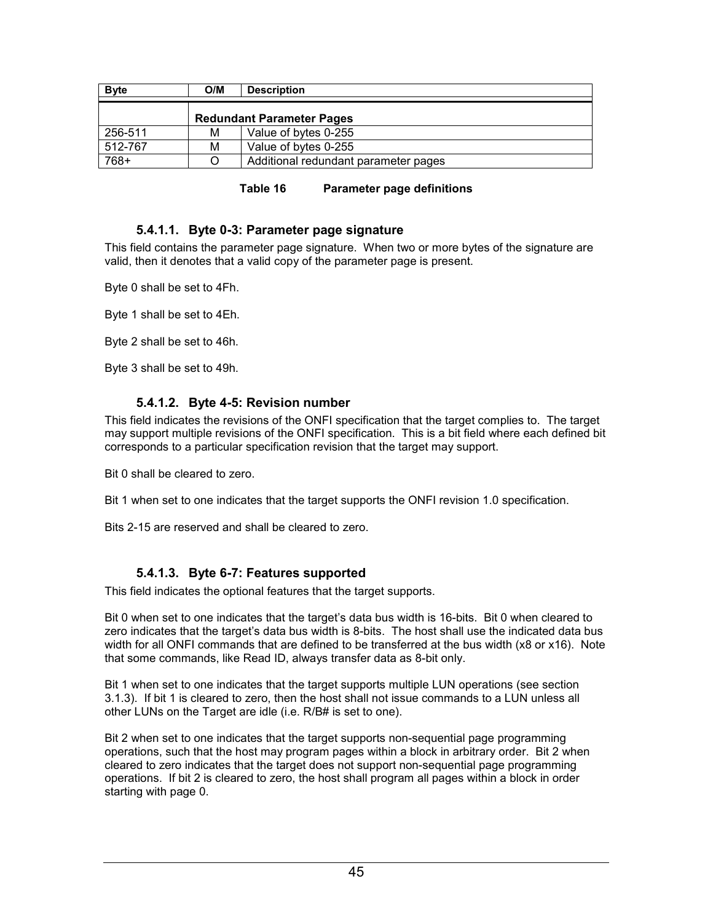| Byte | O/M | Description |
|---|---|---|
| | **Redundant Parameter Pages** | |
| 256-511 | M | Value of bytes 0-255 |
| 512-767 | M | Value of bytes 0-255 |
| 768+ | O | Additional redundant parameter pages |

**Table 16 Parameter page definitions**

#### 5.4.1.1. Byte 0-3: Parameter page signature

This field contains the parameter page signature. When two or more bytes of the signature are valid, then it denotes that a valid copy of the parameter page is present.

Byte 0 shall be set to 4Fh.

Byte 1 shall be set to 4Eh.

Byte 2 shall be set to 46h.

Byte 3 shall be set to 49h.

#### 5.4.1.2. Byte 4-5: Revision number

This field indicates the revisions of the ONFI specification that the target complies to. The target may support multiple revisions of the ONFI specification. This is a bit field where each defined bit corresponds to a particular specification revision that the target may support.

Bit 0 shall be cleared to zero.

Bit 1 when set to one indicates that the target supports the ONFI revision 1.0 specification.

Bits 2-15 are reserved and shall be cleared to zero.

#### 5.4.1.3. Byte 6-7: Features supported

This field indicates the optional features that the target supports.

Bit 0 when set to one indicates that the target's data bus width is 16-bits. Bit 0 when cleared to zero indicates that the target's data bus width is 8-bits. The host shall use the indicated data bus width for all ONFI commands that are defined to be transferred at the bus width (x8 or x16). Note that some commands, like Read ID, always transfer data as 8-bit only.

Bit 1 when set to one indicates that the target supports multiple LUN operations (see section 3.1.3). If bit 1 is cleared to zero, then the host shall not issue commands to a LUN unless all other LUNs on the Target are idle (i.e. R/B# is set to one).

Bit 2 when set to one indicates that the target supports non-sequential page programming operations, such that the host may program pages within a block in arbitrary order. Bit 2 when cleared to zero indicates that the target does not support non-sequential page programming operations. If bit 2 is cleared to zero, the host shall program all pages within a block in order starting with page 0.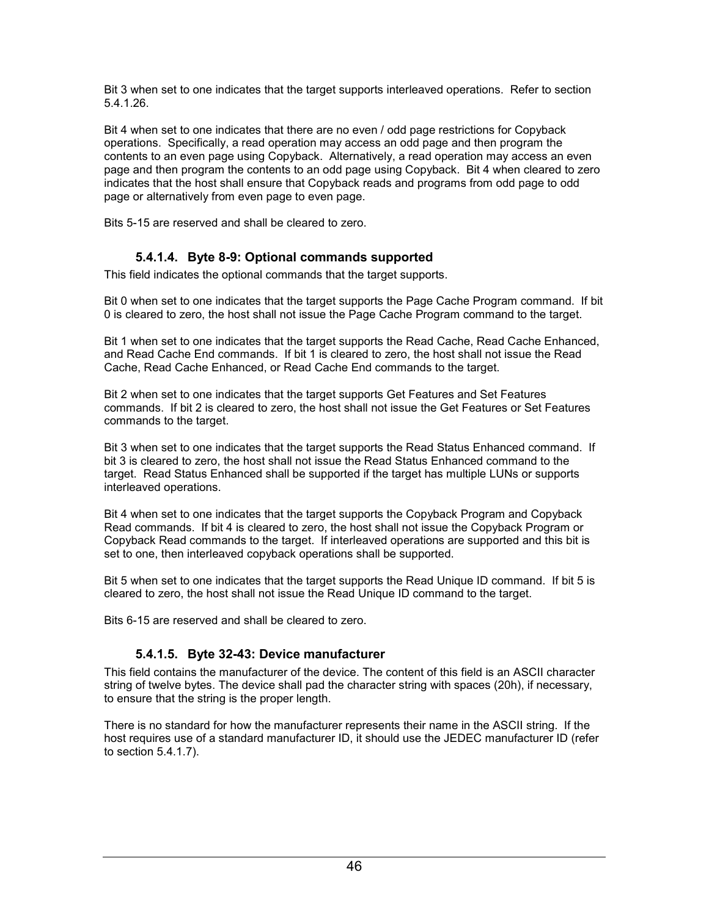Bit 3 when set to one indicates that the target supports interleaved operations. Refer to section 5.4.1.26.

Bit 4 when set to one indicates that there are no even / odd page restrictions for Copyback operations. Specifically, a read operation may access an odd page and then program the contents to an even page using Copyback. Alternatively, a read operation may access an even page and then program the contents to an odd page using Copyback. Bit 4 when cleared to zero indicates that the host shall ensure that Copyback reads and programs from odd page to odd page or alternatively from even page to even page.

Bits 5-15 are reserved and shall be cleared to zero.

#### 5.4.1.4. Byte 8-9: Optional commands supported

This field indicates the optional commands that the target supports.

Bit 0 when set to one indicates that the target supports the Page Cache Program command. If bit 0 is cleared to zero, the host shall not issue the Page Cache Program command to the target.

Bit 1 when set to one indicates that the target supports the Read Cache, Read Cache Enhanced, and Read Cache End commands. If bit 1 is cleared to zero, the host shall not issue the Read Cache, Read Cache Enhanced, or Read Cache End commands to the target.

Bit 2 when set to one indicates that the target supports Get Features and Set Features commands. If bit 2 is cleared to zero, the host shall not issue the Get Features or Set Features commands to the target.

Bit 3 when set to one indicates that the target supports the Read Status Enhanced command. If bit 3 is cleared to zero, the host shall not issue the Read Status Enhanced command to the target. Read Status Enhanced shall be supported if the target has multiple LUNs or supports interleaved operations.

Bit 4 when set to one indicates that the target supports the Copyback Program and Copyback Read commands. If bit 4 is cleared to zero, the host shall not issue the Copyback Program or Copyback Read commands to the target. If interleaved operations are supported and this bit is set to one, then interleaved copyback operations shall be supported.

Bit 5 when set to one indicates that the target supports the Read Unique ID command. If bit 5 is cleared to zero, the host shall not issue the Read Unique ID command to the target.

Bits 6-15 are reserved and shall be cleared to zero.

#### 5.4.1.5. Byte 32-43: Device manufacturer

This field contains the manufacturer of the device. The content of this field is an ASCII character string of twelve bytes. The device shall pad the character string with spaces (20h), if necessary, to ensure that the string is the proper length.

There is no standard for how the manufacturer represents their name in the ASCII string. If the host requires use of a standard manufacturer ID, it should use the JEDEC manufacturer ID (refer to section 5.4.1.7).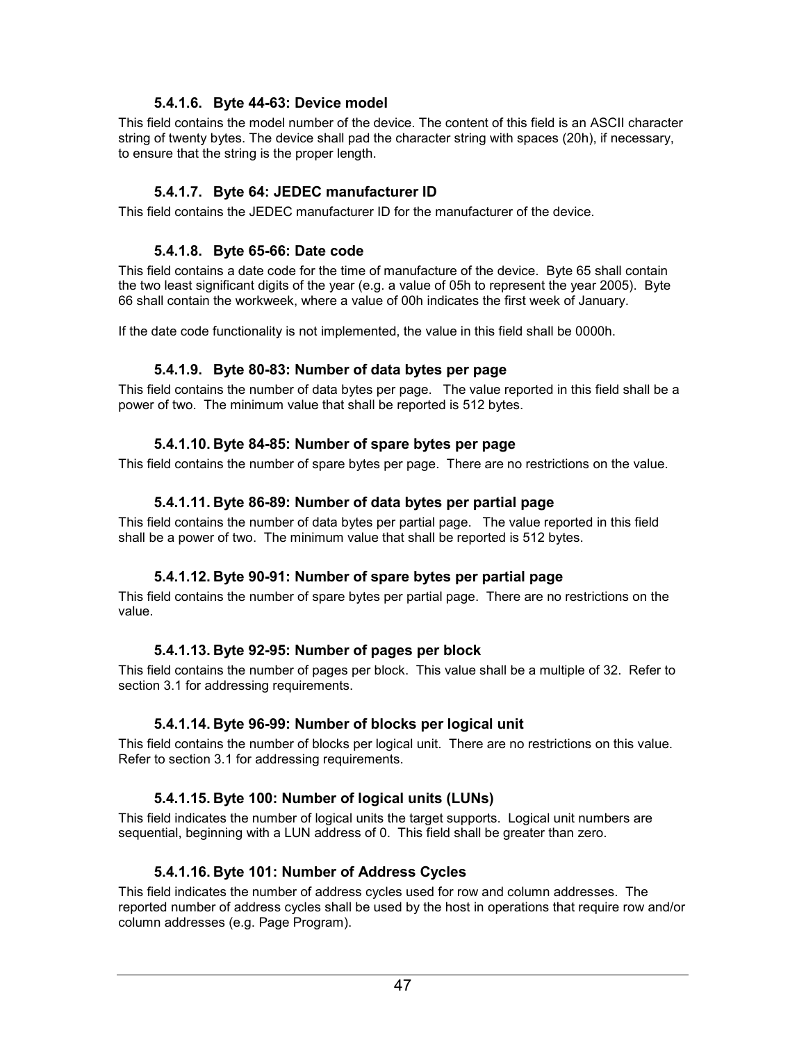#### 5.4.1.6. Byte 44-63: Device model

This field contains the model number of the device. The content of this field is an ASCII character string of twenty bytes. The device shall pad the character string with spaces (20h), if necessary, to ensure that the string is the proper length.

#### 5.4.1.7. Byte 64: JEDEC manufacturer ID

This field contains the JEDEC manufacturer ID for the manufacturer of the device.

#### 5.4.1.8. Byte 65-66: Date code

This field contains a date code for the time of manufacture of the device. Byte 65 shall contain the two least significant digits of the year (e.g. a value of 05h to represent the year 2005). Byte 66 shall contain the workweek, where a value of 00h indicates the first week of January.

If the date code functionality is not implemented, the value in this field shall be 0000h.

#### 5.4.1.9. Byte 80-83: Number of data bytes per page

This field contains the number of data bytes per page. The value reported in this field shall be a power of two. The minimum value that shall be reported is 512 bytes.

#### 5.4.1.10. Byte 84-85: Number of spare bytes per page

This field contains the number of spare bytes per page. There are no restrictions on the value.

#### 5.4.1.11. Byte 86-89: Number of data bytes per partial page

This field contains the number of data bytes per partial page. The value reported in this field shall be a power of two. The minimum value that shall be reported is 512 bytes.

#### 5.4.1.12. Byte 90-91: Number of spare bytes per partial page

This field contains the number of spare bytes per partial page. There are no restrictions on the value.

#### 5.4.1.13. Byte 92-95: Number of pages per block

This field contains the number of pages per block. This value shall be a multiple of 32. Refer to section 3.1 for addressing requirements.

#### 5.4.1.14. Byte 96-99: Number of blocks per logical unit

This field contains the number of blocks per logical unit. There are no restrictions on this value. Refer to section 3.1 for addressing requirements.

#### 5.4.1.15. Byte 100: Number of logical units (LUNs)

This field indicates the number of logical units the target supports. Logical unit numbers are sequential, beginning with a LUN address of 0. This field shall be greater than zero.

#### 5.4.1.16. Byte 101: Number of Address Cycles

This field indicates the number of address cycles used for row and column addresses. The reported number of address cycles shall be used by the host in operations that require row and/or column addresses (e.g. Page Program).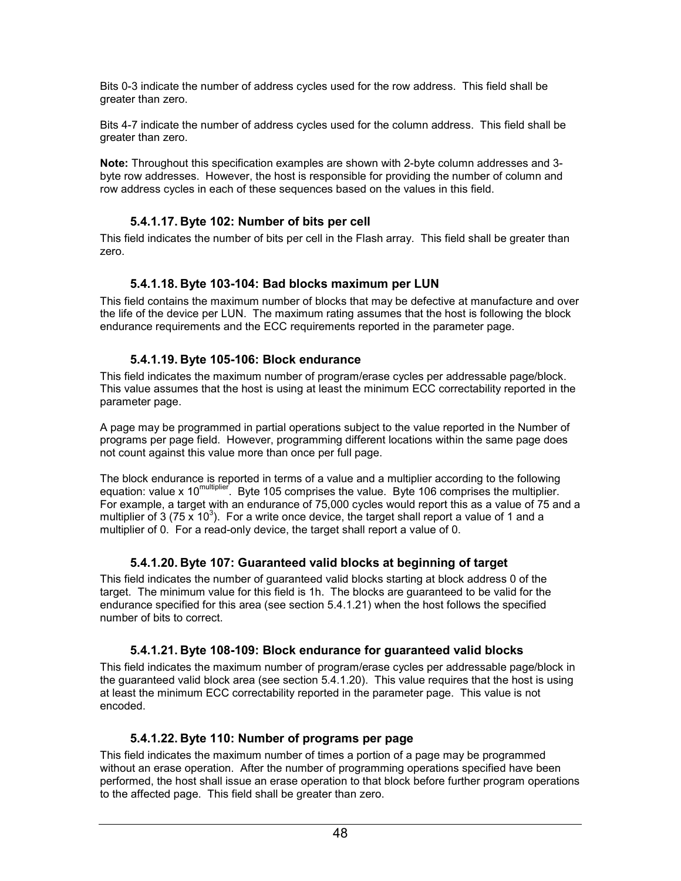Bits 0-3 indicate the number of address cycles used for the row address. This field shall be greater than zero.

Bits 4-7 indicate the number of address cycles used for the column address. This field shall be greater than zero.

**Note:** Throughout this specification examples are shown with 2-byte column addresses and 3-byte row addresses. However, the host is responsible for providing the number of column and row address cycles in each of these sequences based on the values in this field.

#### 5.4.1.17. Byte 102: Number of bits per cell

This field indicates the number of bits per cell in the Flash array. This field shall be greater than zero.

#### 5.4.1.18. Byte 103-104: Bad blocks maximum per LUN

This field contains the maximum number of blocks that may be defective at manufacture and over the life of the device per LUN. The maximum rating assumes that the host is following the block endurance requirements and the ECC requirements reported in the parameter page.

#### 5.4.1.19. Byte 105-106: Block endurance

This field indicates the maximum number of program/erase cycles per addressable page/block. This value assumes that the host is using at least the minimum ECC correctability reported in the parameter page.

A page may be programmed in partial operations subject to the value reported in the Number of programs per page field. However, programming different locations within the same page does not count against this value more than once per full page.

The block endurance is reported in terms of a value and a multiplier according to the following equation: value x $10^{multiplier}$. Byte 105 comprises the value. Byte 106 comprises the multiplier. For example, a target with an endurance of 75,000 cycles would report this as a value of 75 and a multiplier of 3 ($75 \times 10^3$). For a write once device, the target shall report a value of 1 and a multiplier of 0. For a read-only device, the target shall report a value of 0.

#### 5.4.1.20. Byte 107: Guaranteed valid blocks at beginning of target

This field indicates the number of guaranteed valid blocks starting at block address 0 of the target. The minimum value for this field is 1h. The blocks are guaranteed to be valid for the endurance specified for this area (see section 5.4.1.21) when the host follows the specified number of bits to correct.

#### 5.4.1.21. Byte 108-109: Block endurance for guaranteed valid blocks

This field indicates the maximum number of program/erase cycles per addressable page/block in the guaranteed valid block area (see section 5.4.1.20). This value requires that the host is using at least the minimum ECC correctability reported in the parameter page. This value is not encoded.

#### 5.4.1.22. Byte 110: Number of programs per page

This field indicates the maximum number of times a portion of a page may be programmed without an erase operation. After the number of programming operations specified have been performed, the host shall issue an erase operation to that block before further program operations to the affected page. This field shall be greater than zero.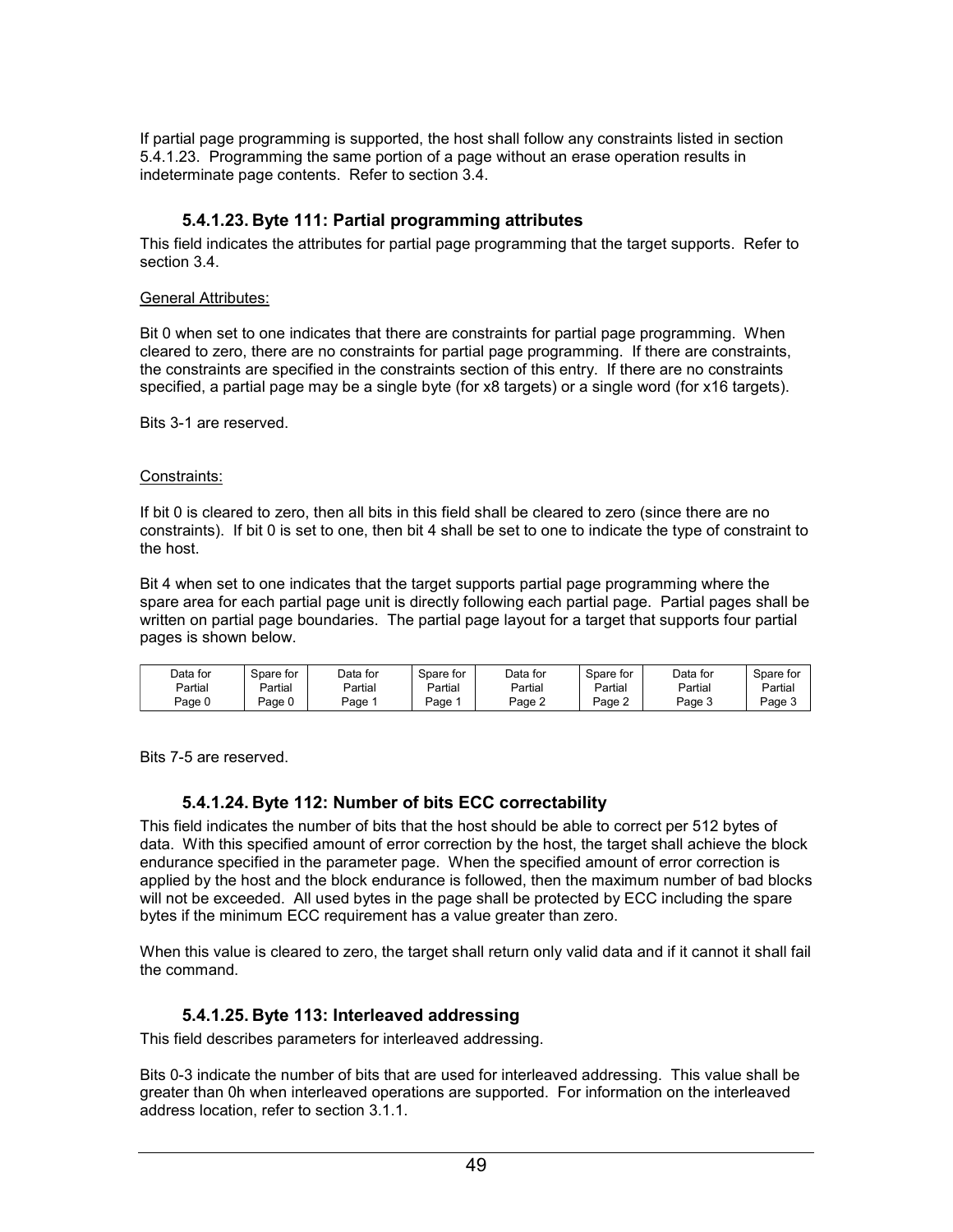If partial page programming is supported, the host shall follow any constraints listed in section 5.4.1.23. Programming the same portion of a page without an erase operation results in indeterminate page contents. Refer to section 3.4.

#### 5.4.1.23. Byte 111: Partial programming attributes

This field indicates the attributes for partial page programming that the target supports. Refer to section 3.4.

General Attributes:

Bit 0 when set to one indicates that there are constraints for partial page programming. When cleared to zero, there are no constraints for partial page programming. If there are constraints, the constraints are specified in the constraints section of this entry. If there are no constraints specified, a partial page may be a single byte (for x8 targets) or a single word (for x16 targets).

Bits 3-1 are reserved.

Constraints:

If bit 0 is cleared to zero, then all bits in this field shall be cleared to zero (since there are no constraints). If bit 0 is set to one, then bit 4 shall be set to one to indicate the type of constraint to the host.

Bit 4 when set to one indicates that the target supports partial page programming where the spare area for each partial page unit is directly following each partial page. Partial pages shall be written on partial page boundaries. The partial page layout for a target that supports four partial pages is shown below.

| Data for Partial Page 0 | Spare for Partial Page 0 | Data for Partial Page 1 | Spare for Partial Page 1 | Data for Partial Page 2 | Spare for Partial Page 2 | Data for Partial Page 3 | Spare for Partial Page 3 |
|---|---|---|---|---|---|---|---|

Bits 7-5 are reserved.

#### 5.4.1.24. Byte 112: Number of bits ECC correctability

This field indicates the number of bits that the host should be able to correct per 512 bytes of data. With this specified amount of error correction by the host, the target shall achieve the block endurance specified in the parameter page. When the specified amount of error correction is applied by the host and the block endurance is followed, then the maximum number of bad blocks will not be exceeded. All used bytes in the page shall be protected by ECC including the spare bytes if the minimum ECC requirement has a value greater than zero.

When this value is cleared to zero, the target shall return only valid data and if it cannot it shall fail the command.

#### 5.4.1.25. Byte 113: Interleaved addressing

This field describes parameters for interleaved addressing.

Bits 0-3 indicate the number of bits that are used for interleaved addressing. This value shall be greater than 0h when interleaved operations are supported. For information on the interleaved address location, refer to section 3.1.1.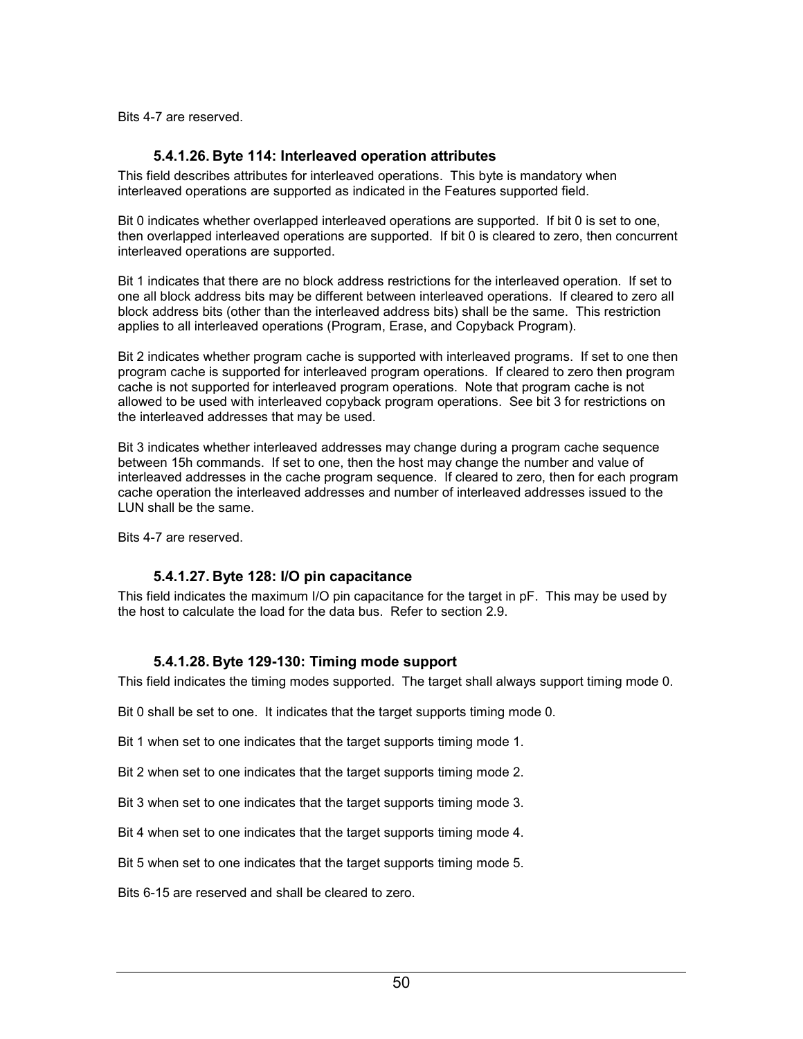Bits 4-7 are reserved.

#### 5.4.1.26. Byte 114: Interleaved operation attributes

This field describes attributes for interleaved operations. This byte is mandatory when interleaved operations are supported as indicated in the Features supported field.

Bit 0 indicates whether overlapped interleaved operations are supported. If bit 0 is set to one, then overlapped interleaved operations are supported. If bit 0 is cleared to zero, then concurrent interleaved operations are supported.

Bit 1 indicates that there are no block address restrictions for the interleaved operation. If set to one all block address bits may be different between interleaved operations. If cleared to zero all block address bits (other than the interleaved address bits) shall be the same. This restriction applies to all interleaved operations (Program, Erase, and Copyback Program).

Bit 2 indicates whether program cache is supported with interleaved programs. If set to one then program cache is supported for interleaved program operations. If cleared to zero then program cache is not supported for interleaved program operations. Note that program cache is not allowed to be used with interleaved copyback program operations. See bit 3 for restrictions on the interleaved addresses that may be used.

Bit 3 indicates whether interleaved addresses may change during a program cache sequence between 15h commands. If set to one, then the host may change the number and value of interleaved addresses in the cache program sequence. If cleared to zero, then for each program cache operation the interleaved addresses and number of interleaved addresses issued to the LUN shall be the same.

Bits 4-7 are reserved.

#### 5.4.1.27. Byte 128: I/O pin capacitance

This field indicates the maximum I/O pin capacitance for the target in pF. This may be used by the host to calculate the load for the data bus. Refer to section 2.9.

#### 5.4.1.28. Byte 129-130: Timing mode support

This field indicates the timing modes supported. The target shall always support timing mode 0.

Bit 0 shall be set to one. It indicates that the target supports timing mode 0.

Bit 1 when set to one indicates that the target supports timing mode 1.

Bit 2 when set to one indicates that the target supports timing mode 2.

Bit 3 when set to one indicates that the target supports timing mode 3.

Bit 4 when set to one indicates that the target supports timing mode 4.

Bit 5 when set to one indicates that the target supports timing mode 5.

Bits 6-15 are reserved and shall be cleared to zero.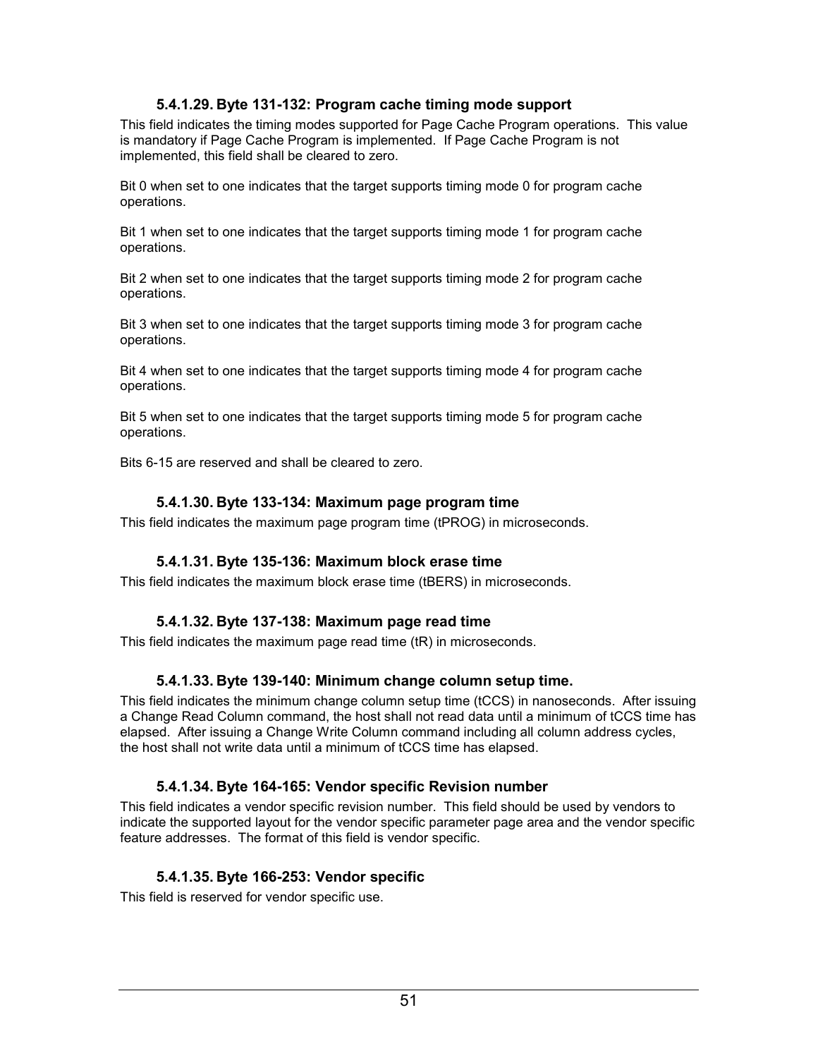#### 5.4.1.29. Byte 131-132: Program cache timing mode support

This field indicates the timing modes supported for Page Cache Program operations. This value is mandatory if Page Cache Program is implemented. If Page Cache Program is not implemented, this field shall be cleared to zero.

Bit 0 when set to one indicates that the target supports timing mode 0 for program cache operations.

Bit 1 when set to one indicates that the target supports timing mode 1 for program cache operations.

Bit 2 when set to one indicates that the target supports timing mode 2 for program cache operations.

Bit 3 when set to one indicates that the target supports timing mode 3 for program cache operations.

Bit 4 when set to one indicates that the target supports timing mode 4 for program cache operations.

Bit 5 when set to one indicates that the target supports timing mode 5 for program cache operations.

Bits 6-15 are reserved and shall be cleared to zero.

#### 5.4.1.30. Byte 133-134: Maximum page program time

This field indicates the maximum page program time (tPROG) in microseconds.

#### 5.4.1.31. Byte 135-136: Maximum block erase time

This field indicates the maximum block erase time (tBERS) in microseconds.

#### 5.4.1.32. Byte 137-138: Maximum page read time

This field indicates the maximum page read time (tR) in microseconds.

#### 5.4.1.33. Byte 139-140: Minimum change column setup time.

This field indicates the minimum change column setup time (tCCS) in nanoseconds. After issuing a Change Read Column command, the host shall not read data until a minimum of tCCS time has elapsed. After issuing a Change Write Column command including all column address cycles, the host shall not write data until a minimum of tCCS time has elapsed.

#### 5.4.1.34. Byte 164-165: Vendor specific Revision number

This field indicates a vendor specific revision number. This field should be used by vendors to indicate the supported layout for the vendor specific parameter page area and the vendor specific feature addresses. The format of this field is vendor specific.

#### 5.4.1.35. Byte 166-253: Vendor specific

This field is reserved for vendor specific use.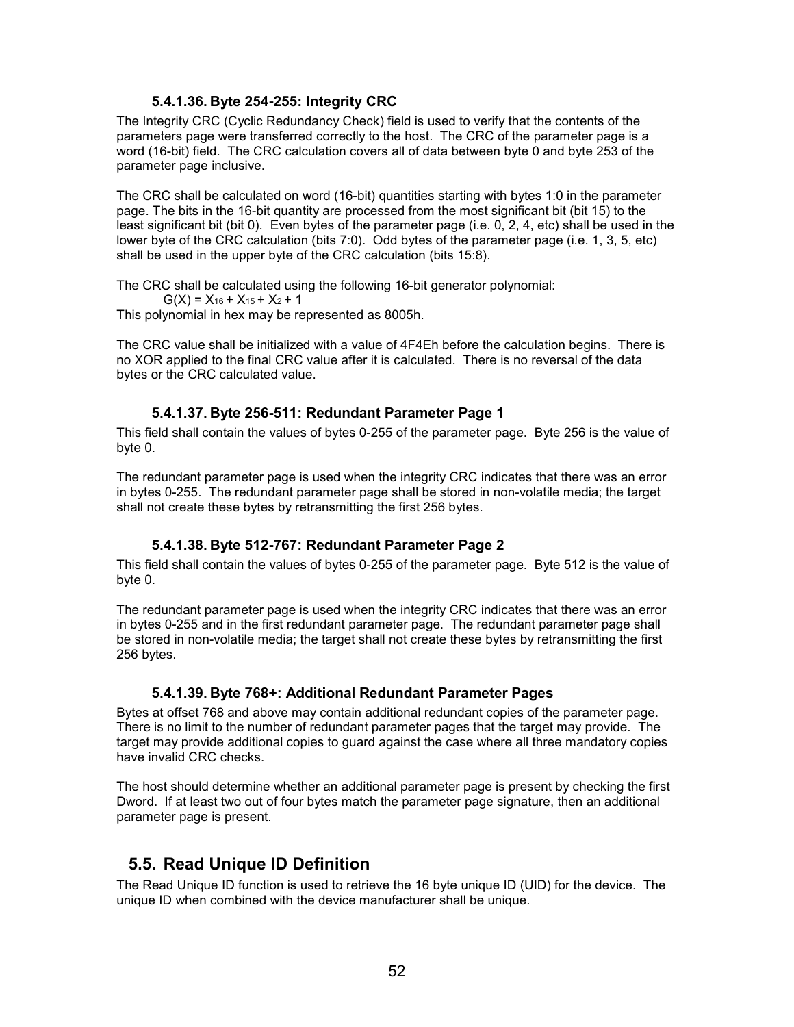#### 5.4.1.36. Byte 254-255: Integrity CRC

The Integrity CRC (Cyclic Redundancy Check) field is used to verify that the contents of the parameters page were transferred correctly to the host. The CRC of the parameter page is a word (16-bit) field. The CRC calculation covers all of data between byte 0 and byte 253 of the parameter page inclusive.

The CRC shall be calculated on word (16-bit) quantities starting with bytes 1:0 in the parameter page. The bits in the 16-bit quantity are processed from the most significant bit (bit 15) to the least significant bit (bit 0). Even bytes of the parameter page (i.e. 0, 2, 4, etc) shall be used in the lower byte of the CRC calculation (bits 7:0). Odd bytes of the parameter page (i.e. 1, 3, 5, etc) shall be used in the upper byte of the CRC calculation (bits 15:8).

The CRC shall be calculated using the following 16-bit generator polynomial:

$$G(X) = X_{16} + X_{15} + X_2 + 1$$

This polynomial in hex may be represented as 8005h.

The CRC value shall be initialized with a value of 4F4Eh before the calculation begins. There is no XOR applied to the final CRC value after it is calculated. There is no reversal of the data bytes or the CRC calculated value.

#### 5.4.1.37. Byte 256-511: Redundant Parameter Page 1

This field shall contain the values of bytes 0-255 of the parameter page. Byte 256 is the value of byte 0.

The redundant parameter page is used when the integrity CRC indicates that there was an error in bytes 0-255. The redundant parameter page shall be stored in non-volatile media; the target shall not create these bytes by retransmitting the first 256 bytes.

#### 5.4.1.38. Byte 512-767: Redundant Parameter Page 2

This field shall contain the values of bytes 0-255 of the parameter page. Byte 512 is the value of byte 0.

The redundant parameter page is used when the integrity CRC indicates that there was an error in bytes 0-255 and in the first redundant parameter page. The redundant parameter page shall be stored in non-volatile media; the target shall not create these bytes by retransmitting the first 256 bytes.

#### 5.4.1.39. Byte 768+: Additional Redundant Parameter Pages

Bytes at offset 768 and above may contain additional redundant copies of the parameter page. There is no limit to the number of redundant parameter pages that the target may provide. The target may provide additional copies to guard against the case where all three mandatory copies have invalid CRC checks.

The host should determine whether an additional parameter page is present by checking the first Dword. If at least two out of four bytes match the parameter page signature, then an additional parameter page is present.

## 5.5. Read Unique ID Definition

The Read Unique ID function is used to retrieve the 16 byte unique ID (UID) for the device. The unique ID when combined with the device manufacturer shall be unique.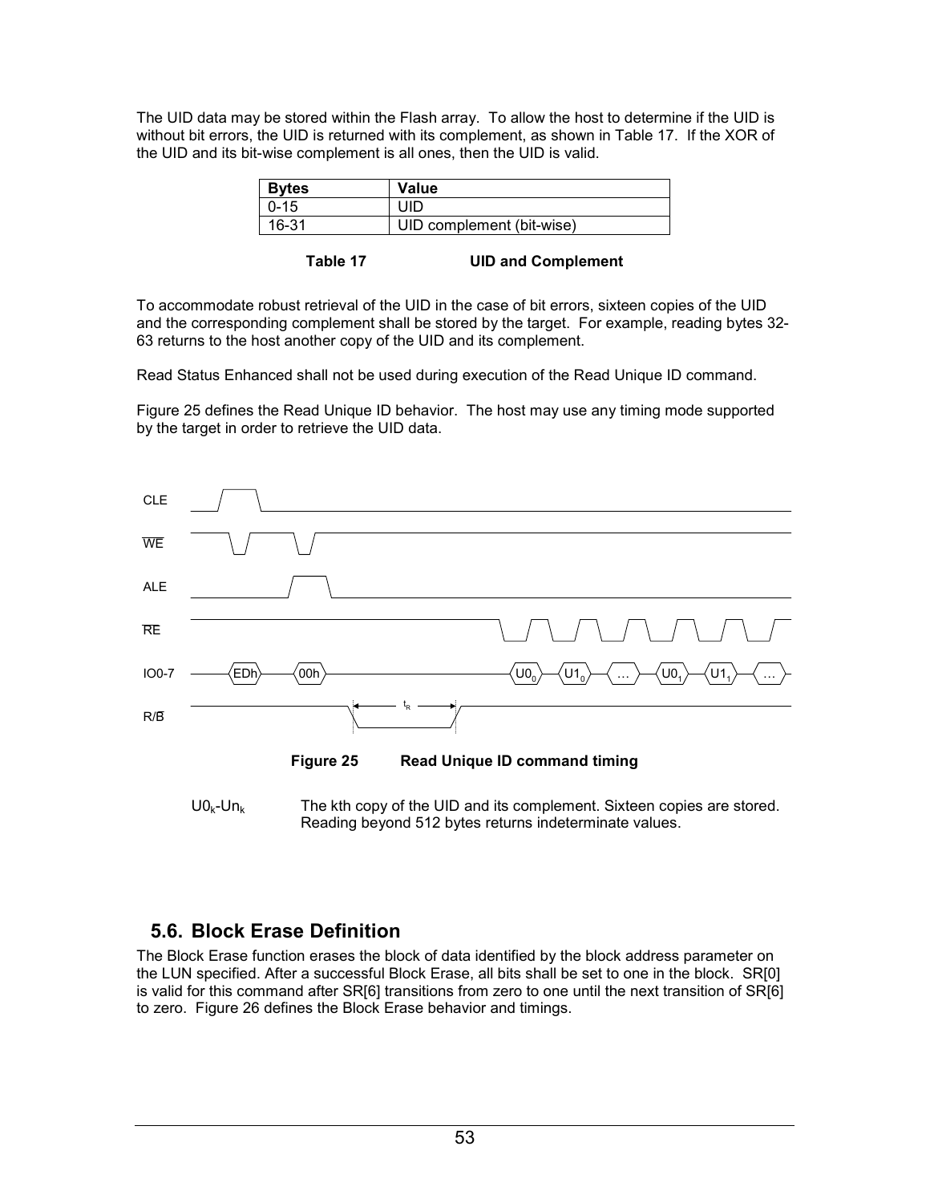The UID data may be stored within the Flash array. To allow the host to determine if the UID is without bit errors, the UID is returned with its complement, as shown in Table 17. If the XOR of the UID and its bit-wise complement is all ones, then the UID is valid.

| Bytes | Value |
|---|---|
| 0-15 | UID |
| 16-31 | UID complement (bit-wise) |

**Table 17 UID and Complement**

To accommodate robust retrieval of the UID in the case of bit errors, sixteen copies of the UID and the corresponding complement shall be stored by the target. For example, reading bytes 32-63 returns to the host another copy of the UID and its complement.

Read Status Enhanced shall not be used during execution of the Read Unique ID command.

Figure 25 defines the Read Unique ID behavior. The host may use any timing mode supported by the target in order to retrieve the UID data.

**Figure 25 Read Unique ID command timing**

$U0_k$-$Un_k$ The kth copy of the UID and its complement. Sixteen copies are stored. Reading beyond 512 bytes returns indeterminate values.

## 5.6. Block Erase Definition

The Block Erase function erases the block of data identified by the block address parameter on the LUN specified. After a successful Block Erase, all bits shall be set to one in the block. SR[0] is valid for this command after SR[6] transitions from zero to one until the next transition of SR[6] to zero. Figure 26 defines the Block Erase behavior and timings.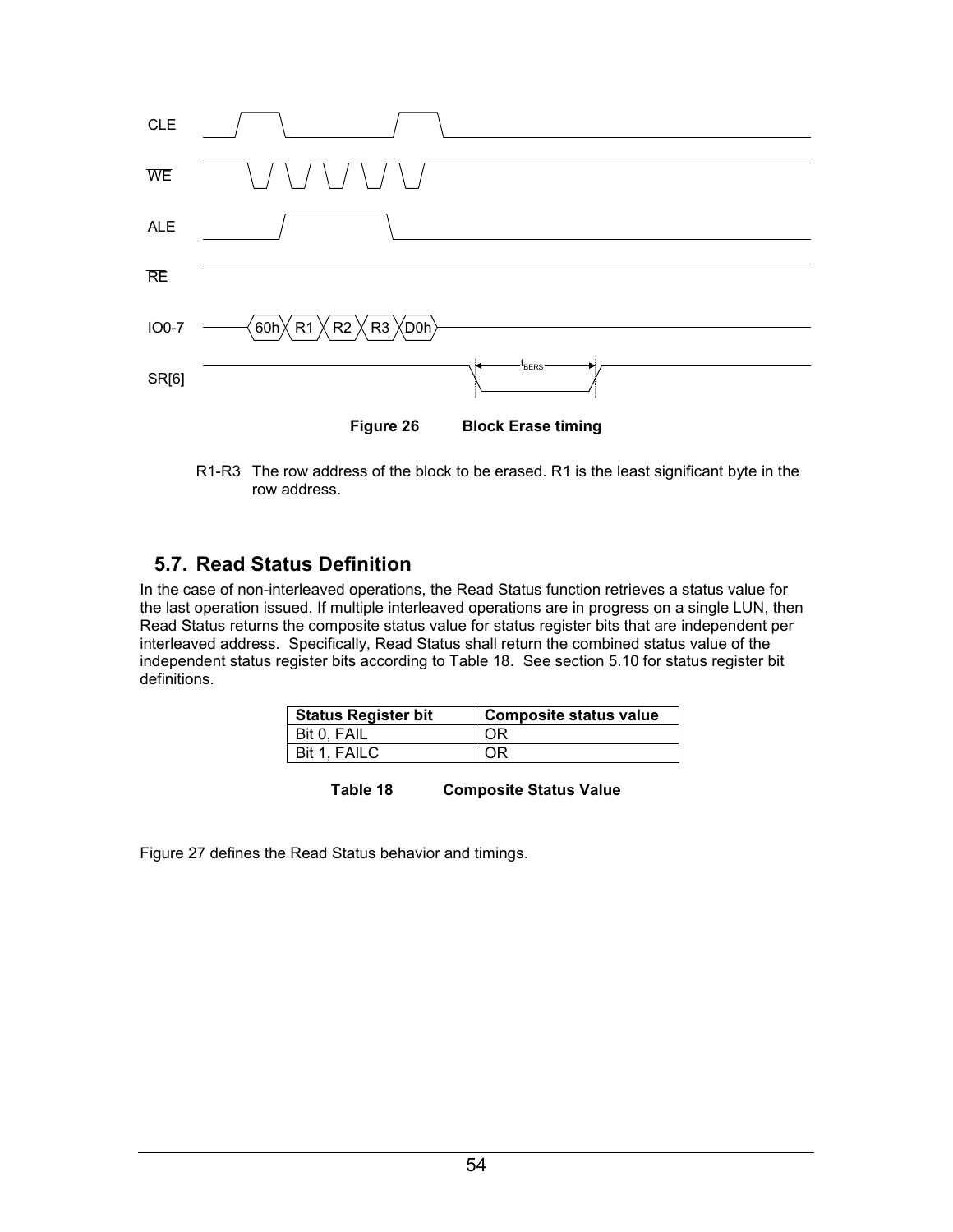**Figure 26 Block Erase timing**

R1-R3 The row address of the block to be erased. R1 is the least significant byte in the row address.

## 5.7. Read Status Definition

In the case of non-interleaved operations, the Read Status function retrieves a status value for the last operation issued. If multiple interleaved operations are in progress on a single LUN, then Read Status returns the composite status value for status register bits that are independent per interleaved address. Specifically, Read Status shall return the combined status value of the independent status register bits according to Table 18. See section 5.10 for status register bit definitions.

| Status Register bit | Composite status value |
|---|---|
| Bit 0, FAIL | OR |
| Bit 1, FAILC | OR |

**Table 18 Composite Status Value**

Figure 27 defines the Read Status behavior and timings.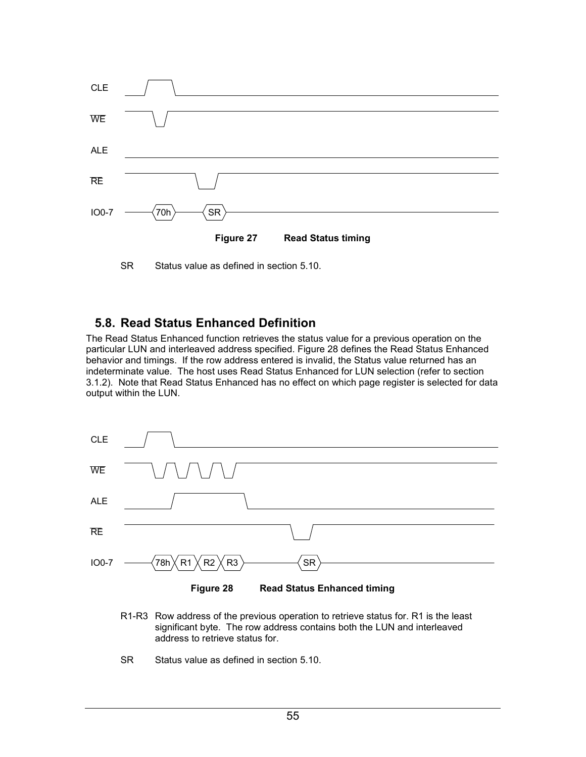CLE

WE

ALE

RE

IO0-7 70h SR

**Figure 27 Read Status timing**

SR Status value as defined in section 5.10.

## 5.8. Read Status Enhanced Definition

The Read Status Enhanced function retrieves the status value for a previous operation on the particular LUN and interleaved address specified. Figure 28 defines the Read Status Enhanced behavior and timings. If the row address entered is invalid, the Status value returned has an indeterminate value. The host uses Read Status Enhanced for LUN selection (refer to section 3.1.2). Note that Read Status Enhanced has no effect on which page register is selected for data output within the LUN.

CLE

WE

ALE

RE

IO0-7 78h R1 R2 R3 SR

**Figure 28 Read Status Enhanced timing**

R1-R3 Row address of the previous operation to retrieve status for. R1 is the least significant byte. The row address contains both the LUN and interleaved address to retrieve status for.

SR Status value as defined in section 5.10.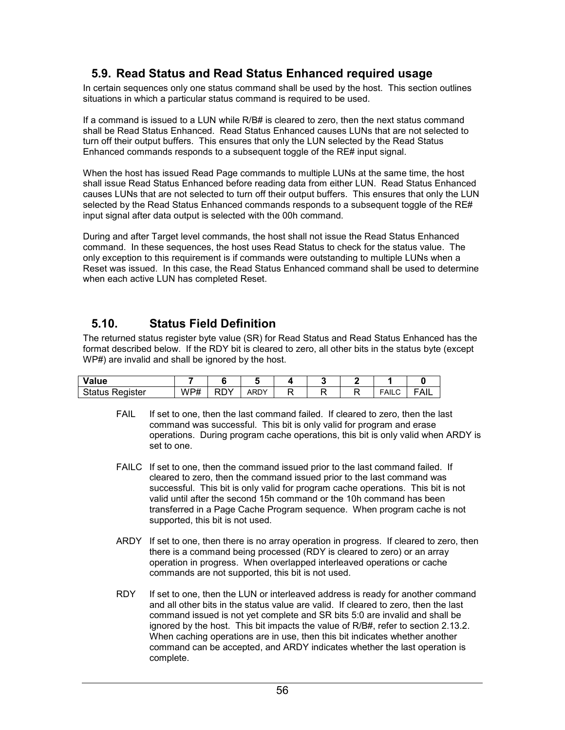## 5.9. Read Status and Read Status Enhanced required usage

In certain sequences only one status command shall be used by the host. This section outlines situations in which a particular status command is required to be used.

If a command is issued to a LUN while R/B# is cleared to zero, then the next status command shall be Read Status Enhanced. Read Status Enhanced causes LUNs that are not selected to turn off their output buffers. This ensures that only the LUN selected by the Read Status Enhanced commands responds to a subsequent toggle of the RE# input signal.

When the host has issued Read Page commands to multiple LUNs at the same time, the host shall issue Read Status Enhanced before reading data from either LUN. Read Status Enhanced causes LUNs that are not selected to turn off their output buffers. This ensures that only the LUN selected by the Read Status Enhanced commands responds to a subsequent toggle of the RE# input signal after data output is selected with the 00h command.

During and after Target level commands, the host shall not issue the Read Status Enhanced command. In these sequences, the host uses Read Status to check for the status value. The only exception to this requirement is if commands were outstanding to multiple LUNs when a Reset was issued. In this case, the Read Status Enhanced command shall be used to determine when each active LUN has completed Reset.

## 5.10. Status Field Definition

The returned status register byte value (SR) for Read Status and Read Status Enhanced has the format described below. If the RDY bit is cleared to zero, all other bits in the status byte (except WP#) are invalid and shall be ignored by the host.

| Value | 7 | 6 | 5 | 4 | 3 | 2 | 1 | 0 |
|---|---|---|---|---|---|---|---|---|
| Status Register | WP# | RDY | ARDY | R | R | R | FAILC | FAIL |

FAIL If set to one, then the last command failed. If cleared to zero, then the last command was successful. This bit is only valid for program and erase operations. During program cache operations, this bit is only valid when ARDY is set to one.

FAILC If set to one, then the command issued prior to the last command failed. If cleared to zero, then the command issued prior to the last command was successful. This bit is only valid for program cache operations. This bit is not valid until after the second 15h command or the 10h command has been transferred in a Page Cache Program sequence. When program cache is not supported, this bit is not used.

ARDY If set to one, then there is no array operation in progress. If cleared to zero, then there is a command being processed (RDY is cleared to zero) or an array operation in progress. When overlapped interleaved operations or cache commands are not supported, this bit is not used.

RDY If set to one, then the LUN or interleaved address is ready for another command and all other bits in the status value are valid. If cleared to zero, then the last command issued is not yet complete and SR bits 5:0 are invalid and shall be ignored by the host. This bit impacts the value of R/B#, refer to section 2.13.2. When caching operations are in use, then this bit indicates whether another command can be accepted, and ARDY indicates whether the last operation is complete.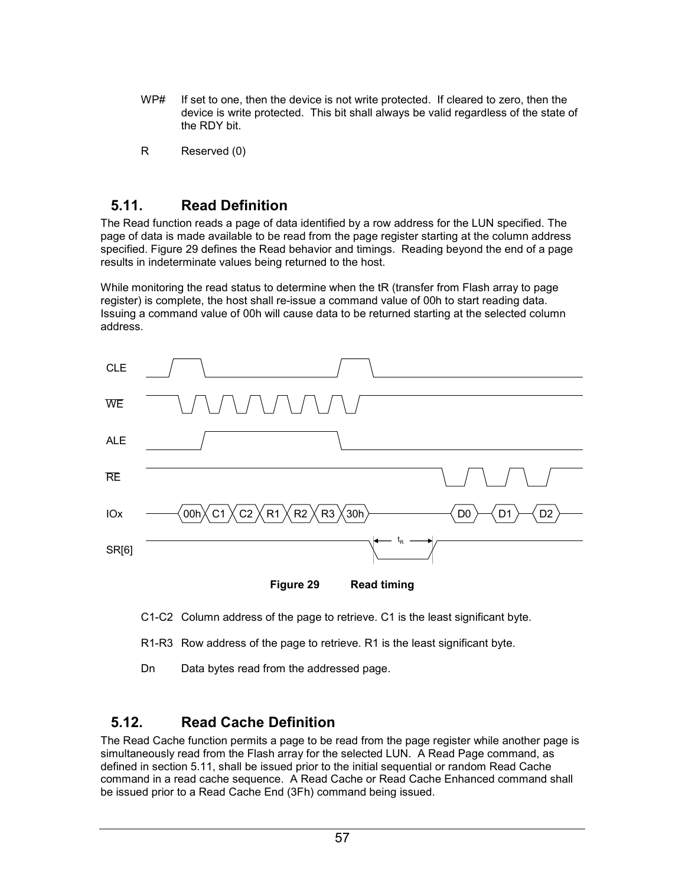WP# If set to one, then the device is not write protected. If cleared to zero, then the device is write protected. This bit shall always be valid regardless of the state of the RDY bit.

R Reserved (0)

## 5.11. Read Definition

The Read function reads a page of data identified by a row address for the LUN specified. The page of data is made available to be read from the page register starting at the column address specified. Figure 29 defines the Read behavior and timings. Reading beyond the end of a page results in indeterminate values being returned to the host.

While monitoring the read status to determine when the tR (transfer from Flash array to page register) is complete, the host shall re-issue a command value of 00h to start reading data. Issuing a command value of 00h will cause data to be returned starting at the selected column address.

**Figure 29 Read timing**

C1-C2 Column address of the page to retrieve. C1 is the least significant byte.

R1-R3 Row address of the page to retrieve. R1 is the least significant byte.

Dn Data bytes read from the addressed page.

## 5.12. Read Cache Definition

The Read Cache function permits a page to be read from the page register while another page is simultaneously read from the Flash array for the selected LUN. A Read Page command, as defined in section 5.11, shall be issued prior to the initial sequential or random Read Cache command in a read cache sequence. A Read Cache or Read Cache Enhanced command shall be issued prior to a Read Cache End (3Fh) command being issued.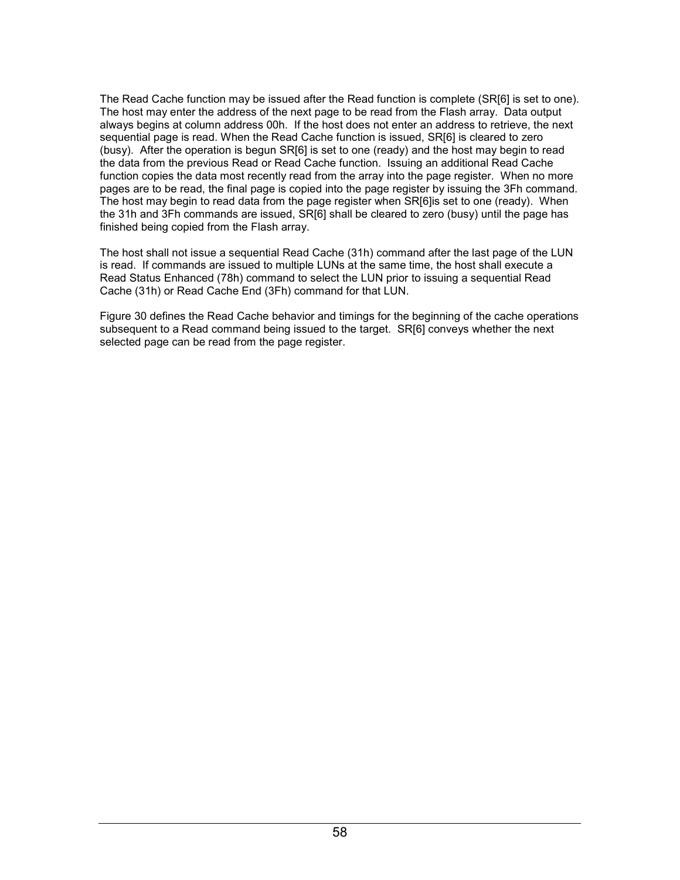The Read Cache function may be issued after the Read function is complete (SR[6] is set to one). The host may enter the address of the next page to be read from the Flash array. Data output always begins at column address 00h. If the host does not enter an address to retrieve, the next sequential page is read. When the Read Cache function is issued, SR[6] is cleared to zero (busy). After the operation is begun SR[6] is set to one (ready) and the host may begin to read the data from the previous Read or Read Cache function. Issuing an additional Read Cache function copies the data most recently read from the array into the page register. When no more pages are to be read, the final page is copied into the page register by issuing the 3Fh command. The host may begin to read data from the page register when SR[6]is set to one (ready). When the 31h and 3Fh commands are issued, SR[6] shall be cleared to zero (busy) until the page has finished being copied from the Flash array.

The host shall not issue a sequential Read Cache (31h) command after the last page of the LUN is read. If commands are issued to multiple LUNs at the same time, the host shall execute a Read Status Enhanced (78h) command to select the LUN prior to issuing a sequential Read Cache (31h) or Read Cache End (3Fh) command for that LUN.

Figure 30 defines the Read Cache behavior and timings for the beginning of the cache operations subsequent to a Read command being issued to the target. SR[6] conveys whether the next selected page can be read from the page register.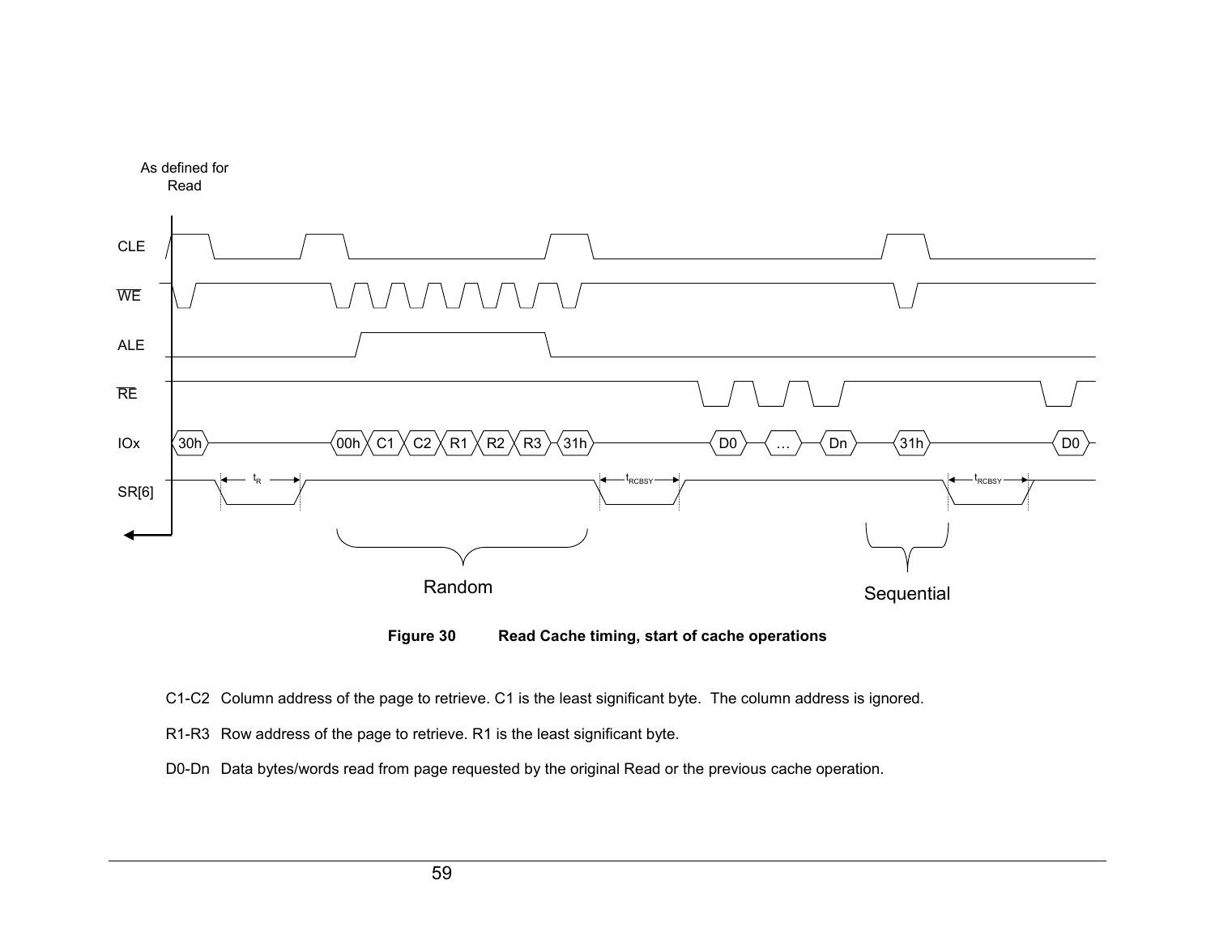**Figure 30 Read Cache timing, start of cache operations**

C1-C2 Column address of the page to retrieve. C1 is the least significant byte. The column address is ignored.

R1-R3 Row address of the page to retrieve. R1 is the least significant byte.

D0-Dn Data bytes/words read from page requested by the original Read or the previous cache operation.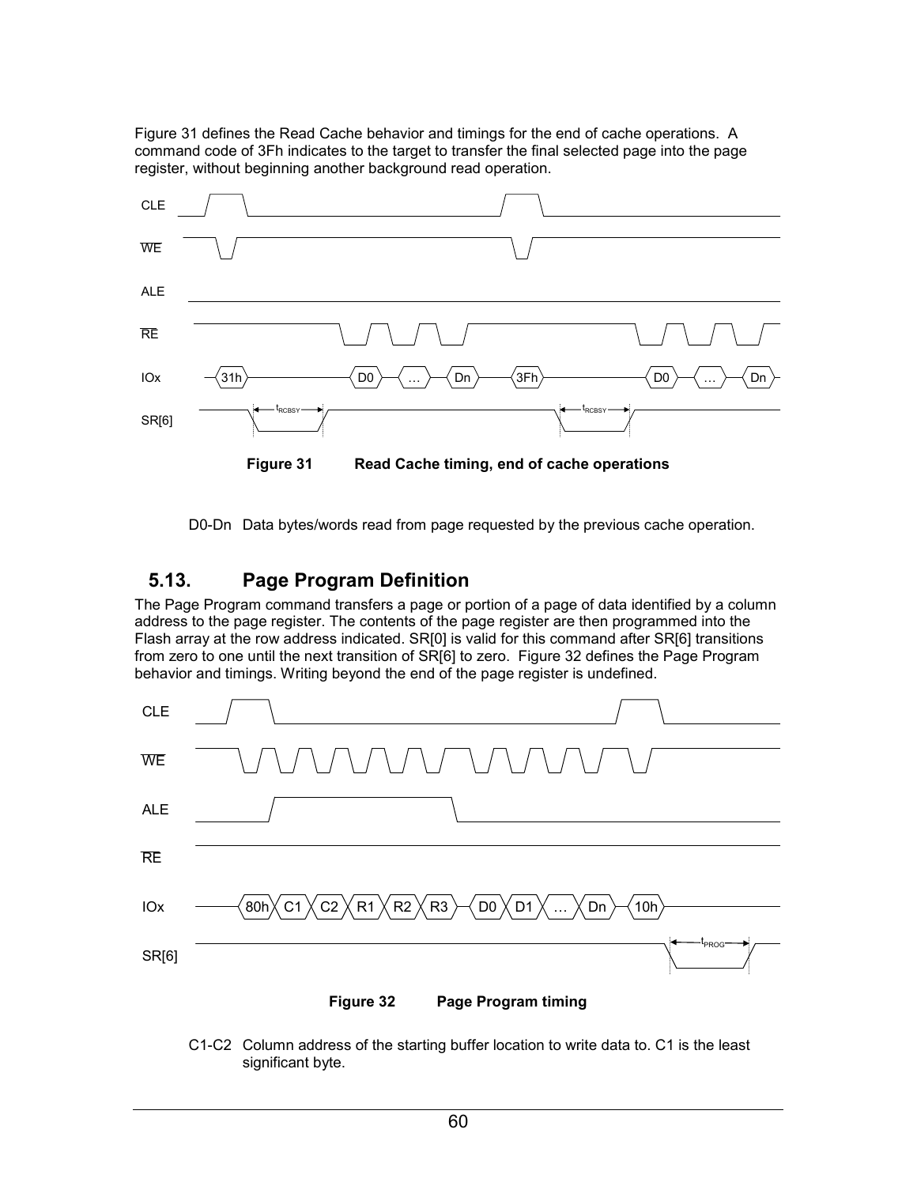Figure 31 defines the Read Cache behavior and timings for the end of cache operations. A command code of 3Fh indicates to the target to transfer the final selected page into the page register, without beginning another background read operation.

**Figure 31 Read Cache timing, end of cache operations**

D0-Dn Data bytes/words read from page requested by the previous cache operation.

## 5.13. Page Program Definition

The Page Program command transfers a page or portion of a page of data identified by a column address to the page register. The contents of the page register are then programmed into the Flash array at the row address indicated. SR[0] is valid for this command after SR[6] transitions from zero to one until the next transition of SR[6] to zero. Figure 32 defines the Page Program behavior and timings. Writing beyond the end of the page register is undefined.

**Figure 32 Page Program timing**

C1-C2 Column address of the starting buffer location to write data to. C1 is the least significant byte.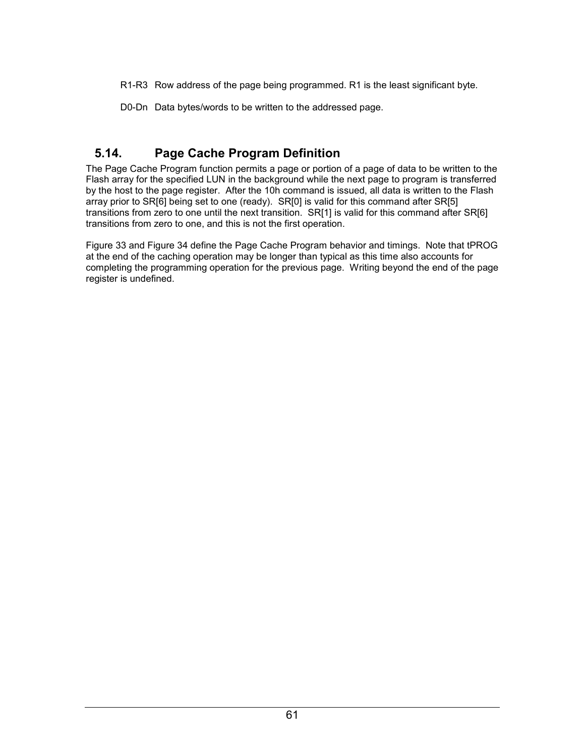R1-R3 Row address of the page being programmed. R1 is the least significant byte.

D0-Dn Data bytes/words to be written to the addressed page.

## 5.14. Page Cache Program Definition

The Page Cache Program function permits a page or portion of a page of data to be written to the Flash array for the specified LUN in the background while the next page to program is transferred by the host to the page register. After the 10h command is issued, all data is written to the Flash array prior to SR[6] being set to one (ready). SR[0] is valid for this command after SR[5] transitions from zero to one until the next transition. SR[1] is valid for this command after SR[6] transitions from zero to one, and this is not the first operation.

Figure 33 and Figure 34 define the Page Cache Program behavior and timings. Note that tPROG at the end of the caching operation may be longer than typical as this time also accounts for completing the programming operation for the previous page. Writing beyond the end of the page register is undefined.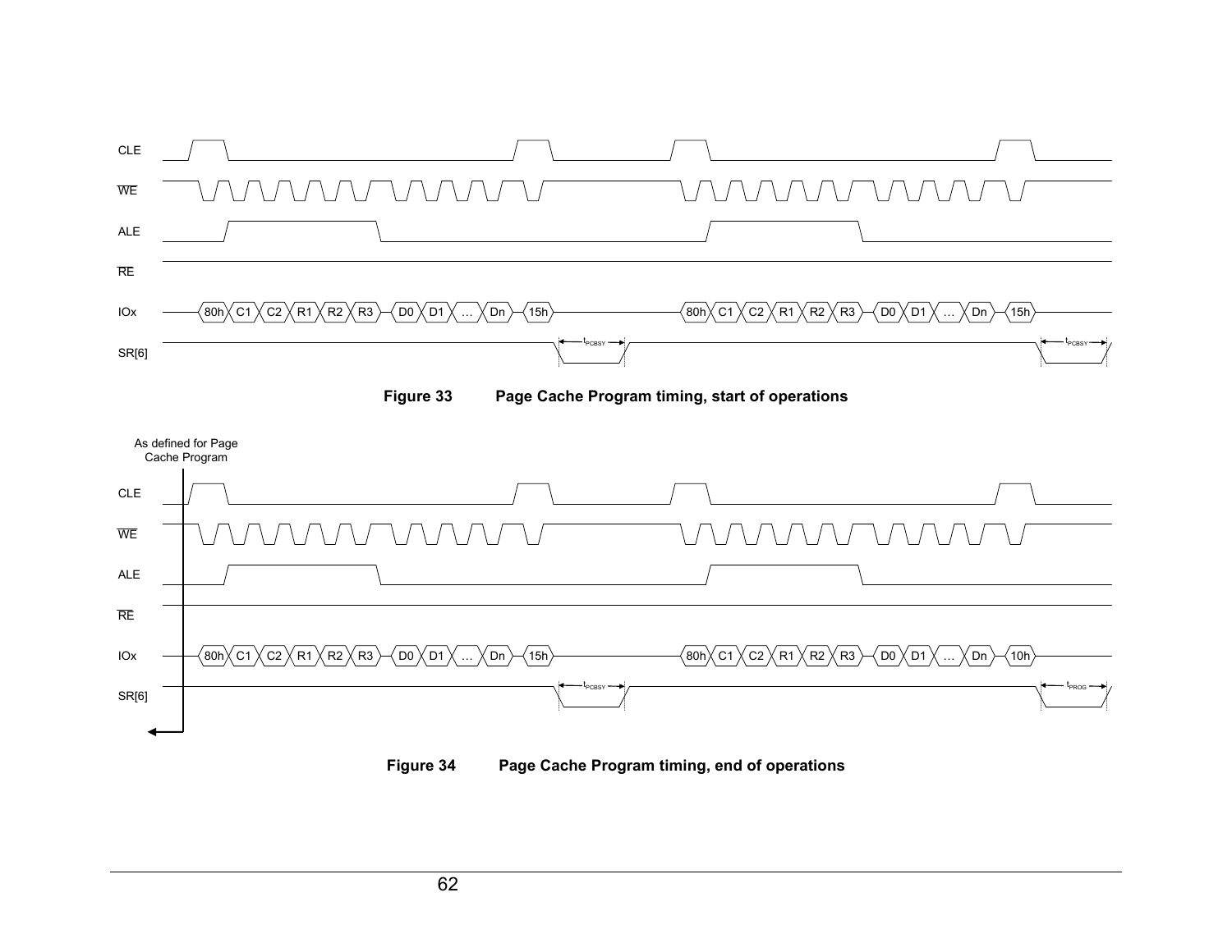Figure 33 Page Cache Program timing, start of operations

Figure 34 Page Cache Program timing, end of operations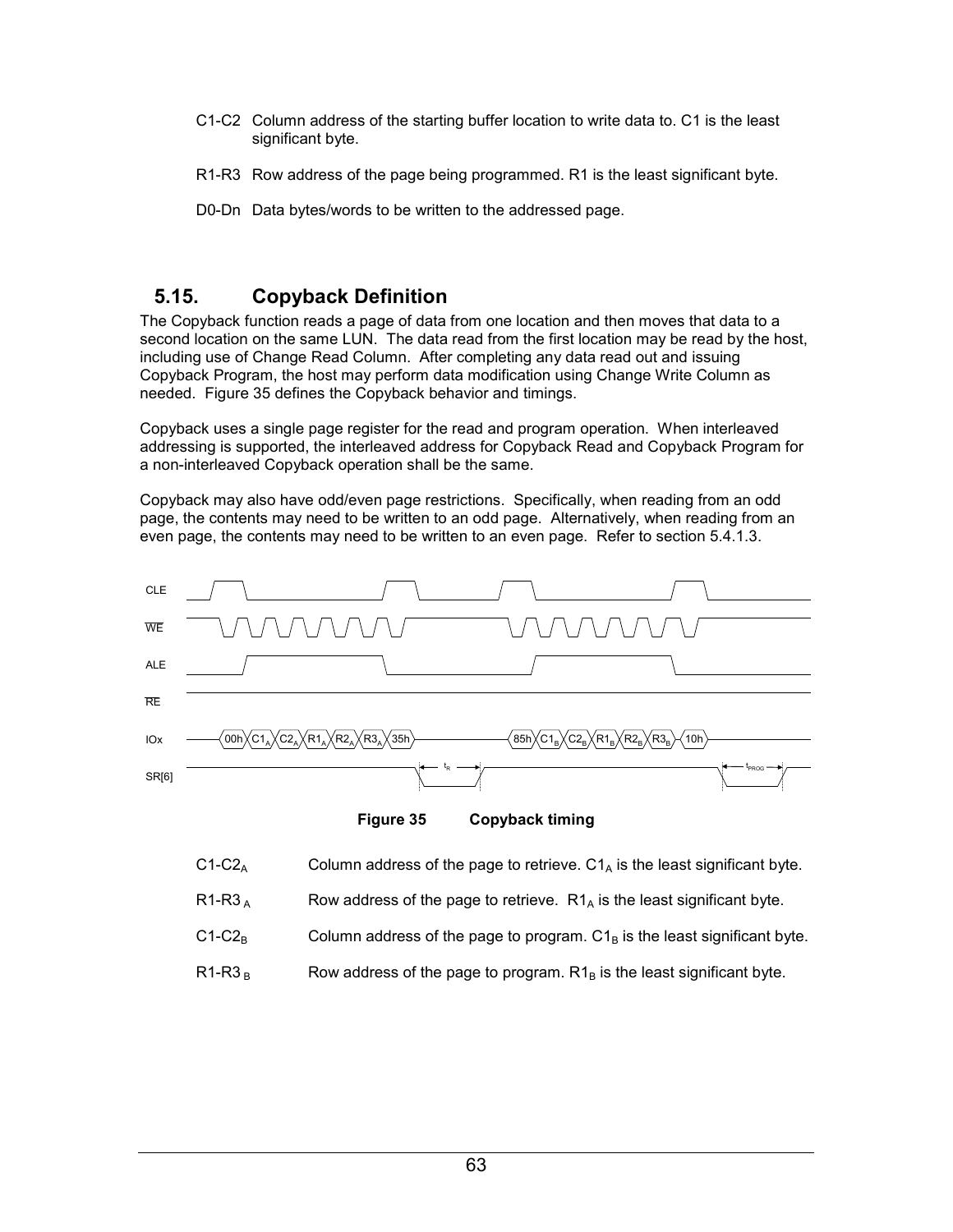C1-C2 Column address of the starting buffer location to write data to. C1 is the least significant byte.

R1-R3 Row address of the page being programmed. R1 is the least significant byte.

D0-Dn Data bytes/words to be written to the addressed page.

## 5.15. Copyback Definition

The Copyback function reads a page of data from one location and then moves that data to a second location on the same LUN. The data read from the first location may be read by the host, including use of Change Read Column. After completing any data read out and issuing Copyback Program, the host may perform data modification using Change Write Column as needed. Figure 35 defines the Copyback behavior and timings.

Copyback uses a single page register for the read and program operation. When interleaved addressing is supported, the interleaved address for Copyback Read and Copyback Program for a non-interleaved Copyback operation shall be the same.

Copyback may also have odd/even page restrictions. Specifically, when reading from an odd page, the contents may need to be written to an odd page. Alternatively, when reading from an even page, the contents may need to be written to an even page. Refer to section 5.4.1.3.

**Figure 35 Copyback timing**

| | |
|---|---|
| $C1\text{-}C2_A$ | Column address of the page to retrieve. $C1_A$ is the least significant byte. |
| $R1\text{-}R3_A$ | Row address of the page to retrieve. $R1_A$ is the least significant byte. |
| $C1\text{-}C2_B$ | Column address of the page to program. $C1_B$ is the least significant byte. |
| $R1\text{-}R3_B$ | Row address of the page to program. $R1_B$ is the least significant byte. |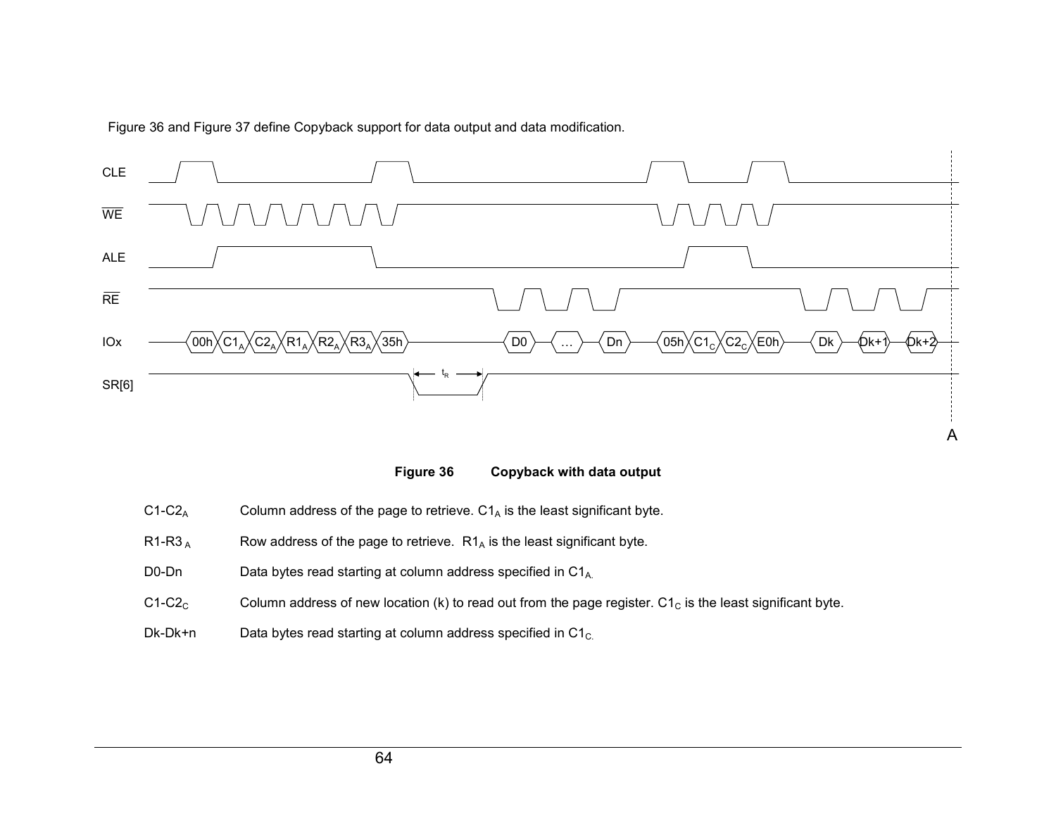Figure 36 and Figure 37 define Copyback support for data output and data modification.

**Figure 36 Copyback with data output**

| | |
|---|---|
| $C1\text{-}C2_A$ | Column address of the page to retrieve. $C1_A$ is the least significant byte. |
| $R1\text{-}R3_A$ | Row address of the page to retrieve. $R1_A$ is the least significant byte. |
| D0-Dn | Data bytes read starting at column address specified in $C1_A$. |
| $C1\text{-}C2_C$ | Column address of new location (k) to read out from the page register. $C1_C$ is the least significant byte. |
| Dk-Dk+n | Data bytes read starting at column address specified in $C1_C$. |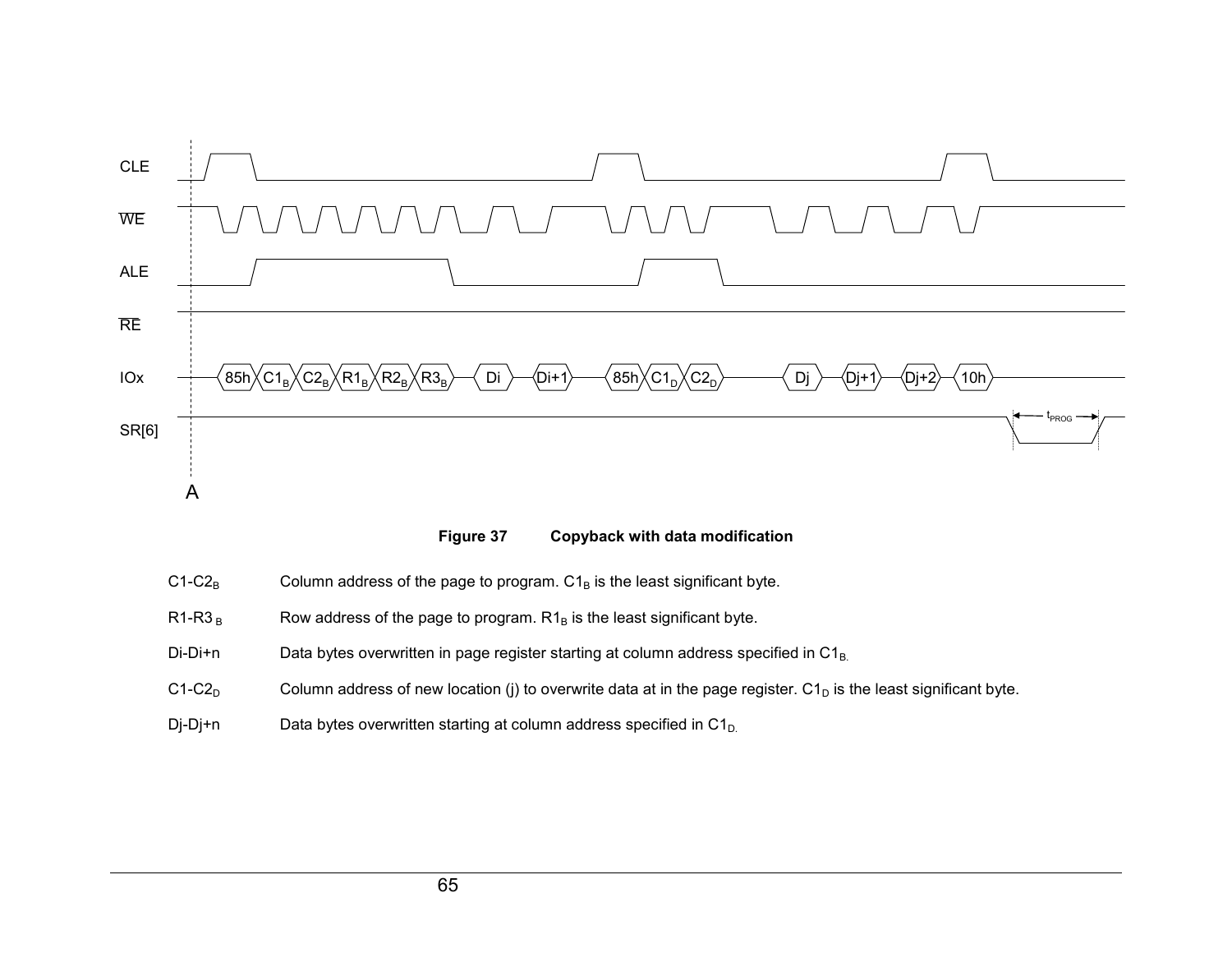CLE

WE

ALE

RE

IOx: 85h, $C1_B$, $C2_B$, $R1_B$, $R2_B$, $R3_B$, Di, Di+1, 85h, $C1_D$, $C2_D$, Dj, Dj+1, Dj+2, 10h

SR[6]

$t_{PROG}$

A

**Figure 37 Copyback with data modification**

| | |
|---|---|
| C1-$C2_B$ | Column address of the page to program. $C1_B$ is the least significant byte. |
| R1-R3 $_B$ | Row address of the page to program. $R1_B$ is the least significant byte. |
| Di-Di+n | Data bytes overwritten in page register starting at column address specified in $C1_B$. |
| C1-$C2_D$ | Column address of new location (j) to overwrite data at in the page register. $C1_D$ is the least significant byte. |
| Dj-Dj+n | Data bytes overwritten starting at column address specified in $C1_D$. |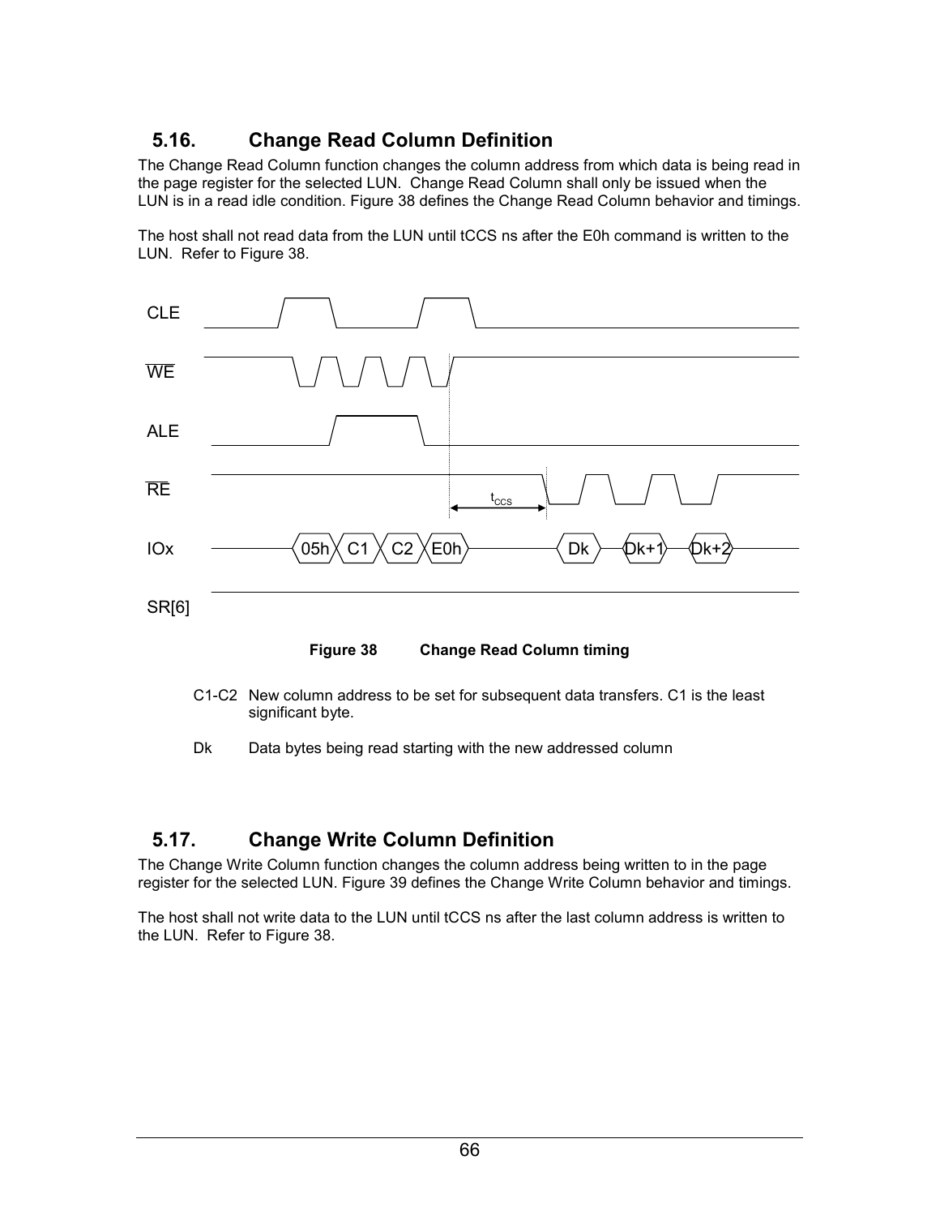## 5.16. Change Read Column Definition

The Change Read Column function changes the column address from which data is being read in the page register for the selected LUN. Change Read Column shall only be issued when the LUN is in a read idle condition. Figure 38 defines the Change Read Column behavior and timings.

The host shall not read data from the LUN until tCCS ns after the E0h command is written to the LUN. Refer to Figure 38.

**Figure 38 Change Read Column timing**

C1-C2 New column address to be set for subsequent data transfers. C1 is the least significant byte.

Dk Data bytes being read starting with the new addressed column

## 5.17. Change Write Column Definition

The Change Write Column function changes the column address being written to in the page register for the selected LUN. Figure 39 defines the Change Write Column behavior and timings.

The host shall not write data to the LUN until tCCS ns after the last column address is written to the LUN. Refer to Figure 38.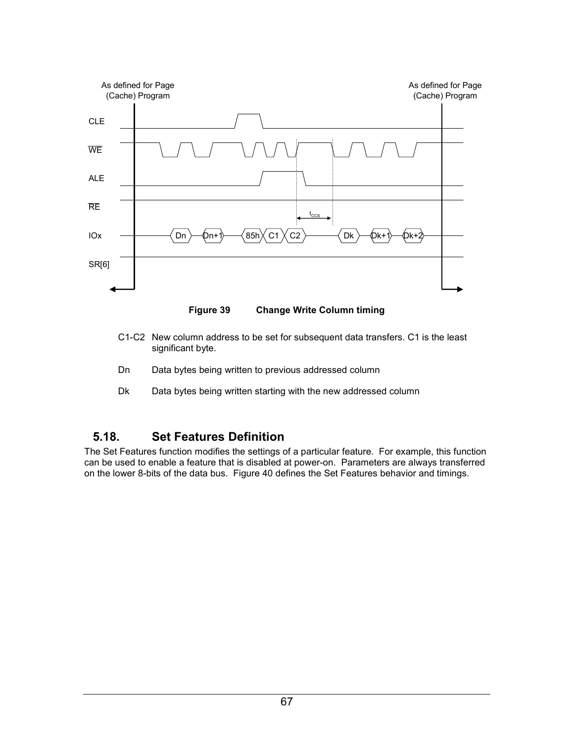As defined for Page (Cache) Program

As defined for Page (Cache) Program

CLE

WE

ALE

RE

$t_{CCS}$

IOx: Dn, Dn+1, 85h, C1, C2, Dk, Dk+1, Dk+2

SR[6]

**Figure 39 Change Write Column timing**

C1-C2 New column address to be set for subsequent data transfers. C1 is the least significant byte.

Dn Data bytes being written to previous addressed column

Dk Data bytes being written starting with the new addressed column

## 5.18. Set Features Definition

The Set Features function modifies the settings of a particular feature. For example, this function can be used to enable a feature that is disabled at power-on. Parameters are always transferred on the lower 8-bits of the data bus. Figure 40 defines the Set Features behavior and timings.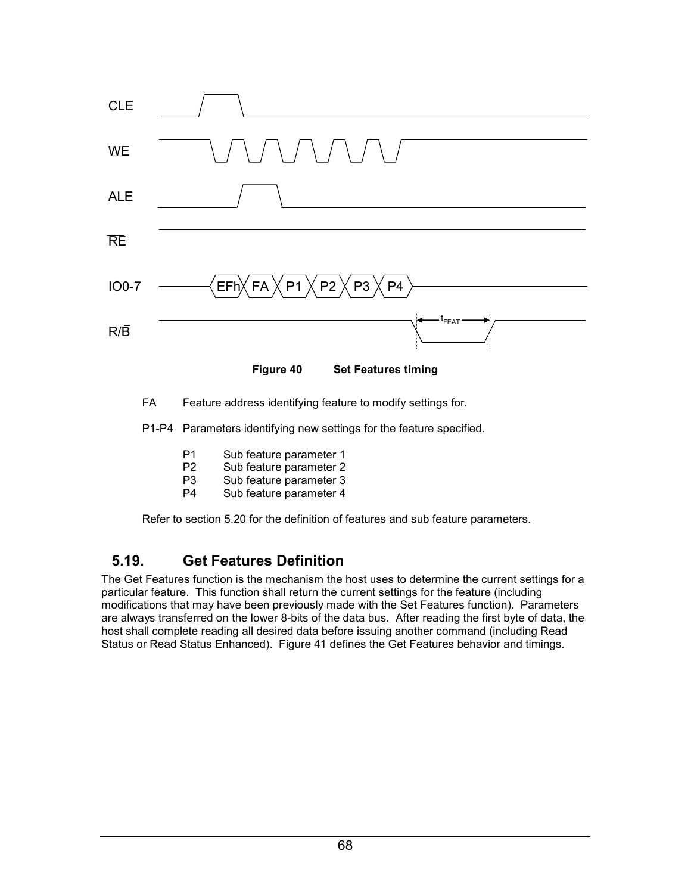**Figure 40 Set Features timing**

FA Feature address identifying feature to modify settings for.

P1-P4 Parameters identifying new settings for the feature specified.

- P1 Sub feature parameter 1
- P2 Sub feature parameter 2
- P3 Sub feature parameter 3
- P4 Sub feature parameter 4

Refer to section 5.20 for the definition of features and sub feature parameters.

## 5.19. Get Features Definition

The Get Features function is the mechanism the host uses to determine the current settings for a particular feature. This function shall return the current settings for the feature (including modifications that may have been previously made with the Set Features function). Parameters are always transferred on the lower 8-bits of the data bus. After reading the first byte of data, the host shall complete reading all desired data before issuing another command (including Read Status or Read Status Enhanced). Figure 41 defines the Get Features behavior and timings.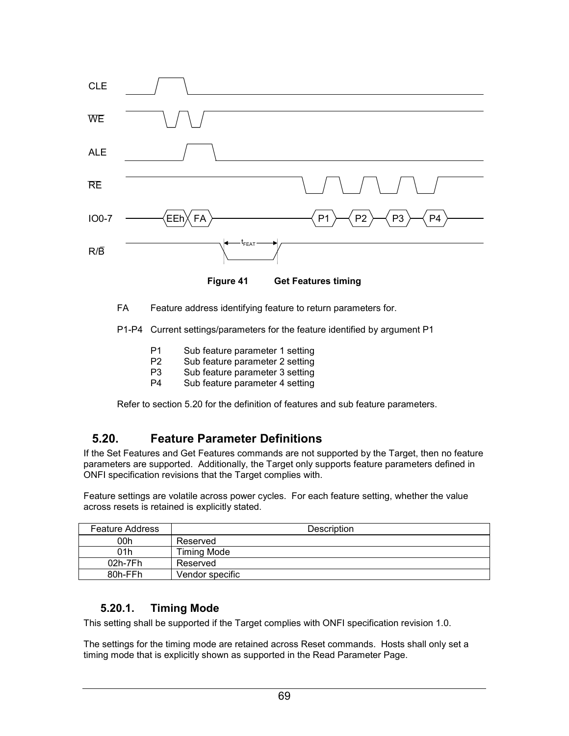**Figure 41 Get Features timing**

FA Feature address identifying feature to return parameters for.

P1-P4 Current settings/parameters for the feature identified by argument P1

- P1 Sub feature parameter 1 setting
- P2 Sub feature parameter 2 setting
- P3 Sub feature parameter 3 setting
- P4 Sub feature parameter 4 setting

Refer to section 5.20 for the definition of features and sub feature parameters.

## 5.20. Feature Parameter Definitions

If the Set Features and Get Features commands are not supported by the Target, then no feature parameters are supported. Additionally, the Target only supports feature parameters defined in ONFI specification revisions that the Target complies with.

Feature settings are volatile across power cycles. For each feature setting, whether the value across resets is retained is explicitly stated.

| Feature Address | Description |
|---|---|
| 00h | Reserved |
| 01h | Timing Mode |
| 02h-7Fh | Reserved |
| 80h-FFh | Vendor specific |

### 5.20.1. Timing Mode

This setting shall be supported if the Target complies with ONFI specification revision 1.0.

The settings for the timing mode are retained across Reset commands. Hosts shall only set a timing mode that is explicitly shown as supported in the Read Parameter Page.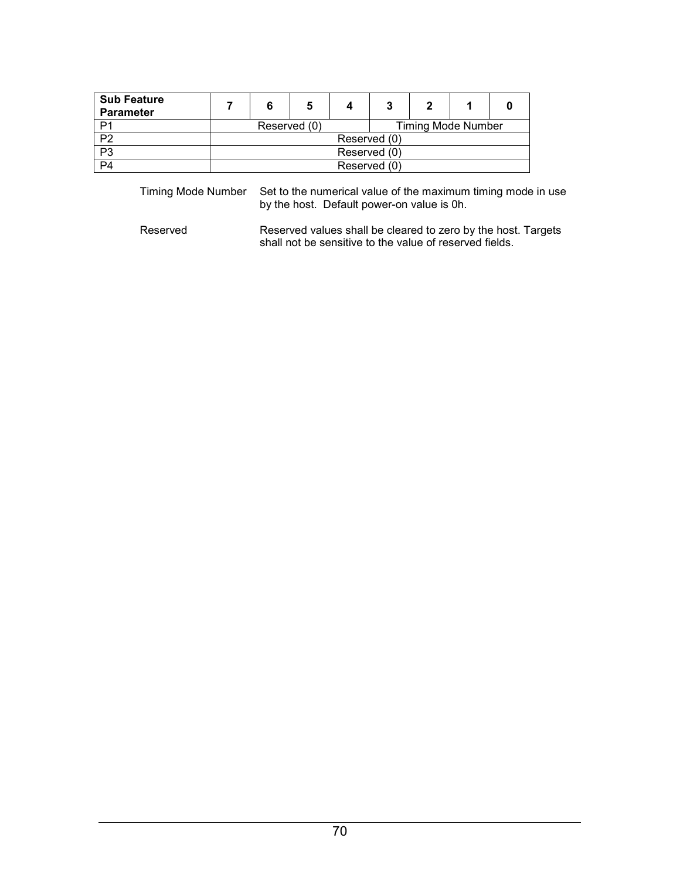| Sub Feature Parameter | 7 | 6 | 5 | 4 | 3 | 2 | 1 | 0 |
| --- | --- | --- | --- | --- | --- | --- | --- | --- |
| P1 | Reserved (0) | | | | Timing Mode Number | | | |
| P2 | Reserved (0) | | | | | | | |
| P3 | Reserved (0) | | | | | | | |
| P4 | Reserved (0) | | | | | | | |

Timing Mode Number — Set to the numerical value of the maximum timing mode in use by the host. Default power-on value is 0h.

Reserved — Reserved values shall be cleared to zero by the host. Targets shall not be sensitive to the value of reserved fields.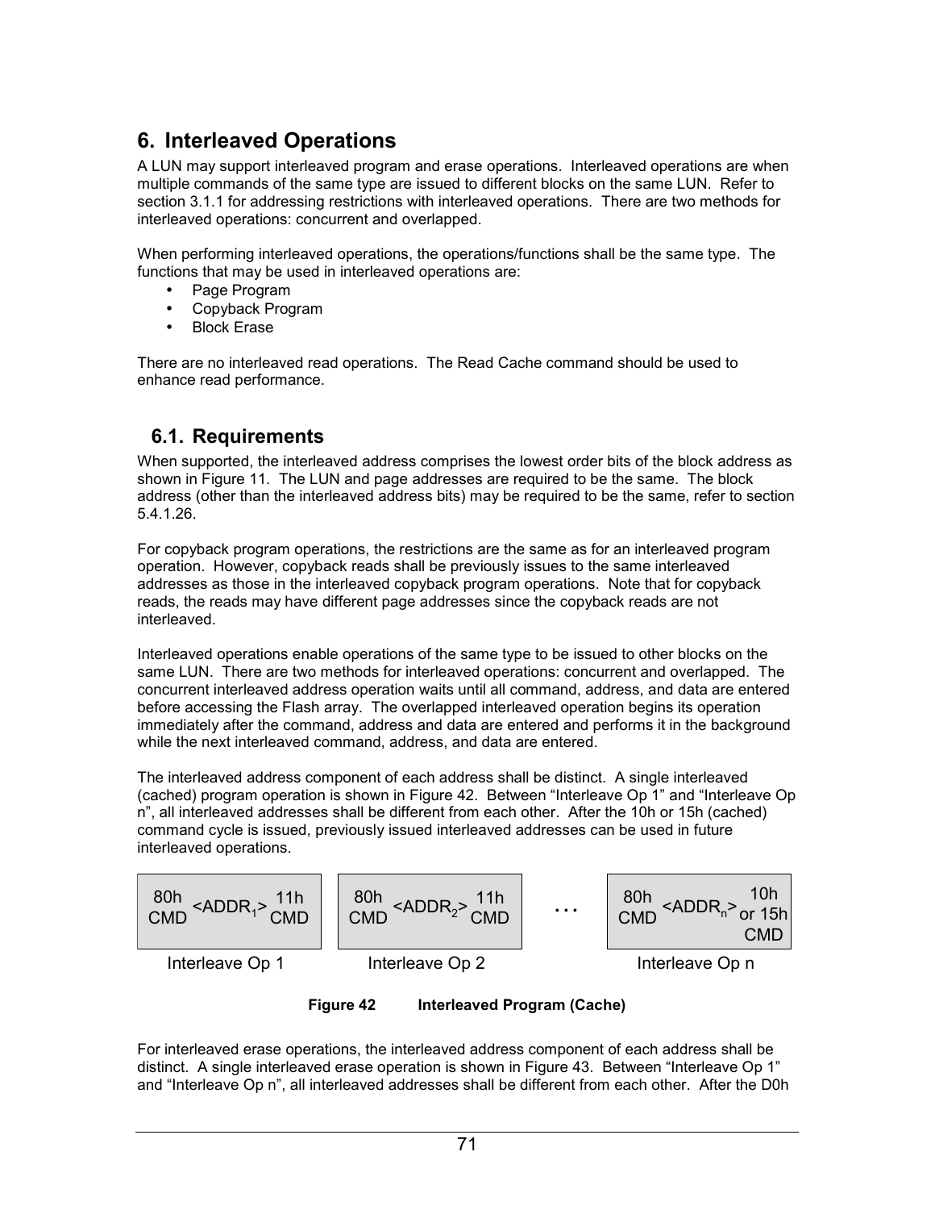# 6. Interleaved Operations

A LUN may support interleaved program and erase operations. Interleaved operations are when multiple commands of the same type are issued to different blocks on the same LUN. Refer to section 3.1.1 for addressing restrictions with interleaved operations. There are two methods for interleaved operations: concurrent and overlapped.

When performing interleaved operations, the operations/functions shall be the same type. The functions that may be used in interleaved operations are:

- Page Program
- Copyback Program
- Block Erase

There are no interleaved read operations. The Read Cache command should be used to enhance read performance.

## 6.1. Requirements

When supported, the interleaved address comprises the lowest order bits of the block address as shown in Figure 11. The LUN and page addresses are required to be the same. The block address (other than the interleaved address bits) may be required to be the same, refer to section 5.4.1.26.

For copyback program operations, the restrictions are the same as for an interleaved program operation. However, copyback reads shall be previously issues to the same interleaved addresses as those in the interleaved copyback program operations. Note that for copyback reads, the reads may have different page addresses since the copyback reads are not interleaved.

Interleaved operations enable operations of the same type to be issued to other blocks on the same LUN. There are two methods for interleaved operations: concurrent and overlapped. The concurrent interleaved address operation waits until all command, address, and data are entered before accessing the Flash array. The overlapped interleaved operation begins its operation immediately after the command, address and data are entered and performs it in the background while the next interleaved command, address, and data are entered.

The interleaved address component of each address shall be distinct. A single interleaved (cached) program operation is shown in Figure 42. Between "Interleave Op 1" and "Interleave Op n", all interleaved addresses shall be different from each other. After the 10h or 15h (cached) command cycle is issued, previously issued interleaved addresses can be used in future interleaved operations.

| 80h CMD <$ADDR_1$> 11h CMD | 80h CMD <$ADDR_2$> 11h CMD | … | 80h CMD <$ADDR_n$> 10h or 15h CMD |
|---|---|---|---|
| Interleave Op 1 | Interleave Op 2 | | Interleave Op n |

**Figure 42 Interleaved Program (Cache)**

For interleaved erase operations, the interleaved address component of each address shall be distinct. A single interleaved erase operation is shown in Figure 43. Between "Interleave Op 1" and "Interleave Op n", all interleaved addresses shall be different from each other. After the D0h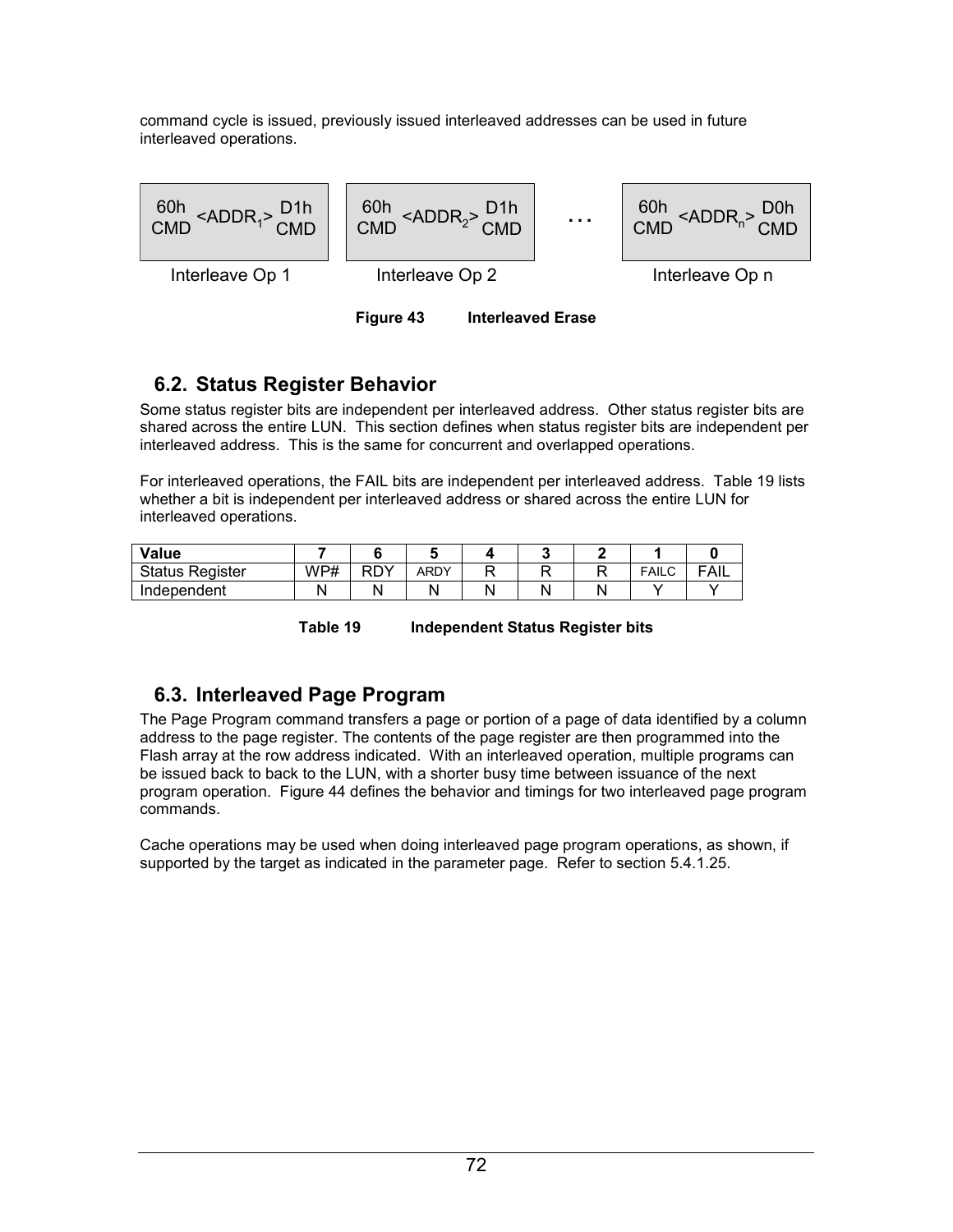command cycle is issued, previously issued interleaved addresses can be used in future interleaved operations.

| 60h CMD <ADDR$_1$> D1h CMD | 60h CMD <ADDR$_2$> D1h CMD | . . . | 60h CMD <ADDR$_n$> D0h CMD |
|---|---|---|---|
| Interleave Op 1 | Interleave Op 2 | | Interleave Op n |

**Figure 43 Interleaved Erase**

## 6.2. Status Register Behavior

Some status register bits are independent per interleaved address. Other status register bits are shared across the entire LUN. This section defines when status register bits are independent per interleaved address. This is the same for concurrent and overlapped operations.

For interleaved operations, the FAIL bits are independent per interleaved address. Table 19 lists whether a bit is independent per interleaved address or shared across the entire LUN for interleaved operations.

| Value | 7 | 6 | 5 | 4 | 3 | 2 | 1 | 0 |
|---|---|---|---|---|---|---|---|---|
| Status Register | WP# | RDY | ARDY | R | R | R | FAILC | FAIL |
| Independent | N | N | N | N | N | N | Y | Y |

**Table 19 Independent Status Register bits**

## 6.3. Interleaved Page Program

The Page Program command transfers a page or portion of a page of data identified by a column address to the page register. The contents of the page register are then programmed into the Flash array at the row address indicated. With an interleaved operation, multiple programs can be issued back to back to the LUN, with a shorter busy time between issuance of the next program operation. Figure 44 defines the behavior and timings for two interleaved page program commands.

Cache operations may be used when doing interleaved page program operations, as shown, if supported by the target as indicated in the parameter page. Refer to section 5.4.1.25.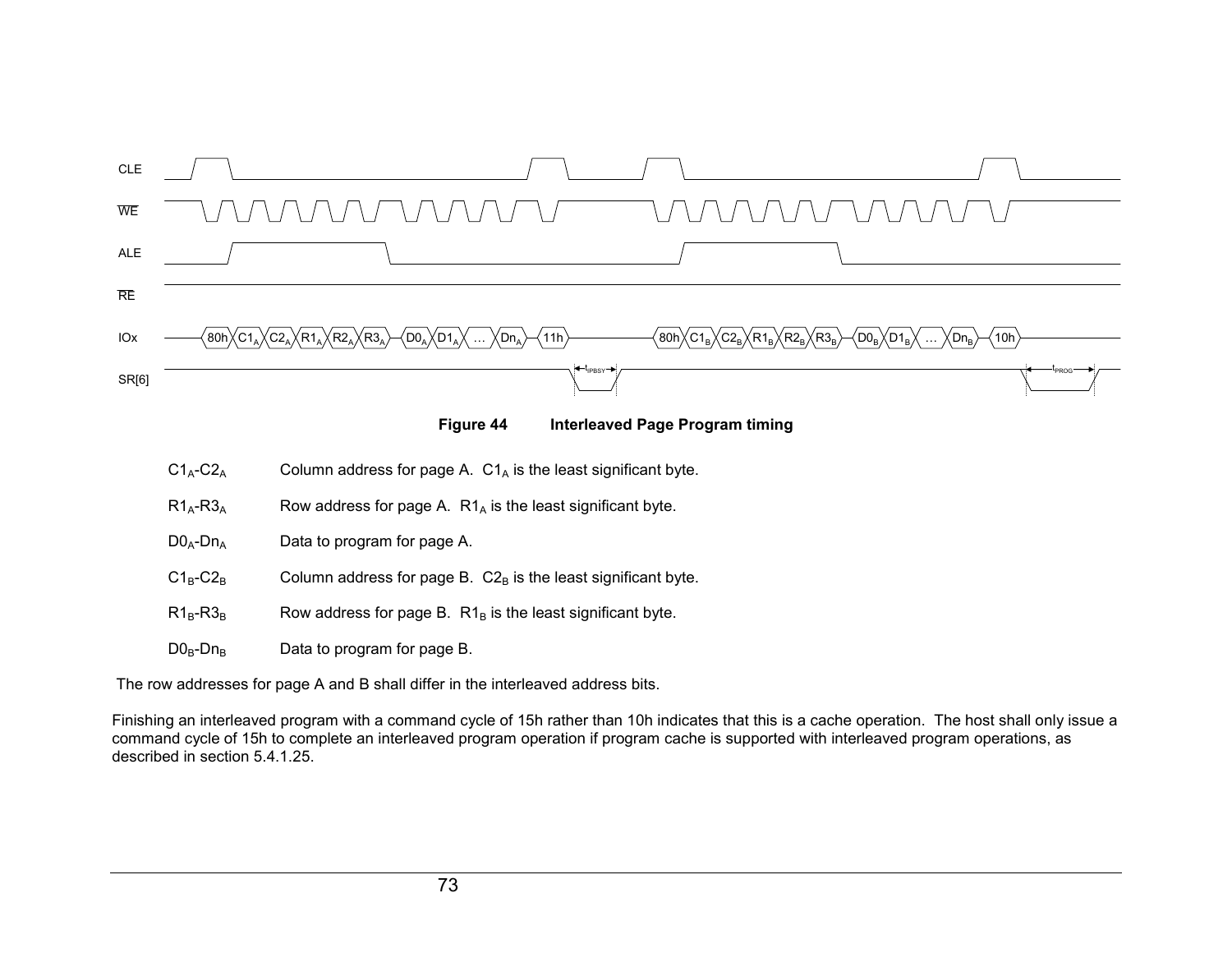**Figure 44 Interleaved Page Program timing**

| | |
|---|---|
| $C1_A$-$C2_A$ | Column address for page A. $C1_A$ is the least significant byte. |
| $R1_A$-$R3_A$ | Row address for page A. $R1_A$ is the least significant byte. |
| $D0_A$-$Dn_A$ | Data to program for page A. |
| $C1_B$-$C2_B$ | Column address for page B. $C2_B$ is the least significant byte. |
| $R1_B$-$R3_B$ | Row address for page B. $R1_B$ is the least significant byte. |
| $D0_B$-$Dn_B$ | Data to program for page B. |

The row addresses for page A and B shall differ in the interleaved address bits.

Finishing an interleaved program with a command cycle of 15h rather than 10h indicates that this is a cache operation. The host shall only issue a command cycle of 15h to complete an interleaved program operation if program cache is supported with interleaved program operations, as described in section 5.4.1.25.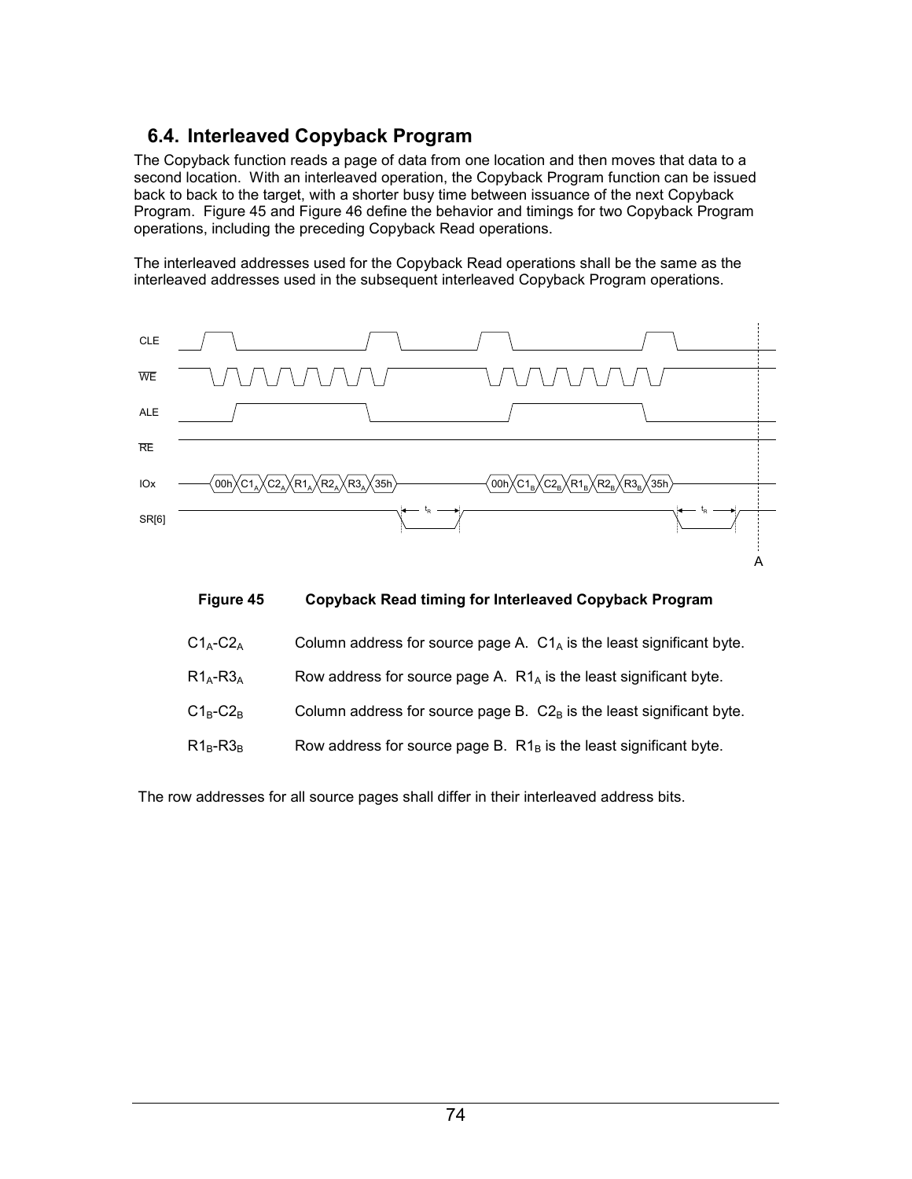## 6.4. Interleaved Copyback Program

The Copyback function reads a page of data from one location and then moves that data to a second location. With an interleaved operation, the Copyback Program function can be issued back to back to the target, with a shorter busy time between issuance of the next Copyback Program. Figure 45 and Figure 46 define the behavior and timings for two Copyback Program operations, including the preceding Copyback Read operations.

The interleaved addresses used for the Copyback Read operations shall be the same as the interleaved addresses used in the subsequent interleaved Copyback Program operations.

**Figure 45 Copyback Read timing for Interleaved Copyback Program**

| | |
|---|---|
| $C1_A$-$C2_A$ | Column address for source page A. $C1_A$ is the least significant byte. |
| $R1_A$-$R3_A$ | Row address for source page A. $R1_A$ is the least significant byte. |
| $C1_B$-$C2_B$ | Column address for source page B. $C2_B$ is the least significant byte. |
| $R1_B$-$R3_B$ | Row address for source page B. $R1_B$ is the least significant byte. |

The row addresses for all source pages shall differ in their interleaved address bits.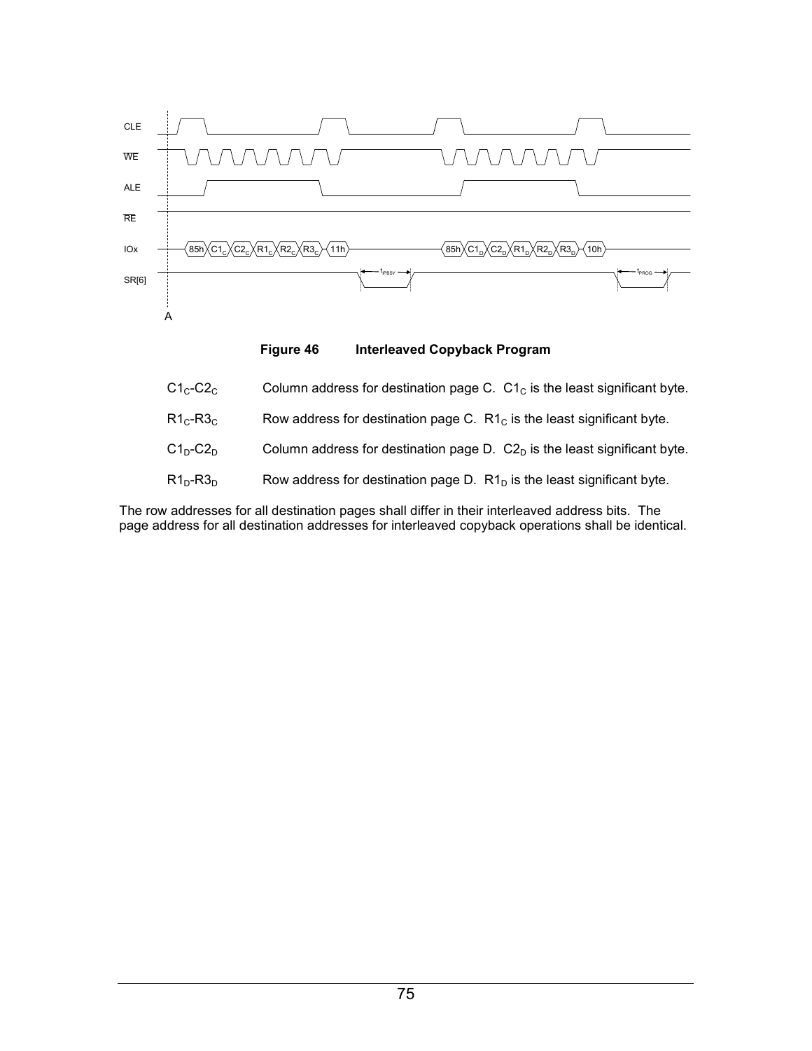**Figure 46 Interleaved Copyback Program**

| | |
|---|---|
| $C1_C$-$C2_C$ | Column address for destination page C. $C1_C$ is the least significant byte. |
| $R1_C$-$R3_C$ | Row address for destination page C. $R1_C$ is the least significant byte. |
| $C1_D$-$C2_D$ | Column address for destination page D. $C2_D$ is the least significant byte. |
| $R1_D$-$R3_D$ | Row address for destination page D. $R1_D$ is the least significant byte. |

The row addresses for all destination pages shall differ in their interleaved address bits. The page address for all destination addresses for interleaved copyback operations shall be identical.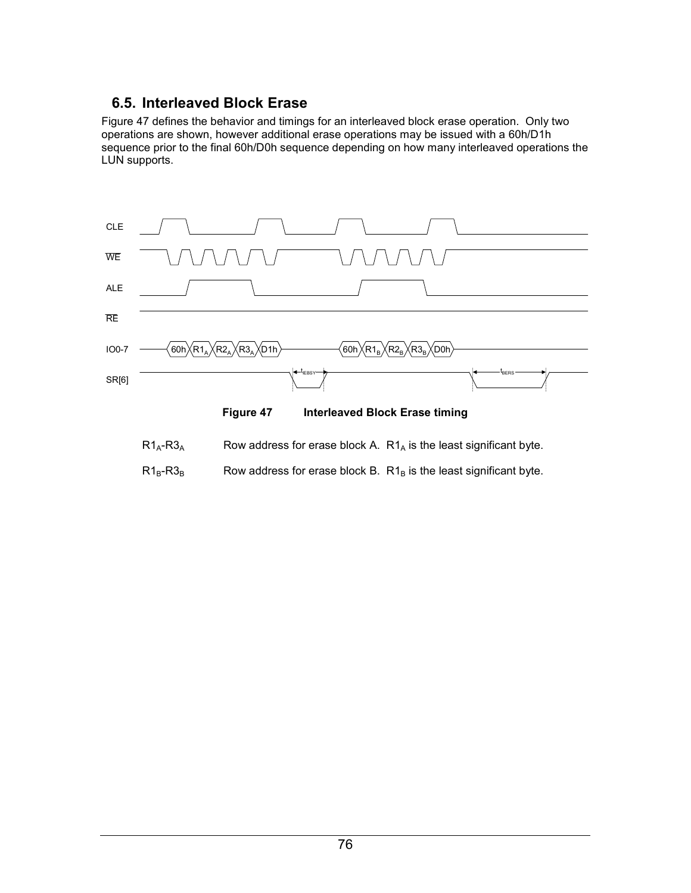## 6.5. Interleaved Block Erase

Figure 47 defines the behavior and timings for an interleaved block erase operation. Only two operations are shown, however additional erase operations may be issued with a 60h/D1h sequence prior to the final 60h/D0h sequence depending on how many interleaved operations the LUN supports.

**Figure 47 Interleaved Block Erase timing**

| | |
|---|---|
| $R1_A$-$R3_A$ | Row address for erase block A. $R1_A$ is the least significant byte. |
| $R1_B$-$R3_B$ | Row address for erase block B. $R1_B$ is the least significant byte. |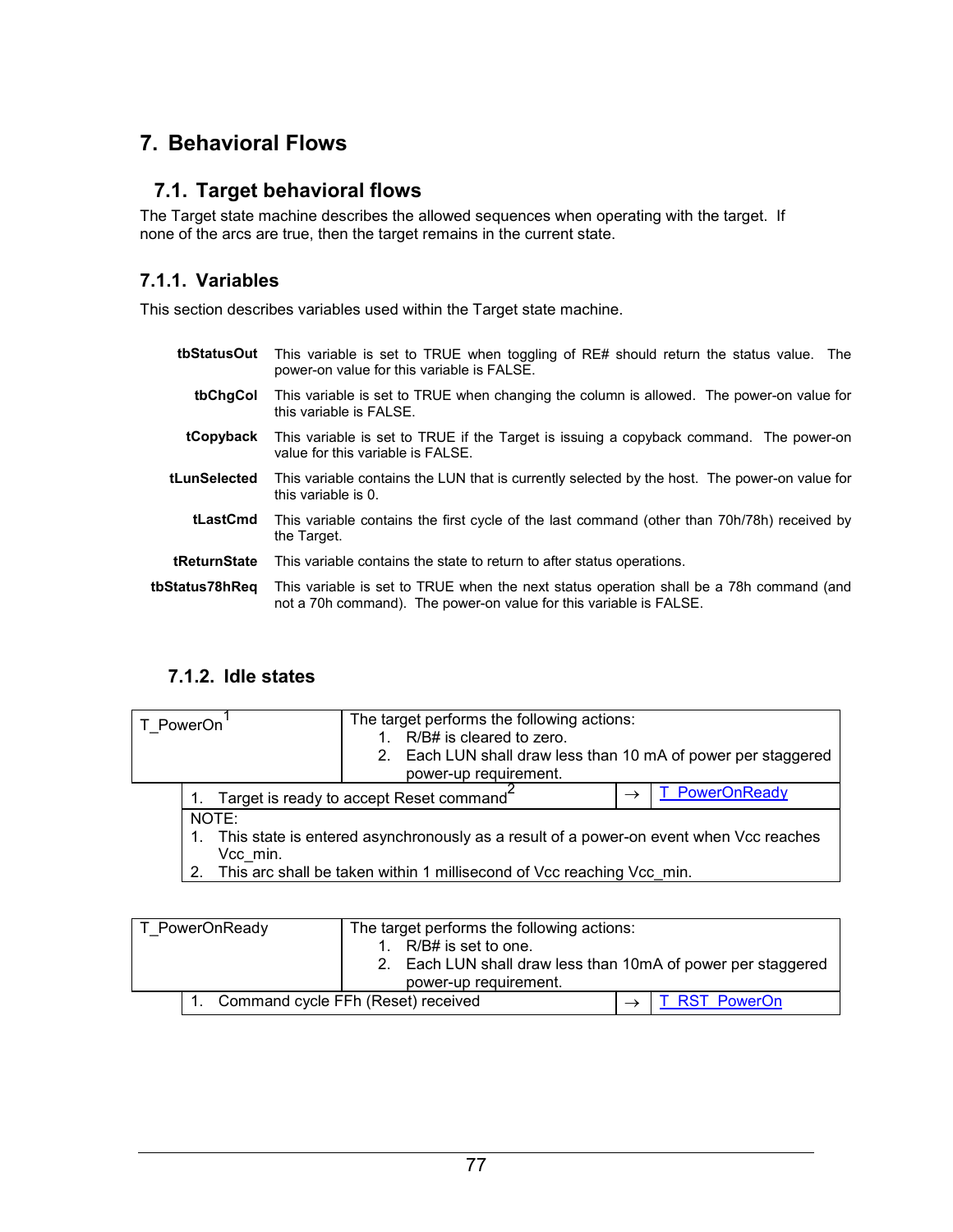# 7. Behavioral Flows

## 7.1. Target behavioral flows

The Target state machine describes the allowed sequences when operating with the target. If none of the arcs are true, then the target remains in the current state.

### 7.1.1. Variables

This section describes variables used within the Target state machine.

**tbStatusOut** This variable is set to TRUE when toggling of RE# should return the status value. The power-on value for this variable is FALSE.

**tbChgCol** This variable is set to TRUE when changing the column is allowed. The power-on value for this variable is FALSE.

**tCopyback** This variable is set to TRUE if the Target is issuing a copyback command. The power-on value for this variable is FALSE.

**tLunSelected** This variable contains the LUN that is currently selected by the host. The power-on value for this variable is 0.

**tLastCmd** This variable contains the first cycle of the last command (other than 70h/78h) received by the Target.

**tReturnState** This variable contains the state to return to after status operations.

**tbStatus78hReq** This variable is set to TRUE when the next status operation shall be a 78h command (and not a 70h command). The power-on value for this variable is FALSE.

### 7.1.2. Idle states

| T_PowerOn[1] | The target performs the following actions:<br>1. R/B# is cleared to zero.<br>2. Each LUN shall draw less than 10 mA of power per staggered power-up requirement. | |
|---|---|---|
| 1. Target is ready to accept Reset command[2] | → | T_PowerOnReady |
| NOTE:<br>1. This state is entered asynchronously as a result of a power-on event when Vcc reaches Vcc_min.<br>2. This arc shall be taken within 1 millisecond of Vcc reaching Vcc_min. | | |

| T_PowerOnReady | The target performs the following actions:<br>1. R/B# is set to one.<br>2. Each LUN shall draw less than 10mA of power per staggered power-up requirement. | |
|---|---|---|
| 1. Command cycle FFh (Reset) received | → | T_RST_PowerOn |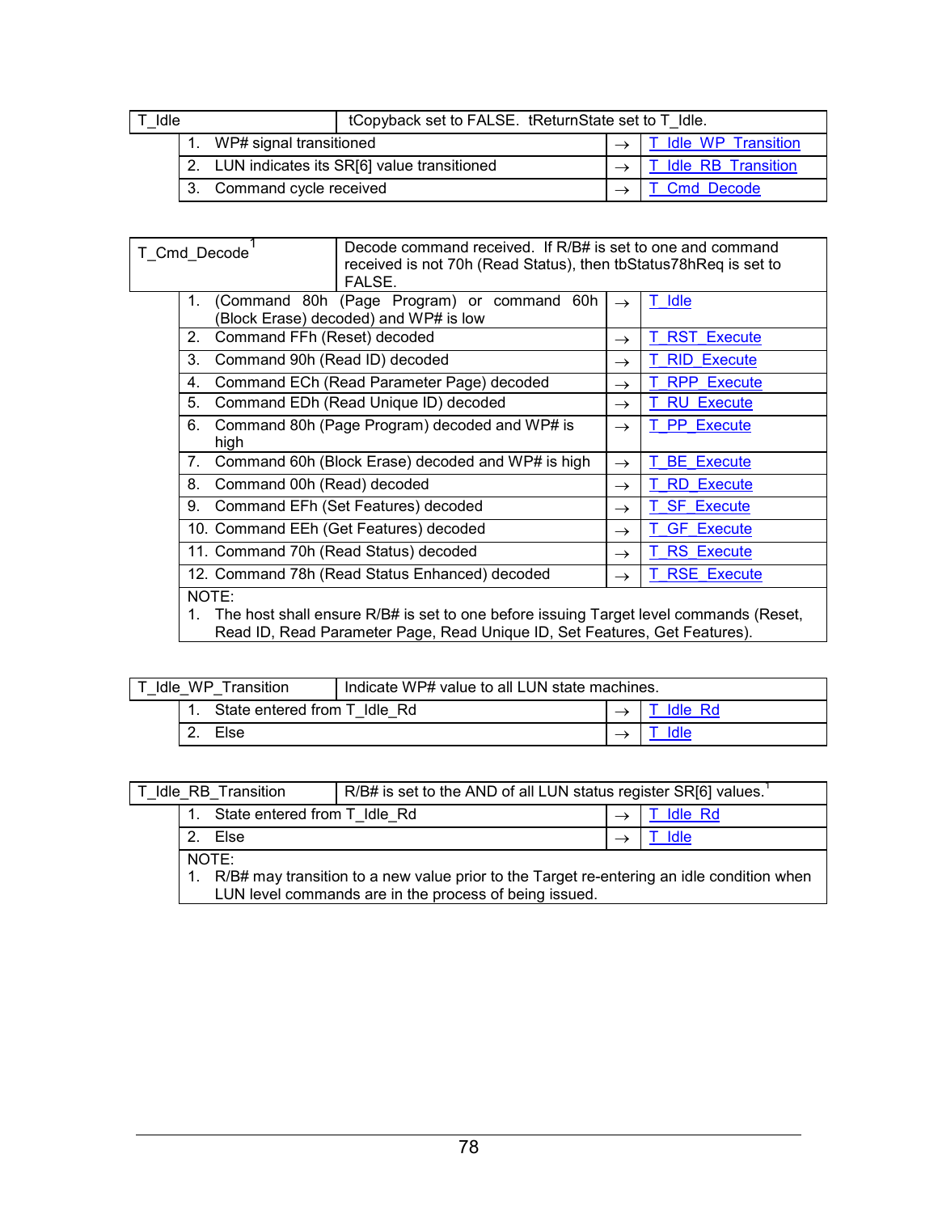| T_Idle | tCopyback set to FALSE. tReturnState set to T_Idle. | | |
|---|---|---|---|
| | 1. WP# signal transitioned | → | T_Idle_WP_Transition |
| | 2. LUN indicates its SR[6] value transitioned | → | T_Idle_RB_Transition |
| | 3. Command cycle received | → | T_Cmd_Decode |

| T_Cmd_Decode[1] | Decode command received. If R/B# is set to one and command received is not 70h (Read Status), then tbStatus78hReq is set to FALSE. | | |
|---|---|---|---|
| | 1. (Command 80h (Page Program) or command 60h (Block Erase) decoded) and WP# is low | → | T_Idle |
| | 2. Command FFh (Reset) decoded | → | T_RST_Execute |
| | 3. Command 90h (Read ID) decoded | → | T_RID_Execute |
| | 4. Command ECh (Read Parameter Page) decoded | → | T_RPP_Execute |
| | 5. Command EDh (Read Unique ID) decoded | → | T_RU_Execute |
| | 6. Command 80h (Page Program) decoded and WP# is high | → | T_PP_Execute |
| | 7. Command 60h (Block Erase) decoded and WP# is high | → | T_BE_Execute |
| | 8. Command 00h (Read) decoded | → | T_RD_Execute |
| | 9. Command EFh (Set Features) decoded | → | T_SF_Execute |
| | 10. Command EEh (Get Features) decoded | → | T_GF_Execute |
| | 11. Command 70h (Read Status) decoded | → | T_RS_Execute |
| | 12. Command 78h (Read Status Enhanced) decoded | → | T_RSE_Execute |
| | NOTE: 1. The host shall ensure R/B# is set to one before issuing Target level commands (Reset, Read ID, Read Parameter Page, Read Unique ID, Set Features, Get Features). | | |

| T_Idle_WP_Transition | Indicate WP# value to all LUN state machines. | | |
|---|---|---|---|
| | 1. State entered from T_Idle_Rd | → | T_Idle_Rd |
| | 2. Else | → | T_Idle |

| T_Idle_RB_Transition | R/B# is set to the AND of all LUN status register SR[6] values.[1] | | |
|---|---|---|---|
| | 1. State entered from T_Idle_Rd | → | T_Idle_Rd |
| | 2. Else | → | T_Idle |
| | NOTE: 1. R/B# may transition to a new value prior to the Target re-entering an idle condition when LUN level commands are in the process of being issued. | | |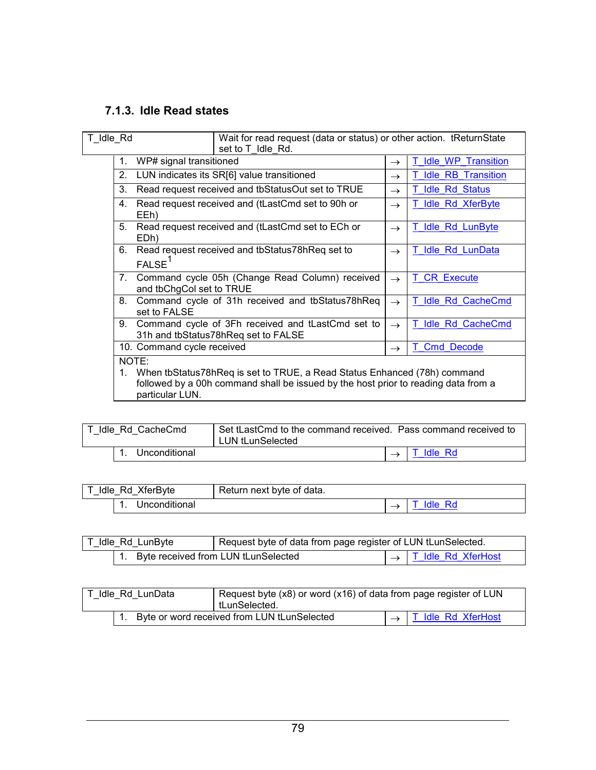### 7.1.3. Idle Read states

| T_Idle_Rd | Wait for read request (data or status) or other action. tReturnState set to T_Idle_Rd. | | |
|---|---|---|---|
| | 1. WP# signal transitioned | → | T_Idle_WP_Transition |
| | 2. LUN indicates its SR[6] value transitioned | → | T_Idle_RB_Transition |
| | 3. Read request received and tbStatusOut set to TRUE | → | T_Idle_Rd_Status |
| | 4. Read request received and (tLastCmd set to 90h or EEh) | → | T_Idle_Rd_XferByte |
| | 5. Read request received and (tLastCmd set to ECh or EDh) | → | T_Idle_Rd_LunByte |
| | 6. Read request received and tbStatus78hReq set to FALSE[1] | → | T_Idle_Rd_LunData |
| | 7. Command cycle 05h (Change Read Column) received and tbChgCol set to TRUE | → | T_CR_Execute |
| | 8. Command cycle of 31h received and tbStatus78hReq set to FALSE | → | T_Idle_Rd_CacheCmd |
| | 9. Command cycle of 3Fh received and tLastCmd set to 31h and tbStatus78hReq set to FALSE | → | T_Idle_Rd_CacheCmd |
| | 10. Command cycle received | → | T_Cmd_Decode |
| | NOTE: 1. When tbStatus78hReq is set to TRUE, a Read Status Enhanced (78h) command followed by a 00h command shall be issued by the host prior to reading data from a particular LUN. | | |

| T_Idle_Rd_CacheCmd | Set tLastCmd to the command received. Pass command received to LUN tLunSelected | | |
|---|---|---|---|
| | 1. Unconditional | → | T_Idle_Rd |

| T_Idle_Rd_XferByte | Return next byte of data. | | |
|---|---|---|---|
| | 1. Unconditional | → | T_Idle_Rd |

| T_Idle_Rd_LunByte | Request byte of data from page register of LUN tLunSelected. | | |
|---|---|---|---|
| | 1. Byte received from LUN tLunSelected | → | T_Idle_Rd_XferHost |

| T_Idle_Rd_LunData | Request byte (x8) or word (x16) of data from page register of LUN tLunSelected. | | |
|---|---|---|---|
| | 1. Byte or word received from LUN tLunSelected | → | T_Idle_Rd_XferHost |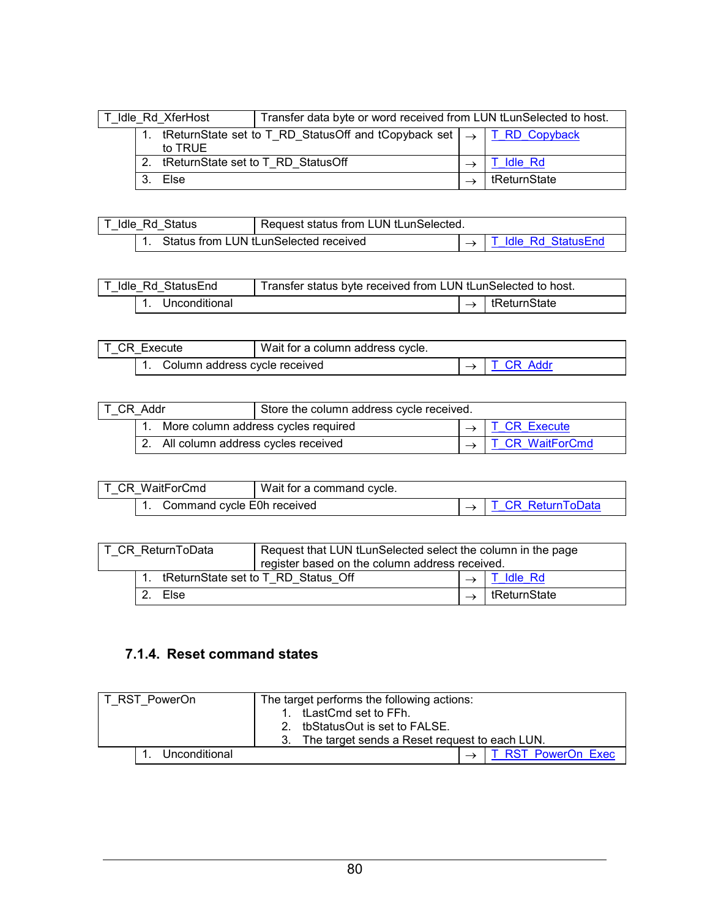| T_Idle_Rd_XferHost | Transfer data byte or word received from LUN tLunSelected to host. | | |
|---|---|---|---|
| | 1. tReturnState set to T_RD_StatusOff and tCopyback set to TRUE | → | T_RD_Copyback |
| | 2. tReturnState set to T_RD_StatusOff | → | T_Idle_Rd |
| | 3. Else | → | tReturnState |

| T_Idle_Rd_Status | Request status from LUN tLunSelected. | | |
|---|---|---|---|
| | 1. Status from LUN tLunSelected received | → | T_Idle_Rd_StatusEnd |

| T_Idle_Rd_StatusEnd | Transfer status byte received from LUN tLunSelected to host. | | |
|---|---|---|---|
| | 1. Unconditional | → | tReturnState |

| T_CR_Execute | Wait for a column address cycle. | | |
|---|---|---|---|
| | 1. Column address cycle received | → | T_CR_Addr |

| T_CR_Addr | Store the column address cycle received. | | |
|---|---|---|---|
| | 1. More column address cycles required | → | T_CR_Execute |
| | 2. All column address cycles received | → | T_CR_WaitForCmd |

| T_CR_WaitForCmd | Wait for a command cycle. | | |
|---|---|---|---|
| | 1. Command cycle E0h received | → | T_CR_ReturnToData |

| T_CR_ReturnToData | Request that LUN tLunSelected select the column in the page register based on the column address received. | | |
|---|---|---|---|
| | 1. tReturnState set to T_RD_Status_Off | → | T_Idle_Rd |
| | 2. Else | → | tReturnState |

### 7.1.4. Reset command states

| T_RST_PowerOn | The target performs the following actions: 1. tLastCmd set to FFh. 2. tbStatusOut is set to FALSE. 3. The target sends a Reset request to each LUN. | | |
|---|---|---|---|
| | 1. Unconditional | → | T_RST_PowerOn_Exec |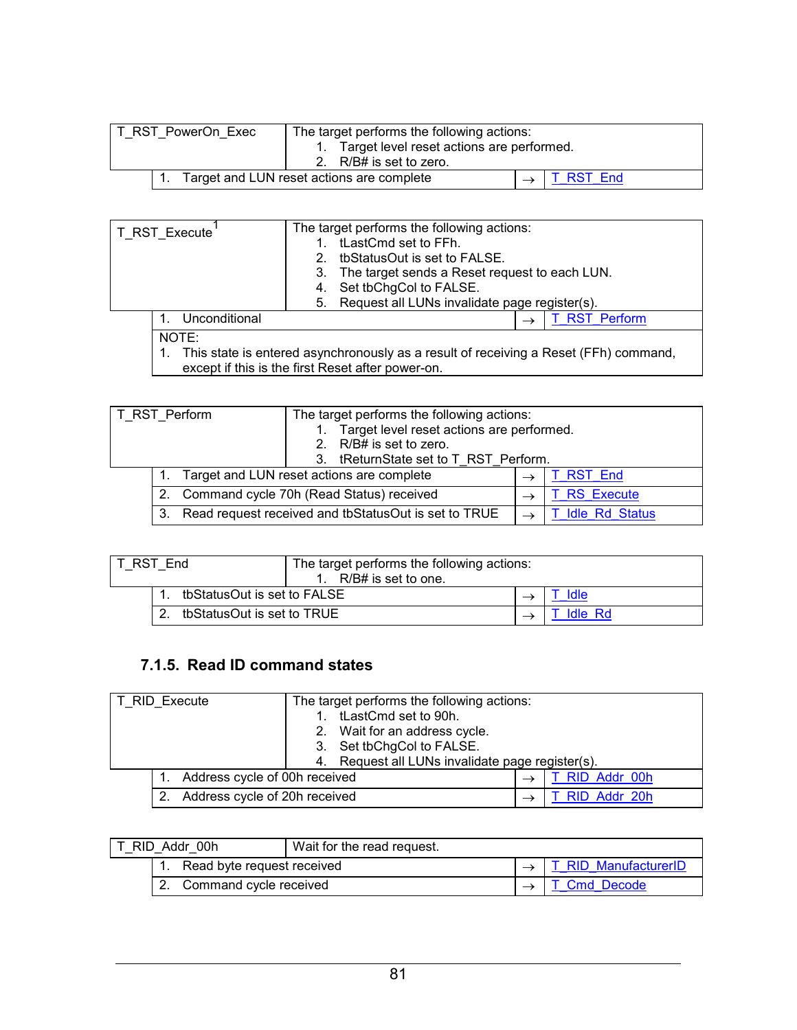| T_RST_PowerOn_Exec | The target performs the following actions:<br>1. Target level reset actions are performed.<br>2. R/B# is set to zero. | | |
|---|---|---|---|
| | 1. Target and LUN reset actions are complete | → | T_RST_End |

| T_RST_Execute[1] | The target performs the following actions:<br>1. tLastCmd set to FFh.<br>2. tbStatusOut is set to FALSE.<br>3. The target sends a Reset request to each LUN.<br>4. Set tbChgCol to FALSE.<br>5. Request all LUNs invalidate page register(s). | | |
|---|---|---|---|
| | 1. Unconditional | → | T_RST_Perform |
| | NOTE:<br>1. This state is entered asynchronously as a result of receiving a Reset (FFh) command, except if this is the first Reset after power-on. | | |

| T_RST_Perform | The target performs the following actions:<br>1. Target level reset actions are performed.<br>2. R/B# is set to zero.<br>3. tReturnState set to T_RST_Perform. | | |
|---|---|---|---|
| | 1. Target and LUN reset actions are complete | → | T_RST_End |
| | 2. Command cycle 70h (Read Status) received | → | T_RS_Execute |
| | 3. Read request received and tbStatusOut is set to TRUE | → | T_Idle_Rd_Status |

| T_RST_End | The target performs the following actions:<br>1. R/B# is set to one. | | |
|---|---|---|---|
| | 1. tbStatusOut is set to FALSE | → | T_Idle |
| | 2. tbStatusOut is set to TRUE | → | T_Idle_Rd |

### 7.1.5. Read ID command states

| T_RID_Execute | The target performs the following actions:<br>1. tLastCmd set to 90h.<br>2. Wait for an address cycle.<br>3. Set tbChgCol to FALSE.<br>4. Request all LUNs invalidate page register(s). | | |
|---|---|---|---|
| | 1. Address cycle of 00h received | → | T_RID_Addr_00h |
| | 2. Address cycle of 20h received | → | T_RID_Addr_20h |

| T_RID_Addr_00h | Wait for the read request. | | |
|---|---|---|---|
| | 1. Read byte request received | → | T_RID_ManufacturerID |
| | 2. Command cycle received | → | T_Cmd_Decode |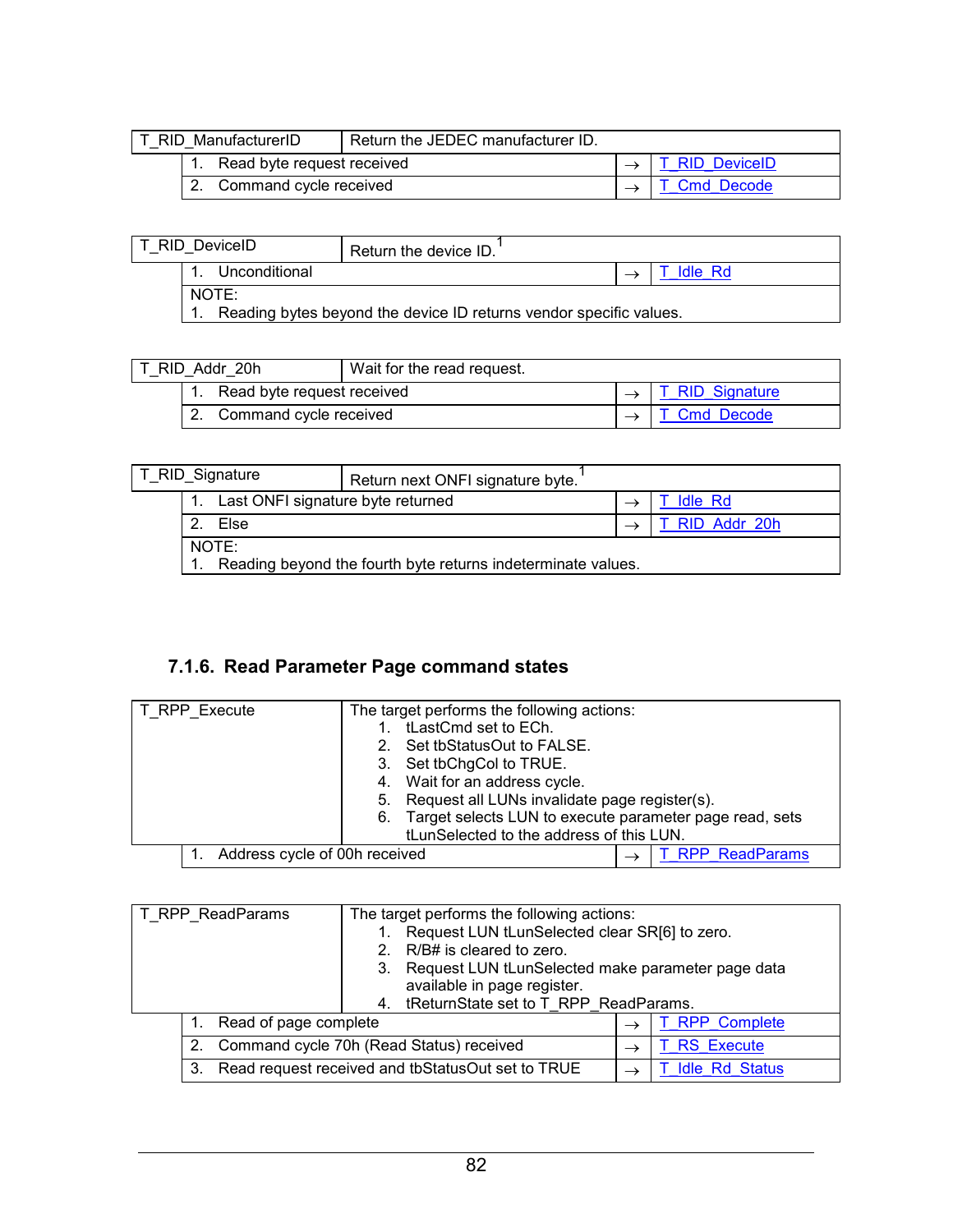| T_RID_ManufacturerID | Return the JEDEC manufacturer ID. | | |
|---|---|---|---|
| | 1. Read byte request received | → | T_RID_DeviceID |
| | 2. Command cycle received | → | T_Cmd_Decode |

| T_RID_DeviceID | Return the device ID.[1] | | |
|---|---|---|---|
| | 1. Unconditional | → | T_Idle_Rd |
| | NOTE:<br>1. Reading bytes beyond the device ID returns vendor specific values. | | |

| T_RID_Addr_20h | Wait for the read request. | | |
|---|---|---|---|
| | 1. Read byte request received | → | T_RID_Signature |
| | 2. Command cycle received | → | T_Cmd_Decode |

| T_RID_Signature | Return next ONFI signature byte.[1] | | |
|---|---|---|---|
| | 1. Last ONFI signature byte returned | → | T_Idle_Rd |
| | 2. Else | → | T_RID_Addr_20h |
| | NOTE:<br>1. Reading beyond the fourth byte returns indeterminate values. | | |

### 7.1.6. Read Parameter Page command states

| T_RPP_Execute | The target performs the following actions:<br>1. tLastCmd set to ECh.<br>2. Set tbStatusOut to FALSE.<br>3. Set tbChgCol to TRUE.<br>4. Wait for an address cycle.<br>5. Request all LUNs invalidate page register(s).<br>6. Target selects LUN to execute parameter page read, sets tLunSelected to the address of this LUN. | | |
|---|---|---|---|
| | 1. Address cycle of 00h received | → | T_RPP_ReadParams |

| T_RPP_ReadParams | The target performs the following actions:<br>1. Request LUN tLunSelected clear SR[6] to zero.<br>2. R/B# is cleared to zero.<br>3. Request LUN tLunSelected make parameter page data available in page register.<br>4. tReturnState set to T_RPP_ReadParams. | | |
|---|---|---|---|
| | 1. Read of page complete | → | T_RPP_Complete |
| | 2. Command cycle 70h (Read Status) received | → | T_RS_Execute |
| | 3. Read request received and tbStatusOut set to TRUE | → | T_Idle_Rd_Status |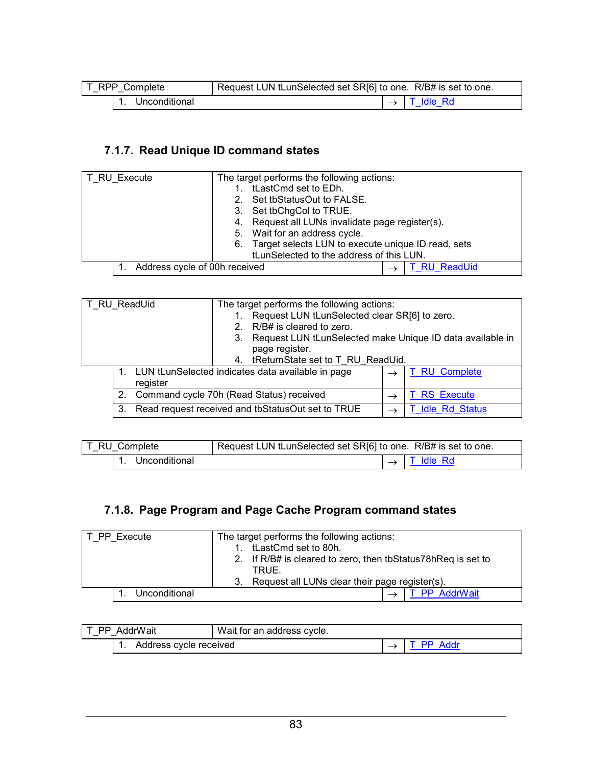| T_RPP_Complete | Request LUN tLunSelected set SR[6] to one. R/B# is set to one. | | |
|---|---|---|---|
| | 1. Unconditional | → | T_Idle_Rd |

### 7.1.7. Read Unique ID command states

| T_RU_Execute | The target performs the following actions:<br>1. tLastCmd set to EDh.<br>2. Set tbStatusOut to FALSE.<br>3. Set tbChgCol to TRUE.<br>4. Request all LUNs invalidate page register(s).<br>5. Wait for an address cycle.<br>6. Target selects LUN to execute unique ID read, sets tLunSelected to the address of this LUN. | | |
|---|---|---|---|
| | 1. Address cycle of 00h received | → | T_RU_ReadUid |

| T_RU_ReadUid | The target performs the following actions:<br>1. Request LUN tLunSelected clear SR[6] to zero.<br>2. R/B# is cleared to zero.<br>3. Request LUN tLunSelected make Unique ID data available in page register.<br>4. tReturnState set to T_RU_ReadUid. | | |
|---|---|---|---|
| | 1. LUN tLunSelected indicates data available in page register | → | T_RU_Complete |
| | 2. Command cycle 70h (Read Status) received | → | T_RS_Execute |
| | 3. Read request received and tbStatusOut set to TRUE | → | T_Idle_Rd_Status |

| T_RU_Complete | Request LUN tLunSelected set SR[6] to one. R/B# is set to one. | | |
|---|---|---|---|
| | 1. Unconditional | → | T_Idle_Rd |

### 7.1.8. Page Program and Page Cache Program command states

| T_PP_Execute | The target performs the following actions:<br>1. tLastCmd set to 80h.<br>2. If R/B# is cleared to zero, then tbStatus78hReq is set to TRUE.<br>3. Request all LUNs clear their page register(s). | | |
|---|---|---|---|
| | 1. Unconditional | → | T_PP_AddrWait |

| T_PP_AddrWait | Wait for an address cycle. | | |
|---|---|---|---|
| | 1. Address cycle received | → | T_PP_Addr |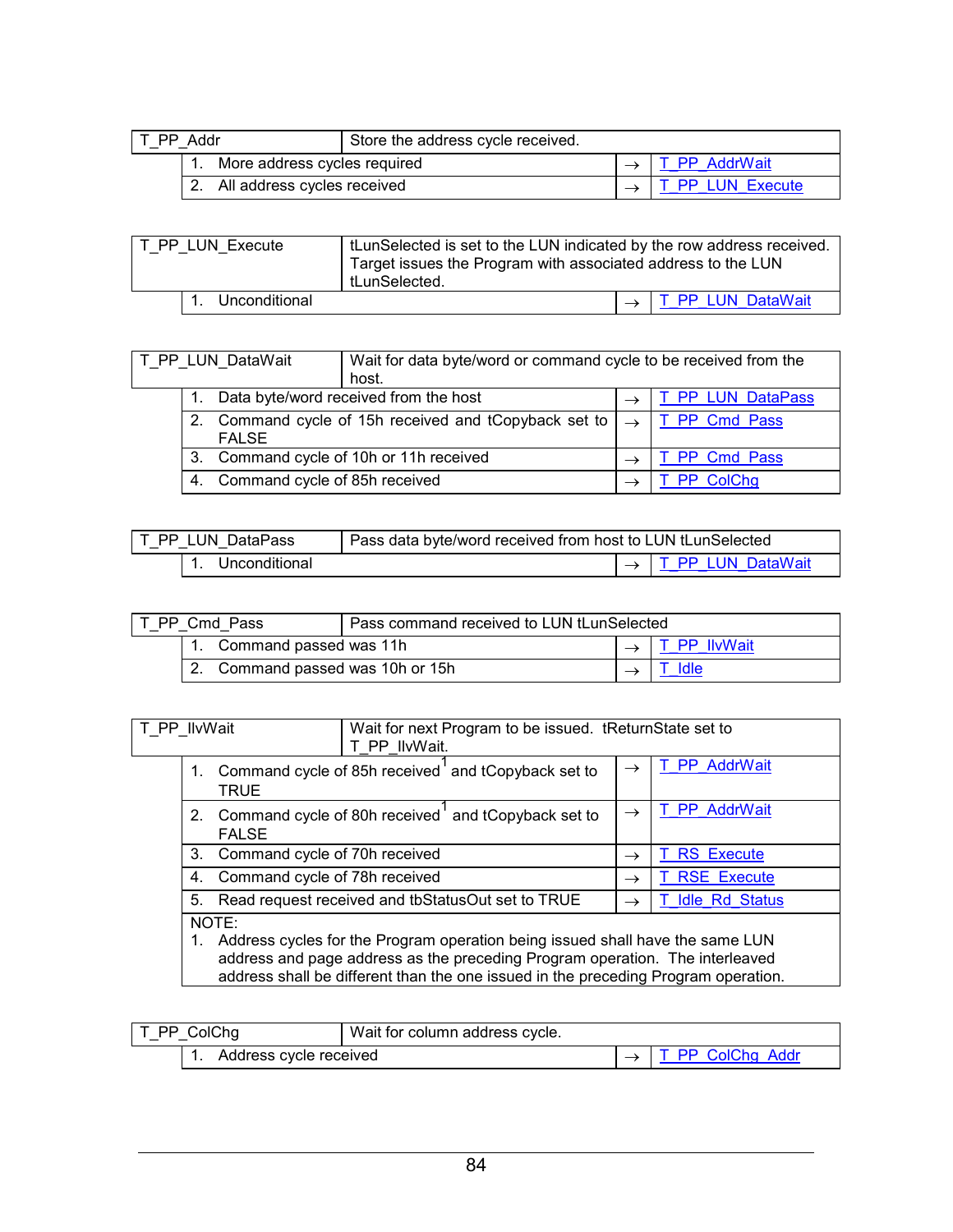| T_PP_Addr | Store the address cycle received. | | |
|---|---|---|---|
| | 1. More address cycles required | → | T_PP_AddrWait |
| | 2. All address cycles received | → | T_PP_LUN_Execute |

| T_PP_LUN_Execute | tLunSelected is set to the LUN indicated by the row address received. Target issues the Program with associated address to the LUN tLunSelected. | | |
|---|---|---|---|
| | 1. Unconditional | → | T_PP_LUN_DataWait |

| T_PP_LUN_DataWait | Wait for data byte/word or command cycle to be received from the host. | | |
|---|---|---|---|
| | 1. Data byte/word received from the host | → | T_PP_LUN_DataPass |
| | 2. Command cycle of 15h received and tCopyback set to FALSE | → | T_PP_Cmd_Pass |
| | 3. Command cycle of 10h or 11h received | → | T_PP_Cmd_Pass |
| | 4. Command cycle of 85h received | → | T_PP_ColChg |

| T_PP_LUN_DataPass | Pass data byte/word received from host to LUN tLunSelected | | |
|---|---|---|---|
| | 1. Unconditional | → | T_PP_LUN_DataWait |

| T_PP_Cmd_Pass | Pass command received to LUN tLunSelected | | |
|---|---|---|---|
| | 1. Command passed was 11h | → | T_PP_IlvWait |
| | 2. Command passed was 10h or 15h | → | T_Idle |

| T_PP_IlvWait | Wait for next Program to be issued. tReturnState set to T_PP_IlvWait. | | |
|---|---|---|---|
| | 1. Command cycle of 85h received[1] and tCopyback set to TRUE | → | T_PP_AddrWait |
| | 2. Command cycle of 80h received[1] and tCopyback set to FALSE | → | T_PP_AddrWait |
| | 3. Command cycle of 70h received | → | T_RS_Execute |
| | 4. Command cycle of 78h received | → | T_RSE_Execute |
| | 5. Read request received and tbStatusOut set to TRUE | → | T_Idle_Rd_Status |
| | NOTE: 1. Address cycles for the Program operation being issued shall have the same LUN address and page address as the preceding Program operation. The interleaved address shall be different than the one issued in the preceding Program operation. | | |

| T_PP_ColChg | Wait for column address cycle. | | |
|---|---|---|---|
| | 1. Address cycle received | → | T_PP_ColChg_Addr |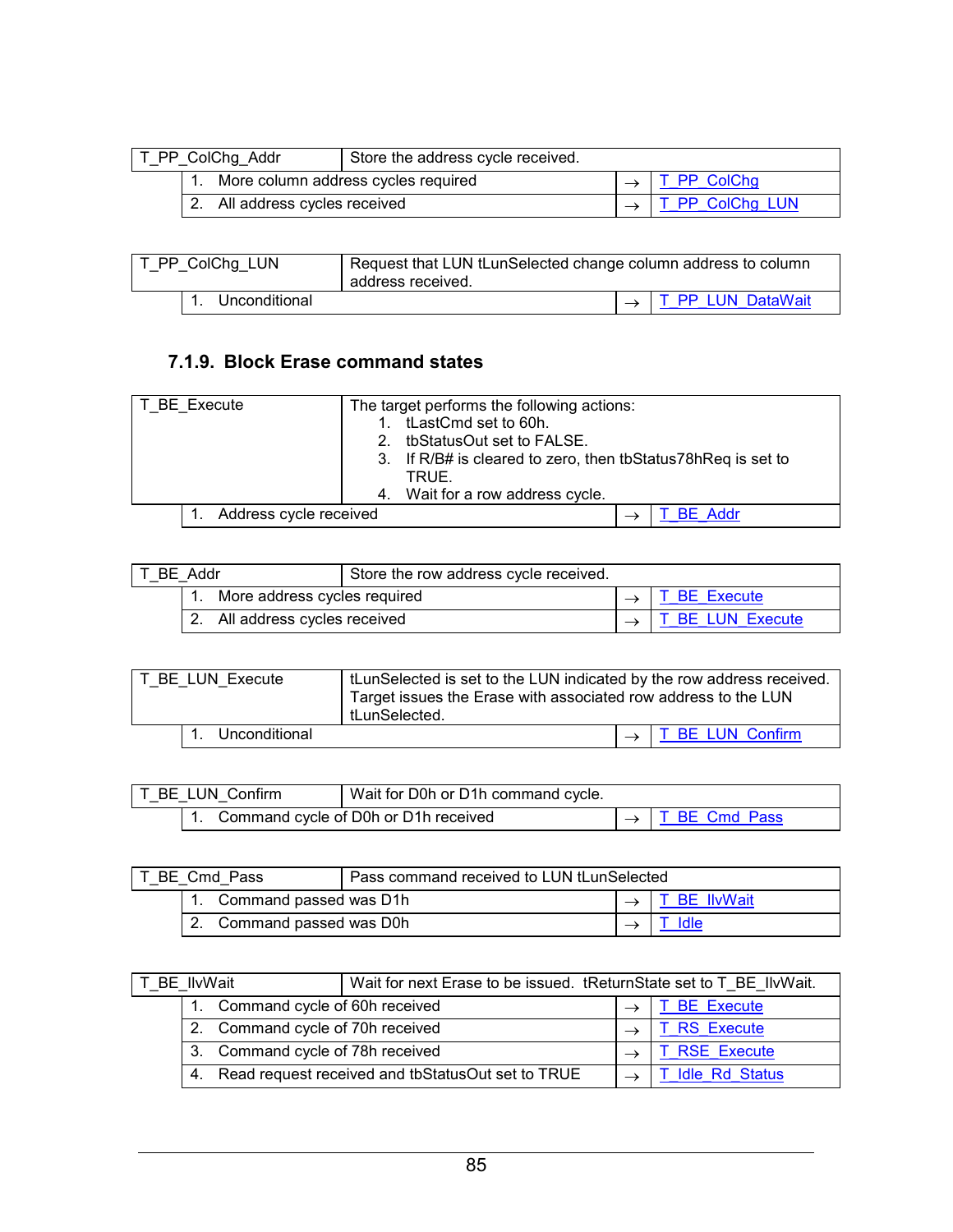| T_PP_ColChg_Addr | Store the address cycle received. | | |
|---|---|---|---|
| | 1. More column address cycles required | → | T_PP_ColChg |
| | 2. All address cycles received | → | T_PP_ColChg_LUN |

| T_PP_ColChg_LUN | Request that LUN tLunSelected change column address to column address received. | | |
|---|---|---|---|
| | 1. Unconditional | → | T_PP_LUN_DataWait |

### 7.1.9. Block Erase command states

| T_BE_Execute | The target performs the following actions:<br>1. tLastCmd set to 60h.<br>2. tbStatusOut set to FALSE.<br>3. If R/B# is cleared to zero, then tbStatus78hReq is set to TRUE.<br>4. Wait for a row address cycle. | | |
|---|---|---|---|
| | 1. Address cycle received | → | T_BE_Addr |

| T_BE_Addr | Store the row address cycle received. | | |
|---|---|---|---|
| | 1. More address cycles required | → | T_BE_Execute |
| | 2. All address cycles received | → | T_BE_LUN_Execute |

| T_BE_LUN_Execute | tLunSelected is set to the LUN indicated by the row address received. Target issues the Erase with associated row address to the LUN tLunSelected. | | |
|---|---|---|---|
| | 1. Unconditional | → | T_BE_LUN_Confirm |

| T_BE_LUN_Confirm | Wait for D0h or D1h command cycle. | | |
|---|---|---|---|
| | 1. Command cycle of D0h or D1h received | → | T_BE_Cmd_Pass |

| T_BE_Cmd_Pass | Pass command received to LUN tLunSelected | | |
|---|---|---|---|
| | 1. Command passed was D1h | → | T_BE_IlvWait |
| | 2. Command passed was D0h | → | T_Idle |

| T_BE_IlvWait | Wait for next Erase to be issued. tReturnState set to T_BE_IlvWait. | | |
|---|---|---|---|
| | 1. Command cycle of 60h received | → | T_BE_Execute |
| | 2. Command cycle of 70h received | → | T_RS_Execute |
| | 3. Command cycle of 78h received | → | T_RSE_Execute |
| | 4. Read request received and tbStatusOut set to TRUE | → | T_Idle_Rd_Status |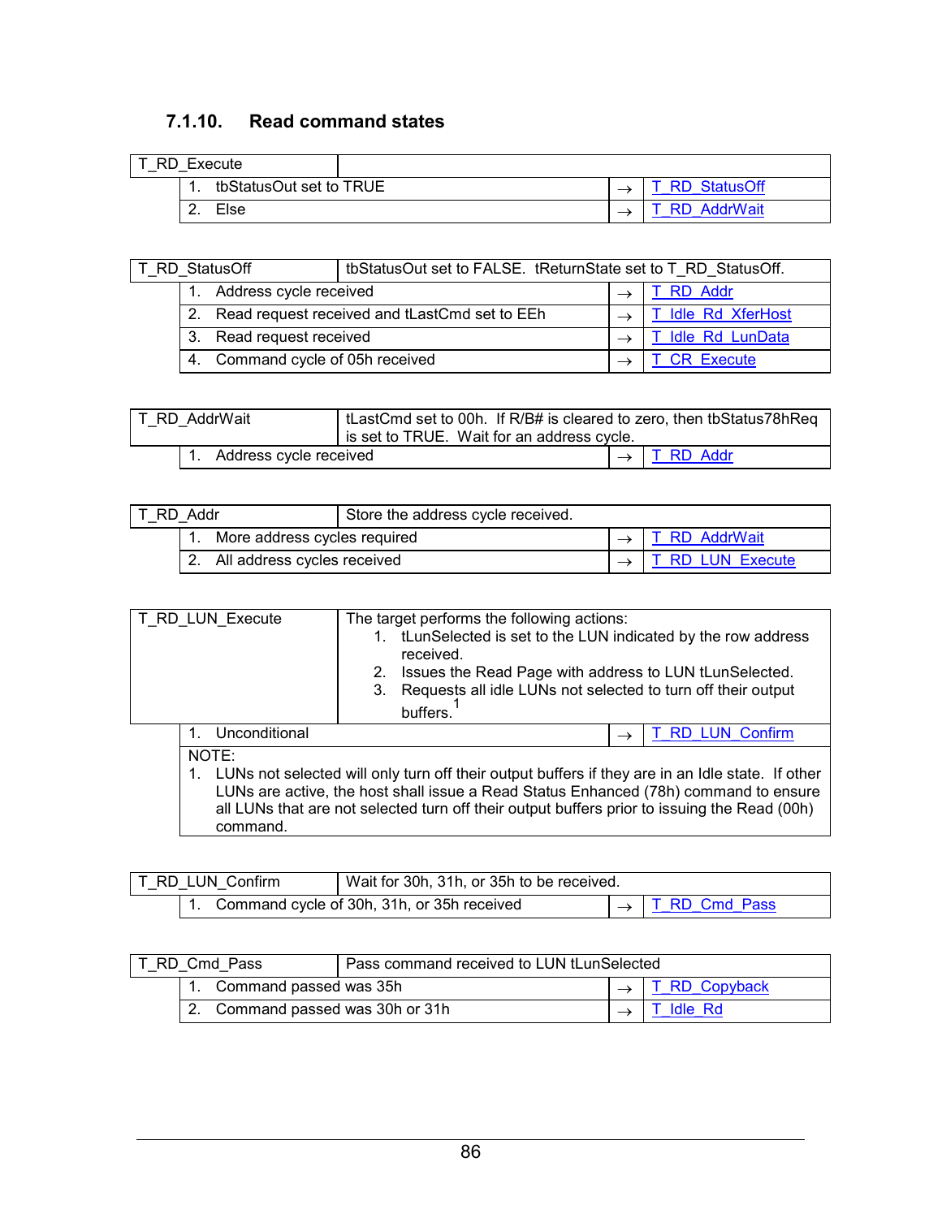### 7.1.10. Read command states

| T_RD_Execute | | | |
|---|---|---|---|
| | 1. tbStatusOut set to TRUE | → | T_RD_StatusOff |
| | 2. Else | → | T_RD_AddrWait |

| T_RD_StatusOff | tbStatusOut set to FALSE. tReturnState set to T_RD_StatusOff. | | |
|---|---|---|---|
| | 1. Address cycle received | → | T_RD_Addr |
| | 2. Read request received and tLastCmd set to EEh | → | T_Idle_Rd_XferHost |
| | 3. Read request received | → | T_Idle_Rd_LunData |
| | 4. Command cycle of 05h received | → | T_CR_Execute |

| T_RD_AddrWait | tLastCmd set to 00h. If R/B# is cleared to zero, then tbStatus78hReq is set to TRUE. Wait for an address cycle. | | |
|---|---|---|---|
| | 1. Address cycle received | → | T_RD_Addr |

| T_RD_Addr | Store the address cycle received. | | |
|---|---|---|---|
| | 1. More address cycles required | → | T_RD_AddrWait |
| | 2. All address cycles received | → | T_RD_LUN_Execute |

| T_RD_LUN_Execute | The target performs the following actions:<br>1. tLunSelected is set to the LUN indicated by the row address received.<br>2. Issues the Read Page with address to LUN tLunSelected.<br>3. Requests all idle LUNs not selected to turn off their output buffers.[1] | | |
|---|---|---|---|
| | 1. Unconditional | → | T_RD_LUN_Confirm |
| | NOTE:<br>1. LUNs not selected will only turn off their output buffers if they are in an Idle state. If other LUNs are active, the host shall issue a Read Status Enhanced (78h) command to ensure all LUNs that are not selected turn off their output buffers prior to issuing the Read (00h) command. | | |

| T_RD_LUN_Confirm | Wait for 30h, 31h, or 35h to be received. | | |
|---|---|---|---|
| | 1. Command cycle of 30h, 31h, or 35h received | → | T_RD_Cmd_Pass |

| T_RD_Cmd_Pass | Pass command received to LUN tLunSelected | | |
|---|---|---|---|
| | 1. Command passed was 35h | → | T_RD_Copyback |
| | 2. Command passed was 30h or 31h | → | T_Idle_Rd |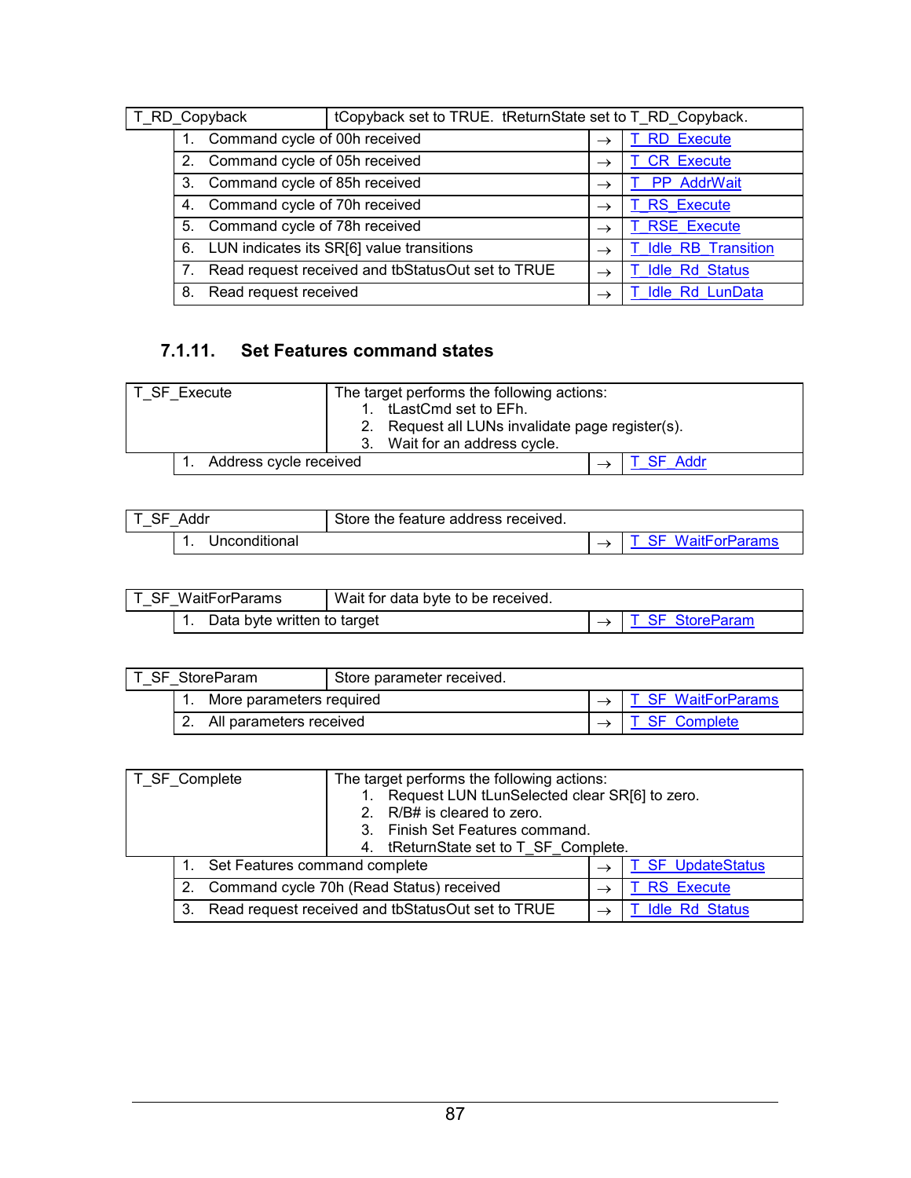| T_RD_Copyback | tCopyback set to TRUE. tReturnState set to T_RD_Copyback. | |
|---|---|---|
| 1. Command cycle of 00h received | → | T_RD_Execute |
| 2. Command cycle of 05h received | → | T_CR_Execute |
| 3. Command cycle of 85h received | → | T_PP_AddrWait |
| 4. Command cycle of 70h received | → | T_RS_Execute |
| 5. Command cycle of 78h received | → | T_RSE_Execute |
| 6. LUN indicates its SR[6] value transitions | → | T_Idle_RB_Transition |
| 7. Read request received and tbStatusOut set to TRUE | → | T_Idle_Rd_Status |
| 8. Read request received | → | T_Idle_Rd_LunData |

### 7.1.11. Set Features command states

| T_SF_Execute | The target performs the following actions:<br>1. tLastCmd set to EFh.<br>2. Request all LUNs invalidate page register(s).<br>3. Wait for an address cycle. | |
|---|---|---|
| 1. Address cycle received | → | T_SF_Addr |

| T_SF_Addr | Store the feature address received. | |
|---|---|---|
| 1. Unconditional | → | T_SF_WaitForParams |

| T_SF_WaitForParams | Wait for data byte to be received. | |
|---|---|---|
| 1. Data byte written to target | → | T_SF_StoreParam |

| T_SF_StoreParam | Store parameter received. | |
|---|---|---|
| 1. More parameters required | → | T_SF_WaitForParams |
| 2. All parameters received | → | T_SF_Complete |

| T_SF_Complete | The target performs the following actions:<br>1. Request LUN tLunSelected clear SR[6] to zero.<br>2. R/B# is cleared to zero.<br>3. Finish Set Features command.<br>4. tReturnState set to T_SF_Complete. | |
|---|---|---|
| 1. Set Features command complete | → | T_SF_UpdateStatus |
| 2. Command cycle 70h (Read Status) received | → | T_RS_Execute |
| 3. Read request received and tbStatusOut set to TRUE | → | T_Idle_Rd_Status |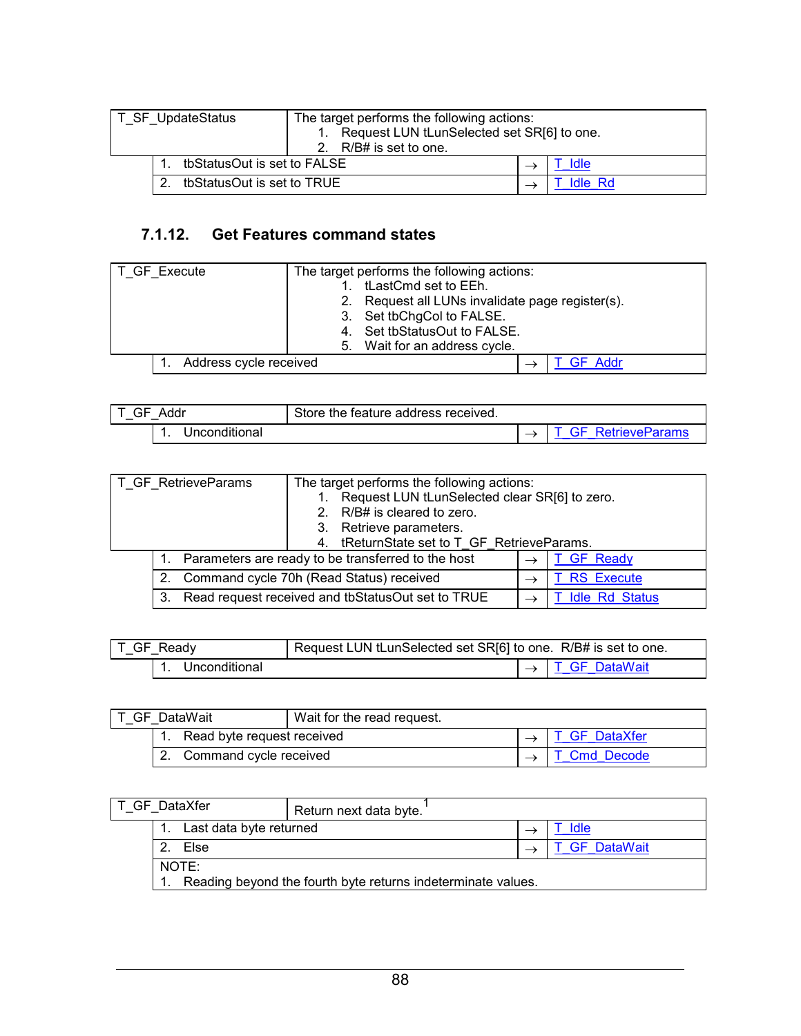| T_SF_UpdateStatus | The target performs the following actions: 1. Request LUN tLunSelected set SR[6] to one. 2. R/B# is set to one. | | |
|---|---|---|---|
| | 1. tbStatusOut is set to FALSE | → | T_Idle |
| | 2. tbStatusOut is set to TRUE | → | T_Idle_Rd |

### 7.1.12. Get Features command states

| T_GF_Execute | The target performs the following actions: 1. tLastCmd set to EEh. 2. Request all LUNs invalidate page register(s). 3. Set tbChgCol to FALSE. 4. Set tbStatusOut to FALSE. 5. Wait for an address cycle. | | |
|---|---|---|---|
| | 1. Address cycle received | → | T_GF_Addr |

| T_GF_Addr | Store the feature address received. | | |
|---|---|---|---|
| | 1. Unconditional | → | T_GF_RetrieveParams |

| T_GF_RetrieveParams | The target performs the following actions: 1. Request LUN tLunSelected clear SR[6] to zero. 2. R/B# is cleared to zero. 3. Retrieve parameters. 4. tReturnState set to T_GF_RetrieveParams. | | |
|---|---|---|---|
| | 1. Parameters are ready to be transferred to the host | → | T_GF_Ready |
| | 2. Command cycle 70h (Read Status) received | → | T_RS_Execute |
| | 3. Read request received and tbStatusOut set to TRUE | → | T_Idle_Rd_Status |

| T_GF_Ready | Request LUN tLunSelected set SR[6] to one. R/B# is set to one. | | |
|---|---|---|---|
| | 1. Unconditional | → | T_GF_DataWait |

| T_GF_DataWait | Wait for the read request. | | |
|---|---|---|---|
| | 1. Read byte request received | → | T_GF_DataXfer |
| | 2. Command cycle received | → | T_Cmd_Decode |

| T_GF_DataXfer | Return next data byte.[1] | | |
|---|---|---|---|
| | 1. Last data byte returned | → | T_Idle |
| | 2. Else | → | T_GF_DataWait |
| | NOTE: 1. Reading beyond the fourth byte returns indeterminate values. | | |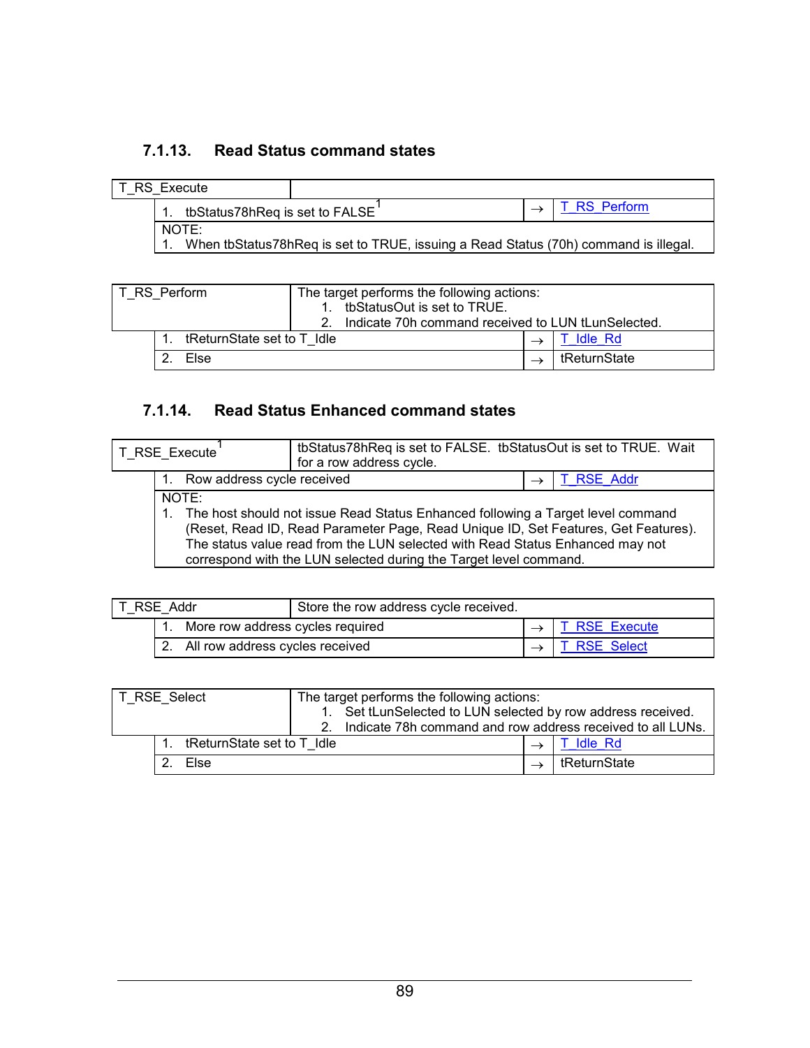### 7.1.13. Read Status command states

| T_RS_Execute | | | |
|---|---|---|---|
| | 1. tbStatus78hReq is set to FALSE[1] | → | T_RS_Perform |
| | NOTE:<br>1. When tbStatus78hReq is set to TRUE, issuing a Read Status (70h) command is illegal. | | |

| T_RS_Perform | The target performs the following actions:<br>1. tbStatusOut is set to TRUE.<br>2. Indicate 70h command received to LUN tLunSelected. | | |
|---|---|---|---|
| | 1. tReturnState set to T_Idle | → | T_Idle_Rd |
| | 2. Else | → | tReturnState |

### 7.1.14. Read Status Enhanced command states

| T_RSE_Execute[1] | tbStatus78hReq is set to FALSE. tbStatusOut is set to TRUE. Wait for a row address cycle. | | |
|---|---|---|---|
| | 1. Row address cycle received | → | T_RSE_Addr |
| | NOTE:<br>1. The host should not issue Read Status Enhanced following a Target level command (Reset, Read ID, Read Parameter Page, Read Unique ID, Set Features, Get Features). The status value read from the LUN selected with Read Status Enhanced may not correspond with the LUN selected during the Target level command. | | |

| T_RSE_Addr | Store the row address cycle received. | | |
|---|---|---|---|
| | 1. More row address cycles required | → | T_RSE_Execute |
| | 2. All row address cycles received | → | T_RSE_Select |

| T_RSE_Select | The target performs the following actions:<br>1. Set tLunSelected to LUN selected by row address received.<br>2. Indicate 78h command and row address received to all LUNs. | | |
|---|---|---|---|
| | 1. tReturnState set to T_Idle | → | T_Idle_Rd |
| | 2. Else | → | tReturnState |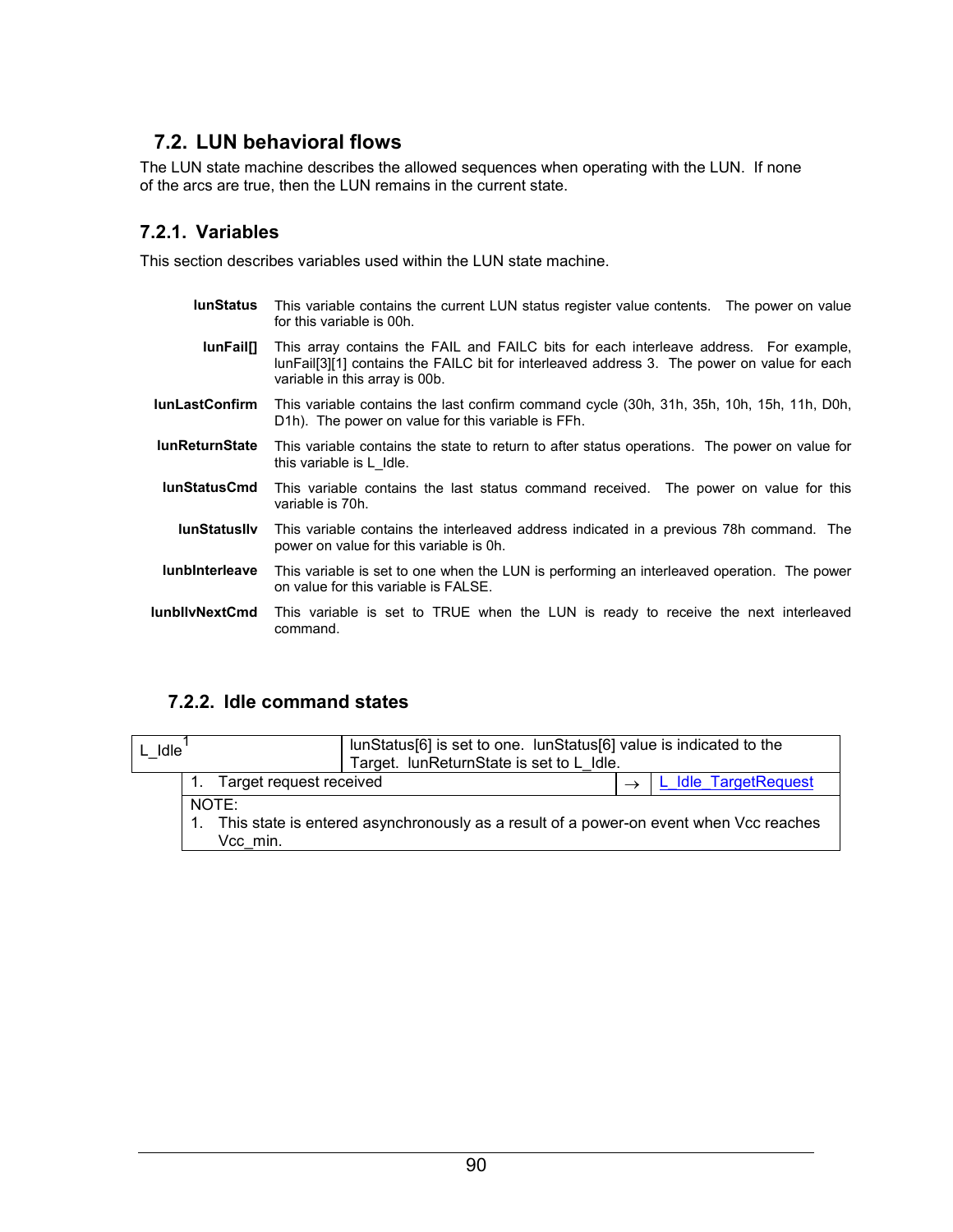## 7.2. LUN behavioral flows

The LUN state machine describes the allowed sequences when operating with the LUN. If none of the arcs are true, then the LUN remains in the current state.

### 7.2.1. Variables

This section describes variables used within the LUN state machine.

**lunStatus** This variable contains the current LUN status register value contents. The power on value for this variable is 00h.

**lunFail[]** This array contains the FAIL and FAILC bits for each interleave address. For example, lunFail[3][1] contains the FAILC bit for interleaved address 3. The power on value for each variable in this array is 00b.

**lunLastConfirm** This variable contains the last confirm command cycle (30h, 31h, 35h, 10h, 15h, 11h, D0h, D1h). The power on value for this variable is FFh.

**lunReturnState** This variable contains the state to return to after status operations. The power on value for this variable is L_Idle.

**lunStatusCmd** This variable contains the last status command received. The power on value for this variable is 70h.

**lunStatusIlv** This variable contains the interleaved address indicated in a previous 78h command. The power on value for this variable is 0h.

**lunbInterleave** This variable is set to one when the LUN is performing an interleaved operation. The power on value for this variable is FALSE.

**lunbIlvNextCmd** This variable is set to TRUE when the LUN is ready to receive the next interleaved command.

### 7.2.2. Idle command states

| L_Idle[1] | lunStatus[6] is set to one. lunStatus[6] value is indicated to the Target. lunReturnState is set to L_Idle. | | |
|---|---|---|---|
| | 1. Target request received | → | L_Idle_TargetRequest |
| | NOTE: 1. This state is entered asynchronously as a result of a power-on event when Vcc reaches Vcc_min. | | |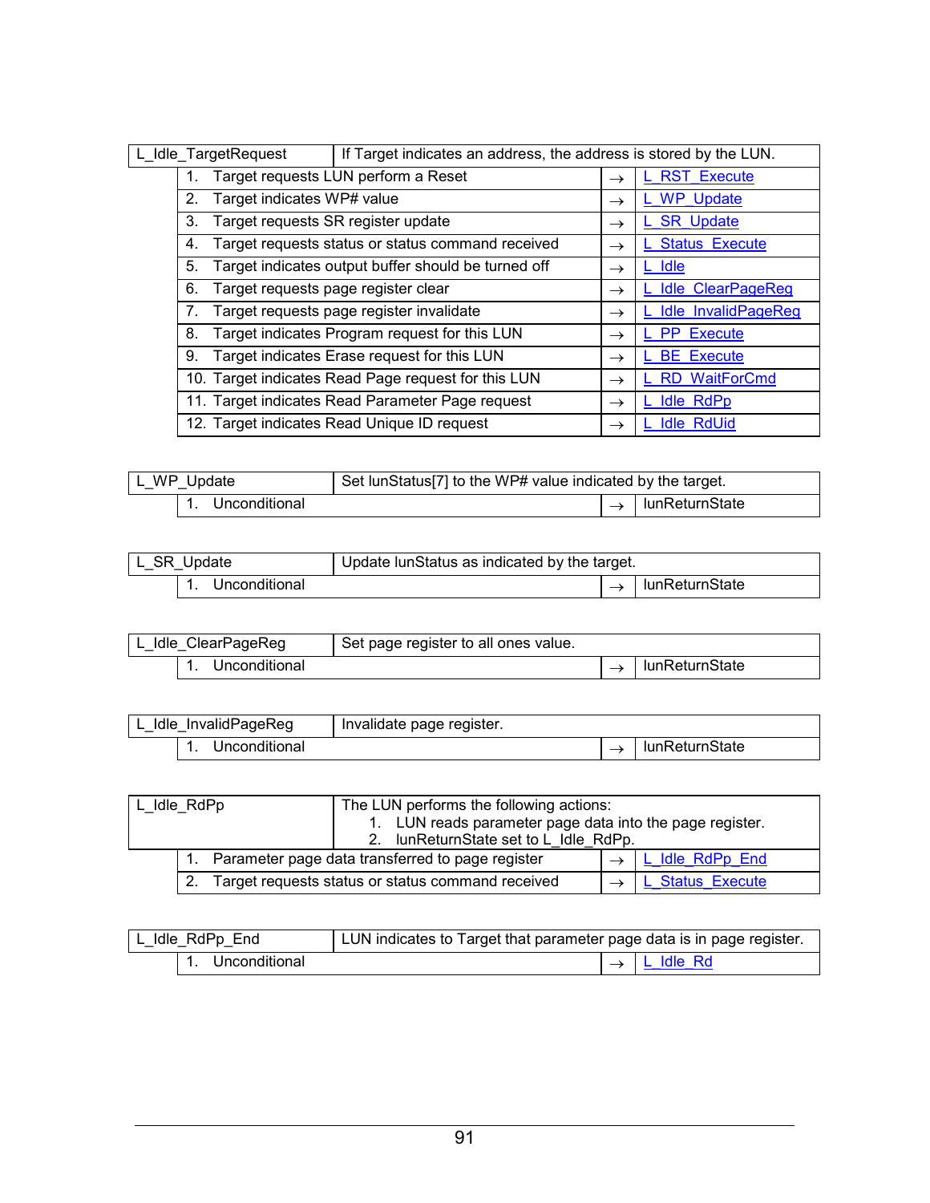| L_Idle_TargetRequest | If Target indicates an address, the address is stored by the LUN. | |
|---|---|---|
| 1. Target requests LUN perform a Reset | → | L_RST_Execute |
| 2. Target indicates WP# value | → | L_WP_Update |
| 3. Target requests SR register update | → | L_SR_Update |
| 4. Target requests status or status command received | → | L_Status_Execute |
| 5. Target indicates output buffer should be turned off | → | L_Idle |
| 6. Target requests page register clear | → | L_Idle_ClearPageReg |
| 7. Target requests page register invalidate | → | L_Idle_InvalidPageReg |
| 8. Target indicates Program request for this LUN | → | L_PP_Execute |
| 9. Target indicates Erase request for this LUN | → | L_BE_Execute |
| 10. Target indicates Read Page request for this LUN | → | L_RD_WaitForCmd |
| 11. Target indicates Read Parameter Page request | → | L_Idle_RdPp |
| 12. Target indicates Read Unique ID request | → | L_Idle_RdUid |

| L_WP_Update | Set lunStatus[7] to the WP# value indicated by the target. | |
|---|---|---|
| 1. Unconditional | → | lunReturnState |

| L_SR_Update | Update lunStatus as indicated by the target. | |
|---|---|---|
| 1. Unconditional | → | lunReturnState |

| L_Idle_ClearPageReg | Set page register to all ones value. | |
|---|---|---|
| 1. Unconditional | → | lunReturnState |

| L_Idle_InvalidPageReg | Invalidate page register. | |
|---|---|---|
| 1. Unconditional | → | lunReturnState |

| L_Idle_RdPp | The LUN performs the following actions:<br>1. LUN reads parameter page data into the page register.<br>2. lunReturnState set to L_Idle_RdPp. | |
|---|---|---|
| 1. Parameter page data transferred to page register | → | L_Idle_RdPp_End |
| 2. Target requests status or status command received | → | L_Status_Execute |

| L_Idle_RdPp_End | LUN indicates to Target that parameter page data is in page register. | |
|---|---|---|
| 1. Unconditional | → | L_Idle_Rd |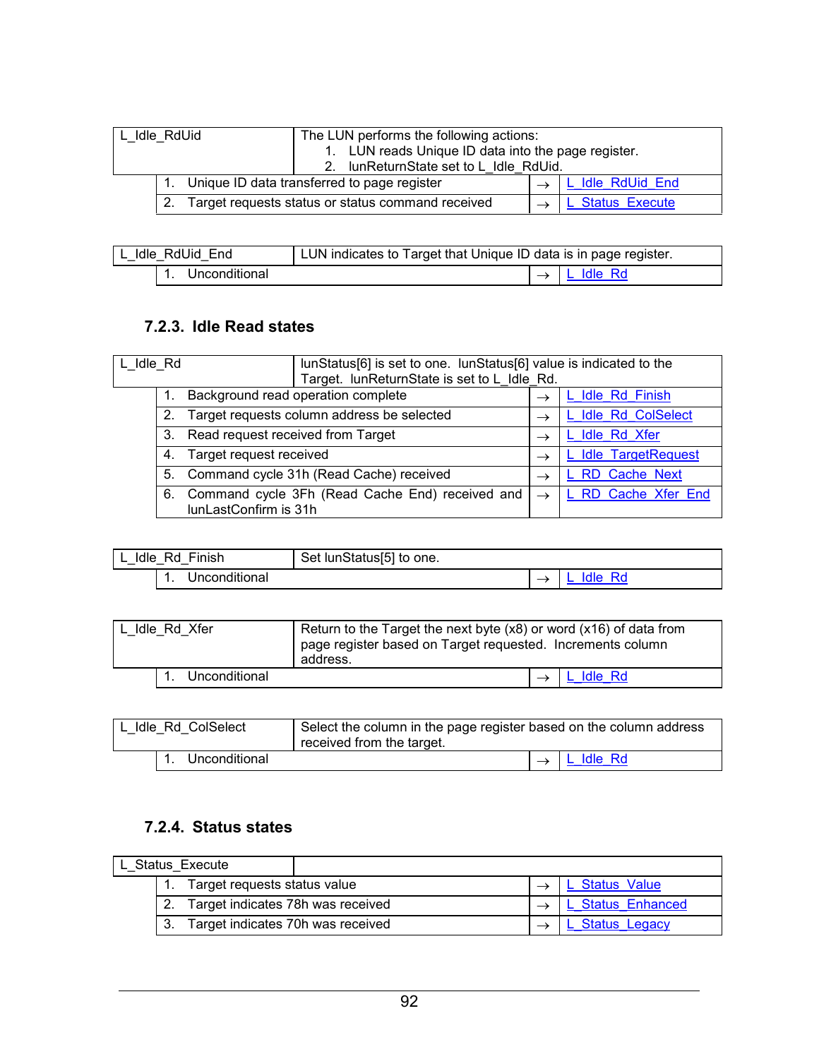| L_Idle_RdUid | The LUN performs the following actions:<br>1. LUN reads Unique ID data into the page register.<br>2. lunReturnState set to L_Idle_RdUid. | | |
|---|---|---|---|
| | 1. Unique ID data transferred to page register | → | L_Idle_RdUid_End |
| | 2. Target requests status or status command received | → | L_Status_Execute |

| L_Idle_RdUid_End | LUN indicates to Target that Unique ID data is in page register. | | |
|---|---|---|---|
| | 1. Unconditional | → | L_Idle_Rd |

### 7.2.3. Idle Read states

| L_Idle_Rd | lunStatus[6] is set to one. lunStatus[6] value is indicated to the Target. lunReturnState is set to L_Idle_Rd. | | |
|---|---|---|---|
| | 1. Background read operation complete | → | L_Idle_Rd_Finish |
| | 2. Target requests column address be selected | → | L_Idle_Rd_ColSelect |
| | 3. Read request received from Target | → | L_Idle_Rd_Xfer |
| | 4. Target request received | → | L_Idle_TargetRequest |
| | 5. Command cycle 31h (Read Cache) received | → | L_RD_Cache_Next |
| | 6. Command cycle 3Fh (Read Cache End) received and lunLastConfirm is 31h | → | L_RD_Cache_Xfer_End |

| L_Idle_Rd_Finish | Set lunStatus[5] to one. | | |
|---|---|---|---|
| | 1. Unconditional | → | L_Idle_Rd |

| L_Idle_Rd_Xfer | Return to the Target the next byte (x8) or word (x16) of data from page register based on Target requested. Increments column address. | | |
|---|---|---|---|
| | 1. Unconditional | → | L_Idle_Rd |

| L_Idle_Rd_ColSelect | Select the column in the page register based on the column address received from the target. | | |
|---|---|---|---|
| | 1. Unconditional | → | L_Idle_Rd |

### 7.2.4. Status states

| L_Status_Execute | | | |
|---|---|---|---|
| | 1. Target requests status value | → | L_Status_Value |
| | 2. Target indicates 78h was received | → | L_Status_Enhanced |
| | 3. Target indicates 70h was received | → | L_Status_Legacy |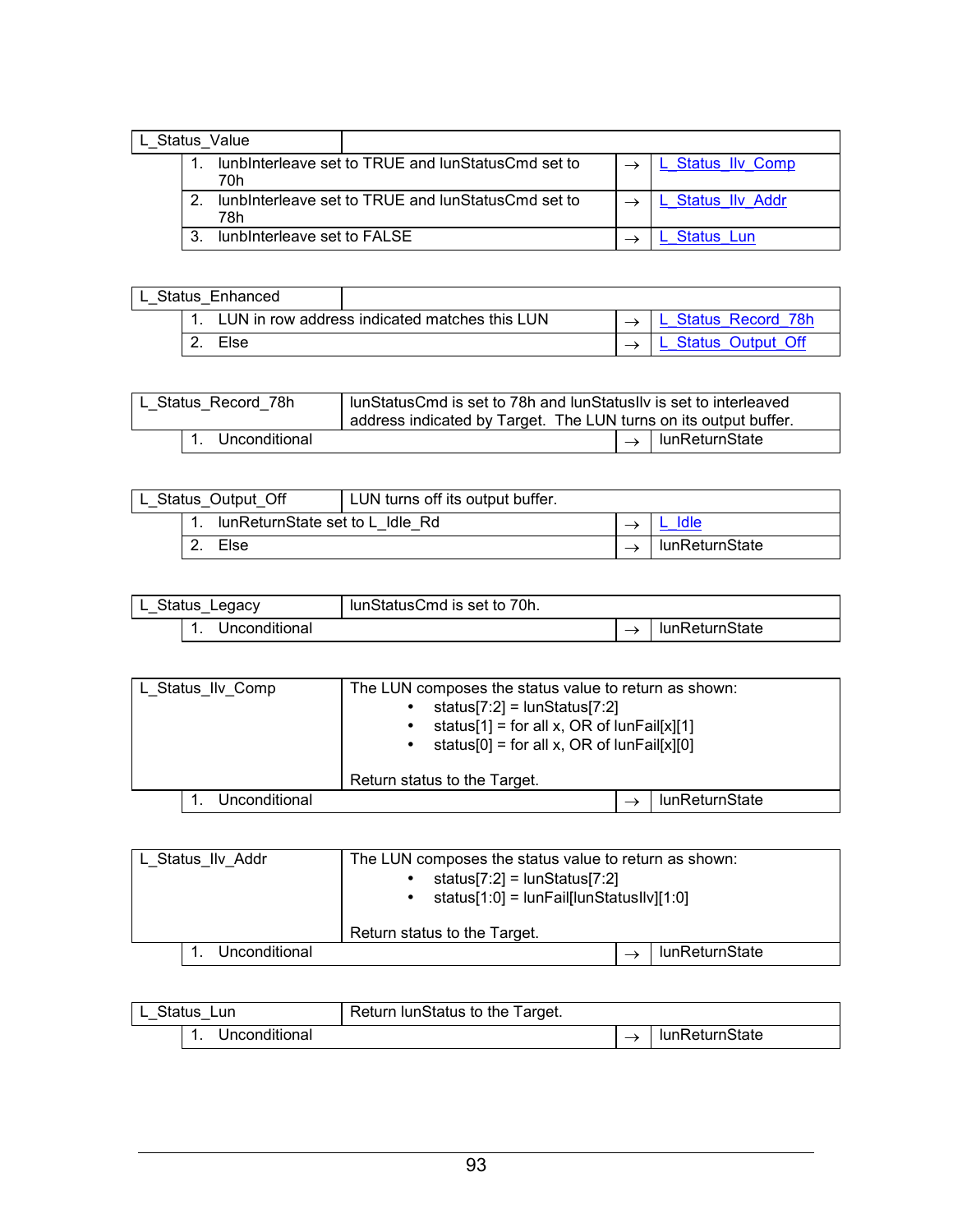| L_Status_Value | | | |
|---|---|---|---|
| | 1. lunbInterleave set to TRUE and lunStatusCmd set to 70h | → | L_Status_Ilv_Comp |
| | 2. lunbInterleave set to TRUE and lunStatusCmd set to 78h | → | L_Status_Ilv_Addr |
| | 3. lunbInterleave set to FALSE | → | L_Status_Lun |

| L_Status_Enhanced | | | |
|---|---|---|---|
| | 1. LUN in row address indicated matches this LUN | → | L_Status_Record_78h |
| | 2. Else | → | L_Status_Output_Off |

| L_Status_Record_78h | lunStatusCmd is set to 78h and lunStatusIlv is set to interleaved address indicated by Target. The LUN turns on its output buffer. | | |
|---|---|---|---|
| | 1. Unconditional | → | lunReturnState |

| L_Status_Output_Off | LUN turns off its output buffer. | | |
|---|---|---|---|
| | 1. lunReturnState set to L_Idle_Rd | → | L_Idle |
| | 2. Else | → | lunReturnState |

| L_Status_Legacy | lunStatusCmd is set to 70h. | | |
|---|---|---|---|
| | 1. Unconditional | → | lunReturnState |

| L_Status_Ilv_Comp | The LUN composes the status value to return as shown:<br>• status[7:2] = lunStatus[7:2]<br>• status[1] = for all x, OR of lunFail[x][1]<br>• status[0] = for all x, OR of lunFail[x][0]<br><br>Return status to the Target. | | |
|---|---|---|---|
| | 1. Unconditional | → | lunReturnState |

| L_Status_Ilv_Addr | The LUN composes the status value to return as shown:<br>• status[7:2] = lunStatus[7:2]<br>• status[1:0] = lunFail[lunStatusIlv][1:0]<br><br>Return status to the Target. | | |
|---|---|---|---|
| | 1. Unconditional | → | lunReturnState |

| L_Status_Lun | Return lunStatus to the Target. | | |
|---|---|---|---|
| | 1. Unconditional | → | lunReturnState |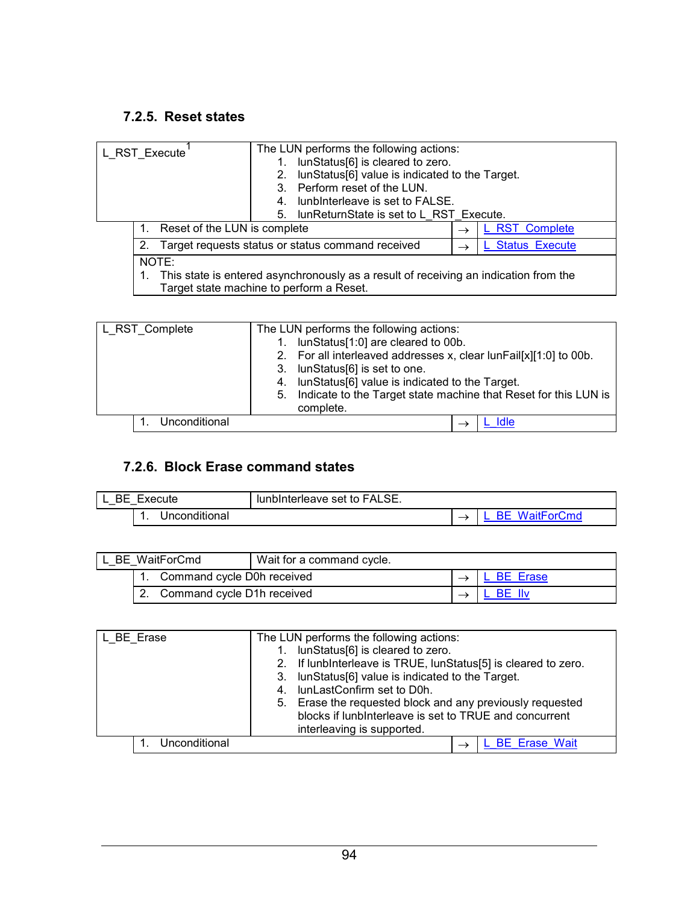### 7.2.5. Reset states

| L_RST_Execute[1] | The LUN performs the following actions:<br>1. lunStatus[6] is cleared to zero.<br>2. lunStatus[6] value is indicated to the Target.<br>3. Perform reset of the LUN.<br>4. lunbInterleave is set to FALSE.<br>5. lunReturnState is set to L_RST_Execute. | | |
|---|---|---|---|
| | 1. Reset of the LUN is complete | → | L_RST_Complete |
| | 2. Target requests status or status command received | → | L_Status_Execute |
| | NOTE:<br>1. This state is entered asynchronously as a result of receiving an indication from the Target state machine to perform a Reset. | | |

| L_RST_Complete | The LUN performs the following actions:<br>1. lunStatus[1:0] are cleared to 00b.<br>2. For all interleaved addresses x, clear lunFail[x][1:0] to 00b.<br>3. lunStatus[6] is set to one.<br>4. lunStatus[6] value is indicated to the Target.<br>5. Indicate to the Target state machine that Reset for this LUN is complete. | | |
|---|---|---|---|
| | 1. Unconditional | → | L_Idle |

### 7.2.6. Block Erase command states

| L_BE_Execute | lunbInterleave set to FALSE. | | |
|---|---|---|---|
| | 1. Unconditional | → | L_BE_WaitForCmd |

| L_BE_WaitForCmd | Wait for a command cycle. | | |
|---|---|---|---|
| | 1. Command cycle D0h received | → | L_BE_Erase |
| | 2. Command cycle D1h received | → | L_BE_Ilv |

| L_BE_Erase | The LUN performs the following actions:<br>1. lunStatus[6] is cleared to zero.<br>2. If lunbInterleave is TRUE, lunStatus[5] is cleared to zero.<br>3. lunStatus[6] value is indicated to the Target.<br>4. lunLastConfirm set to D0h.<br>5. Erase the requested block and any previously requested blocks if lunbInterleave is set to TRUE and concurrent interleaving is supported. | | |
|---|---|---|---|
| | 1. Unconditional | → | L_BE_Erase_Wait |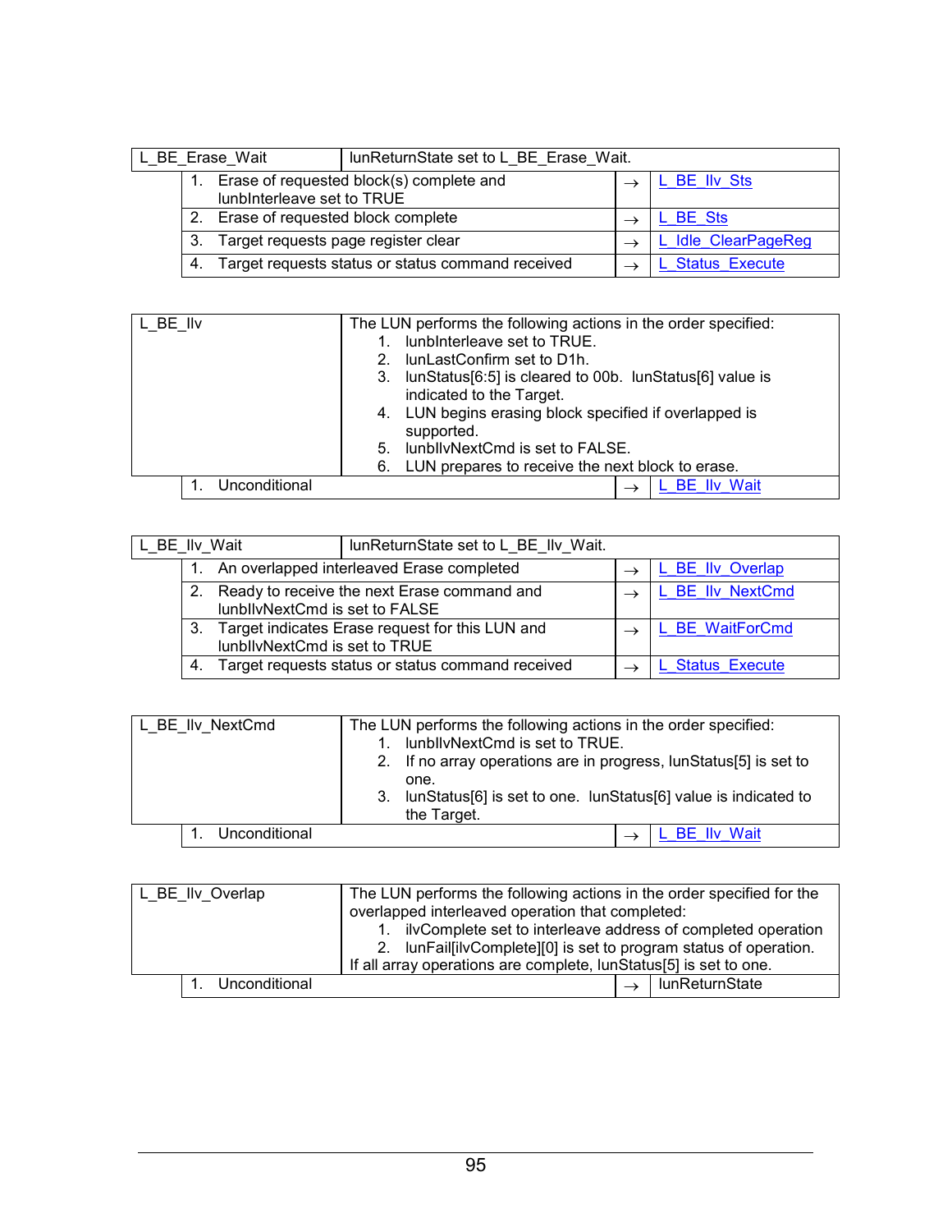| L_BE_Erase_Wait | lunReturnState set to L_BE_Erase_Wait. | | |
|---|---|---|---|
| | 1. Erase of requested block(s) complete and lunbInterleave set to TRUE | → | L_BE_Ilv_Sts |
| | 2. Erase of requested block complete | → | L_BE_Sts |
| | 3. Target requests page register clear | → | L_Idle_ClearPageReg |
| | 4. Target requests status or status command received | → | L_Status_Execute |

| L_BE_Ilv | The LUN performs the following actions in the order specified:<br>1. lunbInterleave set to TRUE.<br>2. lunLastConfirm set to D1h.<br>3. lunStatus[6:5] is cleared to 00b. lunStatus[6] value is indicated to the Target.<br>4. LUN begins erasing block specified if overlapped is supported.<br>5. lunbIlvNextCmd is set to FALSE.<br>6. LUN prepares to receive the next block to erase. | | |
|---|---|---|---|
| | 1. Unconditional | → | L_BE_Ilv_Wait |

| L_BE_Ilv_Wait | lunReturnState set to L_BE_Ilv_Wait. | | |
|---|---|---|---|
| | 1. An overlapped interleaved Erase completed | → | L_BE_Ilv_Overlap |
| | 2. Ready to receive the next Erase command and lunbIlvNextCmd is set to FALSE | → | L_BE_Ilv_NextCmd |
| | 3. Target indicates Erase request for this LUN and lunbIlvNextCmd is set to TRUE | → | L_BE_WaitForCmd |
| | 4. Target requests status or status command received | → | L_Status_Execute |

| L_BE_Ilv_NextCmd | The LUN performs the following actions in the order specified:<br>1. lunbIlvNextCmd is set to TRUE.<br>2. If no array operations are in progress, lunStatus[5] is set to one.<br>3. lunStatus[6] is set to one. lunStatus[6] value is indicated to the Target. | | |
|---|---|---|---|
| | 1. Unconditional | → | L_BE_Ilv_Wait |

| L_BE_Ilv_Overlap | The LUN performs the following actions in the order specified for the overlapped interleaved operation that completed:<br>1. ilvComplete set to interleave address of completed operation<br>2. lunFail[ilvComplete][0] is set to program status of operation.<br>If all array operations are complete, lunStatus[5] is set to one. | | |
|---|---|---|---|
| | 1. Unconditional | → | lunReturnState |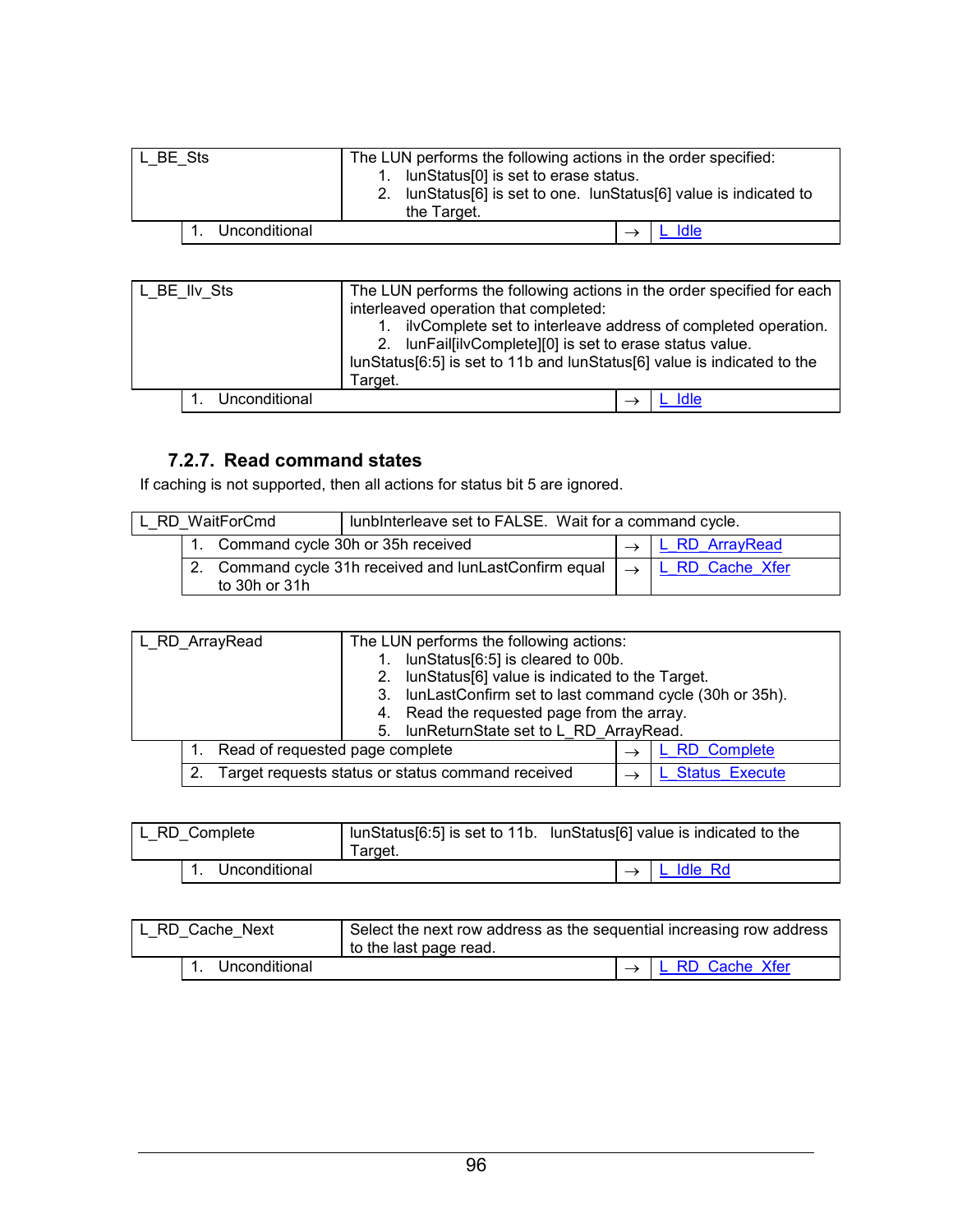| L_BE_Sts | The LUN performs the following actions in the order specified:<br>1. lunStatus[0] is set to erase status.<br>2. lunStatus[6] is set to one. lunStatus[6] value is indicated to the Target. | |
|---|---|---|
| 1. Unconditional | → | L_Idle |

| L_BE_Ilv_Sts | The LUN performs the following actions in the order specified for each interleaved operation that completed:<br>1. ilvComplete set to interleave address of completed operation.<br>2. lunFail[ilvComplete][0] is set to erase status value.<br>lunStatus[6:5] is set to 11b and lunStatus[6] value is indicated to the Target. | |
|---|---|---|
| 1. Unconditional | → | L_Idle |

### 7.2.7. Read command states

If caching is not supported, then all actions for status bit 5 are ignored.

| L_RD_WaitForCmd | lunbInterleave set to FALSE. Wait for a command cycle. | |
|---|---|---|
| 1. Command cycle 30h or 35h received | → | L_RD_ArrayRead |
| 2. Command cycle 31h received and lunLastConfirm equal to 30h or 31h | → | L_RD_Cache_Xfer |

| L_RD_ArrayRead | The LUN performs the following actions:<br>1. lunStatus[6:5] is cleared to 00b.<br>2. lunStatus[6] value is indicated to the Target.<br>3. lunLastConfirm set to last command cycle (30h or 35h).<br>4. Read the requested page from the array.<br>5. lunReturnState set to L_RD_ArrayRead. | |
|---|---|---|
| 1. Read of requested page complete | → | L_RD_Complete |
| 2. Target requests status or status command received | → | L_Status_Execute |

| L_RD_Complete | lunStatus[6:5] is set to 11b. lunStatus[6] value is indicated to the Target. | |
|---|---|---|
| 1. Unconditional | → | L_Idle_Rd |

| L_RD_Cache_Next | Select the next row address as the sequential increasing row address to the last page read. | |
|---|---|---|
| 1. Unconditional | → | L_RD_Cache_Xfer |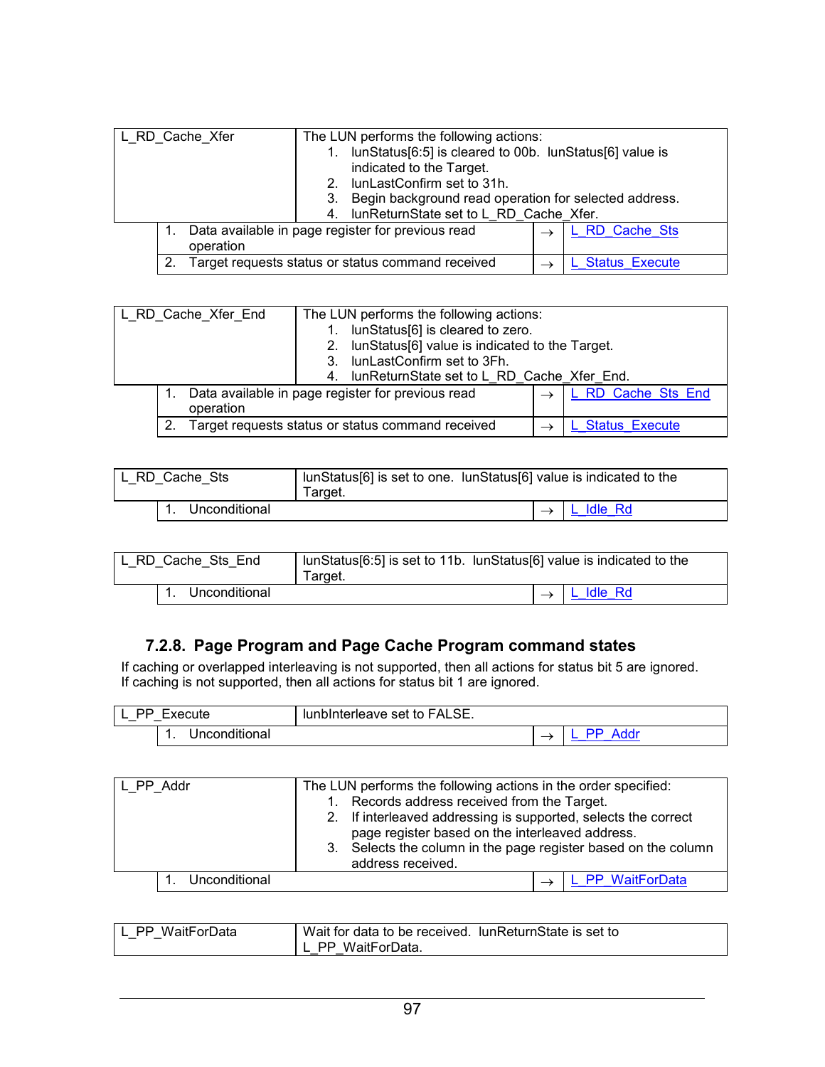| L_RD_Cache_Xfer | The LUN performs the following actions:<br>1. lunStatus[6:5] is cleared to 00b. lunStatus[6] value is indicated to the Target.<br>2. lunLastConfirm set to 31h.<br>3. Begin background read operation for selected address.<br>4. lunReturnState set to L_RD_Cache_Xfer. | |
|---|---|---|
| 1. Data available in page register for previous read operation | → | L_RD_Cache_Sts |
| 2. Target requests status or status command received | → | L_Status_Execute |

| L_RD_Cache_Xfer_End | The LUN performs the following actions:<br>1. lunStatus[6] is cleared to zero.<br>2. lunStatus[6] value is indicated to the Target.<br>3. lunLastConfirm set to 3Fh.<br>4. lunReturnState set to L_RD_Cache_Xfer_End. | |
|---|---|---|
| 1. Data available in page register for previous read operation | → | L_RD_Cache_Sts_End |
| 2. Target requests status or status command received | → | L_Status_Execute |

| L_RD_Cache_Sts | lunStatus[6] is set to one. lunStatus[6] value is indicated to the Target. | |
|---|---|---|
| 1. Unconditional | → | L_Idle_Rd |

| L_RD_Cache_Sts_End | lunStatus[6:5] is set to 11b. lunStatus[6] value is indicated to the Target. | |
|---|---|---|
| 1. Unconditional | → | L_Idle_Rd |

### 7.2.8. Page Program and Page Cache Program command states

If caching or overlapped interleaving is not supported, then all actions for status bit 5 are ignored. If caching is not supported, then all actions for status bit 1 are ignored.

| L_PP_Execute | lunbInterleave set to FALSE. | |
|---|---|---|
| 1. Unconditional | → | L_PP_Addr |

| L_PP_Addr | The LUN performs the following actions in the order specified:<br>1. Records address received from the Target.<br>2. If interleaved addressing is supported, selects the correct page register based on the interleaved address.<br>3. Selects the column in the page register based on the column address received. | |
|---|---|---|
| 1. Unconditional | → | L_PP_WaitForData |

| L_PP_WaitForData | Wait for data to be received. lunReturnState is set to L_PP_WaitForData. |
|---|---|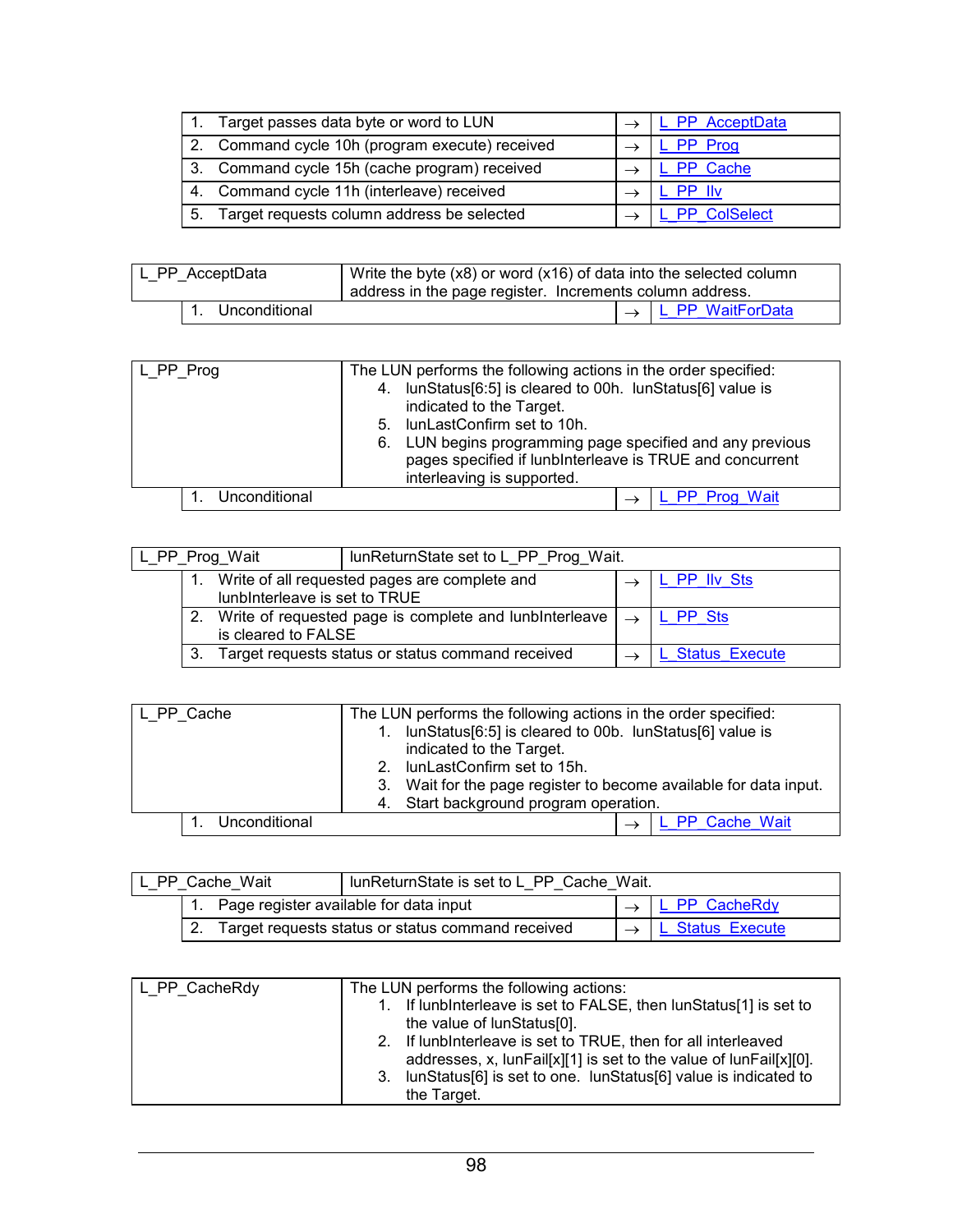| | | |
|---|---|---|
| 1. Target passes data byte or word to LUN | → | L_PP_AcceptData |
| 2. Command cycle 10h (program execute) received | → | L_PP_Prog |
| 3. Command cycle 15h (cache program) received | → | L_PP_Cache |
| 4. Command cycle 11h (interleave) received | → | L_PP_Ilv |
| 5. Target requests column address be selected | → | L_PP_ColSelect |

| L_PP_AcceptData | Write the byte (x8) or word (x16) of data into the selected column address in the page register. Increments column address. | | |
|---|---|---|---|
| | 1. Unconditional | → | L_PP_WaitForData |

| L_PP_Prog | The LUN performs the following actions in the order specified:<br>4. lunStatus[6:5] is cleared to 00h. lunStatus[6] value is indicated to the Target.<br>5. lunLastConfirm set to 10h.<br>6. LUN begins programming page specified and any previous pages specified if lunbInterleave is TRUE and concurrent interleaving is supported. | | |
|---|---|---|---|
| | 1. Unconditional | → | L_PP_Prog_Wait |

| L_PP_Prog_Wait | lunReturnState set to L_PP_Prog_Wait. | | |
|---|---|---|---|
| | 1. Write of all requested pages are complete and lunbInterleave is set to TRUE | → | L_PP_Ilv_Sts |
| | 2. Write of requested page is complete and lunbInterleave is cleared to FALSE | → | L_PP_Sts |
| | 3. Target requests status or status command received | → | L_Status_Execute |

| L_PP_Cache | The LUN performs the following actions in the order specified:<br>1. lunStatus[6:5] is cleared to 00b. lunStatus[6] value is indicated to the Target.<br>2. lunLastConfirm set to 15h.<br>3. Wait for the page register to become available for data input.<br>4. Start background program operation. | | |
|---|---|---|---|
| | 1. Unconditional | → | L_PP_Cache_Wait |

| L_PP_Cache_Wait | lunReturnState is set to L_PP_Cache_Wait. | | |
|---|---|---|---|
| | 1. Page register available for data input | → | L_PP_CacheRdy |
| | 2. Target requests status or status command received | → | L_Status_Execute |

| L_PP_CacheRdy | The LUN performs the following actions:<br>1. If lunbInterleave is set to FALSE, then lunStatus[1] is set to the value of lunStatus[0].<br>2. If lunbInterleave is set to TRUE, then for all interleaved addresses, x, lunFail[x][1] is set to the value of lunFail[x][0].<br>3. lunStatus[6] is set to one. lunStatus[6] value is indicated to the Target. |
|---|---|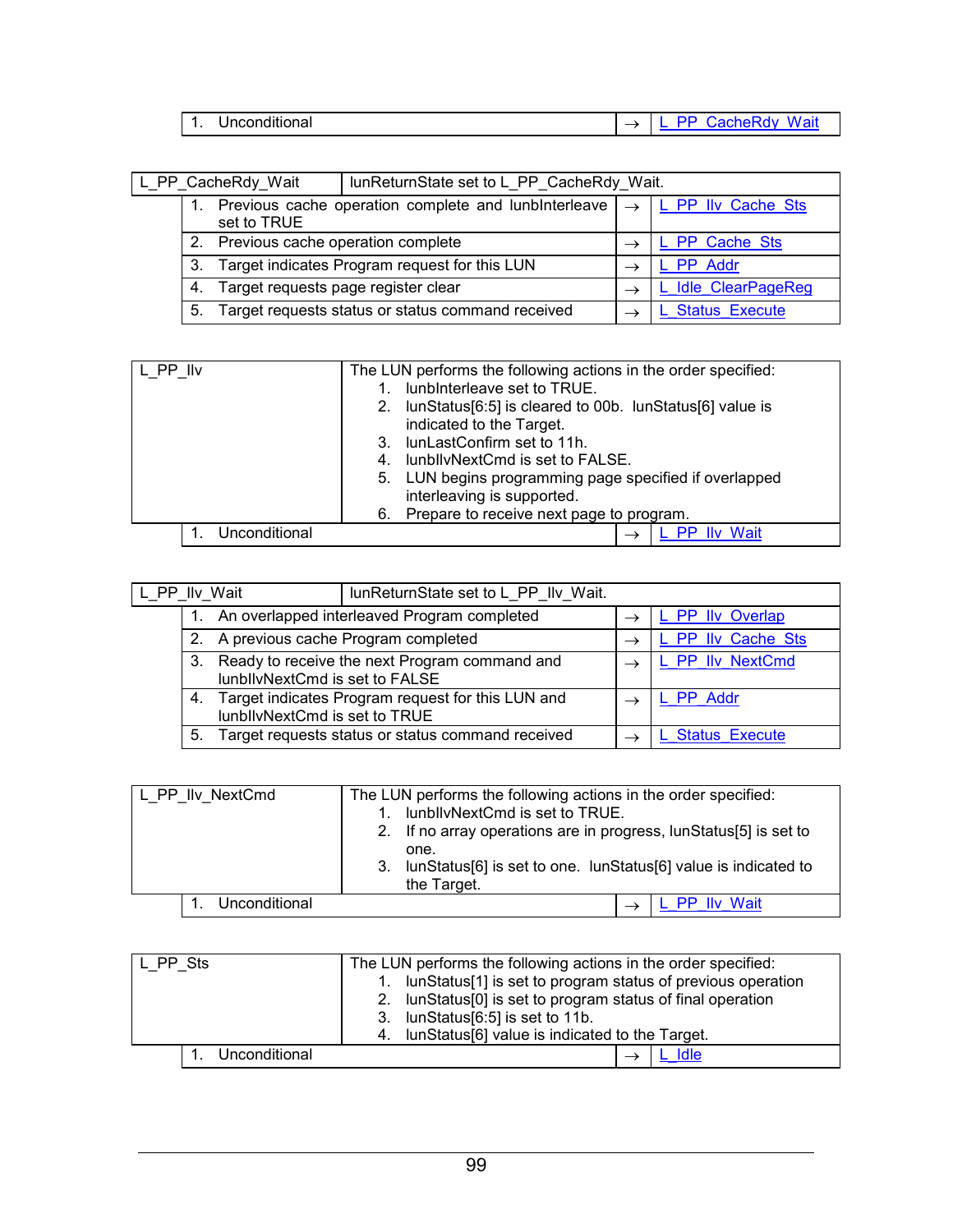| | | | |
|---|---|---|---|
| | 1. Unconditional | → | L_PP_CacheRdy_Wait |

| L_PP_CacheRdy_Wait | lunReturnState set to L_PP_CacheRdy_Wait. | | |
|---|---|---|---|
| | 1. Previous cache operation complete and lunbInterleave set to TRUE | → | L_PP_Ilv_Cache_Sts |
| | 2. Previous cache operation complete | → | L_PP_Cache_Sts |
| | 3. Target indicates Program request for this LUN | → | L_PP_Addr |
| | 4. Target requests page register clear | → | L_Idle_ClearPageReg |
| | 5. Target requests status or status command received | → | L_Status_Execute |

| L_PP_Ilv | The LUN performs the following actions in the order specified:<br>1. lunbInterleave set to TRUE.<br>2. lunStatus[6:5] is cleared to 00b. lunStatus[6] value is indicated to the Target.<br>3. lunLastConfirm set to 11h.<br>4. lunbIlvNextCmd is set to FALSE.<br>5. LUN begins programming page specified if overlapped interleaving is supported.<br>6. Prepare to receive next page to program. | | |
|---|---|---|---|
| | 1. Unconditional | → | L_PP_Ilv_Wait |

| L_PP_Ilv_Wait | lunReturnState set to L_PP_Ilv_Wait. | | |
|---|---|---|---|
| | 1. An overlapped interleaved Program completed | → | L_PP_Ilv_Overlap |
| | 2. A previous cache Program completed | → | L_PP_Ilv_Cache_Sts |
| | 3. Ready to receive the next Program command and lunbIlvNextCmd is set to FALSE | → | L_PP_Ilv_NextCmd |
| | 4. Target indicates Program request for this LUN and lunbIlvNextCmd is set to TRUE | → | L_PP_Addr |
| | 5. Target requests status or status command received | → | L_Status_Execute |

| L_PP_Ilv_NextCmd | The LUN performs the following actions in the order specified:<br>1. lunbIlvNextCmd is set to TRUE.<br>2. If no array operations are in progress, lunStatus[5] is set to one.<br>3. lunStatus[6] is set to one. lunStatus[6] value is indicated to the Target. | | |
|---|---|---|---|
| | 1. Unconditional | → | L_PP_Ilv_Wait |

| L_PP_Sts | The LUN performs the following actions in the order specified:<br>1. lunStatus[1] is set to program status of previous operation<br>2. lunStatus[0] is set to program status of final operation<br>3. lunStatus[6:5] is set to 11b.<br>4. lunStatus[6] value is indicated to the Target. | | |
|---|---|---|---|
| | 1. Unconditional | → | L_Idle |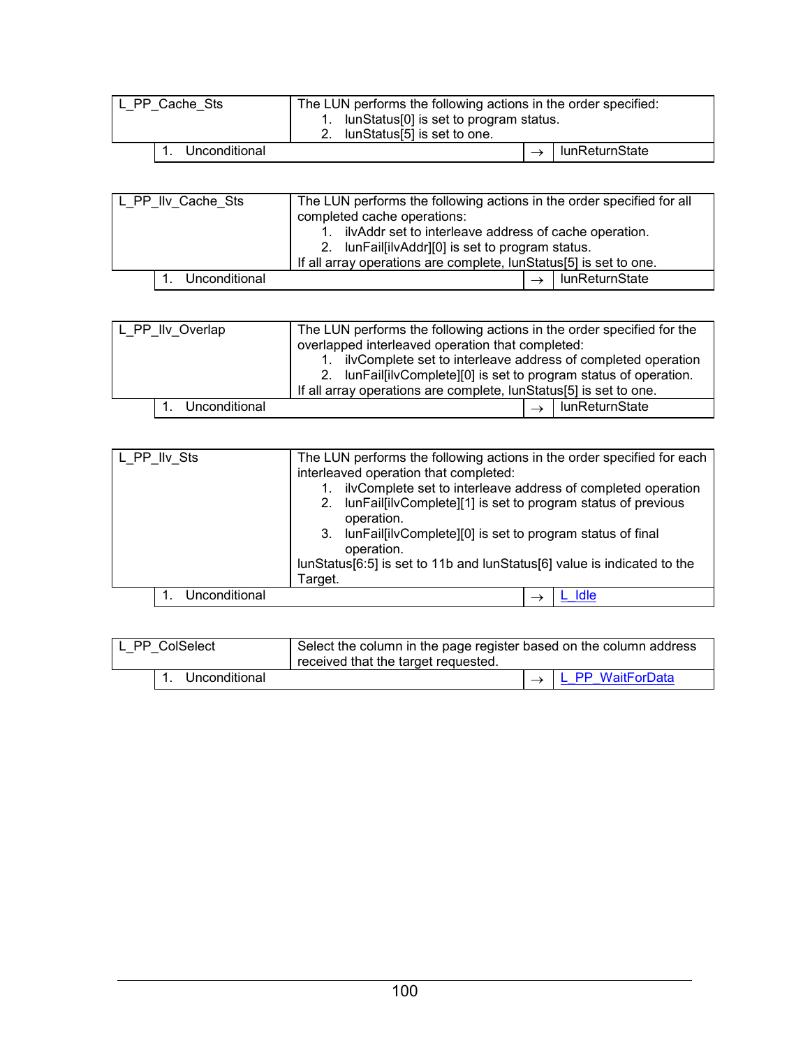| L_PP_Cache_Sts | The LUN performs the following actions in the order specified:<br>1. lunStatus[0] is set to program status.<br>2. lunStatus[5] is set to one. | |
|---|---|---|
| 1. Unconditional | → | lunReturnState |

| L_PP_Ilv_Cache_Sts | The LUN performs the following actions in the order specified for all completed cache operations:<br>1. ilvAddr set to interleave address of cache operation.<br>2. lunFail[ilvAddr][0] is set to program status.<br>If all array operations are complete, lunStatus[5] is set to one. | |
|---|---|---|
| 1. Unconditional | → | lunReturnState |

| L_PP_Ilv_Overlap | The LUN performs the following actions in the order specified for the overlapped interleaved operation that completed:<br>1. ilvComplete set to interleave address of completed operation<br>2. lunFail[ilvComplete][0] is set to program status of operation.<br>If all array operations are complete, lunStatus[5] is set to one. | |
|---|---|---|
| 1. Unconditional | → | lunReturnState |

| L_PP_Ilv_Sts | The LUN performs the following actions in the order specified for each interleaved operation that completed:<br>1. ilvComplete set to interleave address of completed operation<br>2. lunFail[ilvComplete][1] is set to program status of previous operation.<br>3. lunFail[ilvComplete][0] is set to program status of final operation.<br>lunStatus[6:5] is set to 11b and lunStatus[6] value is indicated to the Target. | |
|---|---|---|
| 1. Unconditional | → | L_Idle |

| L_PP_ColSelect | Select the column in the page register based on the column address received that the target requested. | |
|---|---|---|
| 1. Unconditional | → | L_PP_WaitForData |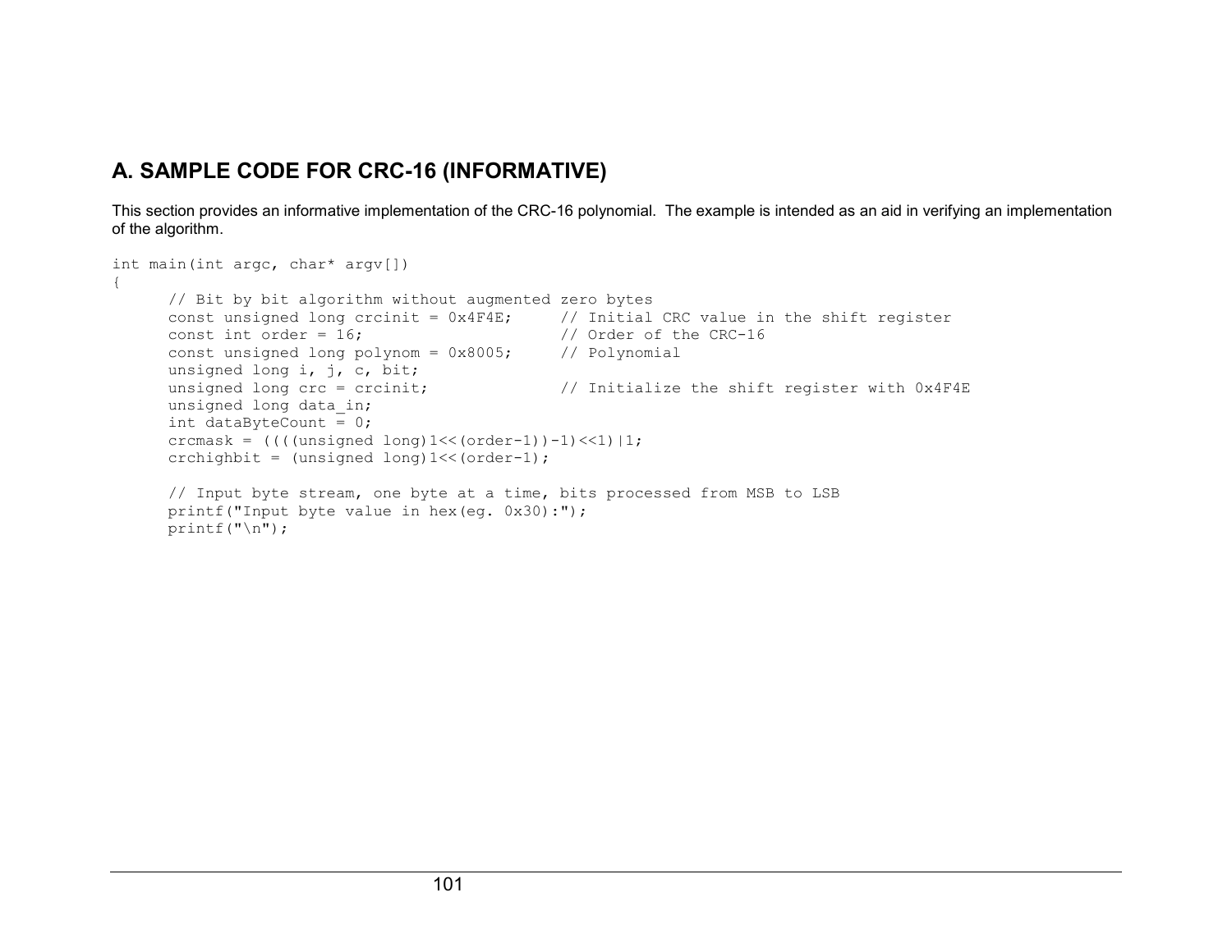# A. SAMPLE CODE FOR CRC-16 (INFORMATIVE)

This section provides an informative implementation of the CRC-16 polynomial. The example is intended as an aid in verifying an implementation of the algorithm.

```
int main(int argc, char* argv[])
{
      // Bit by bit algorithm without augmented zero bytes
      const unsigned long crcinit = 0x4F4E;     // Initial CRC value in the shift register
      const int order = 16;                     // Order of the CRC-16
      const unsigned long polynom = 0x8005;     // Polynomial
      unsigned long i, j, c, bit;
      unsigned long crc = crcinit;              // Initialize the shift register with 0x4F4E
      unsigned long data_in;
      int dataByteCount = 0;
      crcmask = ((((unsigned long)1<<(order-1))-1)<<1)|1;
      crchighbit = (unsigned long)1<<(order-1);

      // Input byte stream, one byte at a time, bits processed from MSB to LSB
      printf("Input byte value in hex(eg. 0x30):");
      printf("\n");
```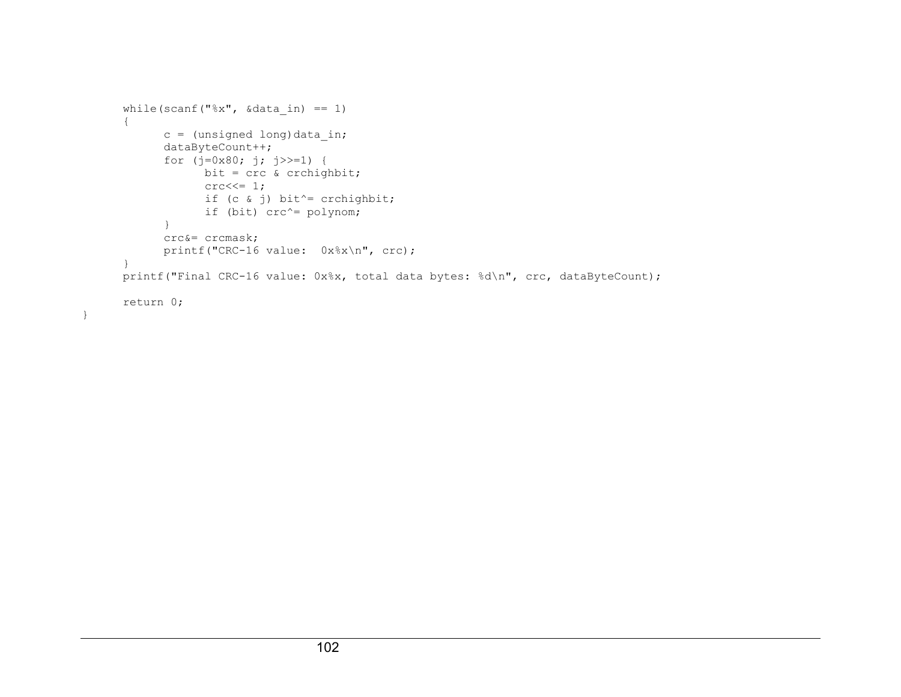```
	while(scanf("%x", &data_in) == 1)
	{
		c = (unsigned long)data_in;
		dataByteCount++;
		for (j=0x80; j; j>>=1) {
			bit = crc & crchighbit;
			crc<<= 1;
			if (c & j) bit^= crchighbit;
			if (bit) crc^= polynom;
		}
		crc&= crcmask;
		printf("CRC-16 value:  0x%x\n", crc);
	}
	printf("Final CRC-16 value: 0x%x, total data bytes: %d\n", crc, dataByteCount);

	return 0;
}
```